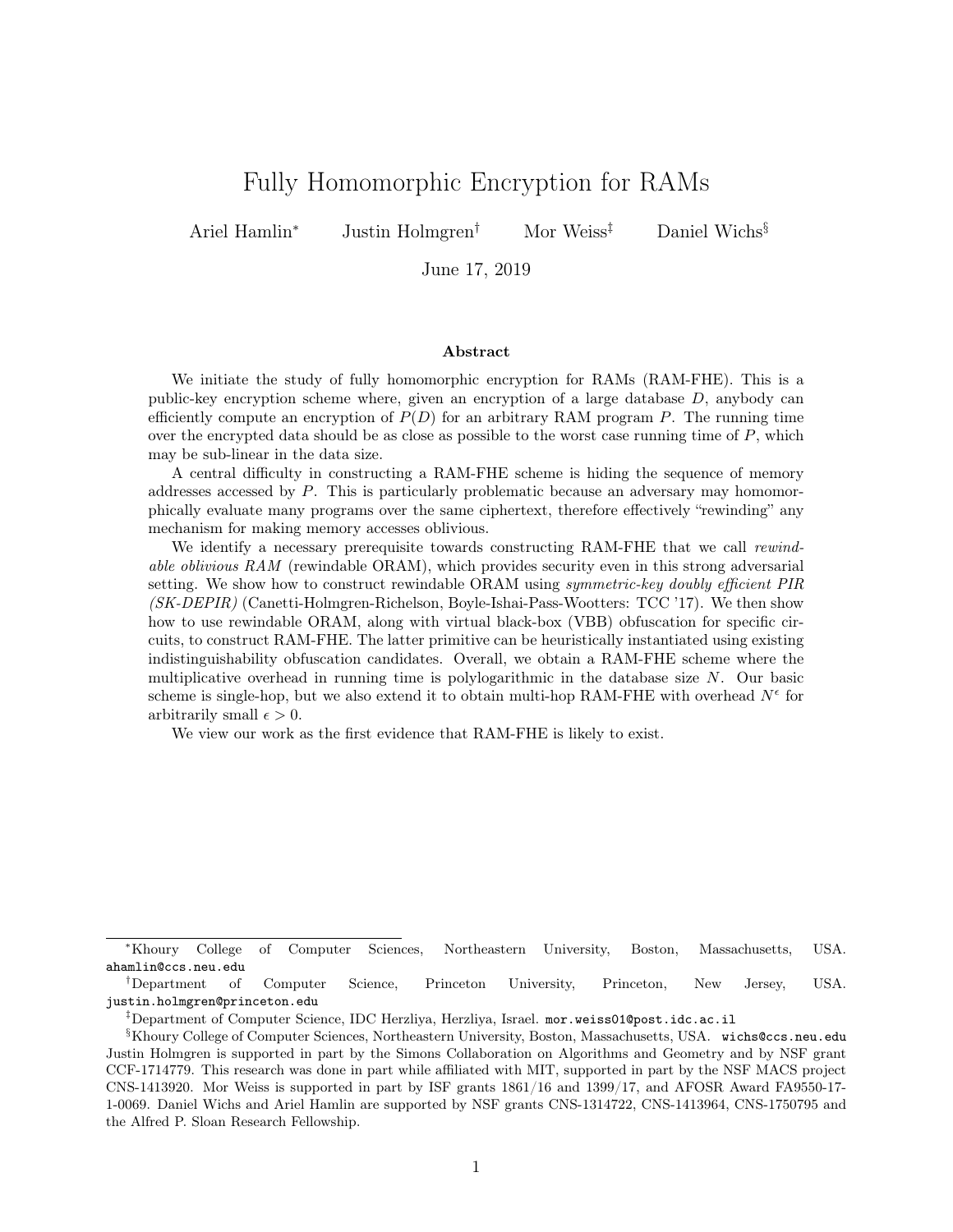# Fully Homomorphic Encryption for RAMs

Ariel Hamlin[*] Justin Holmgren[†] Mor Weiss[‡] Daniel Wichs[§]

June 17, 2019

## Abstract

We initiate the study of fully homomorphic encryption for RAMs (RAM-FHE). This is a public-key encryption scheme where, given an encryption of a large database $D$, anybody can efficiently compute an encryption of $P(D)$ for an arbitrary RAM program $P$. The running time over the encrypted data should be as close as possible to the worst case running time of $P$, which may be sub-linear in the data size.

A central difficulty in constructing a RAM-FHE scheme is hiding the sequence of memory addresses accessed by $P$. This is particularly problematic because an adversary may homomorphically evaluate many programs over the same ciphertext, therefore effectively "rewinding" any mechanism for making memory accesses oblivious.

We identify a necessary prerequisite towards constructing RAM-FHE that we call *rewindable oblivious RAM* (rewindable ORAM), which provides security even in this strong adversarial setting. We show how to construct rewindable ORAM using *symmetric-key doubly efficient PIR (SK-DEPIR)* (Canetti-Holmgren-Richelson, Boyle-Ishai-Pass-Wootters: TCC '17). We then show how to use rewindable ORAM, along with virtual black-box (VBB) obfuscation for specific circuits, to construct RAM-FHE. The latter primitive can be heuristically instantiated using existing indistinguishability obfuscation candidates. Overall, we obtain a RAM-FHE scheme where the multiplicative overhead in running time is polylogarithmic in the database size $N$. Our basic scheme is single-hop, but we also extend it to obtain multi-hop RAM-FHE with overhead $N^\epsilon$ for arbitrarily small $\epsilon > 0$.

We view our work as the first evidence that RAM-FHE is likely to exist.

---

[*] Khoury College of Computer Sciences, Northeastern University, Boston, Massachusetts, USA. ahamlin@ccs.neu.edu

[†] Department of Computer Science, Princeton University, Princeton, New Jersey, USA. justin.holmgren@princeton.edu

[‡] Department of Computer Science, IDC Herzliya, Herzliya, Israel. mor.weiss01@post.idc.ac.il

[§] Khoury College of Computer Sciences, Northeastern University, Boston, Massachusetts, USA. wichs@ccs.neu.edu Justin Holmgren is supported in part by the Simons Collaboration on Algorithms and Geometry and by NSF grant CCF-1714779. This research was done in part while affiliated with MIT, supported in part by the NSF MACS project CNS-1413920. Mor Weiss is supported in part by ISF grants 1861/16 and 1399/17, and AFOSR Award FA9550-17-1-0069. Daniel Wichs and Ariel Hamlin are supported by NSF grants CNS-1314722, CNS-1413964, CNS-1750795 and the Alfred P. Sloan Research Fellowship.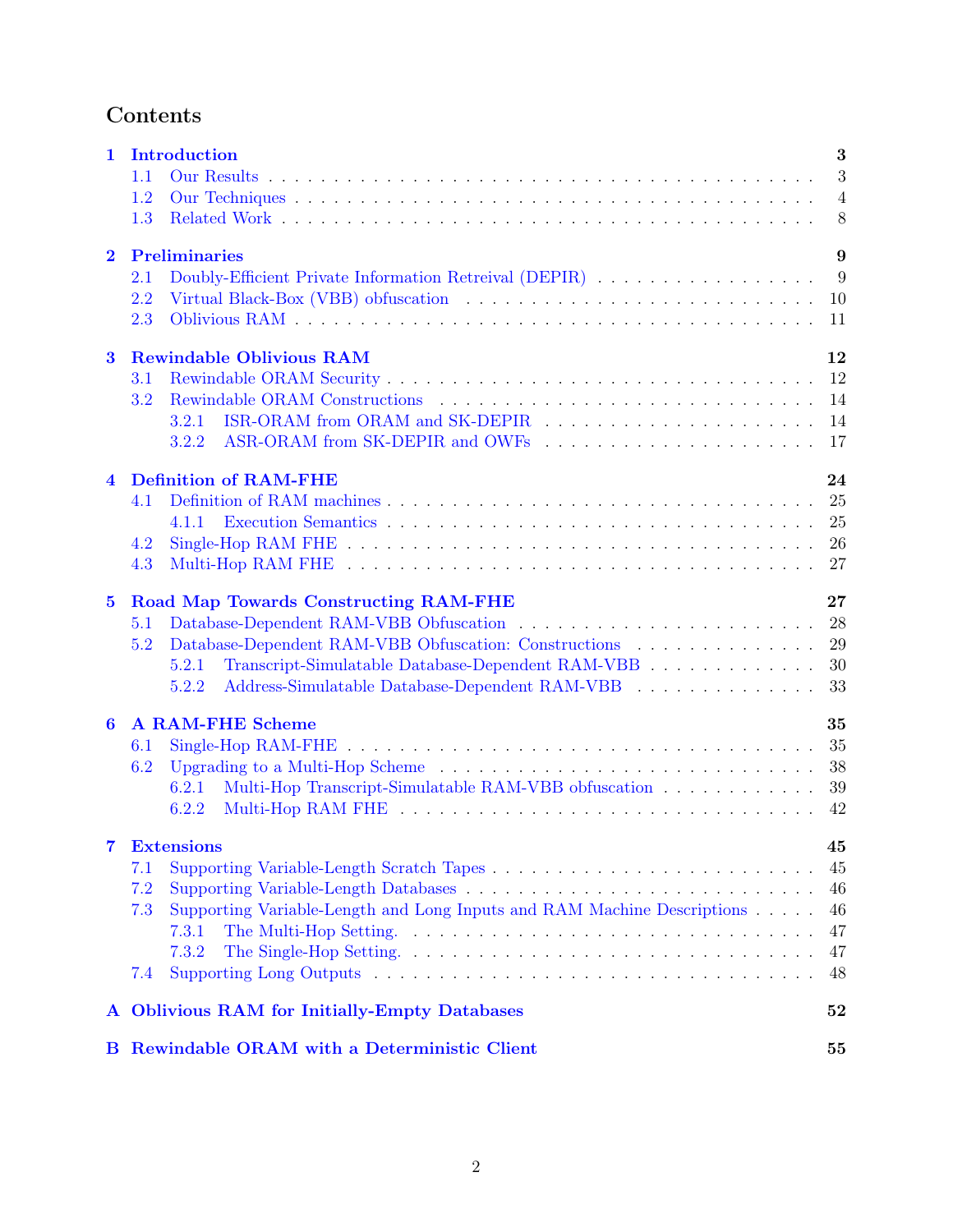# Contents

**1 Introduction** — 3
- 1.1 Our Results — 3
- 1.2 Our Techniques — 4
- 1.3 Related Work — 8

**2 Preliminaries** — 9
- 2.1 Doubly-Efficient Private Information Retreival (DEPIR) — 9
- 2.2 Virtual Black-Box (VBB) obfuscation — 10
- 2.3 Oblivious RAM — 11

**3 Rewindable Oblivious RAM** — 12
- 3.1 Rewindable ORAM Security — 12
- 3.2 Rewindable ORAM Constructions — 14
  - 3.2.1 ISR-ORAM from ORAM and SK-DEPIR — 14
  - 3.2.2 ASR-ORAM from SK-DEPIR and OWFs — 17

**4 Definition of RAM-FHE** — 24
- 4.1 Definition of RAM machines — 25
  - 4.1.1 Execution Semantics — 25
- 4.2 Single-Hop RAM FHE — 26
- 4.3 Multi-Hop RAM FHE — 27

**5 Road Map Towards Constructing RAM-FHE** — 27
- 5.1 Database-Dependent RAM-VBB Obfuscation — 28
- 5.2 Database-Dependent RAM-VBB Obfuscation: Constructions — 29
  - 5.2.1 Transcript-Simulatable Database-Dependent RAM-VBB — 30
  - 5.2.2 Address-Simulatable Database-Dependent RAM-VBB — 33

**6 A RAM-FHE Scheme** — 35
- 6.1 Single-Hop RAM-FHE — 35
- 6.2 Upgrading to a Multi-Hop Scheme — 38
  - 6.2.1 Multi-Hop Transcript-Simulatable RAM-VBB obfuscation — 39
  - 6.2.2 Multi-Hop RAM FHE — 42

**7 Extensions** — 45
- 7.1 Supporting Variable-Length Scratch Tapes — 45
- 7.2 Supporting Variable-Length Databases — 46
- 7.3 Supporting Variable-Length and Long Inputs and RAM Machine Descriptions — 46
  - 7.3.1 The Multi-Hop Setting. — 47
  - 7.3.2 The Single-Hop Setting. — 47
- 7.4 Supporting Long Outputs — 48

**A Oblivious RAM for Initially-Empty Databases** — 52

**B Rewindable ORAM with a Deterministic Client** — 55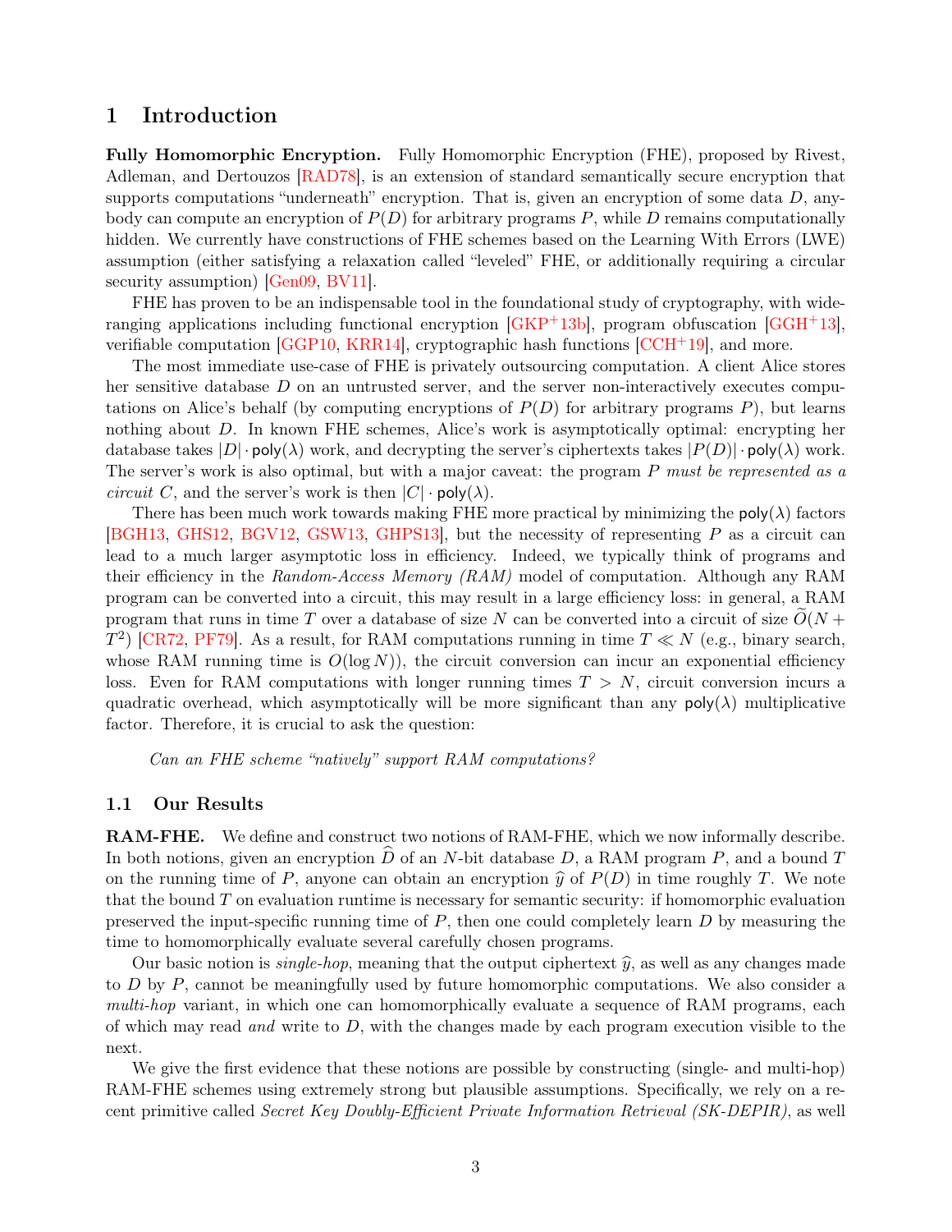# 1 Introduction

**Fully Homomorphic Encryption.** Fully Homomorphic Encryption (FHE), proposed by Rivest, Adleman, and Dertouzos [RAD78], is an extension of standard semantically secure encryption that supports computations "underneath" encryption. That is, given an encryption of some data $D$, anybody can compute an encryption of $P(D)$ for arbitrary programs $P$, while $D$ remains computationally hidden. We currently have constructions of FHE schemes based on the Learning With Errors (LWE) assumption (either satisfying a relaxation called "leveled" FHE, or additionally requiring a circular security assumption) [Gen09, BV11].

FHE has proven to be an indispensable tool in the foundational study of cryptography, with wide-ranging applications including functional encryption [GKP+13b], program obfuscation [GGH+13], verifiable computation [GGP10, KRR14], cryptographic hash functions [CCH+19], and more.

The most immediate use-case of FHE is privately outsourcing computation. A client Alice stores her sensitive database $D$ on an untrusted server, and the server non-interactively executes computations on Alice's behalf (by computing encryptions of $P(D)$ for arbitrary programs $P$), but learns nothing about $D$. In known FHE schemes, Alice's work is asymptotically optimal: encrypting her database takes $|D| \cdot \mathsf{poly}(\lambda)$ work, and decrypting the server's ciphertexts takes $|P(D)| \cdot \mathsf{poly}(\lambda)$ work. The server's work is also optimal, but with a major caveat: the program $P$ *must be represented as a circuit* $C$, and the server's work is then $|C| \cdot \mathsf{poly}(\lambda)$.

There has been much work towards making FHE more practical by minimizing the $\mathsf{poly}(\lambda)$ factors [BGH13, GHS12, BGV12, GSW13, GHPS13], but the necessity of representing $P$ as a circuit can lead to a much larger asymptotic loss in efficiency. Indeed, we typically think of programs and their efficiency in the *Random-Access Memory (RAM)* model of computation. Although any RAM program can be converted into a circuit, this may result in a large efficiency loss: in general, a RAM program that runs in time $T$ over a database of size $N$ can be converted into a circuit of size $\widetilde{O}(N + T^2)$ [CR72, PF79]. As a result, for RAM computations running in time $T \ll N$ (e.g., binary search, whose RAM running time is $O(\log N)$), the circuit conversion can incur an exponential efficiency loss. Even for RAM computations with longer running times $T > N$, circuit conversion incurs a quadratic overhead, which asymptotically will be more significant than any $\mathsf{poly}(\lambda)$ multiplicative factor. Therefore, it is crucial to ask the question:

> *Can an FHE scheme "natively" support RAM computations?*

## 1.1 Our Results

**RAM-FHE.** We define and construct two notions of RAM-FHE, which we now informally describe. In both notions, given an encryption $\widehat{D}$ of an $N$-bit database $D$, a RAM program $P$, and a bound $T$ on the running time of $P$, anyone can obtain an encryption $\widehat{y}$ of $P(D)$ in time roughly $T$. We note that the bound $T$ on evaluation runtime is necessary for semantic security: if homomorphic evaluation preserved the input-specific running time of $P$, then one could completely learn $D$ by measuring the time to homomorphically evaluate several carefully chosen programs.

Our basic notion is *single-hop*, meaning that the output ciphertext $\widehat{y}$, as well as any changes made to $D$ by $P$, cannot be meaningfully used by future homomorphic computations. We also consider a *multi-hop* variant, in which one can homomorphically evaluate a sequence of RAM programs, each of which may read *and* write to $D$, with the changes made by each program execution visible to the next.

We give the first evidence that these notions are possible by constructing (single- and multi-hop) RAM-FHE schemes using extremely strong but plausible assumptions. Specifically, we rely on a recent primitive called *Secret Key Doubly-Efficient Private Information Retrieval (SK-DEPIR)*, as well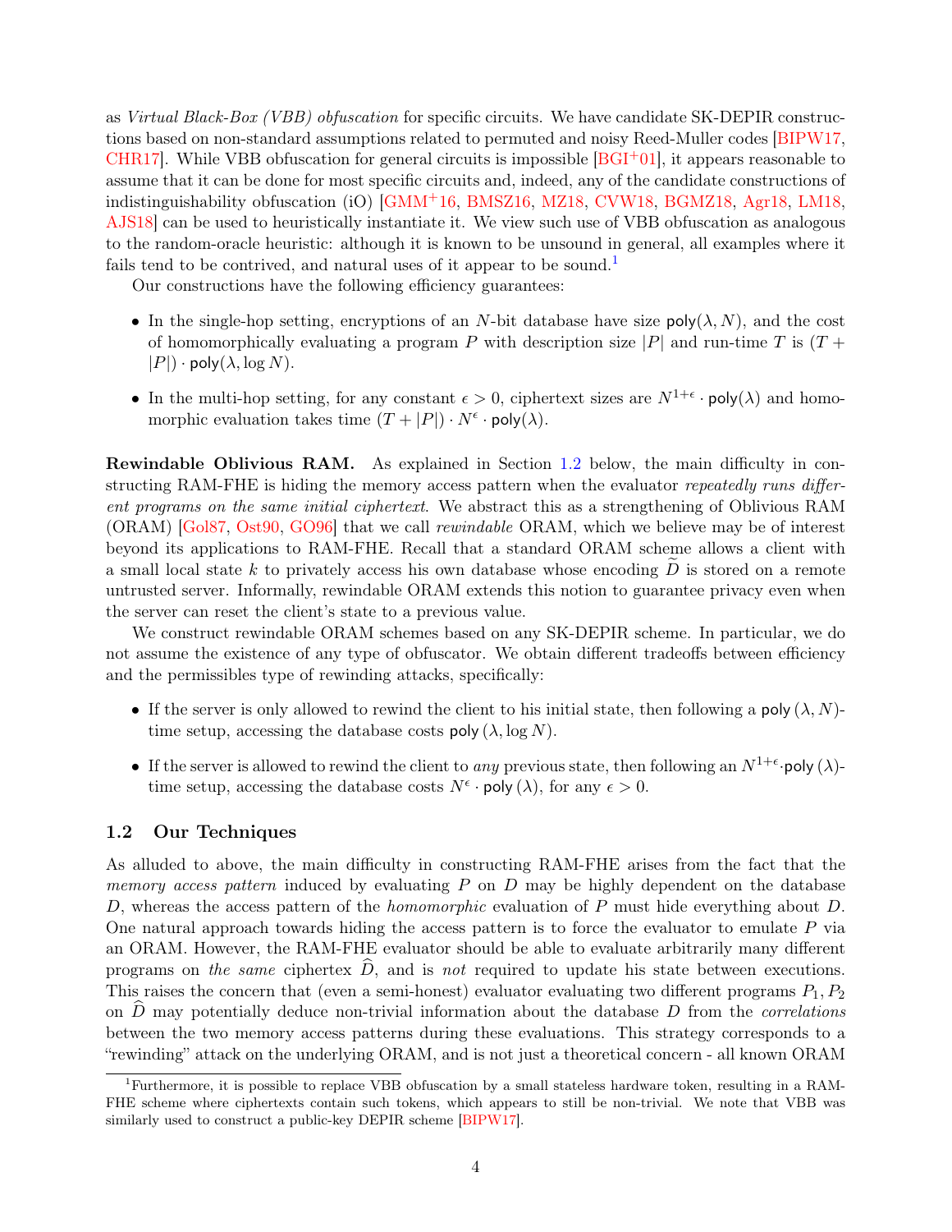as *Virtual Black-Box (VBB) obfuscation* for specific circuits. We have candidate SK-DEPIR constructions based on non-standard assumptions related to permuted and noisy Reed-Muller codes [BIPW17, CHR17]. While VBB obfuscation for general circuits is impossible [BGI+01], it appears reasonable to assume that it can be done for most specific circuits and, indeed, any of the candidate constructions of indistinguishability obfuscation (iO) [GMM+16, BMSZ16, MZ18, CVW18, BGMZ18, Agr18, LM18, AJS18] can be used to heuristically instantiate it. We view such use of VBB obfuscation as analogous to the random-oracle heuristic: although it is known to be unsound in general, all examples where it fails tend to be contrived, and natural uses of it appear to be sound.[1]

Our constructions have the following efficiency guarantees:

- In the single-hop setting, encryptions of an $N$-bit database have size $\mathsf{poly}(\lambda, N)$, and the cost of homomorphically evaluating a program $P$ with description size $|P|$ and run-time $T$ is $(T + |P|) \cdot \mathsf{poly}(\lambda, \log N)$.
- In the multi-hop setting, for any constant $\epsilon > 0$, ciphertext sizes are $N^{1+\epsilon} \cdot \mathsf{poly}(\lambda)$ and homomorphic evaluation takes time $(T + |P|) \cdot N^{\epsilon} \cdot \mathsf{poly}(\lambda)$.

**Rewindable Oblivious RAM.** As explained in Section 1.2 below, the main difficulty in constructing RAM-FHE is hiding the memory access pattern when the evaluator *repeatedly runs different programs on the same initial ciphertext*. We abstract this as a strengthening of Oblivious RAM (ORAM) [Gol87, Ost90, GO96] that we call *rewindable* ORAM, which we believe may be of interest beyond its applications to RAM-FHE. Recall that a standard ORAM scheme allows a client with a small local state $k$ to privately access his own database whose encoding $\widetilde{D}$ is stored on a remote untrusted server. Informally, rewindable ORAM extends this notion to guarantee privacy even when the server can reset the client's state to a previous value.

We construct rewindable ORAM schemes based on any SK-DEPIR scheme. In particular, we do not assume the existence of any type of obfuscator. We obtain different tradeoffs between efficiency and the permissibles type of rewinding attacks, specifically:

- If the server is only allowed to rewind the client to his initial state, then following a $\mathsf{poly}(\lambda, N)$-time setup, accessing the database costs $\mathsf{poly}(\lambda, \log N)$.
- If the server is allowed to rewind the client to *any* previous state, then following an $N^{1+\epsilon} \cdot \mathsf{poly}(\lambda)$-time setup, accessing the database costs $N^{\epsilon} \cdot \mathsf{poly}(\lambda)$, for any $\epsilon > 0$.

## 1.2 Our Techniques

As alluded to above, the main difficulty in constructing RAM-FHE arises from the fact that the *memory access pattern* induced by evaluating $P$ on $D$ may be highly dependent on the database $D$, whereas the access pattern of the *homomorphic* evaluation of $P$ must hide everything about $D$. One natural approach towards hiding the access pattern is to force the evaluator to emulate $P$ via an ORAM. However, the RAM-FHE evaluator should be able to evaluate arbitrarily many different programs on *the same* ciphertex $\widehat{D}$, and is *not* required to update his state between executions. This raises the concern that (even a semi-honest) evaluator evaluating two different programs $P_1, P_2$ on $\widehat{D}$ may potentially deduce non-trivial information about the database $D$ from the *correlations* between the two memory access patterns during these evaluations. This strategy corresponds to a "rewinding" attack on the underlying ORAM, and is not just a theoretical concern - all known ORAM

[1] Furthermore, it is possible to replace VBB obfuscation by a small stateless hardware token, resulting in a RAM-FHE scheme where ciphertexts contain such tokens, which appears to still be non-trivial. We note that VBB was similarly used to construct a public-key DEPIR scheme [BIPW17].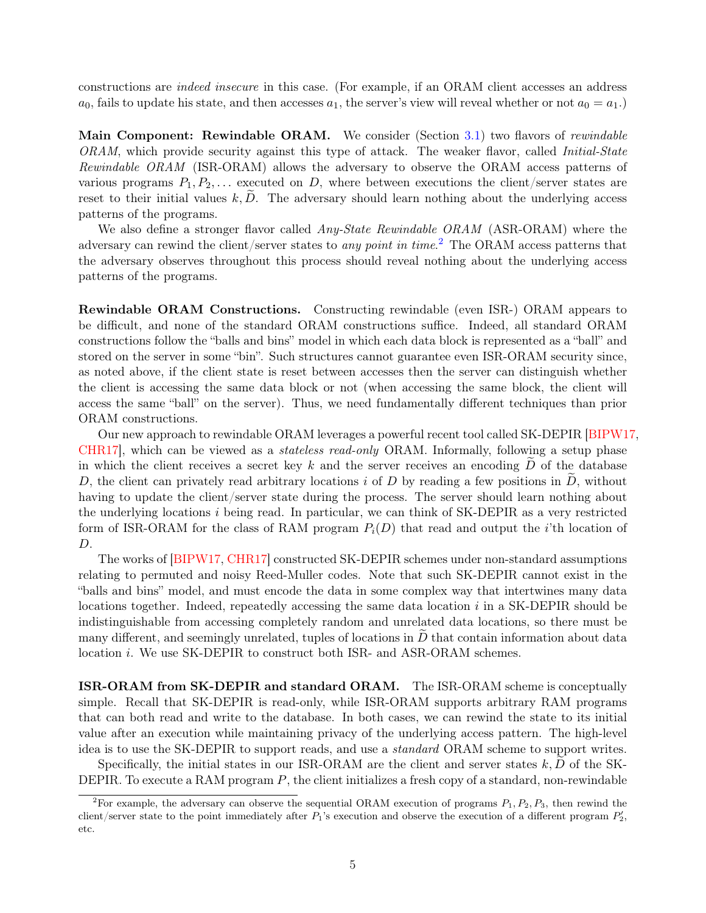constructions are *indeed insecure* in this case. (For example, if an ORAM client accesses an address $a_0$, fails to update his state, and then accesses $a_1$, the server's view will reveal whether or not $a_0 = a_1$.)

**Main Component: Rewindable ORAM.** We consider (Section 3.1) two flavors of *rewindable ORAM*, which provide security against this type of attack. The weaker flavor, called *Initial-State Rewindable ORAM* (ISR-ORAM) allows the adversary to observe the ORAM access patterns of various programs $P_1, P_2, \ldots$ executed on $D$, where between executions the client/server states are reset to their initial values $k, \widetilde{D}$. The adversary should learn nothing about the underlying access patterns of the programs.

We also define a stronger flavor called *Any-State Rewindable ORAM* (ASR-ORAM) where the adversary can rewind the client/server states to *any point in time*.[2] The ORAM access patterns that the adversary observes throughout this process should reveal nothing about the underlying access patterns of the programs.

**Rewindable ORAM Constructions.** Constructing rewindable (even ISR-) ORAM appears to be difficult, and none of the standard ORAM constructions suffice. Indeed, all standard ORAM constructions follow the "balls and bins" model in which each data block is represented as a "ball" and stored on the server in some "bin". Such structures cannot guarantee even ISR-ORAM security since, as noted above, if the client state is reset between accesses then the server can distinguish whether the client is accessing the same data block or not (when accessing the same block, the client will access the same "ball" on the server). Thus, we need fundamentally different techniques than prior ORAM constructions.

Our new approach to rewindable ORAM leverages a powerful recent tool called SK-DEPIR [BIPW17, CHR17], which can be viewed as a *stateless read-only* ORAM. Informally, following a setup phase in which the client receives a secret key $k$ and the server receives an encoding $\widetilde{D}$ of the database $D$, the client can privately read arbitrary locations $i$ of $D$ by reading a few positions in $\widetilde{D}$, without having to update the client/server state during the process. The server should learn nothing about the underlying locations $i$ being read. In particular, we can think of SK-DEPIR as a very restricted form of ISR-ORAM for the class of RAM program $P_i(D)$ that read and output the $i$'th location of $D$.

The works of [BIPW17, CHR17] constructed SK-DEPIR schemes under non-standard assumptions relating to permuted and noisy Reed-Muller codes. Note that such SK-DEPIR cannot exist in the "balls and bins" model, and must encode the data in some complex way that intertwines many data locations together. Indeed, repeatedly accessing the same data location $i$ in a SK-DEPIR should be indistinguishable from accessing completely random and unrelated data locations, so there must be many different, and seemingly unrelated, tuples of locations in $\widetilde{D}$ that contain information about data location $i$. We use SK-DEPIR to construct both ISR- and ASR-ORAM schemes.

**ISR-ORAM from SK-DEPIR and standard ORAM.** The ISR-ORAM scheme is conceptually simple. Recall that SK-DEPIR is read-only, while ISR-ORAM supports arbitrary RAM programs that can both read and write to the database. In both cases, we can rewind the state to its initial value after an execution while maintaining privacy of the underlying access pattern. The high-level idea is to use the SK-DEPIR to support reads, and use a *standard* ORAM scheme to support writes.

Specifically, the initial states in our ISR-ORAM are the client and server states $k, \widetilde{D}$ of the SK-DEPIR. To execute a RAM program $P$, the client initializes a fresh copy of a standard, non-rewindable

[2]For example, the adversary can observe the sequential ORAM execution of programs $P_1, P_2, P_3$, then rewind the client/server state to the point immediately after $P_1$'s execution and observe the execution of a different program $P'_2$, etc.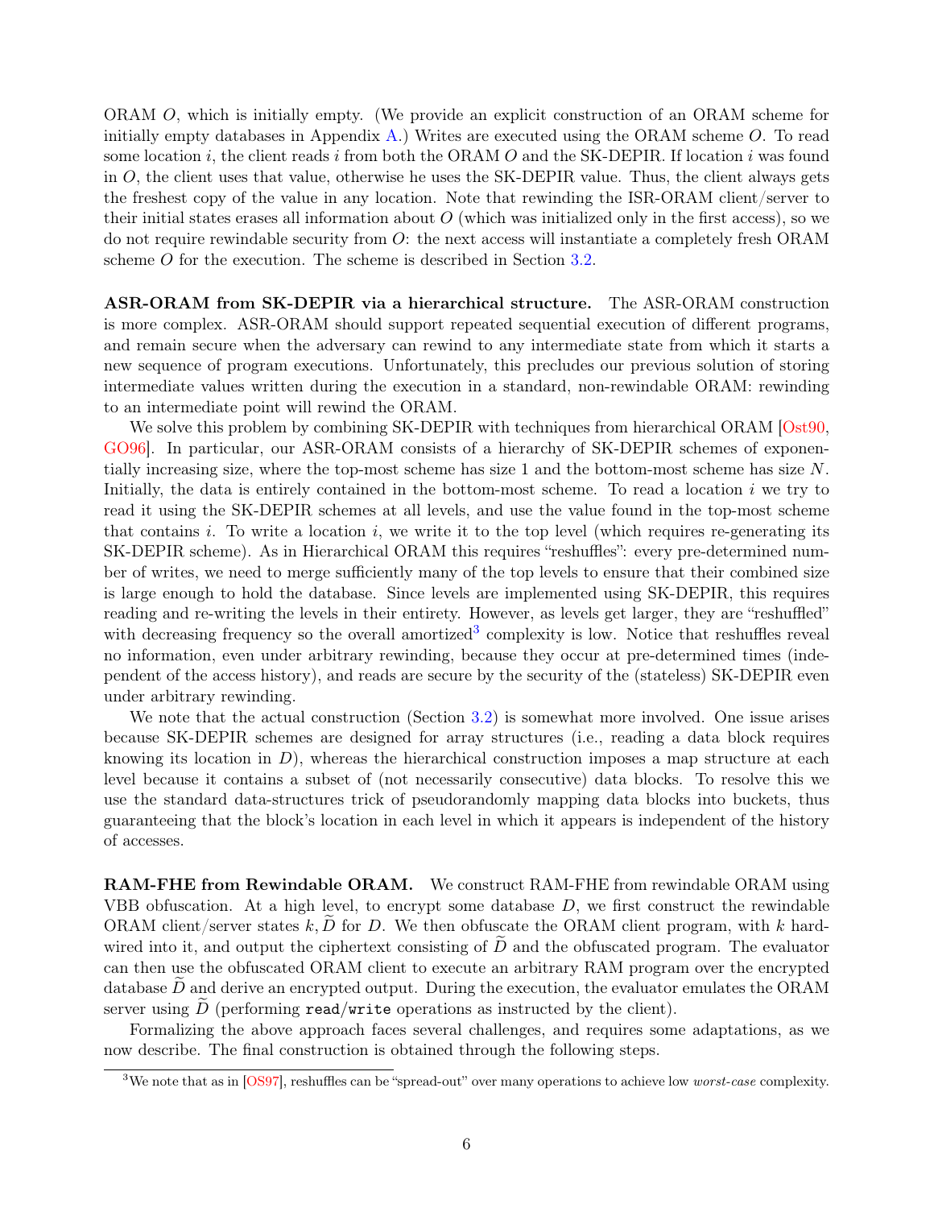ORAM $O$, which is initially empty. (We provide an explicit construction of an ORAM scheme for initially empty databases in Appendix A.) Writes are executed using the ORAM scheme $O$. To read some location $i$, the client reads $i$ from both the ORAM $O$ and the SK-DEPIR. If location $i$ was found in $O$, the client uses that value, otherwise he uses the SK-DEPIR value. Thus, the client always gets the freshest copy of the value in any location. Note that rewinding the ISR-ORAM client/server to their initial states erases all information about $O$ (which was initialized only in the first access), so we do not require rewindable security from $O$: the next access will instantiate a completely fresh ORAM scheme $O$ for the execution. The scheme is described in Section 3.2.

**ASR-ORAM from SK-DEPIR via a hierarchical structure.** The ASR-ORAM construction is more complex. ASR-ORAM should support repeated sequential execution of different programs, and remain secure when the adversary can rewind to any intermediate state from which it starts a new sequence of program executions. Unfortunately, this precludes our previous solution of storing intermediate values written during the execution in a standard, non-rewindable ORAM: rewinding to an intermediate point will rewind the ORAM.

We solve this problem by combining SK-DEPIR with techniques from hierarchical ORAM [Ost90, GO96]. In particular, our ASR-ORAM consists of a hierarchy of SK-DEPIR schemes of exponentially increasing size, where the top-most scheme has size 1 and the bottom-most scheme has size $N$. Initially, the data is entirely contained in the bottom-most scheme. To read a location $i$ we try to read it using the SK-DEPIR schemes at all levels, and use the value found in the top-most scheme that contains $i$. To write a location $i$, we write it to the top level (which requires re-generating its SK-DEPIR scheme). As in Hierarchical ORAM this requires "reshuffles": every pre-determined number of writes, we need to merge sufficiently many of the top levels to ensure that their combined size is large enough to hold the database. Since levels are implemented using SK-DEPIR, this requires reading and re-writing the levels in their entirety. However, as levels get larger, they are "reshuffled" with decreasing frequency so the overall amortized[3] complexity is low. Notice that reshuffles reveal no information, even under arbitrary rewinding, because they occur at pre-determined times (independent of the access history), and reads are secure by the security of the (stateless) SK-DEPIR even under arbitrary rewinding.

We note that the actual construction (Section 3.2) is somewhat more involved. One issue arises because SK-DEPIR schemes are designed for array structures (i.e., reading a data block requires knowing its location in $D$), whereas the hierarchical construction imposes a map structure at each level because it contains a subset of (not necessarily consecutive) data blocks. To resolve this we use the standard data-structures trick of pseudorandomly mapping data blocks into buckets, thus guaranteeing that the block's location in each level in which it appears is independent of the history of accesses.

**RAM-FHE from Rewindable ORAM.** We construct RAM-FHE from rewindable ORAM using VBB obfuscation. At a high level, to encrypt some database $D$, we first construct the rewindable ORAM client/server states $k, \widetilde{D}$ for $D$. We then obfuscate the ORAM client program, with $k$ hardwired into it, and output the ciphertext consisting of $\widetilde{D}$ and the obfuscated program. The evaluator can then use the obfuscated ORAM client to execute an arbitrary RAM program over the encrypted database $\widetilde{D}$ and derive an encrypted output. During the execution, the evaluator emulates the ORAM server using $\widetilde{D}$ (performing `read`/`write` operations as instructed by the client).

Formalizing the above approach faces several challenges, and requires some adaptations, as we now describe. The final construction is obtained through the following steps.

[3] We note that as in [OS97], reshuffles can be "spread-out" over many operations to achieve low *worst-case* complexity.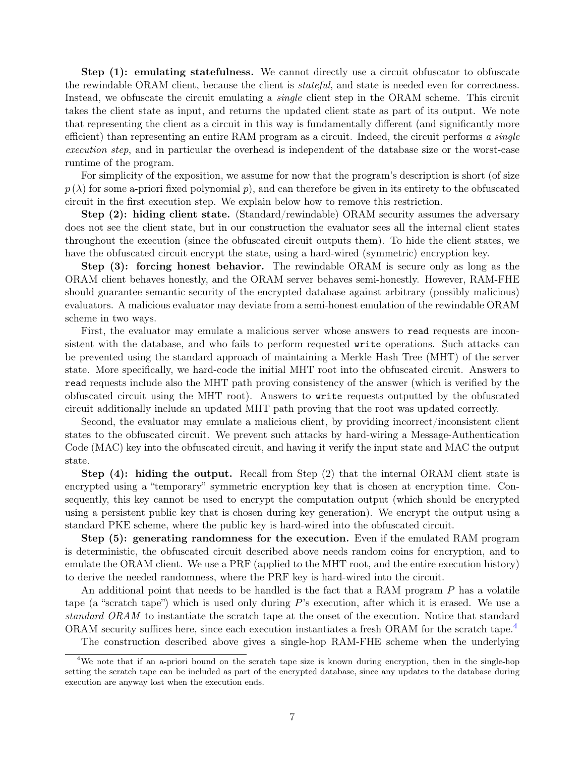**Step (1): emulating statefulness.** We cannot directly use a circuit obfuscator to obfuscate the rewindable ORAM client, because the client is *stateful*, and state is needed even for correctness. Instead, we obfuscate the circuit emulating a *single* client step in the ORAM scheme. This circuit takes the client state as input, and returns the updated client state as part of its output. We note that representing the client as a circuit in this way is fundamentally different (and significantly more efficient) than representing an entire RAM program as a circuit. Indeed, the circuit performs *a single execution step*, and in particular the overhead is independent of the database size or the worst-case runtime of the program.

For simplicity of the exposition, we assume for now that the program's description is short (of size $p(\lambda)$ for some a-priori fixed polynomial $p$), and can therefore be given in its entirety to the obfuscated circuit in the first execution step. We explain below how to remove this restriction.

**Step (2): hiding client state.** (Standard/rewindable) ORAM security assumes the adversary does not see the client state, but in our construction the evaluator sees all the internal client states throughout the execution (since the obfuscated circuit outputs them). To hide the client states, we have the obfuscated circuit encrypt the state, using a hard-wired (symmetric) encryption key.

**Step (3): forcing honest behavior.** The rewindable ORAM is secure only as long as the ORAM client behaves honestly, and the ORAM server behaves semi-honestly. However, RAM-FHE should guarantee semantic security of the encrypted database against arbitrary (possibly malicious) evaluators. A malicious evaluator may deviate from a semi-honest emulation of the rewindable ORAM scheme in two ways.

First, the evaluator may emulate a malicious server whose answers to `read` requests are inconsistent with the database, and who fails to perform requested `write` operations. Such attacks can be prevented using the standard approach of maintaining a Merkle Hash Tree (MHT) of the server state. More specifically, we hard-code the initial MHT root into the obfuscated circuit. Answers to `read` requests include also the MHT path proving consistency of the answer (which is verified by the obfuscated circuit using the MHT root). Answers to `write` requests outputted by the obfuscated circuit additionally include an updated MHT path proving that the root was updated correctly.

Second, the evaluator may emulate a malicious client, by providing incorrect/inconsistent client states to the obfuscated circuit. We prevent such attacks by hard-wiring a Message-Authentication Code (MAC) key into the obfuscated circuit, and having it verify the input state and MAC the output state.

**Step (4): hiding the output.** Recall from Step (2) that the internal ORAM client state is encrypted using a "temporary" symmetric encryption key that is chosen at encryption time. Consequently, this key cannot be used to encrypt the computation output (which should be encrypted using a persistent public key that is chosen during key generation). We encrypt the output using a standard PKE scheme, where the public key is hard-wired into the obfuscated circuit.

**Step (5): generating randomness for the execution.** Even if the emulated RAM program is deterministic, the obfuscated circuit described above needs random coins for encryption, and to emulate the ORAM client. We use a PRF (applied to the MHT root, and the entire execution history) to derive the needed randomness, where the PRF key is hard-wired into the circuit.

An additional point that needs to be handled is the fact that a RAM program $P$ has a volatile tape (a "scratch tape") which is used only during $P$'s execution, after which it is erased. We use a *standard ORAM* to instantiate the scratch tape at the onset of the execution. Notice that standard ORAM security suffices here, since each execution instantiates a fresh ORAM for the scratch tape.[4]

The construction described above gives a single-hop RAM-FHE scheme when the underlying

[4] We note that if an a-priori bound on the scratch tape size is known during encryption, then in the single-hop setting the scratch tape can be included as part of the encrypted database, since any updates to the database during execution are anyway lost when the execution ends.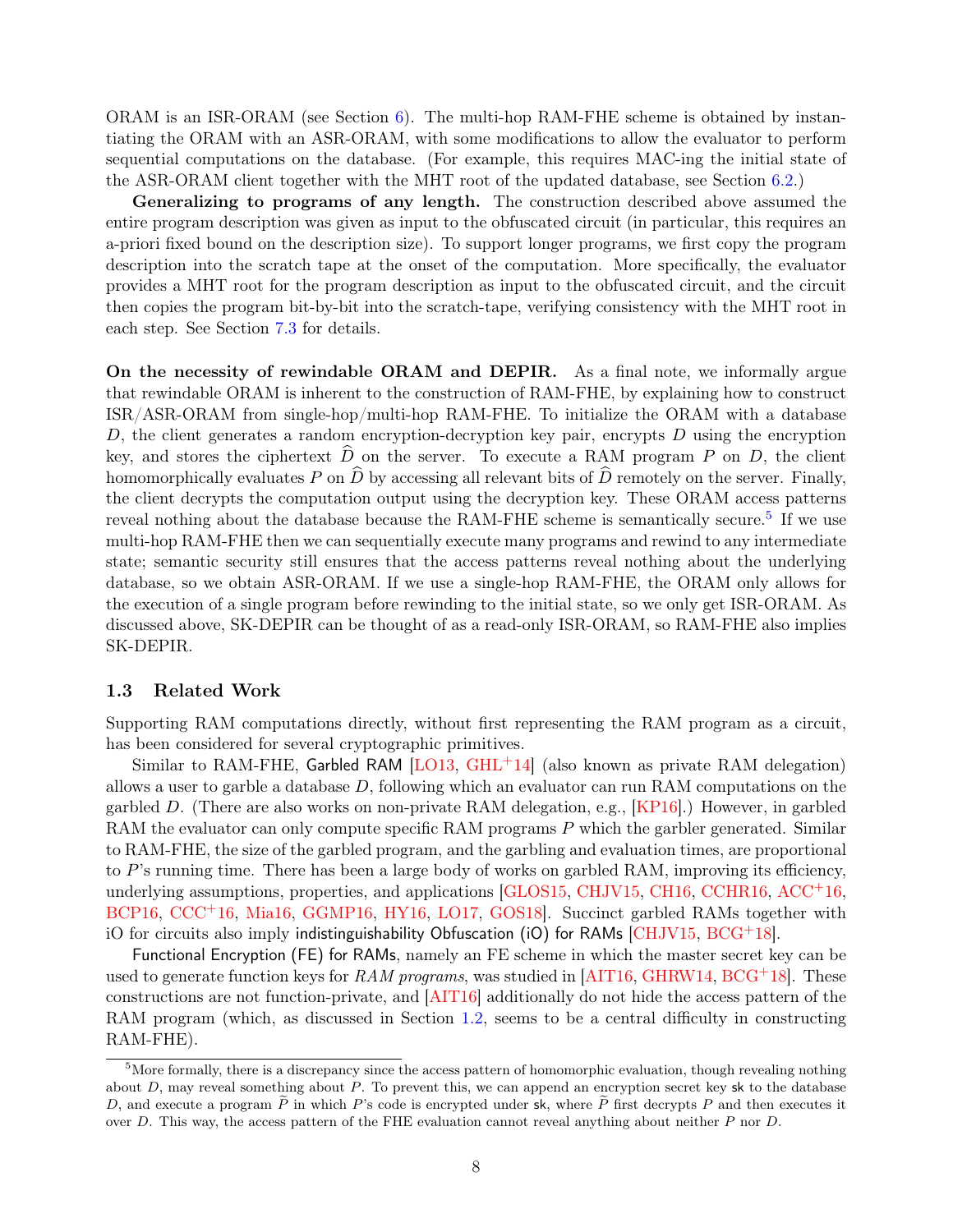ORAM is an ISR-ORAM (see Section 6). The multi-hop RAM-FHE scheme is obtained by instantiating the ORAM with an ASR-ORAM, with some modifications to allow the evaluator to perform sequential computations on the database. (For example, this requires MAC-ing the initial state of the ASR-ORAM client together with the MHT root of the updated database, see Section 6.2.)

**Generalizing to programs of any length.** The construction described above assumed the entire program description was given as input to the obfuscated circuit (in particular, this requires an a-priori fixed bound on the description size). To support longer programs, we first copy the program description into the scratch tape at the onset of the computation. More specifically, the evaluator provides a MHT root for the program description as input to the obfuscated circuit, and the circuit then copies the program bit-by-bit into the scratch-tape, verifying consistency with the MHT root in each step. See Section 7.3 for details.

**On the necessity of rewindable ORAM and DEPIR.** As a final note, we informally argue that rewindable ORAM is inherent to the construction of RAM-FHE, by explaining how to construct ISR/ASR-ORAM from single-hop/multi-hop RAM-FHE. To initialize the ORAM with a database $D$, the client generates a random encryption-decryption key pair, encrypts $D$ using the encryption key, and stores the ciphertext $\widehat{D}$ on the server. To execute a RAM program $P$ on $D$, the client homomorphically evaluates $P$ on $\widehat{D}$ by accessing all relevant bits of $\widehat{D}$ remotely on the server. Finally, the client decrypts the computation output using the decryption key. These ORAM access patterns reveal nothing about the database because the RAM-FHE scheme is semantically secure.[5] If we use multi-hop RAM-FHE then we can sequentially execute many programs and rewind to any intermediate state; semantic security still ensures that the access patterns reveal nothing about the underlying database, so we obtain ASR-ORAM. If we use a single-hop RAM-FHE, the ORAM only allows for the execution of a single program before rewinding to the initial state, so we only get ISR-ORAM. As discussed above, SK-DEPIR can be thought of as a read-only ISR-ORAM, so RAM-FHE also implies SK-DEPIR.

### 1.3 Related Work

Supporting RAM computations directly, without first representing the RAM program as a circuit, has been considered for several cryptographic primitives.

Similar to RAM-FHE, Garbled RAM [LO13, GHL+14] (also known as private RAM delegation) allows a user to garble a database $D$, following which an evaluator can run RAM computations on the garbled $D$. (There are also works on non-private RAM delegation, e.g., [KP16].) However, in garbled RAM the evaluator can only compute specific RAM programs $P$ which the garbler generated. Similar to RAM-FHE, the size of the garbled program, and the garbling and evaluation times, are proportional to $P$'s running time. There has been a large body of works on garbled RAM, improving its efficiency, underlying assumptions, properties, and applications [GLOS15, CHJV15, CH16, CCHR16, ACC+16, BCP16, CCC+16, Mia16, GGMP16, HY16, LO17, GOS18]. Succinct garbled RAMs together with iO for circuits also imply indistinguishability Obfuscation (iO) for RAMs [CHJV15, BCG+18].

Functional Encryption (FE) for RAMs, namely an FE scheme in which the master secret key can be used to generate function keys for *RAM programs*, was studied in [AIT16, GHRW14, BCG+18]. These constructions are not function-private, and [AIT16] additionally do not hide the access pattern of the RAM program (which, as discussed in Section 1.2, seems to be a central difficulty in constructing RAM-FHE).

[5] More formally, there is a discrepancy since the access pattern of homomorphic evaluation, though revealing nothing about $D$, may reveal something about $P$. To prevent this, we can append an encryption secret key sk to the database $D$, and execute a program $\widetilde{P}$ in which $P$'s code is encrypted under sk, where $\widetilde{P}$ first decrypts $P$ and then executes it over $D$. This way, the access pattern of the FHE evaluation cannot reveal anything about neither $P$ nor $D$.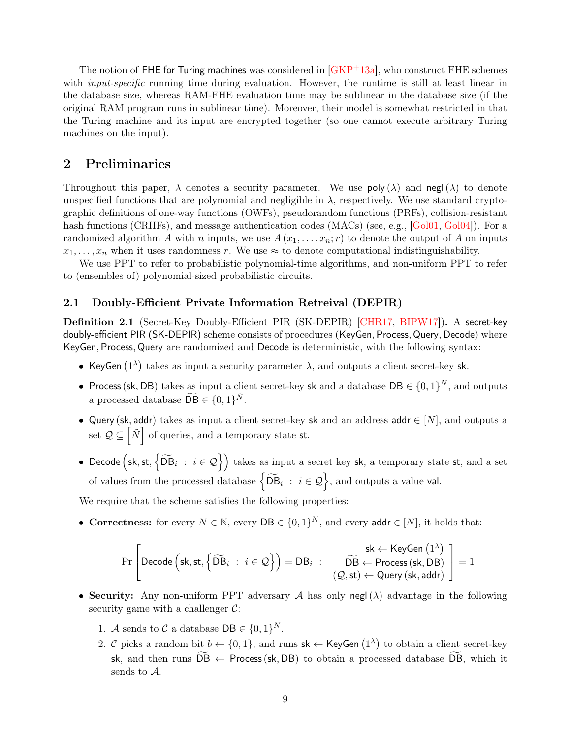The notion of FHE for Turing machines was considered in [GKP+13a], who construct FHE schemes with *input-specific* running time during evaluation. However, the runtime is still at least linear in the database size, whereas RAM-FHE evaluation time may be sublinear in the database size (if the original RAM program runs in sublinear time). Moreover, their model is somewhat restricted in that the Turing machine and its input are encrypted together (so one cannot execute arbitrary Turing machines on the input).

## 2 Preliminaries

Throughout this paper, $\lambda$ denotes a security parameter. We use $\mathsf{poly}(\lambda)$ and $\mathsf{negl}(\lambda)$ to denote unspecified functions that are polynomial and negligible in $\lambda$, respectively. We use standard cryptographic definitions of one-way functions (OWFs), pseudorandom functions (PRFs), collision-resistant hash functions (CRHFs), and message authentication codes (MACs) (see, e.g., [Gol01, Gol04]). For a randomized algorithm $A$ with $n$ inputs, we use $A(x_1, \ldots, x_n; r)$ to denote the output of $A$ on inputs $x_1, \ldots, x_n$ when it uses randomness $r$. We use $\approx$ to denote computational indistinguishability.

We use PPT to refer to probabilistic polynomial-time algorithms, and non-uniform PPT to refer to (ensembles of) polynomial-sized probabilistic circuits.

### 2.1 Doubly-Efficient Private Information Retreival (DEPIR)

**Definition 2.1** (Secret-Key Doubly-Efficient PIR (SK-DEPIR) [CHR17, BIPW17])**.** A secret-key doubly-efficient PIR (SK-DEPIR) scheme consists of procedures $(\mathsf{KeyGen}, \mathsf{Process}, \mathsf{Query}, \mathsf{Decode})$ where $\mathsf{KeyGen}, \mathsf{Process}, \mathsf{Query}$ are randomized and $\mathsf{Decode}$ is deterministic, with the following syntax:

- $\mathsf{KeyGen}(1^\lambda)$ takes as input a security parameter $\lambda$, and outputs a client secret-key $\mathsf{sk}$.
- $\mathsf{Process}(\mathsf{sk}, \mathsf{DB})$ takes as input a client secret-key $\mathsf{sk}$ and a database $\mathsf{DB} \in \{0,1\}^N$, and outputs a processed database $\widetilde{\mathsf{DB}} \in \{0,1\}^{\tilde{N}}$.
- $\mathsf{Query}(\mathsf{sk}, \mathsf{addr})$ takes as input a client secret-key $\mathsf{sk}$ and an address $\mathsf{addr} \in [N]$, and outputs a set $\mathcal{Q} \subseteq \left[\tilde{N}\right]$ of queries, and a temporary state $\mathsf{st}$.
- $\mathsf{Decode}\left(\mathsf{sk}, \mathsf{st}, \left\{\widetilde{\mathsf{DB}}_i \ : \ i \in \mathcal{Q}\right\}\right)$ takes as input a secret key $\mathsf{sk}$, a temporary state $\mathsf{st}$, and a set of values from the processed database $\left\{\widetilde{\mathsf{DB}}_i \ : \ i \in \mathcal{Q}\right\}$, and outputs a value $\mathsf{val}$.

We require that the scheme satisfies the following properties:

- **Correctness:** for every $N \in \mathbb{N}$, every $\mathsf{DB} \in \{0,1\}^N$, and every $\mathsf{addr} \in [N]$, it holds that:

$$\Pr\left[\mathsf{Decode}\left(\mathsf{sk}, \mathsf{st}, \left\{\widetilde{\mathsf{DB}}_i \ : \ i \in \mathcal{Q}\right\}\right) = \mathsf{DB}_i \ : \ \begin{array}{r} \mathsf{sk} \leftarrow \mathsf{KeyGen}\left(1^\lambda\right) \\ \widetilde{\mathsf{DB}} \leftarrow \mathsf{Process}(\mathsf{sk}, \mathsf{DB}) \\ (\mathcal{Q}, \mathsf{st}) \leftarrow \mathsf{Query}(\mathsf{sk}, \mathsf{addr}) \end{array}\right] = 1$$

- **Security:** Any non-uniform PPT adversary $\mathcal{A}$ has only $\mathsf{negl}(\lambda)$ advantage in the following security game with a challenger $\mathcal{C}$:
  1. $\mathcal{A}$ sends to $\mathcal{C}$ a database $\mathsf{DB} \in \{0,1\}^N$.
  2. $\mathcal{C}$ picks a random bit $b \leftarrow \{0,1\}$, and runs $\mathsf{sk} \leftarrow \mathsf{KeyGen}\left(1^\lambda\right)$ to obtain a client secret-key $\mathsf{sk}$, and then runs $\widetilde{\mathsf{DB}} \leftarrow \mathsf{Process}(\mathsf{sk}, \mathsf{DB})$ to obtain a processed database $\widetilde{\mathsf{DB}}$, which it sends to $\mathcal{A}$.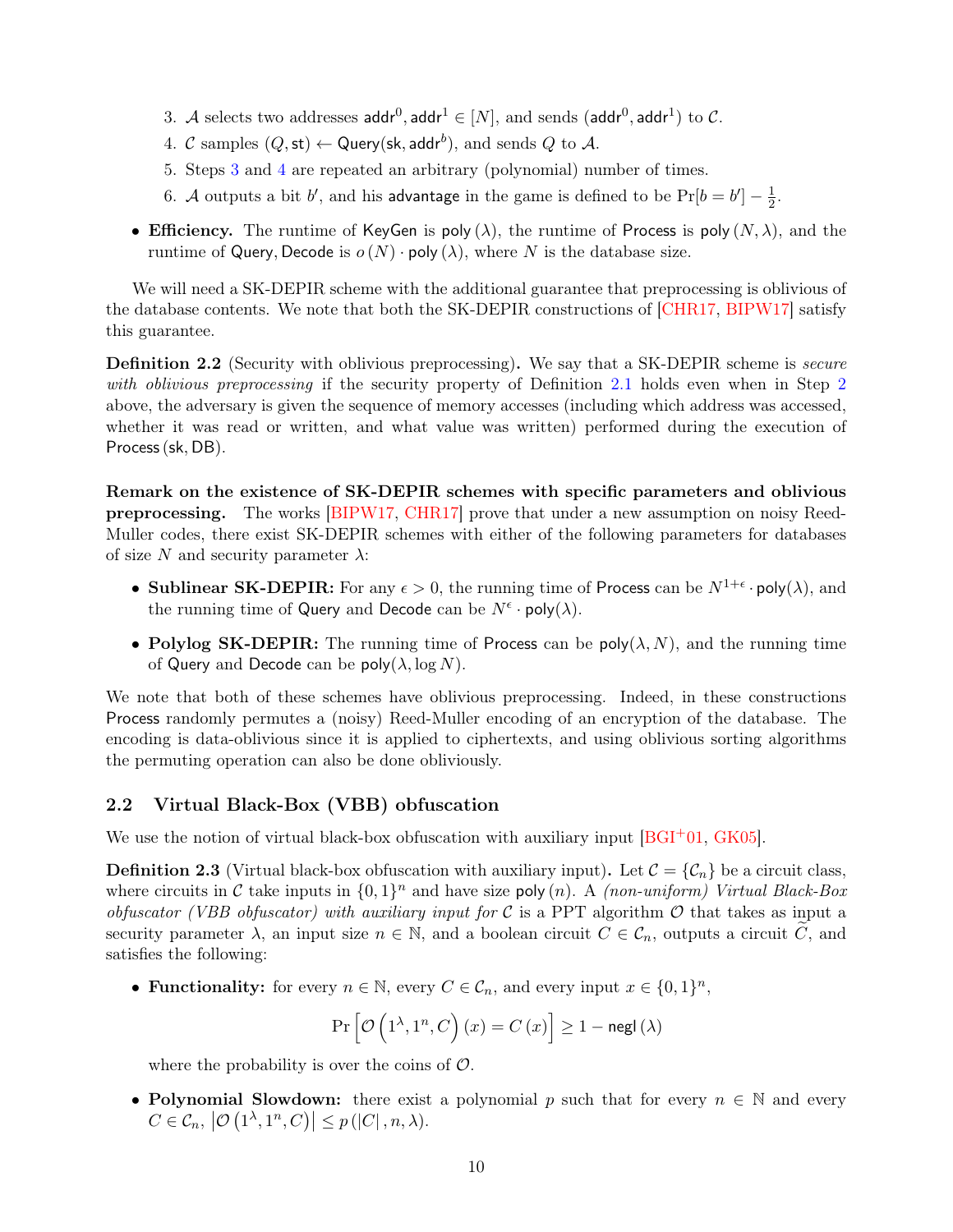3. $\mathcal{A}$ selects two addresses $\mathsf{addr}^0, \mathsf{addr}^1 \in [N]$, and sends $(\mathsf{addr}^0, \mathsf{addr}^1)$ to $\mathcal{C}$.
4. $\mathcal{C}$ samples $(Q, \mathsf{st}) \leftarrow \mathsf{Query}(\mathsf{sk}, \mathsf{addr}^b)$, and sends $Q$ to $\mathcal{A}$.
5. Steps 3 and 4 are repeated an arbitrary (polynomial) number of times.
6. $\mathcal{A}$ outputs a bit $b'$, and his $\mathsf{advantage}$ in the game is defined to be $\Pr[b = b'] - \frac{1}{2}$.

- **Efficiency.** The runtime of $\mathsf{KeyGen}$ is $\mathsf{poly}(\lambda)$, the runtime of $\mathsf{Process}$ is $\mathsf{poly}(N, \lambda)$, and the runtime of $\mathsf{Query}, \mathsf{Decode}$ is $o(N) \cdot \mathsf{poly}(\lambda)$, where $N$ is the database size.

We will need a SK-DEPIR scheme with the additional guarantee that preprocessing is oblivious of the database contents. We note that both the SK-DEPIR constructions of [CHR17, BIPW17] satisfy this guarantee.

**Definition 2.2** (Security with oblivious preprocessing)**.** We say that a SK-DEPIR scheme is *secure with oblivious preprocessing* if the security property of Definition 2.1 holds even when in Step 2 above, the adversary is given the sequence of memory accesses (including which address was accessed, whether it was read or written, and what value was written) performed during the execution of $\mathsf{Process}(\mathsf{sk}, \mathsf{DB})$.

**Remark on the existence of SK-DEPIR schemes with specific parameters and oblivious preprocessing.** The works [BIPW17, CHR17] prove that under a new assumption on noisy Reed-Muller codes, there exist SK-DEPIR schemes with either of the following parameters for databases of size $N$ and security parameter $\lambda$:

- **Sublinear SK-DEPIR:** For any $\epsilon > 0$, the running time of $\mathsf{Process}$ can be $N^{1+\epsilon} \cdot \mathsf{poly}(\lambda)$, and the running time of $\mathsf{Query}$ and $\mathsf{Decode}$ can be $N^{\epsilon} \cdot \mathsf{poly}(\lambda)$.
- **Polylog SK-DEPIR:** The running time of $\mathsf{Process}$ can be $\mathsf{poly}(\lambda, N)$, and the running time of $\mathsf{Query}$ and $\mathsf{Decode}$ can be $\mathsf{poly}(\lambda, \log N)$.

We note that both of these schemes have oblivious preprocessing. Indeed, in these constructions $\mathsf{Process}$ randomly permutes a (noisy) Reed-Muller encoding of an encryption of the database. The encoding is data-oblivious since it is applied to ciphertexts, and using oblivious sorting algorithms the permuting operation can also be done obliviously.

## 2.2 Virtual Black-Box (VBB) obfuscation

We use the notion of virtual black-box obfuscation with auxiliary input [BGI+01, GK05].

**Definition 2.3** (Virtual black-box obfuscation with auxiliary input)**.** Let $\mathcal{C} = \{\mathcal{C}_n\}$ be a circuit class, where circuits in $\mathcal{C}$ take inputs in $\{0,1\}^n$ and have size $\mathsf{poly}(n)$. A *(non-uniform) Virtual Black-Box obfuscator (VBB obfuscator) with auxiliary input for* $\mathcal{C}$ is a PPT algorithm $\mathcal{O}$ that takes as input a security parameter $\lambda$, an input size $n \in \mathbb{N}$, and a boolean circuit $C \in \mathcal{C}_n$, outputs a circuit $\widetilde{C}$, and satisfies the following:

- **Functionality:** for every $n \in \mathbb{N}$, every $C \in \mathcal{C}_n$, and every input $x \in \{0,1\}^n$,

$$\Pr\left[\mathcal{O}\left(1^\lambda, 1^n, C\right)(x) = C(x)\right] \geq 1 - \mathsf{negl}(\lambda)$$

  where the probability is over the coins of $\mathcal{O}$.

- **Polynomial Slowdown:** there exist a polynomial $p$ such that for every $n \in \mathbb{N}$ and every $C \in \mathcal{C}_n$, $\left|\mathcal{O}\left(1^\lambda, 1^n, C\right)\right| \leq p(|C|, n, \lambda)$.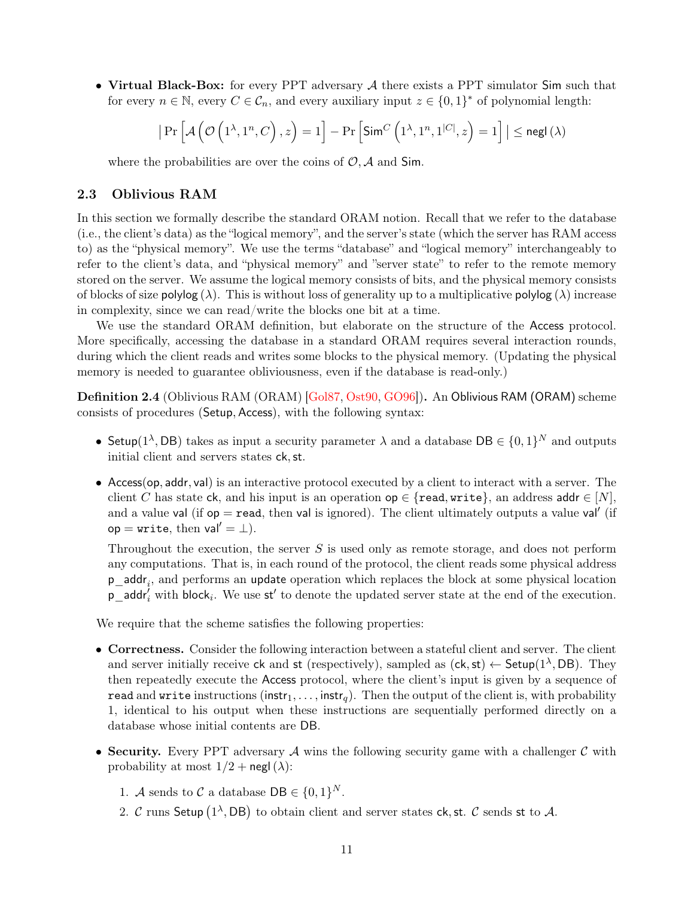- **Virtual Black-Box:** for every PPT adversary $\mathcal{A}$ there exists a PPT simulator $\mathsf{Sim}$ such that for every $n \in \mathbb{N}$, every $C \in \mathcal{C}_n$, and every auxiliary input $z \in \{0,1\}^*$ of polynomial length:

$$\left| \Pr\left[\mathcal{A}\left(\mathcal{O}\left(1^\lambda, 1^n, C\right), z\right) = 1\right] - \Pr\left[\mathsf{Sim}^C\left(1^\lambda, 1^n, 1^{|C|}, z\right) = 1\right] \right| \leq \mathsf{negl}\left(\lambda\right)$$

where the probabilities are over the coins of $\mathcal{O}, \mathcal{A}$ and $\mathsf{Sim}$.

### 2.3 Oblivious RAM

In this section we formally describe the standard ORAM notion. Recall that we refer to the database (i.e., the client's data) as the "logical memory", and the server's state (which the server has RAM access to) as the "physical memory". We use the terms "database" and "logical memory" interchangeably to refer to the client's data, and "physical memory" and "server state" to refer to the remote memory stored on the server. We assume the logical memory consists of bits, and the physical memory consists of blocks of size $\mathsf{polylog}\left(\lambda\right)$. This is without loss of generality up to a multiplicative $\mathsf{polylog}\left(\lambda\right)$ increase in complexity, since we can read/write the blocks one bit at a time.

We use the standard ORAM definition, but elaborate on the structure of the $\mathsf{Access}$ protocol. More specifically, accessing the database in a standard ORAM requires several interaction rounds, during which the client reads and writes some blocks to the physical memory. (Updating the physical memory is needed to guarantee obliviousness, even if the database is read-only.)

**Definition 2.4** (Oblivious RAM (ORAM) [Gol87, Ost90, GO96])**.** An Oblivious RAM (ORAM) scheme consists of procedures ($\mathsf{Setup}, \mathsf{Access}$), with the following syntax:

- $\mathsf{Setup}(1^\lambda, \mathsf{DB})$ takes as input a security parameter $\lambda$ and a database $\mathsf{DB} \in \{0,1\}^N$ and outputs initial client and servers states $\mathsf{ck}, \mathsf{st}$.
- $\mathsf{Access}(\mathsf{op}, \mathsf{addr}, \mathsf{val})$ is an interactive protocol executed by a client to interact with a server. The client $C$ has state $\mathsf{ck}$, and his input is an operation $\mathsf{op} \in \{\mathtt{read}, \mathtt{write}\}$, an address $\mathsf{addr} \in [N]$, and a value $\mathsf{val}$ (if $\mathsf{op} = \mathtt{read}$, then $\mathsf{val}$ is ignored). The client ultimately outputs a value $\mathsf{val}'$ (if $\mathsf{op} = \mathtt{write}$, then $\mathsf{val}' = \perp$).

  Throughout the execution, the server $S$ is used only as remote storage, and does not perform any computations. That is, in each round of the protocol, the client reads some physical address $\mathsf{p\_addr}_i$, and performs an $\mathsf{update}$ operation which replaces the block at some physical location $\mathsf{p\_addr}'_i$ with $\mathsf{block}_i$. We use $\mathsf{st}'$ to denote the updated server state at the end of the execution.

We require that the scheme satisfies the following properties:

- **Correctness.** Consider the following interaction between a stateful client and server. The client and server initially receive $\mathsf{ck}$ and $\mathsf{st}$ (respectively), sampled as $(\mathsf{ck}, \mathsf{st}) \leftarrow \mathsf{Setup}(1^\lambda, \mathsf{DB})$. They then repeatedly execute the $\mathsf{Access}$ protocol, where the client's input is given by a sequence of $\mathtt{read}$ and $\mathtt{write}$ instructions $(\mathsf{instr}_1, \ldots, \mathsf{instr}_q)$. Then the output of the client is, with probability 1, identical to his output when these instructions are sequentially performed directly on a database whose initial contents are $\mathsf{DB}$.
- **Security.** Every PPT adversary $\mathcal{A}$ wins the following security game with a challenger $\mathcal{C}$ with probability at most $1/2 + \mathsf{negl}\left(\lambda\right)$:
  1. $\mathcal{A}$ sends to $\mathcal{C}$ a database $\mathsf{DB} \in \{0,1\}^N$.
  2. $\mathcal{C}$ runs $\mathsf{Setup}\left(1^\lambda, \mathsf{DB}\right)$ to obtain client and server states $\mathsf{ck}, \mathsf{st}$. $\mathcal{C}$ sends $\mathsf{st}$ to $\mathcal{A}$.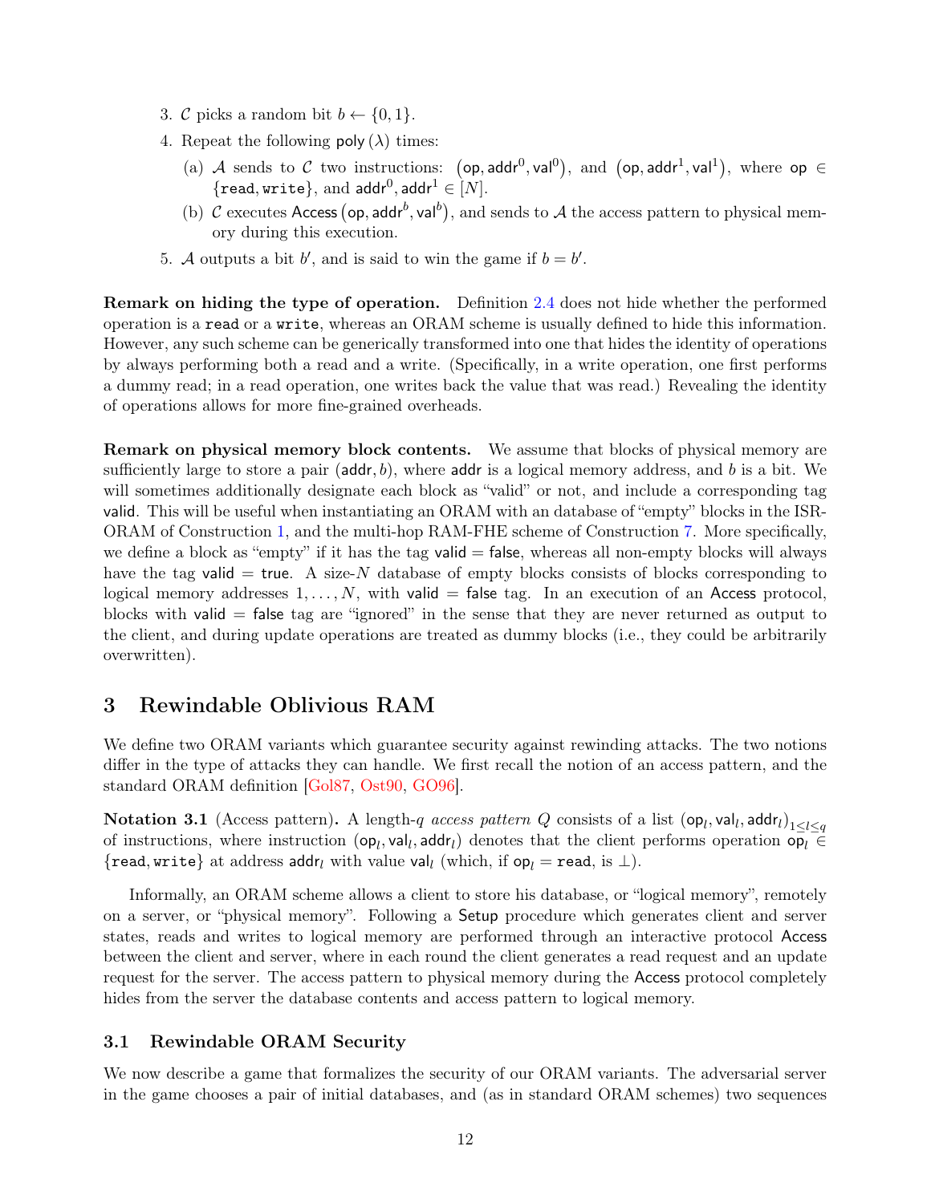3. $\mathcal{C}$ picks a random bit $b \leftarrow \{0, 1\}$.
4. Repeat the following $\mathsf{poly}(\lambda)$ times:
   (a) $\mathcal{A}$ sends to $\mathcal{C}$ two instructions: $\left(\mathsf{op}, \mathsf{addr}^0, \mathsf{val}^0\right)$, and $\left(\mathsf{op}, \mathsf{addr}^1, \mathsf{val}^1\right)$, where $\mathsf{op} \in \{\mathtt{read}, \mathtt{write}\}$, and $\mathsf{addr}^0, \mathsf{addr}^1 \in [N]$.
   (b) $\mathcal{C}$ executes $\mathsf{Access}\left(\mathsf{op}, \mathsf{addr}^b, \mathsf{val}^b\right)$, and sends to $\mathcal{A}$ the access pattern to physical memory during this execution.
5. $\mathcal{A}$ outputs a bit $b'$, and is said to win the game if $b = b'$.

**Remark on hiding the type of operation.** Definition 2.4 does not hide whether the performed operation is a `read` or a `write`, whereas an ORAM scheme is usually defined to hide this information. However, any such scheme can be generically transformed into one that hides the identity of operations by always performing both a read and a write. (Specifically, in a write operation, one first performs a dummy read; in a read operation, one writes back the value that was read.) Revealing the identity of operations allows for more fine-grained overheads.

**Remark on physical memory block contents.** We assume that blocks of physical memory are sufficiently large to store a pair $(\mathsf{addr}, b)$, where $\mathsf{addr}$ is a logical memory address, and $b$ is a bit. We will sometimes additionally designate each block as "valid" or not, and include a corresponding tag $\mathsf{valid}$. This will be useful when instantiating an ORAM with an database of "empty" blocks in the ISR-ORAM of Construction 1, and the multi-hop RAM-FHE scheme of Construction 7. More specifically, we define a block as "empty" if it has the tag $\mathsf{valid} = \mathsf{false}$, whereas all non-empty blocks will always have the tag $\mathsf{valid} = \mathsf{true}$. A size-$N$ database of empty blocks consists of blocks corresponding to logical memory addresses $1, \ldots, N$, with $\mathsf{valid} = \mathsf{false}$ tag. In an execution of an $\mathsf{Access}$ protocol, blocks with $\mathsf{valid} = \mathsf{false}$ tag are "ignored" in the sense that they are never returned as output to the client, and during update operations are treated as dummy blocks (i.e., they could be arbitrarily overwritten).

# 3 Rewindable Oblivious RAM

We define two ORAM variants which guarantee security against rewinding attacks. The two notions differ in the type of attacks they can handle. We first recall the notion of an access pattern, and the standard ORAM definition [Gol87, Ost90, GO96].

**Notation 3.1** (Access pattern)**.** A length-$q$ *access pattern* $Q$ consists of a list $(\mathsf{op}_l, \mathsf{val}_l, \mathsf{addr}_l)_{1 \leq l \leq q}$ of instructions, where instruction $(\mathsf{op}_l, \mathsf{val}_l, \mathsf{addr}_l)$ denotes that the client performs operation $\mathsf{op}_l \in \{\mathtt{read}, \mathtt{write}\}$ at address $\mathsf{addr}_l$ with value $\mathsf{val}_l$ (which, if $\mathsf{op}_l = \mathtt{read}$, is $\perp$).

Informally, an ORAM scheme allows a client to store his database, or "logical memory", remotely on a server, or "physical memory". Following a $\mathsf{Setup}$ procedure which generates client and server states, reads and writes to logical memory are performed through an interactive protocol $\mathsf{Access}$ between the client and server, where in each round the client generates a read request and an update request for the server. The access pattern to physical memory during the $\mathsf{Access}$ protocol completely hides from the server the database contents and access pattern to logical memory.

## 3.1 Rewindable ORAM Security

We now describe a game that formalizes the security of our ORAM variants. The adversarial server in the game chooses a pair of initial databases, and (as in standard ORAM schemes) two sequences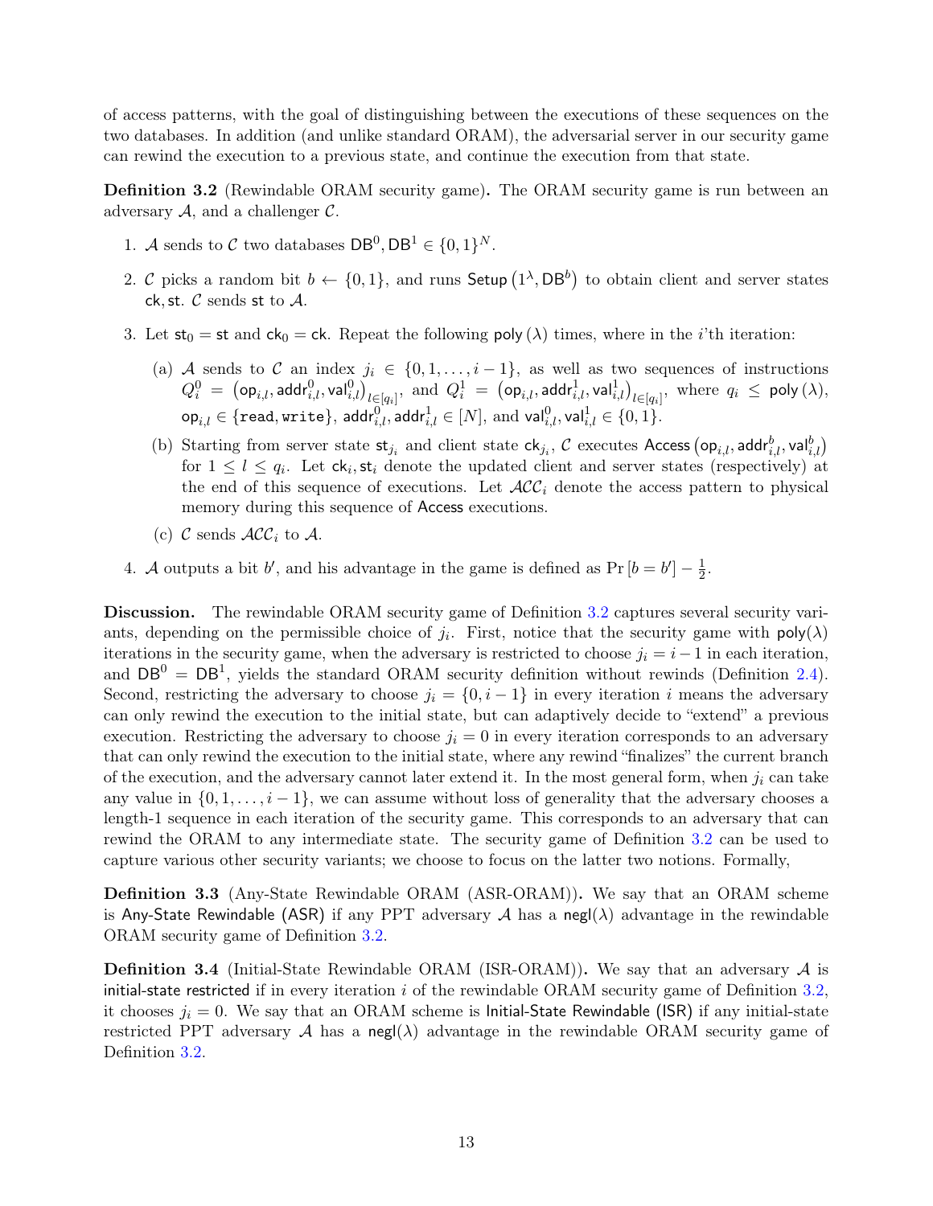of access patterns, with the goal of distinguishing between the executions of these sequences on the two databases. In addition (and unlike standard ORAM), the adversarial server in our security game can rewind the execution to a previous state, and continue the execution from that state.

**Definition 3.2** (Rewindable ORAM security game)**.** The ORAM security game is run between an adversary $\mathcal{A}$, and a challenger $\mathcal{C}$.

1. $\mathcal{A}$ sends to $\mathcal{C}$ two databases $\mathsf{DB}^0, \mathsf{DB}^1 \in \{0,1\}^N$.
2. $\mathcal{C}$ picks a random bit $b \leftarrow \{0,1\}$, and runs $\mathsf{Setup}\left(1^\lambda, \mathsf{DB}^b\right)$ to obtain client and server states $\mathsf{ck}, \mathsf{st}$. $\mathcal{C}$ sends $\mathsf{st}$ to $\mathcal{A}$.
3. Let $\mathsf{st}_0 = \mathsf{st}$ and $\mathsf{ck}_0 = \mathsf{ck}$. Repeat the following $\mathsf{poly}(\lambda)$ times, where in the $i$'th iteration:
   (a) $\mathcal{A}$ sends to $\mathcal{C}$ an index $j_i \in \{0, 1, \ldots, i-1\}$, as well as two sequences of instructions $Q_i^0 = \left(\mathsf{op}_{i,l}, \mathsf{addr}^0_{i,l}, \mathsf{val}^0_{i,l}\right)_{l \in [q_i]}$, and $Q_i^1 = \left(\mathsf{op}_{i,l}, \mathsf{addr}^1_{i,l}, \mathsf{val}^1_{i,l}\right)_{l \in [q_i]}$, where $q_i \leq \mathsf{poly}(\lambda)$, $\mathsf{op}_{i,l} \in \{\texttt{read}, \texttt{write}\}$, $\mathsf{addr}^0_{i,l}, \mathsf{addr}^1_{i,l} \in [N]$, and $\mathsf{val}^0_{i,l}, \mathsf{val}^1_{i,l} \in \{0,1\}$.
   (b) Starting from server state $\mathsf{st}_{j_i}$ and client state $\mathsf{ck}_{j_i}$, $\mathcal{C}$ executes $\mathsf{Access}\left(\mathsf{op}_{i,l}, \mathsf{addr}^b_{i,l}, \mathsf{val}^b_{i,l}\right)$ for $1 \leq l \leq q_i$. Let $\mathsf{ck}_i, \mathsf{st}_i$ denote the updated client and server states (respectively) at the end of this sequence of executions. Let $\mathcal{ACC}_i$ denote the access pattern to physical memory during this sequence of $\mathsf{Access}$ executions.
   (c) $\mathcal{C}$ sends $\mathcal{ACC}_i$ to $\mathcal{A}$.
4. $\mathcal{A}$ outputs a bit $b'$, and his advantage in the game is defined as $\Pr[b = b'] - \frac{1}{2}$.

**Discussion.** The rewindable ORAM security game of Definition 3.2 captures several security variants, depending on the permissible choice of $j_i$. First, notice that the security game with $\mathsf{poly}(\lambda)$ iterations in the security game, when the adversary is restricted to choose $j_i = i-1$ in each iteration, and $\mathsf{DB}^0 = \mathsf{DB}^1$, yields the standard ORAM security definition without rewinds (Definition 2.4). Second, restricting the adversary to choose $j_i = \{0, i-1\}$ in every iteration $i$ means the adversary can only rewind the execution to the initial state, but can adaptively decide to "extend" a previous execution. Restricting the adversary to choose $j_i = 0$ in every iteration corresponds to an adversary that can only rewind the execution to the initial state, where any rewind "finalizes" the current branch of the execution, and the adversary cannot later extend it. In the most general form, when $j_i$ can take any value in $\{0, 1, \ldots, i-1\}$, we can assume without loss of generality that the adversary chooses a length-1 sequence in each iteration of the security game. This corresponds to an adversary that can rewind the ORAM to any intermediate state. The security game of Definition 3.2 can be used to capture various other security variants; we choose to focus on the latter two notions. Formally,

**Definition 3.3** (Any-State Rewindable ORAM (ASR-ORAM))**.** We say that an ORAM scheme is Any-State Rewindable (ASR) if any PPT adversary $\mathcal{A}$ has a $\mathsf{negl}(\lambda)$ advantage in the rewindable ORAM security game of Definition 3.2.

**Definition 3.4** (Initial-State Rewindable ORAM (ISR-ORAM))**.** We say that an adversary $\mathcal{A}$ is initial-state restricted if in every iteration $i$ of the rewindable ORAM security game of Definition 3.2, it chooses $j_i = 0$. We say that an ORAM scheme is Initial-State Rewindable (ISR) if any initial-state restricted PPT adversary $\mathcal{A}$ has a $\mathsf{negl}(\lambda)$ advantage in the rewindable ORAM security game of Definition 3.2.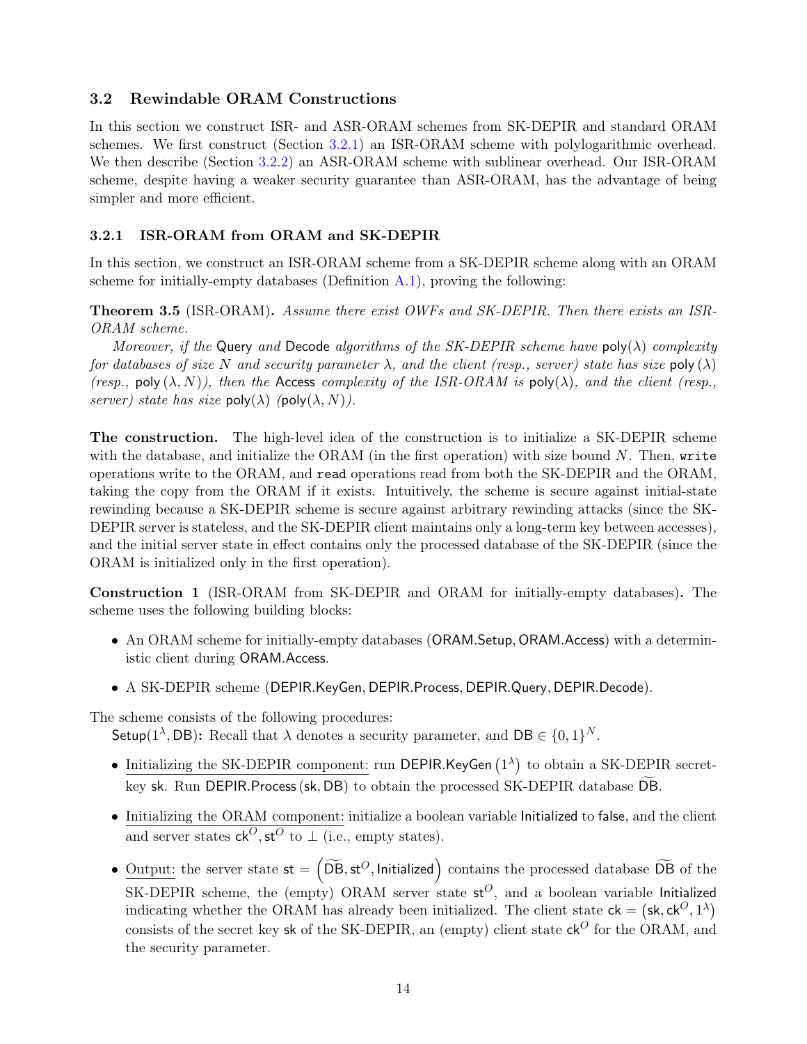### 3.2 Rewindable ORAM Constructions

In this section we construct ISR- and ASR-ORAM schemes from SK-DEPIR and standard ORAM schemes. We first construct (Section 3.2.1) an ISR-ORAM scheme with polylogarithmic overhead. We then describe (Section 3.2.2) an ASR-ORAM scheme with sublinear overhead. Our ISR-ORAM scheme, despite having a weaker security guarantee than ASR-ORAM, has the advantage of being simpler and more efficient.

#### 3.2.1 ISR-ORAM from ORAM and SK-DEPIR

In this section, we construct an ISR-ORAM scheme from a SK-DEPIR scheme along with an ORAM scheme for initially-empty databases (Definition A.1), proving the following:

**Theorem 3.5** (ISR-ORAM)**.** *Assume there exist OWFs and SK-DEPIR. Then there exists an ISR-ORAM scheme.*

*Moreover, if the* Query *and* Decode *algorithms of the SK-DEPIR scheme have* $\mathsf{poly}(\lambda)$ *complexity for databases of size* $N$ *and security parameter* $\lambda$*, and the client (resp., server) state has size* $\mathsf{poly}(\lambda)$ *(resp.,* $\mathsf{poly}(\lambda, N)$*), then the* Access *complexity of the ISR-ORAM is* $\mathsf{poly}(\lambda)$*, and the client (resp., server) state has size* $\mathsf{poly}(\lambda)$ *(*$\mathsf{poly}(\lambda, N)$*).*

**The construction.** The high-level idea of the construction is to initialize a SK-DEPIR scheme with the database, and initialize the ORAM (in the first operation) with size bound $N$. Then, `write` operations write to the ORAM, and `read` operations read from both the SK-DEPIR and the ORAM, taking the copy from the ORAM if it exists. Intuitively, the scheme is secure against initial-state rewinding because a SK-DEPIR scheme is secure against arbitrary rewinding attacks (since the SK-DEPIR server is stateless, and the SK-DEPIR client maintains only a long-term key between accesses), and the initial server state in effect contains only the processed database of the SK-DEPIR (since the ORAM is initialized only in the first operation).

**Construction 1** (ISR-ORAM from SK-DEPIR and ORAM for initially-empty databases)**.** The scheme uses the following building blocks:

- An ORAM scheme for initially-empty databases (ORAM.Setup, ORAM.Access) with a deterministic client during ORAM.Access.
- A SK-DEPIR scheme (DEPIR.KeyGen, DEPIR.Process, DEPIR.Query, DEPIR.Decode).

The scheme consists of the following procedures:

$\mathsf{Setup}(1^\lambda, \mathsf{DB})$**:** Recall that $\lambda$ denotes a security parameter, and $\mathsf{DB} \in \{0,1\}^N$.

- Initializing the SK-DEPIR component: run $\mathsf{DEPIR.KeyGen}\left(1^\lambda\right)$ to obtain a SK-DEPIR secret-key $\mathsf{sk}$. Run $\mathsf{DEPIR.Process}\left(\mathsf{sk}, \mathsf{DB}\right)$ to obtain the processed SK-DEPIR database $\widetilde{\mathsf{DB}}$.
- Initializing the ORAM component: initialize a boolean variable Initialized to false, and the client and server states $\mathsf{ck}^O, \mathsf{st}^O$ to $\perp$ (i.e., empty states).
- Output: the server state $\mathsf{st} = \left(\widetilde{\mathsf{DB}}, \mathsf{st}^O, \mathsf{Initialized}\right)$ contains the processed database $\widetilde{\mathsf{DB}}$ of the SK-DEPIR scheme, the (empty) ORAM server state $\mathsf{st}^O$, and a boolean variable Initialized indicating whether the ORAM has already been initialized. The client state $\mathsf{ck} = \left(\mathsf{sk}, \mathsf{ck}^O, 1^\lambda\right)$ consists of the secret key $\mathsf{sk}$ of the SK-DEPIR, an (empty) client state $\mathsf{ck}^O$ for the ORAM, and the security parameter.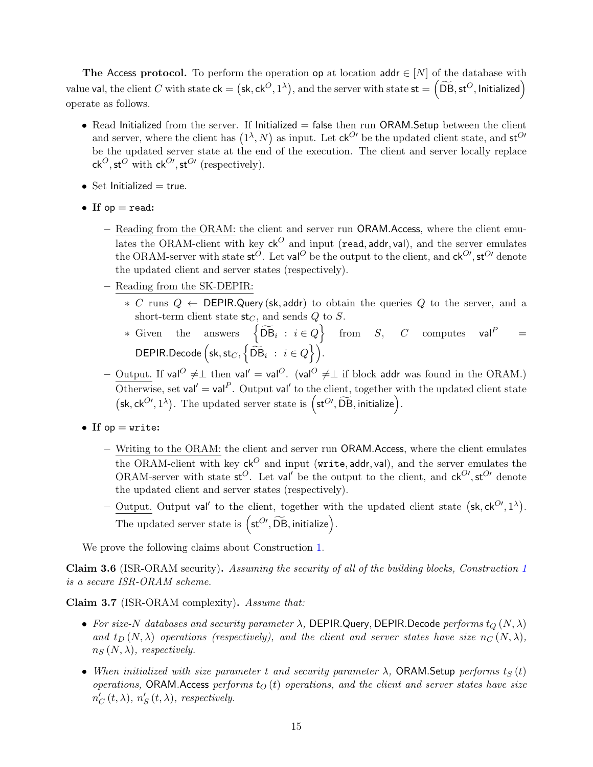**The Access protocol.** To perform the operation $\mathsf{op}$ at location $\mathsf{addr} \in [N]$ of the database with value $\mathsf{val}$, the client $C$ with state $\mathsf{ck} = \left(\mathsf{sk}, \mathsf{ck}^O, 1^\lambda\right)$, and the server with state $\mathsf{st} = \left(\widetilde{\mathsf{DB}}, \mathsf{st}^O, \mathsf{Initialized}\right)$ operate as follows.

- Read $\mathsf{Initialized}$ from the server. If $\mathsf{Initialized} = \mathsf{false}$ then run $\mathsf{ORAM.Setup}$ between the client and server, where the client has $\left(1^\lambda, N\right)$ as input. Let $\mathsf{ck}^{O\prime}$ be the updated client state, and $\mathsf{st}^{O\prime}$ be the updated server state at the end of the execution. The client and server locally replace $\mathsf{ck}^O, \mathsf{st}^O$ with $\mathsf{ck}^{O\prime}, \mathsf{st}^{O\prime}$ (respectively).
- Set $\mathsf{Initialized} = \mathsf{true}$.
- **If** $\mathsf{op} = \mathtt{read}$**:**
  - Reading from the ORAM: the client and server run $\mathsf{ORAM.Access}$, where the client emulates the ORAM-client with key $\mathsf{ck}^O$ and input $(\mathtt{read}, \mathsf{addr}, \mathsf{val})$, and the server emulates the ORAM-server with state $\mathsf{st}^O$. Let $\mathsf{val}^O$ be the output to the client, and $\mathsf{ck}^{O\prime}, \mathsf{st}^{O\prime}$ denote the updated client and server states (respectively).
  - Reading from the SK-DEPIR:
    - $C$ runs $Q \leftarrow \mathsf{DEPIR.Query}(\mathsf{sk}, \mathsf{addr})$ to obtain the queries $Q$ to the server, and a short-term client state $\mathsf{st}_C$, and sends $Q$ to $S$.
    - Given the answers $\left\{\widetilde{\mathsf{DB}}_i \ : \ i \in Q\right\}$ from $S$, $C$ computes $\mathsf{val}^P = \mathsf{DEPIR.Decode}\left(\mathsf{sk}, \mathsf{st}_C, \left\{\widetilde{\mathsf{DB}}_i \ : \ i \in Q\right\}\right)$.
  - Output. If $\mathsf{val}^O \neq \perp$ then $\mathsf{val}' = \mathsf{val}^O$. ($\mathsf{val}^O \neq \perp$ if block $\mathsf{addr}$ was found in the ORAM.) Otherwise, set $\mathsf{val}' = \mathsf{val}^P$. Output $\mathsf{val}'$ to the client, together with the updated client state $\left(\mathsf{sk}, \mathsf{ck}^{O\prime}, 1^\lambda\right)$. The updated server state is $\left(\mathsf{st}^{O\prime}, \widetilde{\mathsf{DB}}, \mathsf{initialize}\right)$.
- **If** $\mathsf{op} = \mathtt{write}$**:**
  - Writing to the ORAM: the client and server run $\mathsf{ORAM.Access}$, where the client emulates the ORAM-client with key $\mathsf{ck}^O$ and input $(\mathtt{write}, \mathsf{addr}, \mathsf{val})$, and the server emulates the ORAM-server with state $\mathsf{st}^O$. Let $\mathsf{val}'$ be the output to the client, and $\mathsf{ck}^{O\prime}, \mathsf{st}^{O\prime}$ denote the updated client and server states (respectively).
  - Output. Output $\mathsf{val}'$ to the client, together with the updated client state $\left(\mathsf{sk}, \mathsf{ck}^{O\prime}, 1^\lambda\right)$. The updated server state is $\left(\mathsf{st}^{O\prime}, \widetilde{\mathsf{DB}}, \mathsf{initialize}\right)$.

We prove the following claims about Construction 1.

**Claim 3.6** (ISR-ORAM security)**.** *Assuming the security of all of the building blocks, Construction 1 is a secure ISR-ORAM scheme.*

**Claim 3.7** (ISR-ORAM complexity)**.** *Assume that:*

- *For size-$N$ databases and security parameter $\lambda$, $\mathsf{DEPIR.Query}, \mathsf{DEPIR.Decode}$ performs $t_Q(N, \lambda)$ and $t_D(N, \lambda)$ operations (respectively), and the client and server states have size $n_C(N, \lambda)$, $n_S(N, \lambda)$, respectively.*
- *When initialized with size parameter $t$ and security parameter $\lambda$, $\mathsf{ORAM.Setup}$ performs $t_S(t)$ operations, $\mathsf{ORAM.Access}$ performs $t_O(t)$ operations, and the client and server states have size $n'_C(t, \lambda)$, $n'_S(t, \lambda)$, respectively.*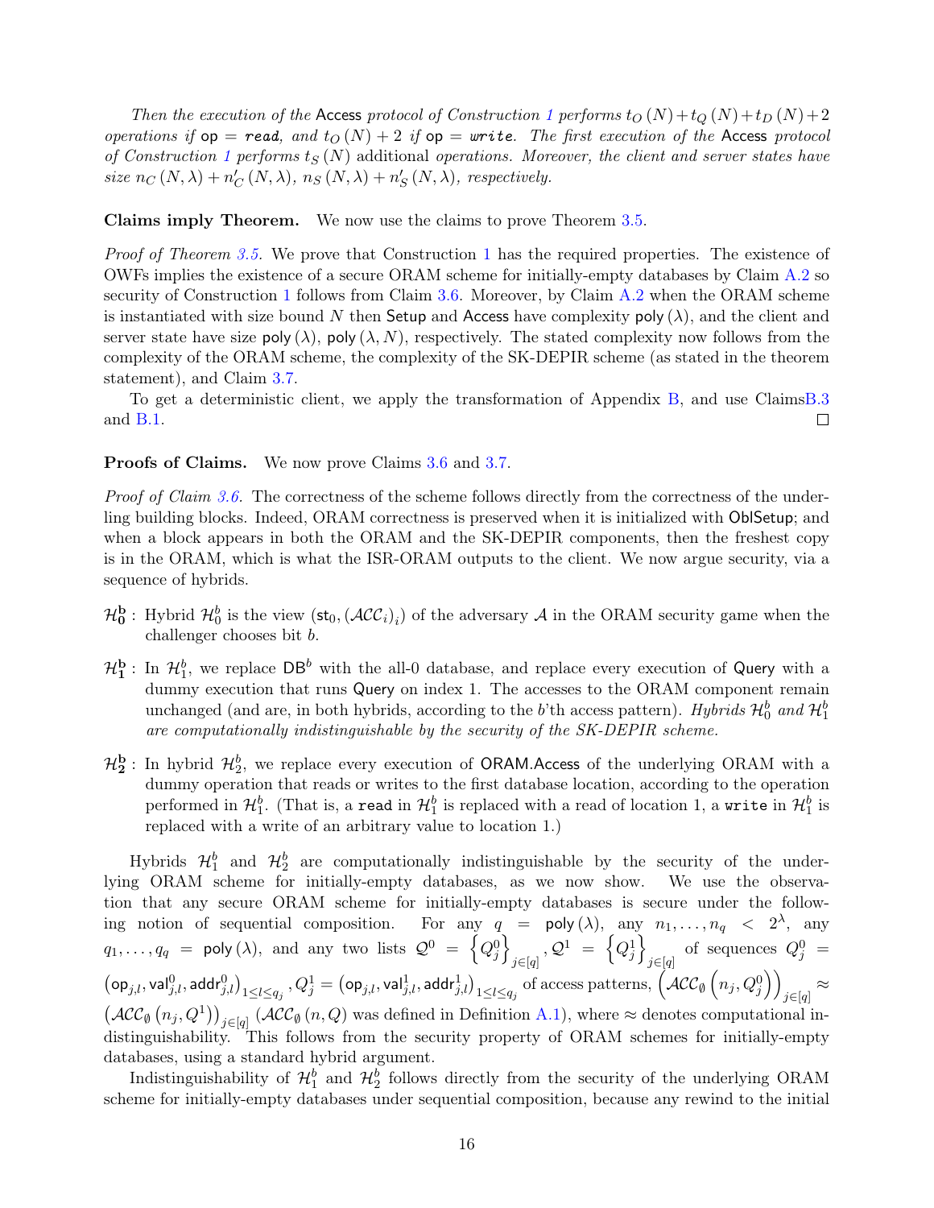*Then the execution of the* Access *protocol of Construction 1 performs* $t_O(N) + t_Q(N) + t_D(N) + 2$ *operations if* $\mathsf{op} = \mathtt{read}$*, and* $t_O(N) + 2$ *if* $\mathsf{op} = \mathtt{write}$*. The first execution of the* Access *protocol of Construction 1 performs* $t_S(N)$ *additional operations. Moreover, the client and server states have size* $n_C(N,\lambda) + n'_C(N,\lambda)$*,* $n_S(N,\lambda) + n'_S(N,\lambda)$*, respectively.*

**Claims imply Theorem.** We now use the claims to prove Theorem 3.5.

*Proof of Theorem 3.5.* We prove that Construction 1 has the required properties. The existence of OWFs implies the existence of a secure ORAM scheme for initially-empty databases by Claim A.2 so security of Construction 1 follows from Claim 3.6. Moreover, by Claim A.2 when the ORAM scheme is instantiated with size bound $N$ then Setup and Access have complexity $\mathsf{poly}(\lambda)$, and the client and server state have size $\mathsf{poly}(\lambda)$, $\mathsf{poly}(\lambda, N)$, respectively. The stated complexity now follows from the complexity of the ORAM scheme, the complexity of the SK-DEPIR scheme (as stated in the theorem statement), and Claim 3.7.

To get a deterministic client, we apply the transformation of Appendix B, and use ClaimsB.3 and B.1. ◻

**Proofs of Claims.** We now prove Claims 3.6 and 3.7.

*Proof of Claim 3.6.* The correctness of the scheme follows directly from the correctness of the underling building blocks. Indeed, ORAM correctness is preserved when it is initialized with OblSetup; and when a block appears in both the ORAM and the SK-DEPIR components, then the freshest copy is in the ORAM, which is what the ISR-ORAM outputs to the client. We now argue security, via a sequence of hybrids.

- $\mathcal{H}_0^b$: Hybrid $\mathcal{H}_0^b$ is the view $(\mathsf{st}_0, (\mathcal{ACC}_i)_i)$ of the adversary $\mathcal{A}$ in the ORAM security game when the challenger chooses bit $b$.
- $\mathcal{H}_1^b$: In $\mathcal{H}_1^b$, we replace $\mathsf{DB}^b$ with the all-0 database, and replace every execution of Query with a dummy execution that runs Query on index 1. The accesses to the ORAM component remain unchanged (and are, in both hybrids, according to the $b$'th access pattern). *Hybrids* $\mathcal{H}_0^b$ *and* $\mathcal{H}_1^b$ *are computationally indistinguishable by the security of the SK-DEPIR scheme.*
- $\mathcal{H}_2^b$: In hybrid $\mathcal{H}_2^b$, we replace every execution of ORAM.Access of the underlying ORAM with a dummy operation that reads or writes to the first database location, according to the operation performed in $\mathcal{H}_1^b$. (That is, a `read` in $\mathcal{H}_1^b$ is replaced with a read of location 1, a `write` in $\mathcal{H}_1^b$ is replaced with a write of an arbitrary value to location 1.)

Hybrids $\mathcal{H}_1^b$ and $\mathcal{H}_2^b$ are computationally indistinguishable by the security of the underlying ORAM scheme for initially-empty databases, as we now show. We use the observation that any secure ORAM scheme for initially-empty databases is secure under the following notion of sequential composition. For any $q = \mathsf{poly}(\lambda)$, any $n_1, \ldots, n_q < 2^\lambda$, any $q_1, \ldots, q_q = \mathsf{poly}(\lambda)$, and any two lists $\mathcal{Q}^0 = \left\{Q_j^0\right\}_{j\in[q]}, \mathcal{Q}^1 = \left\{Q_j^1\right\}_{j\in[q]}$ of sequences $Q_j^0 = \left(\mathsf{op}_{j,l}, \mathsf{val}_{j,l}^0, \mathsf{addr}_{j,l}^0\right)_{1\le l\le q_j}, Q_j^1 = \left(\mathsf{op}_{j,l}, \mathsf{val}_{j,l}^1, \mathsf{addr}_{j,l}^1\right)_{1\le l\le q_j}$ of access patterns, $\left(\mathcal{ACC}_\emptyset\left(n_j, Q_j^0\right)\right)_{j\in[q]} \approx \left(\mathcal{ACC}_\emptyset\left(n_j, Q^1\right)\right)_{j\in[q]}$ ($\mathcal{ACC}_\emptyset(n, Q)$ was defined in Definition A.1), where $\approx$ denotes computational indistinguishability. This follows from the security property of ORAM schemes for initially-empty databases, using a standard hybrid argument.

Indistinguishability of $\mathcal{H}_1^b$ and $\mathcal{H}_2^b$ follows directly from the security of the underlying ORAM scheme for initially-empty databases under sequential composition, because any rewind to the initial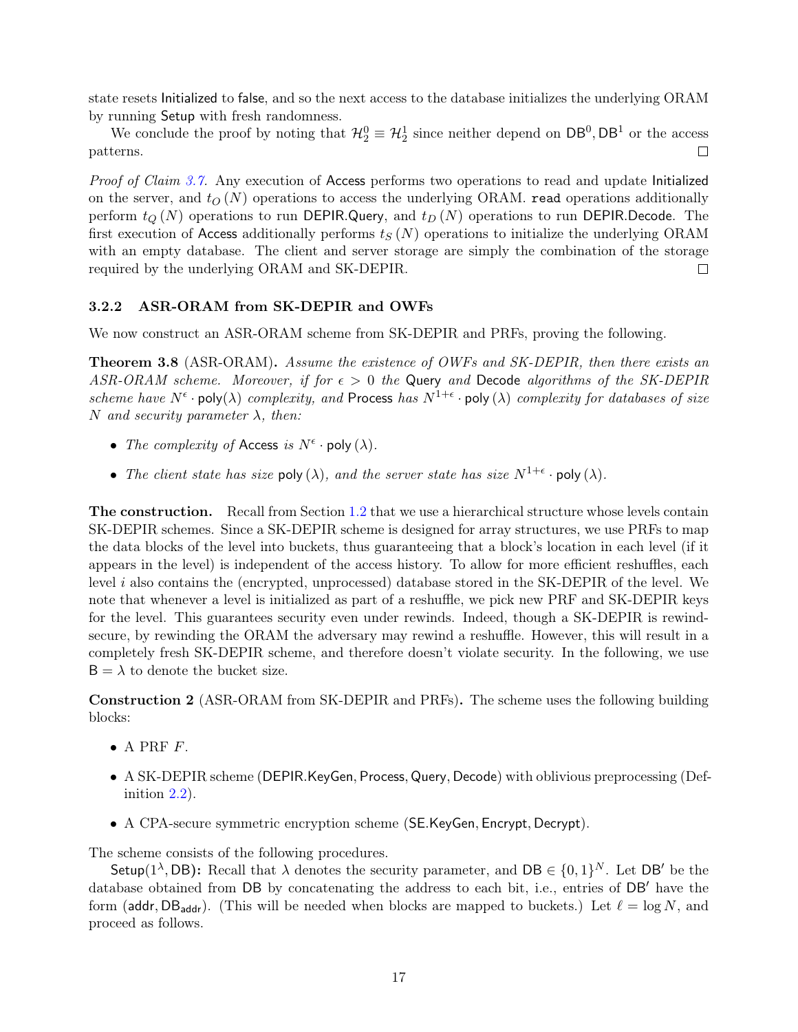state resets Initialized to false, and so the next access to the database initializes the underlying ORAM by running Setup with fresh randomness.

We conclude the proof by noting that $\mathcal{H}_2^0 \equiv \mathcal{H}_2^1$ since neither depend on $\mathsf{DB}^0, \mathsf{DB}^1$ or the access patterns. □

*Proof of Claim 3.7.* Any execution of Access performs two operations to read and update Initialized on the server, and $t_O(N)$ operations to access the underlying ORAM. `read` operations additionally perform $t_Q(N)$ operations to run DEPIR.Query, and $t_D(N)$ operations to run DEPIR.Decode. The first execution of Access additionally performs $t_S(N)$ operations to initialize the underlying ORAM with an empty database. The client and server storage are simply the combination of the storage required by the underlying ORAM and SK-DEPIR. □

### 3.2.2 ASR-ORAM from SK-DEPIR and OWFs

We now construct an ASR-ORAM scheme from SK-DEPIR and PRFs, proving the following.

**Theorem 3.8** (ASR-ORAM)**.** *Assume the existence of OWFs and SK-DEPIR, then there exists an ASR-ORAM scheme. Moreover, if for $\epsilon > 0$ the* Query *and* Decode *algorithms of the SK-DEPIR scheme have $N^\epsilon \cdot \mathsf{poly}(\lambda)$ complexity, and* Process *has $N^{1+\epsilon} \cdot \mathsf{poly}(\lambda)$ complexity for databases of size $N$ and security parameter $\lambda$, then:*

- *The complexity of* Access *is $N^\epsilon \cdot \mathsf{poly}(\lambda)$.*
- *The client state has size $\mathsf{poly}(\lambda)$, and the server state has size $N^{1+\epsilon} \cdot \mathsf{poly}(\lambda)$.*

**The construction.** Recall from Section 1.2 that we use a hierarchical structure whose levels contain SK-DEPIR schemes. Since a SK-DEPIR scheme is designed for array structures, we use PRFs to map the data blocks of the level into buckets, thus guaranteeing that a block's location in each level (if it appears in the level) is independent of the access history. To allow for more efficient reshuffles, each level $i$ also contains the (encrypted, unprocessed) database stored in the SK-DEPIR of the level. We note that whenever a level is initialized as part of a reshuffle, we pick new PRF and SK-DEPIR keys for the level. This guarantees security even under rewinds. Indeed, though a SK-DEPIR is rewind-secure, by rewinding the ORAM the adversary may rewind a reshuffle. However, this will result in a completely fresh SK-DEPIR scheme, and therefore doesn't violate security. In the following, we use $\mathsf{B} = \lambda$ to denote the bucket size.

**Construction 2** (ASR-ORAM from SK-DEPIR and PRFs)**.** The scheme uses the following building blocks:

- A PRF $F$.
- A SK-DEPIR scheme (DEPIR.KeyGen, Process, Query, Decode) with oblivious preprocessing (Definition 2.2).
- A CPA-secure symmetric encryption scheme (SE.KeyGen, Encrypt, Decrypt).

The scheme consists of the following procedures.

Setup$(1^\lambda, \mathsf{DB})$**:** Recall that $\lambda$ denotes the security parameter, and $\mathsf{DB} \in \{0,1\}^N$. Let $\mathsf{DB}'$ be the database obtained from $\mathsf{DB}$ by concatenating the address to each bit, i.e., entries of $\mathsf{DB}'$ have the form $(\mathsf{addr}, \mathsf{DB}_{\mathsf{addr}})$. (This will be needed when blocks are mapped to buckets.) Let $\ell = \log N$, and proceed as follows.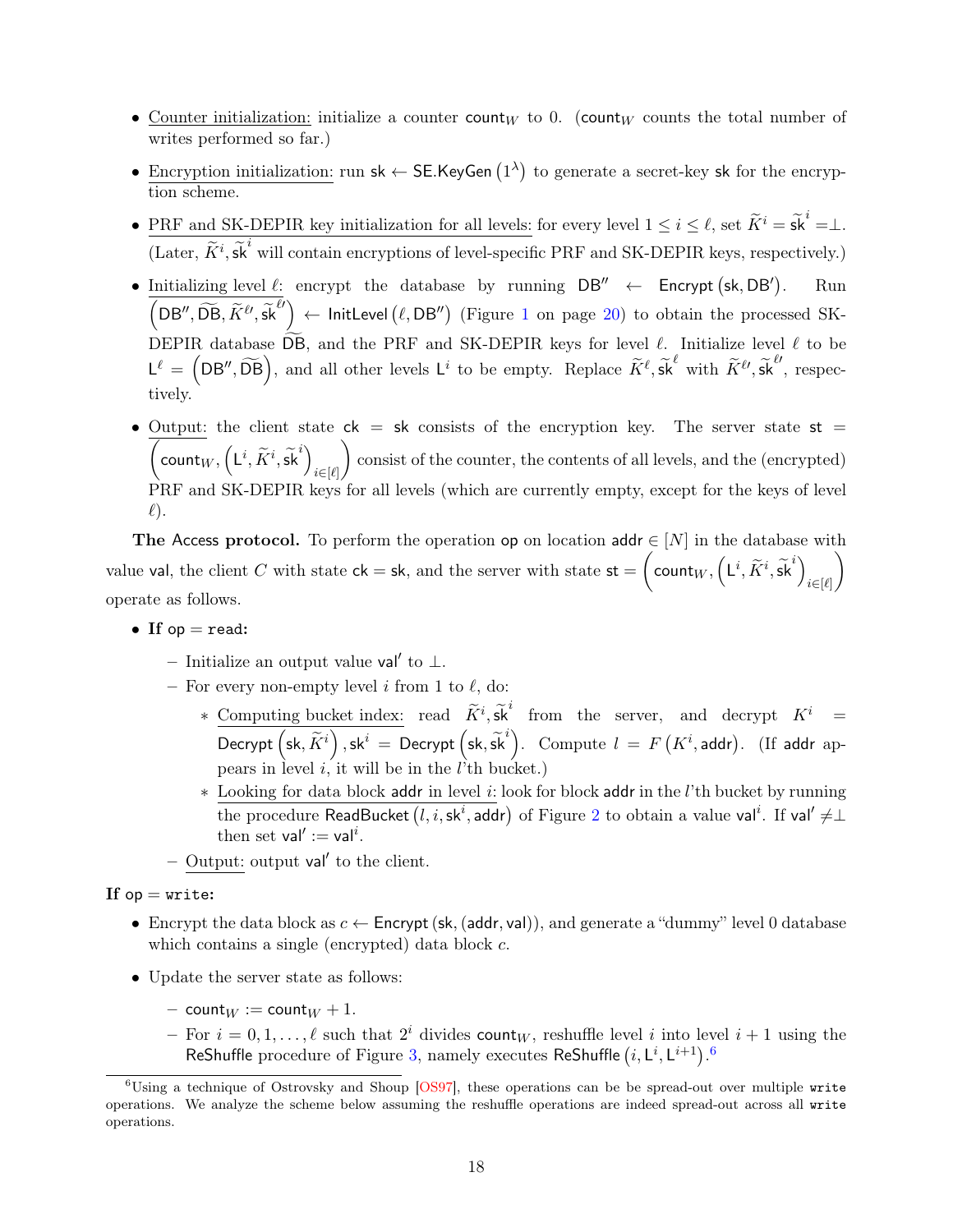- Counter initialization: initialize a counter $\mathsf{count}_W$ to 0. ($\mathsf{count}_W$ counts the total number of writes performed so far.)
- Encryption initialization: run $\mathsf{sk} \leftarrow \mathsf{SE.KeyGen}\left(1^\lambda\right)$ to generate a secret-key $\mathsf{sk}$ for the encryption scheme.
- PRF and SK-DEPIR key initialization for all levels: for every level $1 \leq i \leq \ell$, set $\widetilde{K}^i = \widetilde{\mathsf{sk}}^i = \perp$. (Later, $\widetilde{K}^i, \widetilde{\mathsf{sk}}^i$ will contain encryptions of level-specific PRF and SK-DEPIR keys, respectively.)
- Initializing level $\ell$: encrypt the database by running $\mathsf{DB}'' \leftarrow \mathsf{Encrypt}\left(\mathsf{sk}, \mathsf{DB}'\right)$. Run $\left(\mathsf{DB}'', \widetilde{\mathsf{DB}}, \widetilde{K}^{\ell\prime}, \widetilde{\mathsf{sk}}^{\ell\prime}\right) \leftarrow \mathsf{InitLevel}\left(\ell, \mathsf{DB}''\right)$ (Figure 1 on page 20) to obtain the processed SK-DEPIR database $\widetilde{\mathsf{DB}}$, and the PRF and SK-DEPIR keys for level $\ell$. Initialize level $\ell$ to be $\mathsf{L}^\ell = \left(\mathsf{DB}'', \widetilde{\mathsf{DB}}\right)$, and all other levels $\mathsf{L}^i$ to be empty. Replace $\widetilde{K}^\ell, \widetilde{\mathsf{sk}}^\ell$ with $\widetilde{K}^{\ell\prime}, \widetilde{\mathsf{sk}}^{\ell\prime}$, respectively.
- Output: the client state $\mathsf{ck} = \mathsf{sk}$ consists of the encryption key. The server state $\mathsf{st} = \left(\mathsf{count}_W, \left(\mathsf{L}^i, \widetilde{K}^i, \widetilde{\mathsf{sk}}^i\right)_{i\in[\ell]}\right)$ consist of the counter, the contents of all levels, and the (encrypted) PRF and SK-DEPIR keys for all levels (which are currently empty, except for the keys of level $\ell$).

**The Access protocol.** To perform the operation $\mathsf{op}$ on location $\mathsf{addr} \in [N]$ in the database with value $\mathsf{val}$, the client $C$ with state $\mathsf{ck} = \mathsf{sk}$, and the server with state $\mathsf{st} = \left(\mathsf{count}_W, \left(\mathsf{L}^i, \widetilde{K}^i, \widetilde{\mathsf{sk}}^i\right)_{i\in[\ell]}\right)$ operate as follows.

- **If $\mathsf{op} = \mathtt{read}$:**
  - Initialize an output value $\mathsf{val}'$ to $\perp$.
  - For every non-empty level $i$ from 1 to $\ell$, do:
    - Computing bucket index: read $\widetilde{K}^i, \widetilde{\mathsf{sk}}^i$ from the server, and decrypt $K^i = \mathsf{Decrypt}\left(\mathsf{sk}, \widetilde{K}^i\right), \mathsf{sk}^i = \mathsf{Decrypt}\left(\mathsf{sk}, \widetilde{\mathsf{sk}}^i\right)$. Compute $l = F\left(K^i, \mathsf{addr}\right)$. (If $\mathsf{addr}$ appears in level $i$, it will be in the $l$'th bucket.)
    - Looking for data block $\mathsf{addr}$ in level $i$: look for block $\mathsf{addr}$ in the $l$'th bucket by running the procedure $\mathsf{ReadBucket}\left(l, i, \mathsf{sk}^i, \mathsf{addr}\right)$ of Figure 2 to obtain a value $\mathsf{val}^i$. If $\mathsf{val}' \neq \perp$ then set $\mathsf{val}' := \mathsf{val}^i$.
  - Output: output $\mathsf{val}'$ to the client.

**If $\mathsf{op} = \mathtt{write}$:**

- Encrypt the data block as $c \leftarrow \mathsf{Encrypt}\left(\mathsf{sk}, (\mathsf{addr}, \mathsf{val})\right)$, and generate a "dummy" level 0 database which contains a single (encrypted) data block $c$.
- Update the server state as follows:
  - $\mathsf{count}_W := \mathsf{count}_W + 1$.
  - For $i = 0, 1, \ldots, \ell$ such that $2^i$ divides $\mathsf{count}_W$, reshuffle level $i$ into level $i+1$ using the $\mathsf{ReShuffle}$ procedure of Figure 3, namely executes $\mathsf{ReShuffle}\left(i, \mathsf{L}^i, \mathsf{L}^{i+1}\right)$.[6]

[6] Using a technique of Ostrovsky and Shoup [OS97], these operations can be be spread-out over multiple `write` operations. We analyze the scheme below assuming the reshuffle operations are indeed spread-out across all `write` operations.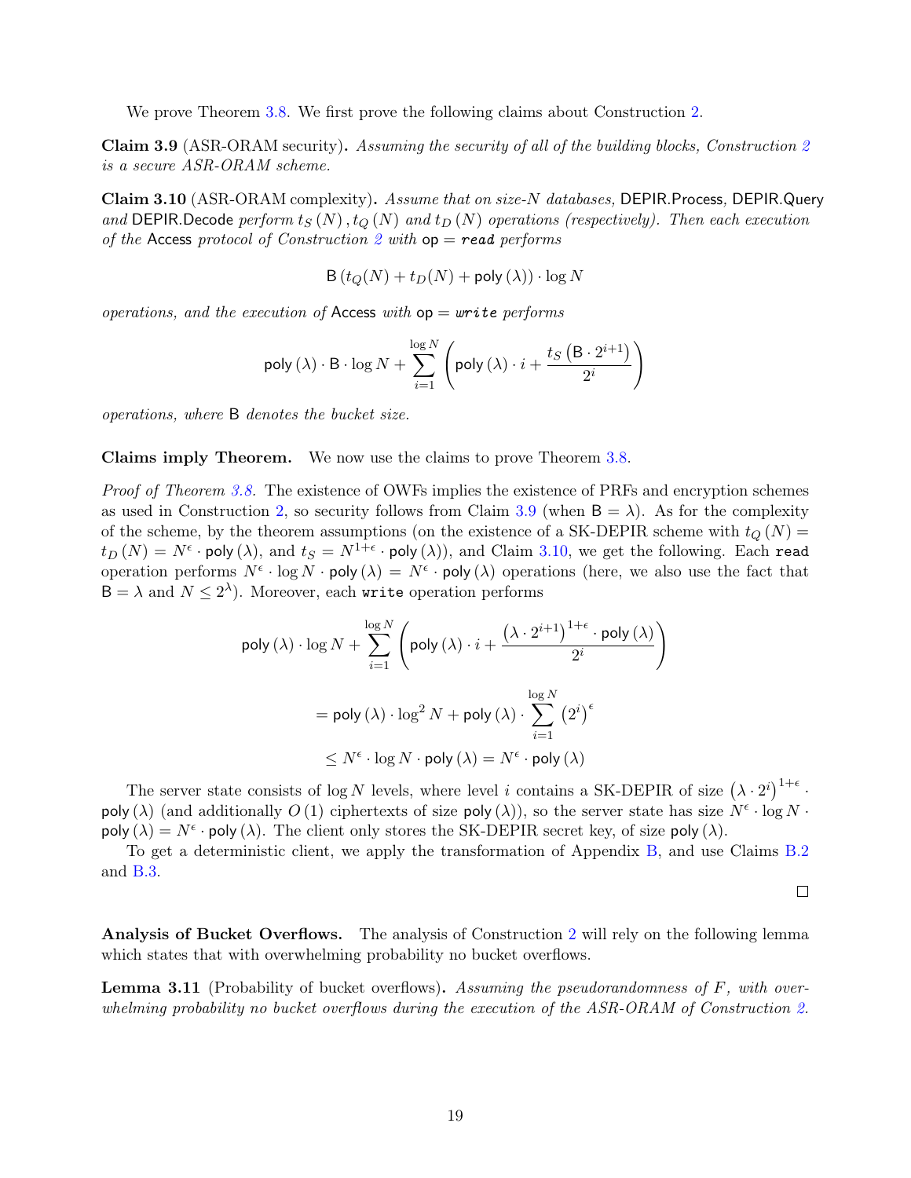We prove Theorem 3.8. We first prove the following claims about Construction 2.

**Claim 3.9** (ASR-ORAM security)**.** *Assuming the security of all of the building blocks, Construction 2 is a secure ASR-ORAM scheme.*

**Claim 3.10** (ASR-ORAM complexity)**.** *Assume that on size-$N$ databases,* $\mathsf{DEPIR.Process}$*,* $\mathsf{DEPIR.Query}$ *and* $\mathsf{DEPIR.Decode}$ *perform $t_S(N), t_Q(N)$ and $t_D(N)$ operations (respectively). Then each execution of the* $\mathsf{Access}$ *protocol of Construction 2 with* $\mathsf{op} = \texttt{read}$ *performs*

$$\mathsf{B}\left(t_Q(N) + t_D(N) + \mathsf{poly}(\lambda)\right) \cdot \log N$$

*operations, and the execution of* $\mathsf{Access}$ *with* $\mathsf{op} = \texttt{write}$ *performs*

$$\mathsf{poly}(\lambda) \cdot \mathsf{B} \cdot \log N + \sum_{i=1}^{\log N} \left( \mathsf{poly}(\lambda) \cdot i + \frac{t_S\left(\mathsf{B} \cdot 2^{i+1}\right)}{2^i} \right)$$

*operations, where* $\mathsf{B}$ *denotes the bucket size.*

**Claims imply Theorem.** We now use the claims to prove Theorem 3.8.

*Proof of Theorem 3.8.* The existence of OWFs implies the existence of PRFs and encryption schemes as used in Construction 2, so security follows from Claim 3.9 (when $\mathsf{B} = \lambda$). As for the complexity of the scheme, by the theorem assumptions (on the existence of a SK-DEPIR scheme with $t_Q(N) = t_D(N) = N^{\epsilon} \cdot \mathsf{poly}(\lambda)$, and $t_S = N^{1+\epsilon} \cdot \mathsf{poly}(\lambda)$), and Claim 3.10, we get the following. Each `read` operation performs $N^{\epsilon} \cdot \log N \cdot \mathsf{poly}(\lambda) = N^{\epsilon} \cdot \mathsf{poly}(\lambda)$ operations (here, we also use the fact that $\mathsf{B} = \lambda$ and $N \le 2^{\lambda}$). Moreover, each `write` operation performs

$$\mathsf{poly}(\lambda) \cdot \log N + \sum_{i=1}^{\log N} \left( \mathsf{poly}(\lambda) \cdot i + \frac{\left(\lambda \cdot 2^{i+1}\right)^{1+\epsilon} \cdot \mathsf{poly}(\lambda)}{2^i} \right)$$

$$= \mathsf{poly}(\lambda) \cdot \log^2 N + \mathsf{poly}(\lambda) \cdot \sum_{i=1}^{\log N} \left(2^i\right)^{\epsilon}$$

$$\le N^{\epsilon} \cdot \log N \cdot \mathsf{poly}(\lambda) = N^{\epsilon} \cdot \mathsf{poly}(\lambda)$$

The server state consists of $\log N$ levels, where level $i$ contains a SK-DEPIR of size $\left(\lambda \cdot 2^i\right)^{1+\epsilon} \cdot \mathsf{poly}(\lambda)$ (and additionally $O(1)$ ciphertexts of size $\mathsf{poly}(\lambda)$), so the server state has size $N^{\epsilon} \cdot \log N \cdot \mathsf{poly}(\lambda) = N^{\epsilon} \cdot \mathsf{poly}(\lambda)$. The client only stores the SK-DEPIR secret key, of size $\mathsf{poly}(\lambda)$.

To get a deterministic client, we apply the transformation of Appendix B, and use Claims B.2 and B.3. ☐

**Analysis of Bucket Overflows.** The analysis of Construction 2 will rely on the following lemma which states that with overwhelming probability no bucket overflows.

**Lemma 3.11** (Probability of bucket overflows)**.** *Assuming the pseudorandomness of $F$, with overwhelming probability no bucket overflows during the execution of the ASR-ORAM of Construction 2.*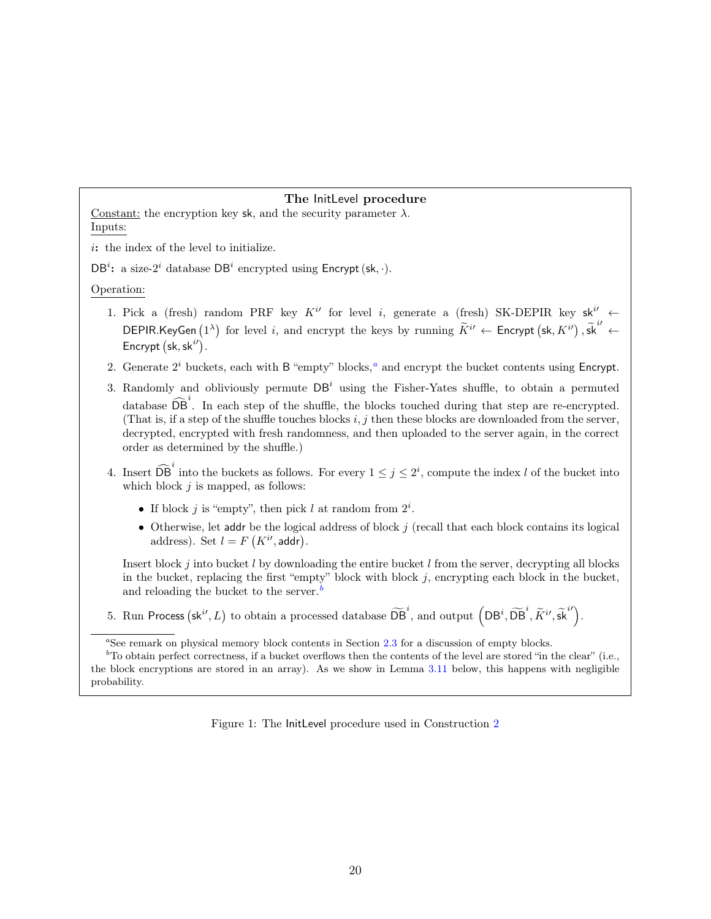**The $\mathsf{InitLevel}$ procedure**

Constant: the encryption key $\mathsf{sk}$, and the security parameter $\lambda$.

Inputs:

$i$**:** the index of the level to initialize.

$\mathsf{DB}^i$**:** a size-$2^i$ database $\mathsf{DB}^i$ encrypted using $\mathsf{Encrypt}(\mathsf{sk}, \cdot)$.

Operation:

1. Pick a (fresh) random PRF key $K^{i\prime}$ for level $i$, generate a (fresh) SK-DEPIR key $\mathsf{sk}^{i\prime} \leftarrow \mathsf{DEPIR.KeyGen}(1^\lambda)$ for level $i$, and encrypt the keys by running $\widetilde{K}^{i\prime} \leftarrow \mathsf{Encrypt}(\mathsf{sk}, K^{i\prime}), \widetilde{\mathsf{sk}}^{i\prime} \leftarrow \mathsf{Encrypt}(\mathsf{sk}, \mathsf{sk}^{i\prime})$.
2. Generate $2^i$ buckets, each with $\mathsf{B}$ "empty" blocks,[a] and encrypt the bucket contents using $\mathsf{Encrypt}$.
3. Randomly and obliviously permute $\mathsf{DB}^i$ using the Fisher-Yates shuffle, to obtain a permuted database $\widehat{\mathsf{DB}}^i$. In each step of the shuffle, the blocks touched during that step are re-encrypted. (That is, if a step of the shuffle touches blocks $i, j$ then these blocks are downloaded from the server, decrypted, encrypted with fresh randomness, and then uploaded to the server again, in the correct order as determined by the shuffle.)
4. Insert $\widehat{\mathsf{DB}}^i$ into the buckets as follows. For every $1 \leq j \leq 2^i$, compute the index $l$ of the bucket into which block $j$ is mapped, as follows:
   - If block $j$ is "empty", then pick $l$ at random from $2^i$.
   - Otherwise, let $\mathsf{addr}$ be the logical address of block $j$ (recall that each block contains its logical address). Set $l = F(K^{i\prime}, \mathsf{addr})$.

   Insert block $j$ into bucket $l$ by downloading the entire bucket $l$ from the server, decrypting all blocks in the bucket, replacing the first "empty" block with block $j$, encrypting each block in the bucket, and reloading the bucket to the server.[b]
5. Run $\mathsf{Process}(\mathsf{sk}^{i\prime}, L)$ to obtain a processed database $\widetilde{\mathsf{DB}}^i$, and output $\left(\mathsf{DB}^i, \widetilde{\mathsf{DB}}^i, \widetilde{K}^{i\prime}, \widetilde{\mathsf{sk}}^{i\prime}\right)$.

[a] See remark on physical memory block contents in Section 2.3 for a discussion of empty blocks.

[b] To obtain perfect correctness, if a bucket overflows then the contents of the level are stored "in the clear" (i.e., the block encryptions are stored in an array). As we show in Lemma 3.11 below, this happens with negligible probability.

Figure 1: The $\mathsf{InitLevel}$ procedure used in Construction 2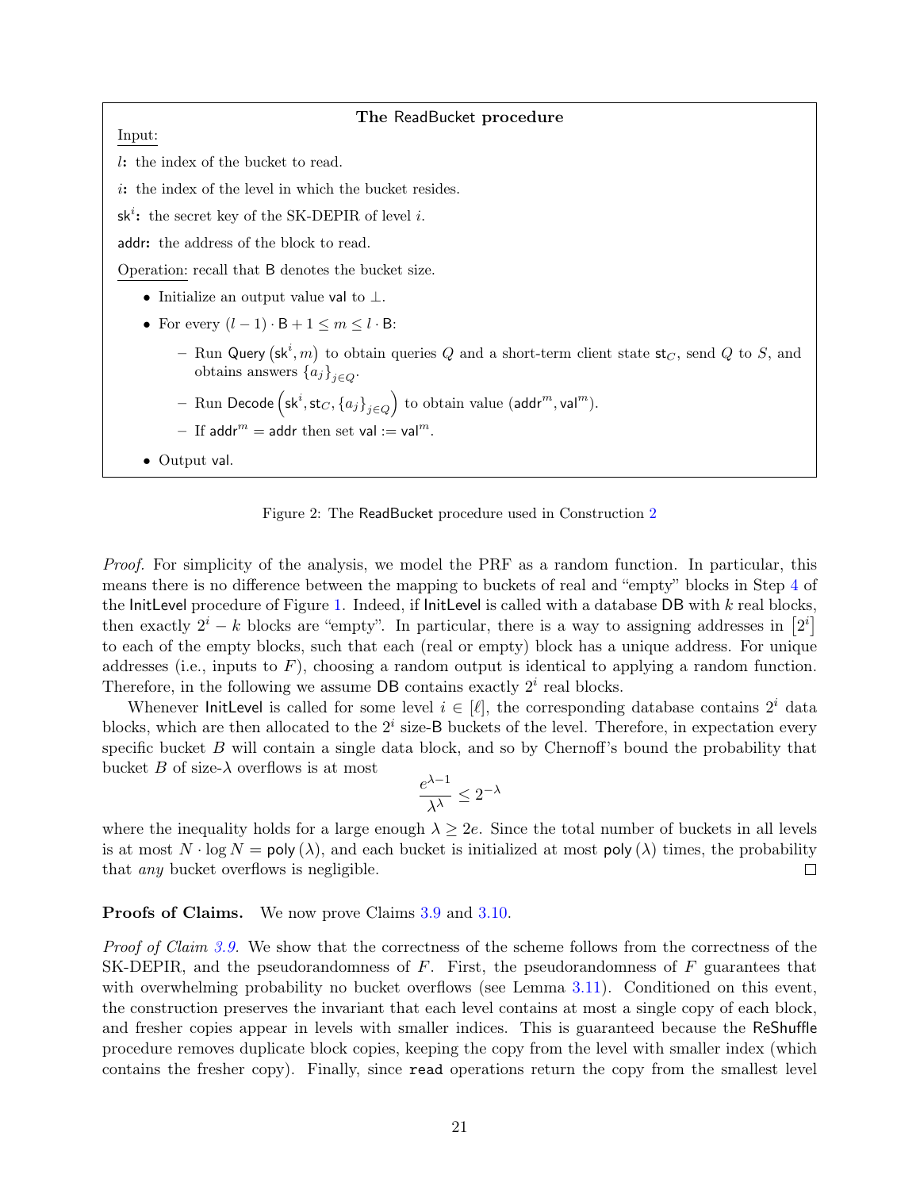**The ReadBucket procedure**

Input:

$l$**:** the index of the bucket to read.

$i$**:** the index of the level in which the bucket resides.

$\mathsf{sk}^i$**:** the secret key of the SK-DEPIR of level $i$.

$\mathsf{addr}$**:** the address of the block to read.

Operation: recall that $\mathsf{B}$ denotes the bucket size.

- Initialize an output value $\mathsf{val}$ to $\perp$.
- For every $(l-1) \cdot \mathsf{B} + 1 \leq m \leq l \cdot \mathsf{B}$:
  - Run $\mathsf{Query}\left(\mathsf{sk}^i, m\right)$ to obtain queries $Q$ and a short-term client state $\mathsf{st}_C$, send $Q$ to $S$, and obtains answers $\{a_j\}_{j \in Q}$.
  - Run $\mathsf{Decode}\left(\mathsf{sk}^i, \mathsf{st}_C, \{a_j\}_{j \in Q}\right)$ to obtain value $(\mathsf{addr}^m, \mathsf{val}^m)$.
  - If $\mathsf{addr}^m = \mathsf{addr}$ then set $\mathsf{val} := \mathsf{val}^m$.
- Output $\mathsf{val}$.

Figure 2: The ReadBucket procedure used in Construction 2

*Proof.* For simplicity of the analysis, we model the PRF as a random function. In particular, this means there is no difference between the mapping to buckets of real and "empty" blocks in Step 4 of the InitLevel procedure of Figure 1. Indeed, if InitLevel is called with a database DB with $k$ real blocks, then exactly $2^i - k$ blocks are "empty". In particular, there is a way to assigning addresses in $\left[2^i\right]$ to each of the empty blocks, such that each (real or empty) block has a unique address. For unique addresses (i.e., inputs to $F$), choosing a random output is identical to applying a random function. Therefore, in the following we assume DB contains exactly $2^i$ real blocks.

Whenever InitLevel is called for some level $i \in [\ell]$, the corresponding database contains $2^i$ data blocks, which are then allocated to the $2^i$ size-$\mathsf{B}$ buckets of the level. Therefore, in expectation every specific bucket $B$ will contain a single data block, and so by Chernoff's bound the probability that bucket $B$ of size-$\lambda$ overflows is at most

$$\frac{e^{\lambda-1}}{\lambda^\lambda} \leq 2^{-\lambda}$$

where the inequality holds for a large enough $\lambda \geq 2e$. Since the total number of buckets in all levels is at most $N \cdot \log N = \mathsf{poly}(\lambda)$, and each bucket is initialized at most $\mathsf{poly}(\lambda)$ times, the probability that *any* bucket overflows is negligible. $\square$

**Proofs of Claims.** We now prove Claims 3.9 and 3.10.

*Proof of Claim 3.9.* We show that the correctness of the scheme follows from the correctness of the SK-DEPIR, and the pseudorandomness of $F$. First, the pseudorandomness of $F$ guarantees that with overwhelming probability no bucket overflows (see Lemma 3.11). Conditioned on this event, the construction preserves the invariant that each level contains at most a single copy of each block, and fresher copies appear in levels with smaller indices. This is guaranteed because the ReShuffle procedure removes duplicate block copies, keeping the copy from the level with smaller index (which contains the fresher copy). Finally, since `read` operations return the copy from the smallest level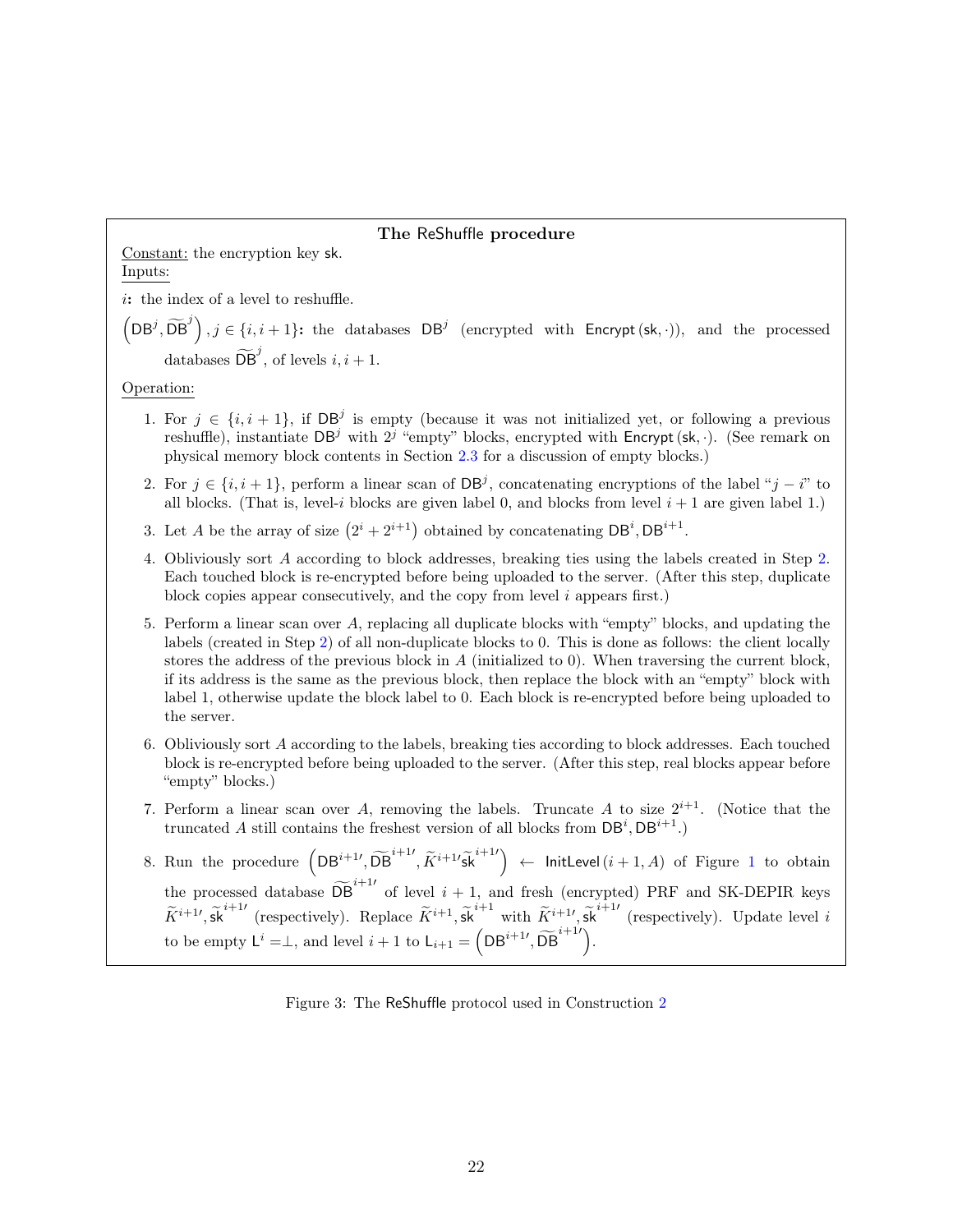**The ReShuffle procedure**

Constant: the encryption key sk.

Inputs:

$i$: the index of a level to reshuffle.

$\left(\mathsf{DB}^j, \widetilde{\mathsf{DB}}^j\right), j \in \{i, i+1\}$: the databases $\mathsf{DB}^j$ (encrypted with $\mathsf{Encrypt}(\mathsf{sk}, \cdot)$), and the processed databases $\widetilde{\mathsf{DB}}^j$, of levels $i, i+1$.

Operation:

1. For $j \in \{i, i+1\}$, if $\mathsf{DB}^j$ is empty (because it was not initialized yet, or following a previous reshuffle), instantiate $\mathsf{DB}^j$ with $2^j$ "empty" blocks, encrypted with $\mathsf{Encrypt}(\mathsf{sk}, \cdot)$. (See remark on physical memory block contents in Section 2.3 for a discussion of empty blocks.)
2. For $j \in \{i, i+1\}$, perform a linear scan of $\mathsf{DB}^j$, concatenating encryptions of the label "$j - i$" to all blocks. (That is, level-$i$ blocks are given label 0, and blocks from level $i+1$ are given label 1.)
3. Let $A$ be the array of size $\left(2^i + 2^{i+1}\right)$ obtained by concatenating $\mathsf{DB}^i, \mathsf{DB}^{i+1}$.
4. Obliviously sort $A$ according to block addresses, breaking ties using the labels created in Step 2. Each touched block is re-encrypted before being uploaded to the server. (After this step, duplicate block copies appear consecutively, and the copy from level $i$ appears first.)
5. Perform a linear scan over $A$, replacing all duplicate blocks with "empty" blocks, and updating the labels (created in Step 2) of all non-duplicate blocks to 0. This is done as follows: the client locally stores the address of the previous block in $A$ (initialized to 0). When traversing the current block, if its address is the same as the previous block, then replace the block with an "empty" block with label 1, otherwise update the block label to 0. Each block is re-encrypted before being uploaded to the server.
6. Obliviously sort $A$ according to the labels, breaking ties according to block addresses. Each touched block is re-encrypted before being uploaded to the server. (After this step, real blocks appear before "empty" blocks.)
7. Perform a linear scan over $A$, removing the labels. Truncate $A$ to size $2^{i+1}$. (Notice that the truncated $A$ still contains the freshest version of all blocks from $\mathsf{DB}^i, \mathsf{DB}^{i+1}$.)
8. Run the procedure $\left(\mathsf{DB}^{i+1\prime}, \widetilde{\mathsf{DB}}^{i+1\prime}, \widetilde{K}^{i+1\prime}\widetilde{\mathsf{sk}}^{i+1\prime}\right) \leftarrow \mathsf{InitLevel}(i+1, A)$ of Figure 1 to obtain the processed database $\widetilde{\mathsf{DB}}^{i+1\prime}$ of level $i+1$, and fresh (encrypted) PRF and SK-DEPIR keys $\widetilde{K}^{i+1\prime}, \widetilde{\mathsf{sk}}^{i+1\prime}$ (respectively). Replace $\widetilde{K}^{i+1}, \widetilde{\mathsf{sk}}^{i+1}$ with $\widetilde{K}^{i+1\prime}, \widetilde{\mathsf{sk}}^{i+1\prime}$ (respectively). Update level $i$ to be empty $\mathsf{L}^i = \perp$, and level $i+1$ to $\mathsf{L}_{i+1} = \left(\mathsf{DB}^{i+1\prime}, \widetilde{\mathsf{DB}}^{i+1\prime}\right)$.

Figure 3: The ReShuffle protocol used in Construction 2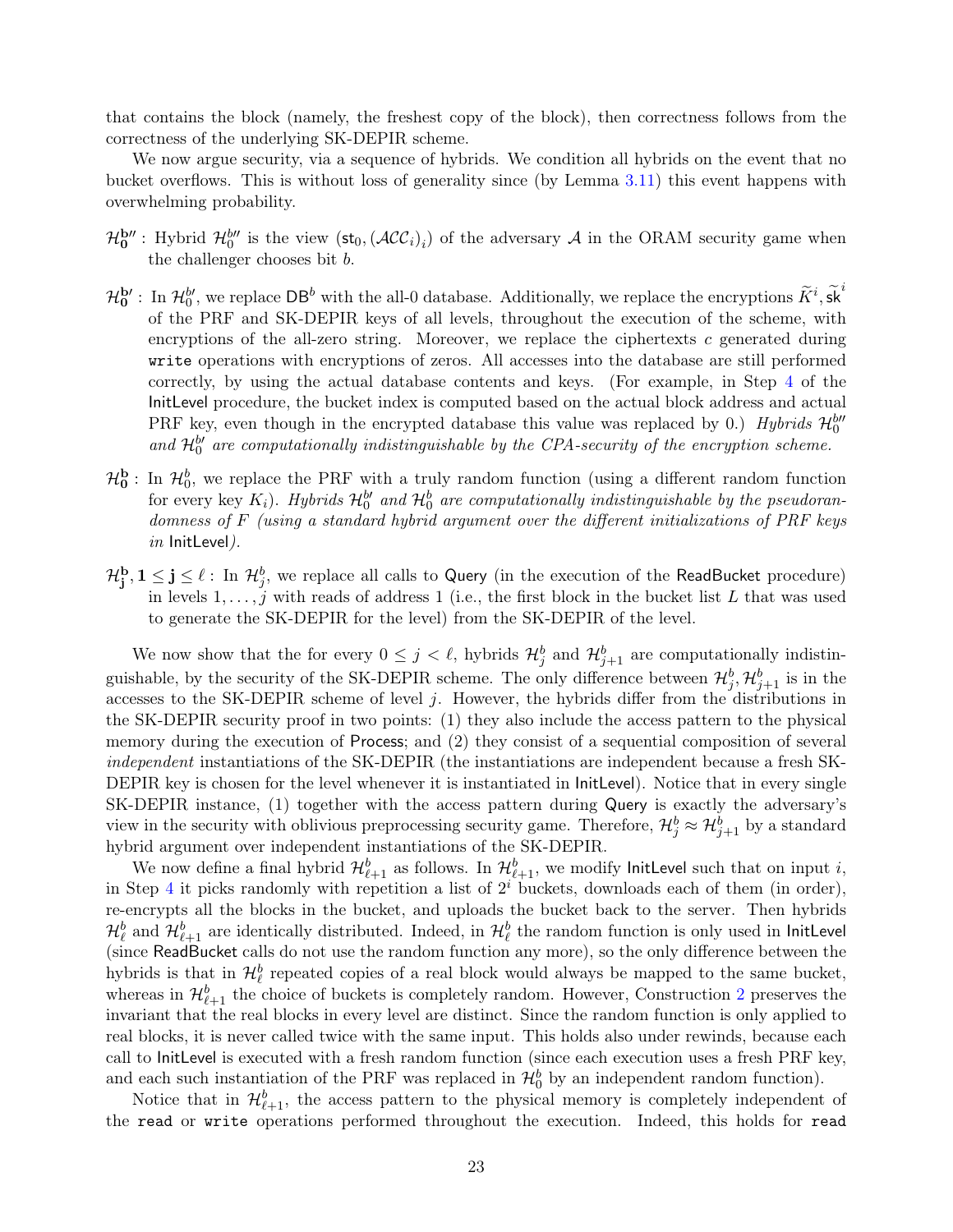that contains the block (namely, the freshest copy of the block), then correctness follows from the correctness of the underlying SK-DEPIR scheme.

We now argue security, via a sequence of hybrids. We condition all hybrids on the event that no bucket overflows. This is without loss of generality since (by Lemma 3.11) this event happens with overwhelming probability.

- $\mathcal{H}_0^{b''}$ : Hybrid $\mathcal{H}_0^{b''}$ is the view $(\mathsf{st}_0, (\mathcal{ACC}_i)_i)$ of the adversary $\mathcal{A}$ in the ORAM security game when the challenger chooses bit $b$.

- $\mathcal{H}_0^{b'}$ : In $\mathcal{H}_0^{b'}$, we replace $\mathsf{DB}^b$ with the all-0 database. Additionally, we replace the encryptions $\widetilde{K}^i, \widetilde{\mathsf{sk}}^i$ of the PRF and SK-DEPIR keys of all levels, throughout the execution of the scheme, with encryptions of the all-zero string. Moreover, we replace the ciphertexts $c$ generated during `write` operations with encryptions of zeros. All accesses into the database are still performed correctly, by using the actual database contents and keys. (For example, in Step 4 of the InitLevel procedure, the bucket index is computed based on the actual block address and actual PRF key, even though in the encrypted database this value was replaced by 0.) *Hybrids $\mathcal{H}_0^{b''}$ and $\mathcal{H}_0^{b'}$ are computationally indistinguishable by the CPA-security of the encryption scheme.*

- $\mathcal{H}_0^{b}$ : In $\mathcal{H}_0^{b}$, we replace the PRF with a truly random function (using a different random function for every key $K_i$). *Hybrids $\mathcal{H}_0^{b'}$ and $\mathcal{H}_0^{b}$ are computationally indistinguishable by the pseudorandomness of $F$ (using a standard hybrid argument over the different initializations of PRF keys in* InitLevel*).*

- $\mathcal{H}_j^{b}, 1 \leq j \leq \ell$ : In $\mathcal{H}_j^{b}$, we replace all calls to Query (in the execution of the ReadBucket procedure) in levels $1, \ldots, j$ with reads of address 1 (i.e., the first block in the bucket list $L$ that was used to generate the SK-DEPIR for the level) from the SK-DEPIR of the level.

We now show that the for every $0 \leq j < \ell$, hybrids $\mathcal{H}_j^b$ and $\mathcal{H}_{j+1}^b$ are computationally indistinguishable, by the security of the SK-DEPIR scheme. The only difference between $\mathcal{H}_j^b, \mathcal{H}_{j+1}^b$ is in the accesses to the SK-DEPIR scheme of level $j$. However, the hybrids differ from the distributions in the SK-DEPIR security proof in two points: (1) they also include the access pattern to the physical memory during the execution of Process; and (2) they consist of a sequential composition of several *independent* instantiations of the SK-DEPIR (the instantiations are independent because a fresh SK-DEPIR key is chosen for the level whenever it is instantiated in InitLevel). Notice that in every single SK-DEPIR instance, (1) together with the access pattern during Query is exactly the adversary's view in the security with oblivious preprocessing security game. Therefore, $\mathcal{H}_j^b \approx \mathcal{H}_{j+1}^b$ by a standard hybrid argument over independent instantiations of the SK-DEPIR.

We now define a final hybrid $\mathcal{H}_{\ell+1}^b$ as follows. In $\mathcal{H}_{\ell+1}^b$, we modify InitLevel such that on input $i$, in Step 4 it picks randomly with repetition a list of $2^i$ buckets, downloads each of them (in order), re-encrypts all the blocks in the bucket, and uploads the bucket back to the server. Then hybrids $\mathcal{H}_\ell^b$ and $\mathcal{H}_{\ell+1}^b$ are identically distributed. Indeed, in $\mathcal{H}_\ell^b$ the random function is only used in InitLevel (since ReadBucket calls do not use the random function any more), so the only difference between the hybrids is that in $\mathcal{H}_\ell^b$ repeated copies of a real block would always be mapped to the same bucket, whereas in $\mathcal{H}_{\ell+1}^b$ the choice of buckets is completely random. However, Construction 2 preserves the invariant that the real blocks in every level are distinct. Since the random function is only applied to real blocks, it is never called twice with the same input. This holds also under rewinds, because each call to InitLevel is executed with a fresh random function (since each execution uses a fresh PRF key, and each such instantiation of the PRF was replaced in $\mathcal{H}_0^b$ by an independent random function).

Notice that in $\mathcal{H}_{\ell+1}^b$, the access pattern to the physical memory is completely independent of the `read` or `write` operations performed throughout the execution. Indeed, this holds for `read`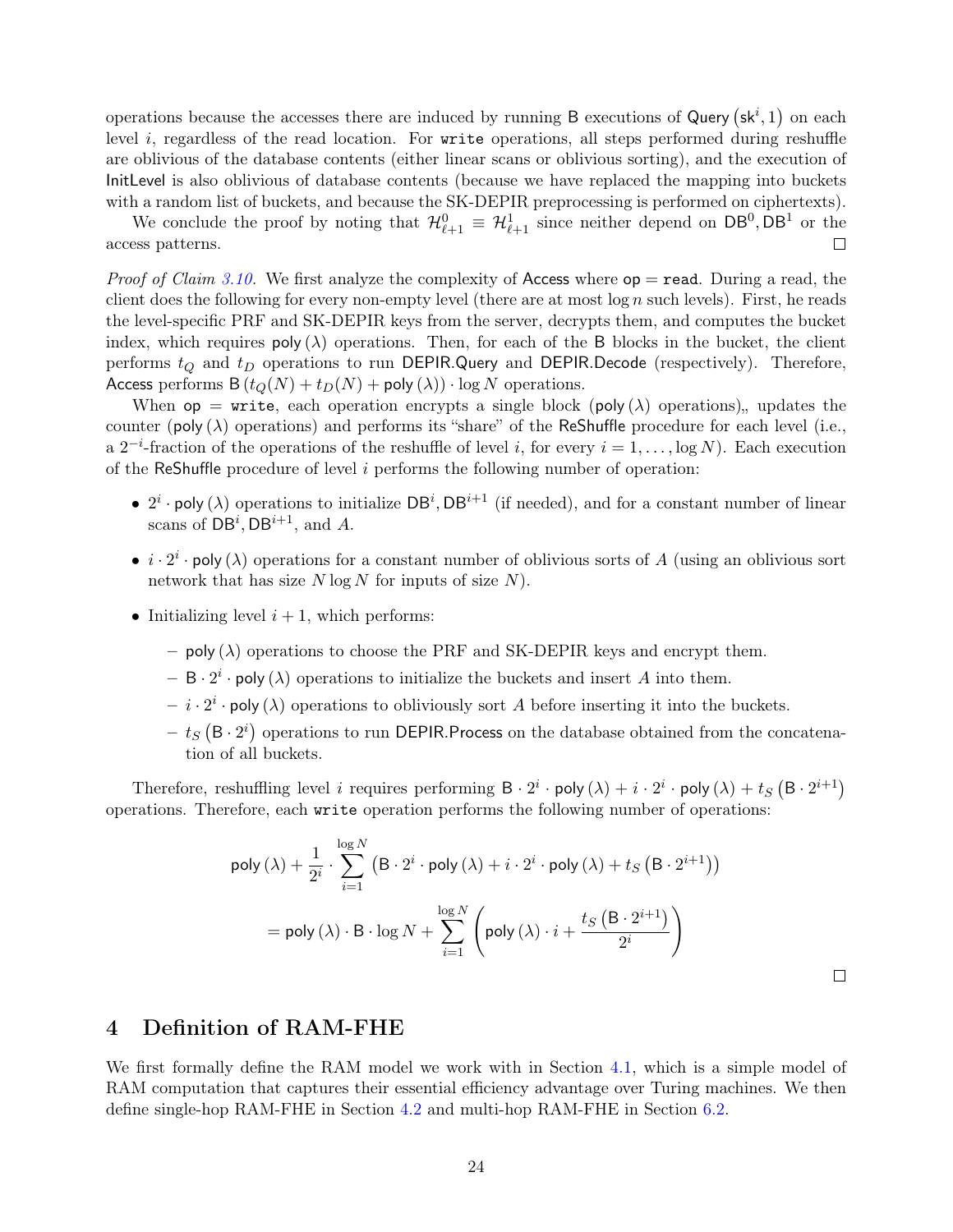operations because the accesses there are induced by running B executions of Query $(\mathsf{sk}^i, 1)$ on each level $i$, regardless of the read location. For `write` operations, all steps performed during reshuffle are oblivious of the database contents (either linear scans or oblivious sorting), and the execution of InitLevel is also oblivious of database contents (because we have replaced the mapping into buckets with a random list of buckets, and because the SK-DEPIR preprocessing is performed on ciphertexts).

We conclude the proof by noting that $\mathcal{H}^0_{\ell+1} \equiv \mathcal{H}^1_{\ell+1}$ since neither depend on $\mathsf{DB}^0, \mathsf{DB}^1$ or the access patterns. ☐

*Proof of Claim 3.10.* We first analyze the complexity of Access where $\mathsf{op} = \mathtt{read}$. During a read, the client does the following for every non-empty level (there are at most $\log n$ such levels). First, he reads the level-specific PRF and SK-DEPIR keys from the server, decrypts them, and computes the bucket index, which requires $\mathsf{poly}(\lambda)$ operations. Then, for each of the B blocks in the bucket, the client performs $t_Q$ and $t_D$ operations to run DEPIR.Query and DEPIR.Decode (respectively). Therefore, Access performs $\mathsf{B}\left(t_Q(N) + t_D(N) + \mathsf{poly}(\lambda)\right) \cdot \log N$ operations.

When $\mathsf{op} = \mathtt{write}$, each operation encrypts a single block ($\mathsf{poly}(\lambda)$ operations),, updates the counter ($\mathsf{poly}(\lambda)$ operations) and performs its "share" of the ReShuffle procedure for each level (i.e., a $2^{-i}$-fraction of the operations of the reshuffle of level $i$, for every $i = 1, \ldots, \log N$). Each execution of the ReShuffle procedure of level $i$ performs the following number of operation:

- $2^i \cdot \mathsf{poly}(\lambda)$ operations to initialize $\mathsf{DB}^i, \mathsf{DB}^{i+1}$ (if needed), and for a constant number of linear scans of $\mathsf{DB}^i, \mathsf{DB}^{i+1}$, and $A$.
- $i \cdot 2^i \cdot \mathsf{poly}(\lambda)$ operations for a constant number of oblivious sorts of $A$ (using an oblivious sort network that has size $N \log N$ for inputs of size $N$).
- Initializing level $i+1$, which performs:
  - $\mathsf{poly}(\lambda)$ operations to choose the PRF and SK-DEPIR keys and encrypt them.
  - $\mathsf{B} \cdot 2^i \cdot \mathsf{poly}(\lambda)$ operations to initialize the buckets and insert $A$ into them.
  - $i \cdot 2^i \cdot \mathsf{poly}(\lambda)$ operations to obliviously sort $A$ before inserting it into the buckets.
  - $t_S\left(\mathsf{B} \cdot 2^i\right)$ operations to run DEPIR.Process on the database obtained from the concatenation of all buckets.

Therefore, reshuffling level $i$ requires performing $\mathsf{B} \cdot 2^i \cdot \mathsf{poly}(\lambda) + i \cdot 2^i \cdot \mathsf{poly}(\lambda) + t_S\left(\mathsf{B} \cdot 2^{i+1}\right)$ operations. Therefore, each `write` operation performs the following number of operations:

$$\mathsf{poly}(\lambda) + \frac{1}{2^i} \cdot \sum_{i=1}^{\log N} \left(\mathsf{B} \cdot 2^i \cdot \mathsf{poly}(\lambda) + i \cdot 2^i \cdot \mathsf{poly}(\lambda) + t_S\left(\mathsf{B} \cdot 2^{i+1}\right)\right)$$

$$= \mathsf{poly}(\lambda) \cdot \mathsf{B} \cdot \log N + \sum_{i=1}^{\log N} \left(\mathsf{poly}(\lambda) \cdot i + \frac{t_S\left(\mathsf{B} \cdot 2^{i+1}\right)}{2^i}\right)$$

☐

# 4 Definition of RAM-FHE

We first formally define the RAM model we work with in Section 4.1, which is a simple model of RAM computation that captures their essential efficiency advantage over Turing machines. We then define single-hop RAM-FHE in Section 4.2 and multi-hop RAM-FHE in Section 6.2.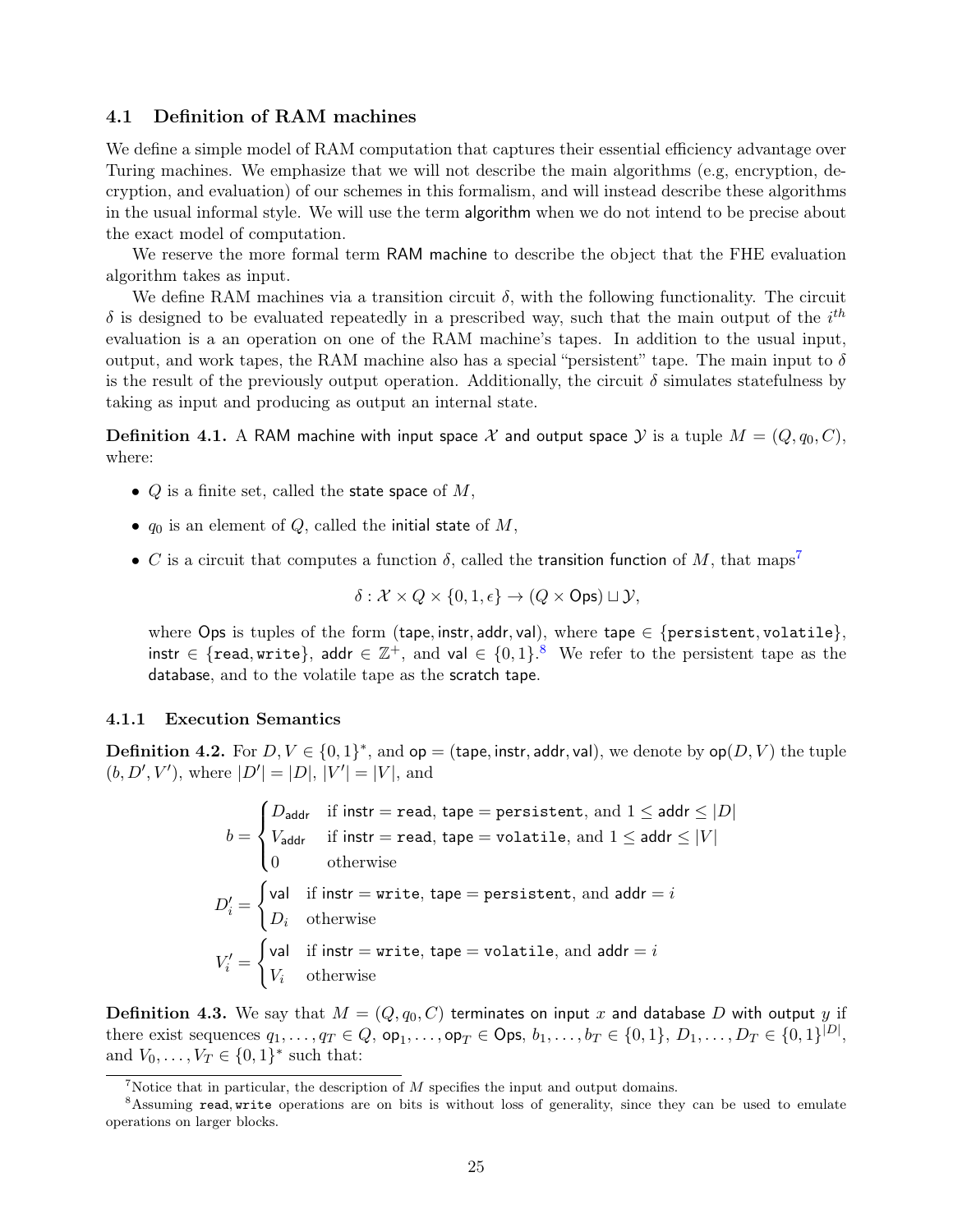### 4.1 Definition of RAM machines

We define a simple model of RAM computation that captures their essential efficiency advantage over Turing machines. We emphasize that we will not describe the main algorithms (e.g, encryption, decryption, and evaluation) of our schemes in this formalism, and will instead describe these algorithms in the usual informal style. We will use the term algorithm when we do not intend to be precise about the exact model of computation.

We reserve the more formal term RAM machine to describe the object that the FHE evaluation algorithm takes as input.

We define RAM machines via a transition circuit $\delta$, with the following functionality. The circuit $\delta$ is designed to be evaluated repeatedly in a prescribed way, such that the main output of the $i^{th}$ evaluation is a an operation on one of the RAM machine's tapes. In addition to the usual input, output, and work tapes, the RAM machine also has a special "persistent" tape. The main input to $\delta$ is the result of the previously output operation. Additionally, the circuit $\delta$ simulates statefulness by taking as input and producing as output an internal state.

**Definition 4.1.** A RAM machine with input space $\mathcal{X}$ and output space $\mathcal{Y}$ is a tuple $M = (Q, q_0, C)$, where:

- $Q$ is a finite set, called the state space of $M$,
- $q_0$ is an element of $Q$, called the initial state of $M$,
- $C$ is a circuit that computes a function $\delta$, called the transition function of $M$, that maps[7]

$$\delta : \mathcal{X} \times Q \times \{0, 1, \epsilon\} \to (Q \times \mathsf{Ops}) \sqcup \mathcal{Y},$$

  where $\mathsf{Ops}$ is tuples of the form $(\mathsf{tape}, \mathsf{instr}, \mathsf{addr}, \mathsf{val})$, where $\mathsf{tape} \in \{\texttt{persistent}, \texttt{volatile}\}$, $\mathsf{instr} \in \{\texttt{read}, \texttt{write}\}$, $\mathsf{addr} \in \mathbb{Z}^+$, and $\mathsf{val} \in \{0, 1\}$.[8] We refer to the persistent tape as the database, and to the volatile tape as the scratch tape.

#### 4.1.1 Execution Semantics

**Definition 4.2.** For $D, V \in \{0, 1\}^*$, and $\mathsf{op} = (\mathsf{tape}, \mathsf{instr}, \mathsf{addr}, \mathsf{val})$, we denote by $\mathsf{op}(D, V)$ the tuple $(b, D', V')$, where $|D'| = |D|$, $|V'| = |V|$, and

$$b = \begin{cases} D_{\mathsf{addr}} & \text{if } \mathsf{instr} = \texttt{read}, \mathsf{tape} = \texttt{persistent}, \text{ and } 1 \le \mathsf{addr} \le |D| \\ V_{\mathsf{addr}} & \text{if } \mathsf{instr} = \texttt{read}, \mathsf{tape} = \texttt{volatile}, \text{ and } 1 \le \mathsf{addr} \le |V| \\ 0 & \text{otherwise} \end{cases}$$

$$D'_i = \begin{cases} \mathsf{val} & \text{if } \mathsf{instr} = \texttt{write}, \mathsf{tape} = \texttt{persistent}, \text{ and } \mathsf{addr} = i \\ D_i & \text{otherwise} \end{cases}$$

$$V'_i = \begin{cases} \mathsf{val} & \text{if } \mathsf{instr} = \texttt{write}, \mathsf{tape} = \texttt{volatile}, \text{ and } \mathsf{addr} = i \\ V_i & \text{otherwise} \end{cases}$$

**Definition 4.3.** We say that $M = (Q, q_0, C)$ terminates on input $x$ and database $D$ with output $y$ if there exist sequences $q_1, \ldots, q_T \in Q$, $\mathsf{op}_1, \ldots, \mathsf{op}_T \in \mathsf{Ops}$, $b_1, \ldots, b_T \in \{0, 1\}$, $D_1, \ldots, D_T \in \{0, 1\}^{|D|}$, and $V_0, \ldots, V_T \in \{0, 1\}^*$ such that:

---

[7] Notice that in particular, the description of $M$ specifies the input and output domains.

[8] Assuming read, write operations are on bits is without loss of generality, since they can be used to emulate operations on larger blocks.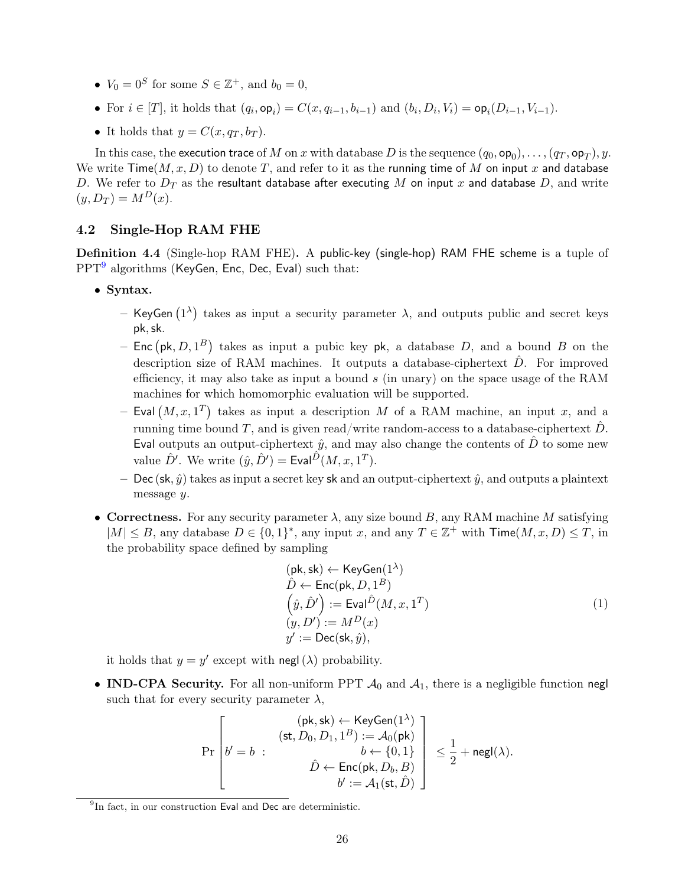- $V_0 = 0^S$ for some $S \in \mathbb{Z}^+$, and $b_0 = 0$,
- For $i \in [T]$, it holds that $(q_i, \mathsf{op}_i) = C(x, q_{i-1}, b_{i-1})$ and $(b_i, D_i, V_i) = \mathsf{op}_i(D_{i-1}, V_{i-1})$.
- It holds that $y = C(x, q_T, b_T)$.

In this case, the execution trace of $M$ on $x$ with database $D$ is the sequence $(q_0, \mathsf{op}_0), \ldots, (q_T, \mathsf{op}_T), y$. We write $\mathsf{Time}(M, x, D)$ to denote $T$, and refer to it as the running time of $M$ on input $x$ and database $D$. We refer to $D_T$ as the resultant database after executing $M$ on input $x$ and database $D$, and write $(y, D_T) = M^D(x)$.

## 4.2 Single-Hop RAM FHE

**Definition 4.4** (Single-hop RAM FHE)**.** A public-key (single-hop) RAM FHE scheme is a tuple of PPT[9] algorithms ($\mathsf{KeyGen}$, $\mathsf{Enc}$, $\mathsf{Dec}$, $\mathsf{Eval}$) such that:

- **Syntax.**
  - $\mathsf{KeyGen}(1^\lambda)$ takes as input a security parameter $\lambda$, and outputs public and secret keys $\mathsf{pk}, \mathsf{sk}$.
  - $\mathsf{Enc}(\mathsf{pk}, D, 1^B)$ takes as input a pubic key $\mathsf{pk}$, a database $D$, and a bound $B$ on the description size of RAM machines. It outputs a database-ciphertext $\hat{D}$. For improved efficiency, it may also take as input a bound $s$ (in unary) on the space usage of the RAM machines for which homomorphic evaluation will be supported.
  - $\mathsf{Eval}(M, x, 1^T)$ takes as input a description $M$ of a RAM machine, an input $x$, and a running time bound $T$, and is given read/write random-access to a database-ciphertext $\hat{D}$. $\mathsf{Eval}$ outputs an output-ciphertext $\hat{y}$, and may also change the contents of $\hat{D}$ to some new value $\hat{D}'$. We write $(\hat{y}, \hat{D}') = \mathsf{Eval}^{\hat{D}}(M, x, 1^T)$.
  - $\mathsf{Dec}(\mathsf{sk}, \hat{y})$ takes as input a secret key $\mathsf{sk}$ and an output-ciphertext $\hat{y}$, and outputs a plaintext message $y$.
- **Correctness.** For any security parameter $\lambda$, any size bound $B$, any RAM machine $M$ satisfying $|M| \leq B$, any database $D \in \{0,1\}^*$, any input $x$, and any $T \in \mathbb{Z}^+$ with $\mathsf{Time}(M, x, D) \leq T$, in the probability space defined by sampling

$$
\begin{aligned}
&(\mathsf{pk}, \mathsf{sk}) \leftarrow \mathsf{KeyGen}(1^\lambda) \\
&\hat{D} \leftarrow \mathsf{Enc}(\mathsf{pk}, D, 1^B) \\
&\left(\hat{y}, \hat{D}'\right) := \mathsf{Eval}^{\hat{D}}(M, x, 1^T) \\
&(y, D') := M^D(x) \\
&y' := \mathsf{Dec}(\mathsf{sk}, \hat{y}),
\end{aligned}
\tag{1}
$$

  it holds that $y = y'$ except with $\mathsf{negl}(\lambda)$ probability.

- **IND-CPA Security.** For all non-uniform PPT $\mathcal{A}_0$ and $\mathcal{A}_1$, there is a negligible function $\mathsf{negl}$ such that for every security parameter $\lambda$,

$$
\Pr\left[ b' = b \ : \ \begin{array}{r} (\mathsf{pk}, \mathsf{sk}) \leftarrow \mathsf{KeyGen}(1^\lambda) \\ (\mathsf{st}, D_0, D_1, 1^B) := \mathcal{A}_0(\mathsf{pk}) \\ b \leftarrow \{0,1\} \\ \hat{D} \leftarrow \mathsf{Enc}(\mathsf{pk}, D_b, B) \\ b' := \mathcal{A}_1(\mathsf{st}, \hat{D}) \end{array} \right] \leq \frac{1}{2} + \mathsf{negl}(\lambda).
$$

[9] In fact, in our construction $\mathsf{Eval}$ and $\mathsf{Dec}$ are deterministic.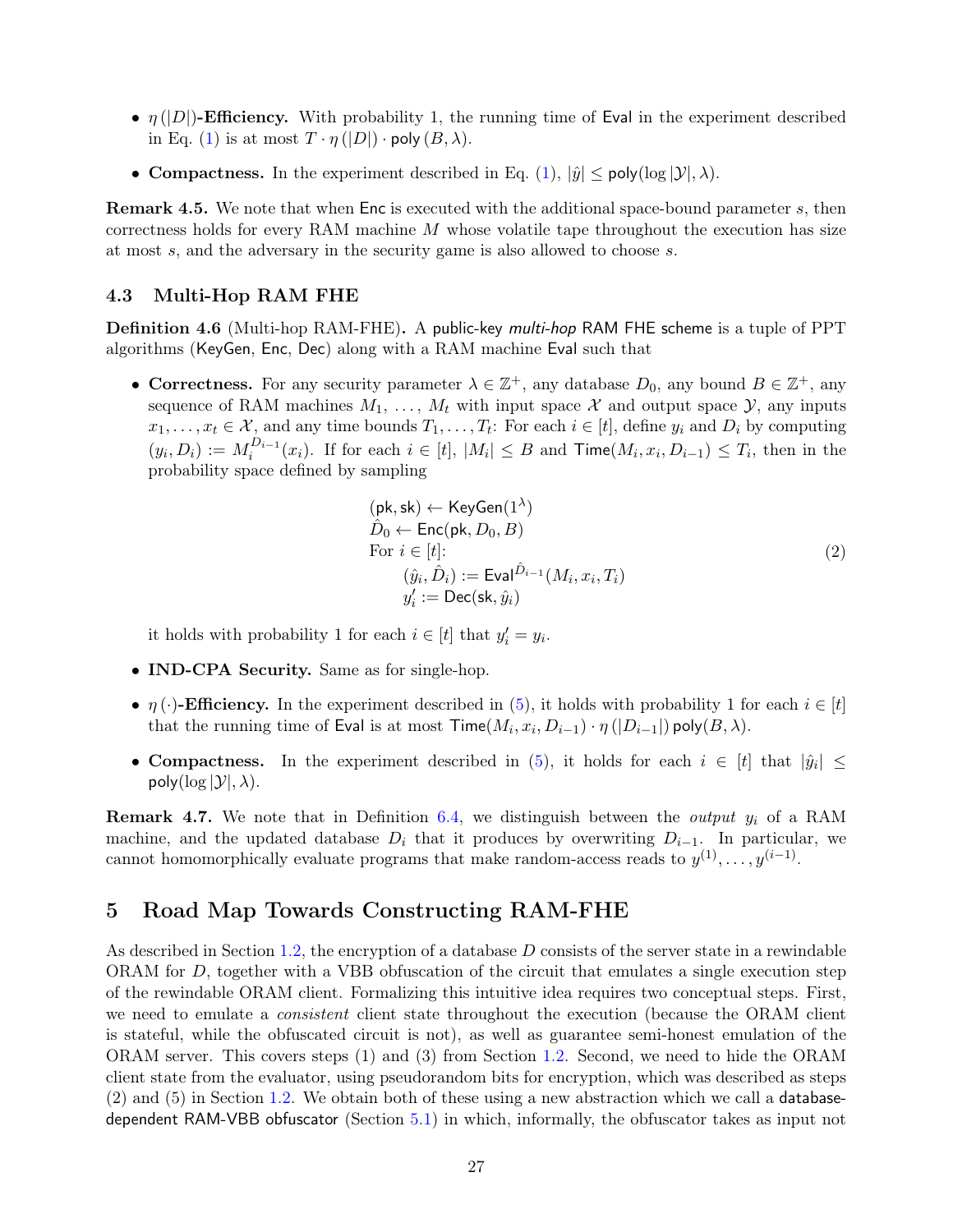- $\eta(|D|)$**-Efficiency.** With probability 1, the running time of Eval in the experiment described in Eq. (1) is at most $T \cdot \eta(|D|) \cdot \mathsf{poly}(B, \lambda)$.
- **Compactness.** In the experiment described in Eq. (1), $|\hat{y}| \leq \mathsf{poly}(\log |\mathcal{Y}|, \lambda)$.

**Remark 4.5.** We note that when Enc is executed with the additional space-bound parameter $s$, then correctness holds for every RAM machine $M$ whose volatile tape throughout the execution has size at most $s$, and the adversary in the security game is also allowed to choose $s$.

### 4.3 Multi-Hop RAM FHE

**Definition 4.6** (Multi-hop RAM-FHE)**.** A public-key *multi-hop* RAM FHE scheme is a tuple of PPT algorithms (KeyGen, Enc, Dec) along with a RAM machine Eval such that

- **Correctness.** For any security parameter $\lambda \in \mathbb{Z}^+$, any database $D_0$, any bound $B \in \mathbb{Z}^+$, any sequence of RAM machines $M_1, \ldots, M_t$ with input space $\mathcal{X}$ and output space $\mathcal{Y}$, any inputs $x_1, \ldots, x_t \in \mathcal{X}$, and any time bounds $T_1, \ldots, T_t$: For each $i \in [t]$, define $y_i$ and $D_i$ by computing $(y_i, D_i) := M_i^{D_{i-1}}(x_i)$. If for each $i \in [t]$, $|M_i| \leq B$ and $\mathsf{Time}(M_i, x_i, D_{i-1}) \leq T_i$, then in the probability space defined by sampling

$$
\begin{aligned}
&(\mathsf{pk}, \mathsf{sk}) \leftarrow \mathsf{KeyGen}(1^\lambda) \\
&\hat{D}_0 \leftarrow \mathsf{Enc}(\mathsf{pk}, D_0, B) \\
&\text{For } i \in [t]: \\
&\qquad (\hat{y}_i, \hat{D}_i) := \mathsf{Eval}^{\hat{D}_{i-1}}(M_i, x_i, T_i) \\
&\qquad y'_i := \mathsf{Dec}(\mathsf{sk}, \hat{y}_i)
\end{aligned}
\tag{2}
$$

  it holds with probability 1 for each $i \in [t]$ that $y'_i = y_i$.

- **IND-CPA Security.** Same as for single-hop.
- $\eta(\cdot)$**-Efficiency.** In the experiment described in (5), it holds with probability 1 for each $i \in [t]$ that the running time of Eval is at most $\mathsf{Time}(M_i, x_i, D_{i-1}) \cdot \eta(|D_{i-1}|) \, \mathsf{poly}(B, \lambda)$.
- **Compactness.** In the experiment described in (5), it holds for each $i \in [t]$ that $|\hat{y}_i| \leq \mathsf{poly}(\log |\mathcal{Y}|, \lambda)$.

**Remark 4.7.** We note that in Definition 6.4, we distinguish between the *output* $y_i$ of a RAM machine, and the updated database $D_i$ that it produces by overwriting $D_{i-1}$. In particular, we cannot homomorphically evaluate programs that make random-access reads to $y^{(1)}, \ldots, y^{(i-1)}$.

## 5 Road Map Towards Constructing RAM-FHE

As described in Section 1.2, the encryption of a database $D$ consists of the server state in a rewindable ORAM for $D$, together with a VBB obfuscation of the circuit that emulates a single execution step of the rewindable ORAM client. Formalizing this intuitive idea requires two conceptual steps. First, we need to emulate a *consistent* client state throughout the execution (because the ORAM client is stateful, while the obfuscated circuit is not), as well as guarantee semi-honest emulation of the ORAM server. This covers steps (1) and (3) from Section 1.2. Second, we need to hide the ORAM client state from the evaluator, using pseudorandom bits for encryption, which was described as steps (2) and (5) in Section 1.2. We obtain both of these using a new abstraction which we call a database-dependent RAM-VBB obfuscator (Section 5.1) in which, informally, the obfuscator takes as input not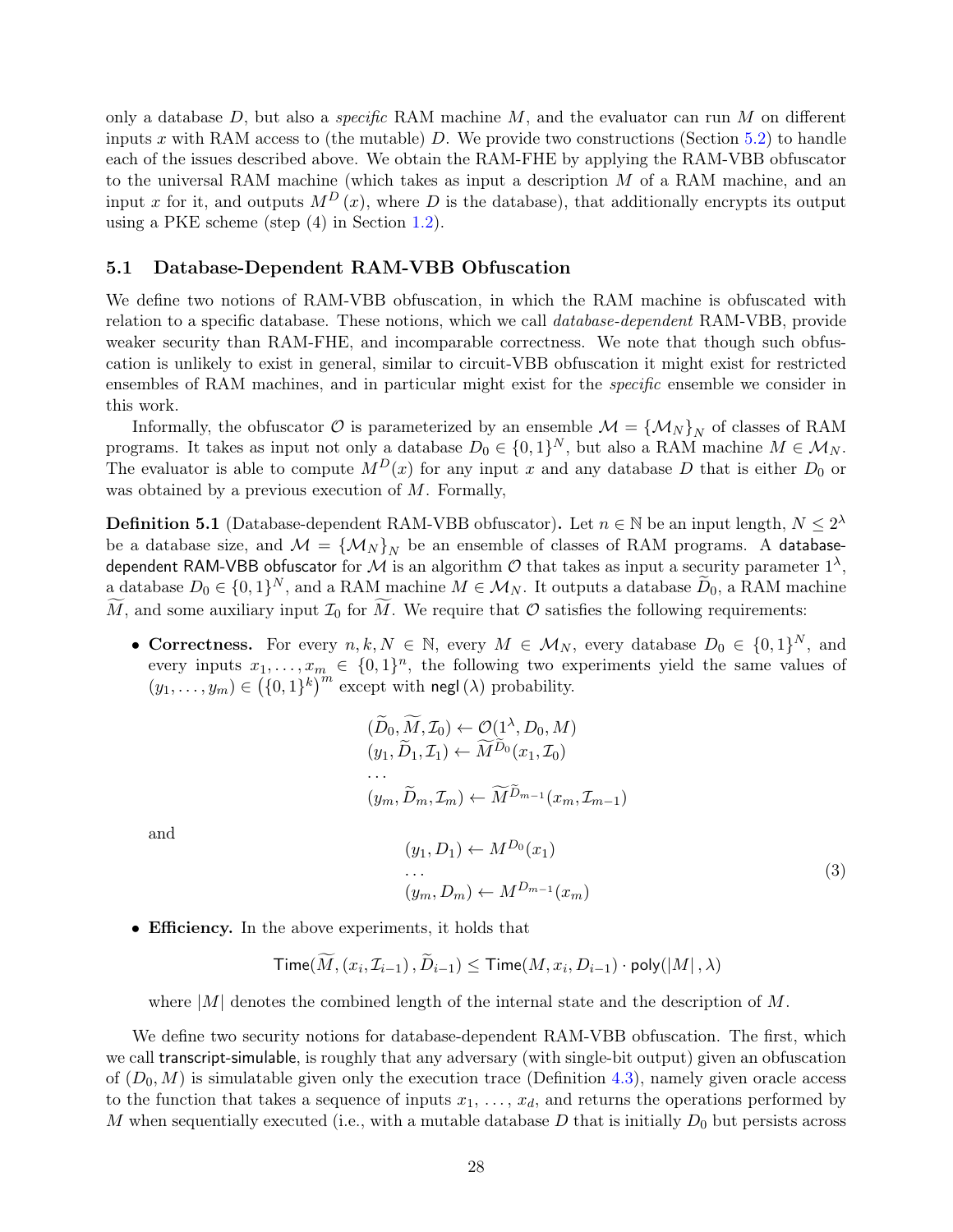only a database $D$, but also a *specific* RAM machine $M$, and the evaluator can run $M$ on different inputs $x$ with RAM access to (the mutable) $D$. We provide two constructions (Section 5.2) to handle each of the issues described above. We obtain the RAM-FHE by applying the RAM-VBB obfuscator to the universal RAM machine (which takes as input a description $M$ of a RAM machine, and an input $x$ for it, and outputs $M^D(x)$, where $D$ is the database), that additionally encrypts its output using a PKE scheme (step (4) in Section 1.2).

## 5.1 Database-Dependent RAM-VBB Obfuscation

We define two notions of RAM-VBB obfuscation, in which the RAM machine is obfuscated with relation to a specific database. These notions, which we call *database-dependent* RAM-VBB, provide weaker security than RAM-FHE, and incomparable correctness. We note that though such obfuscation is unlikely to exist in general, similar to circuit-VBB obfuscation it might exist for restricted ensembles of RAM machines, and in particular might exist for the *specific* ensemble we consider in this work.

Informally, the obfuscator $\mathcal{O}$ is parameterized by an ensemble $\mathcal{M} = \{\mathcal{M}_N\}_N$ of classes of RAM programs. It takes as input not only a database $D_0 \in \{0,1\}^N$, but also a RAM machine $M \in \mathcal{M}_N$. The evaluator is able to compute $M^D(x)$ for any input $x$ and any database $D$ that is either $D_0$ or was obtained by a previous execution of $M$. Formally,

**Definition 5.1** (Database-dependent RAM-VBB obfuscator)**.** Let $n \in \mathbb{N}$ be an input length, $N \leq 2^\lambda$ be a database size, and $\mathcal{M} = \{\mathcal{M}_N\}_N$ be an ensemble of classes of RAM programs. A database-dependent RAM-VBB obfuscator for $\mathcal{M}$ is an algorithm $\mathcal{O}$ that takes as input a security parameter $1^\lambda$, a database $D_0 \in \{0,1\}^N$, and a RAM machine $M \in \mathcal{M}_N$. It outputs a database $\widetilde{D}_0$, a RAM machine $\widetilde{M}$, and some auxiliary input $\mathcal{I}_0$ for $\widetilde{M}$. We require that $\mathcal{O}$ satisfies the following requirements:

- **Correctness.** For every $n, k, N \in \mathbb{N}$, every $M \in \mathcal{M}_N$, every database $D_0 \in \{0,1\}^N$, and every inputs $x_1, \ldots, x_m \in \{0,1\}^n$, the following two experiments yield the same values of $(y_1, \ldots, y_m) \in \left(\{0,1\}^k\right)^m$ except with $\mathsf{negl}(\lambda)$ probability.

$$
\begin{aligned}
&(\widetilde{D}_0, \widetilde{M}, \mathcal{I}_0) \leftarrow \mathcal{O}(1^\lambda, D_0, M) \\
&(y_1, \widetilde{D}_1, \mathcal{I}_1) \leftarrow \widetilde{M}^{\widetilde{D}_0}(x_1, \mathcal{I}_0) \\
&\ldots \\
&(y_m, \widetilde{D}_m, \mathcal{I}_m) \leftarrow \widetilde{M}^{\widetilde{D}_{m-1}}(x_m, \mathcal{I}_{m-1})
\end{aligned}
$$

  and

$$
\begin{aligned}
&(y_1, D_1) \leftarrow M^{D_0}(x_1) \\
&\ldots \\
&(y_m, D_m) \leftarrow M^{D_{m-1}}(x_m)
\end{aligned}
\tag{3}
$$

- **Efficiency.** In the above experiments, it holds that

$$
\mathsf{Time}(\widetilde{M}, (x_i, \mathcal{I}_{i-1}), \widetilde{D}_{i-1}) \leq \mathsf{Time}(M, x_i, D_{i-1}) \cdot \mathsf{poly}(|M|, \lambda)
$$

  where $|M|$ denotes the combined length of the internal state and the description of $M$.

We define two security notions for database-dependent RAM-VBB obfuscation. The first, which we call transcript-simulable, is roughly that any adversary (with single-bit output) given an obfuscation of $(D_0, M)$ is simulatable given only the execution trace (Definition 4.3), namely given oracle access to the function that takes a sequence of inputs $x_1, \ldots, x_d$, and returns the operations performed by $M$ when sequentially executed (i.e., with a mutable database $D$ that is initially $D_0$ but persists across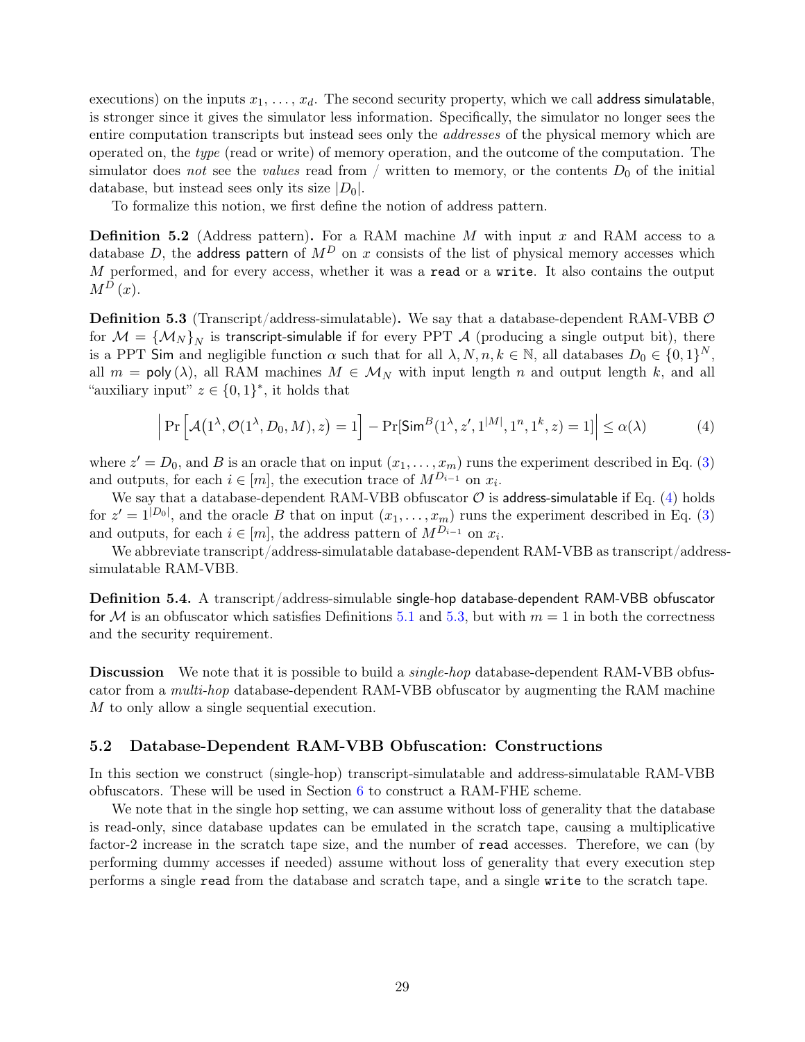executions) on the inputs $x_1, \ldots, x_d$. The second security property, which we call address simulatable, is stronger since it gives the simulator less information. Specifically, the simulator no longer sees the entire computation transcripts but instead sees only the *addresses* of the physical memory which are operated on, the *type* (read or write) of memory operation, and the outcome of the computation. The simulator does *not* see the *values* read from / written to memory, or the contents $D_0$ of the initial database, but instead sees only its size $|D_0|$.

To formalize this notion, we first define the notion of address pattern.

**Definition 5.2** (Address pattern)**.** For a RAM machine $M$ with input $x$ and RAM access to a database $D$, the address pattern of $M^D$ on $x$ consists of the list of physical memory accesses which $M$ performed, and for every access, whether it was a `read` or a `write`. It also contains the output $M^D(x)$.

**Definition 5.3** (Transcript/address-simulatable)**.** We say that a database-dependent RAM-VBB $\mathcal{O}$ for $\mathcal{M} = \{\mathcal{M}_N\}_N$ is transcript-simulable if for every PPT $\mathcal{A}$ (producing a single output bit), there is a PPT $\mathsf{Sim}$ and negligible function $\alpha$ such that for all $\lambda, N, n, k \in \mathbb{N}$, all databases $D_0 \in \{0,1\}^N$, all $m = \mathsf{poly}(\lambda)$, all RAM machines $M \in \mathcal{M}_N$ with input length $n$ and output length $k$, and all "auxiliary input" $z \in \{0,1\}^*$, it holds that

$$\left| \Pr\left[\mathcal{A}(1^\lambda, \mathcal{O}(1^\lambda, D_0, M), z) = 1\right] - \Pr[\mathsf{Sim}^B(1^\lambda, z', 1^{|M|}, 1^n, 1^k, z) = 1] \right| \leq \alpha(\lambda) \tag{4}$$

where $z' = D_0$, and $B$ is an oracle that on input $(x_1, \ldots, x_m)$ runs the experiment described in Eq. (3) and outputs, for each $i \in [m]$, the execution trace of $M^{D_{i-1}}$ on $x_i$.

We say that a database-dependent RAM-VBB obfuscator $\mathcal{O}$ is address-simulatable if Eq. (4) holds for $z' = 1^{|D_0|}$, and the oracle $B$ that on input $(x_1, \ldots, x_m)$ runs the experiment described in Eq. (3) and outputs, for each $i \in [m]$, the address pattern of $M^{D_{i-1}}$ on $x_i$.

We abbreviate transcript/address-simulatable database-dependent RAM-VBB as transcript/address-simulatable RAM-VBB.

**Definition 5.4.** A transcript/address-simulable single-hop database-dependent RAM-VBB obfuscator for $\mathcal{M}$ is an obfuscator which satisfies Definitions 5.1 and 5.3, but with $m = 1$ in both the correctness and the security requirement.

**Discussion** We note that it is possible to build a *single-hop* database-dependent RAM-VBB obfuscator from a *multi-hop* database-dependent RAM-VBB obfuscator by augmenting the RAM machine $M$ to only allow a single sequential execution.

## 5.2 Database-Dependent RAM-VBB Obfuscation: Constructions

In this section we construct (single-hop) transcript-simulatable and address-simulatable RAM-VBB obfuscators. These will be used in Section 6 to construct a RAM-FHE scheme.

We note that in the single hop setting, we can assume without loss of generality that the database is read-only, since database updates can be emulated in the scratch tape, causing a multiplicative factor-2 increase in the scratch tape size, and the number of `read` accesses. Therefore, we can (by performing dummy accesses if needed) assume without loss of generality that every execution step performs a single `read` from the database and scratch tape, and a single `write` to the scratch tape.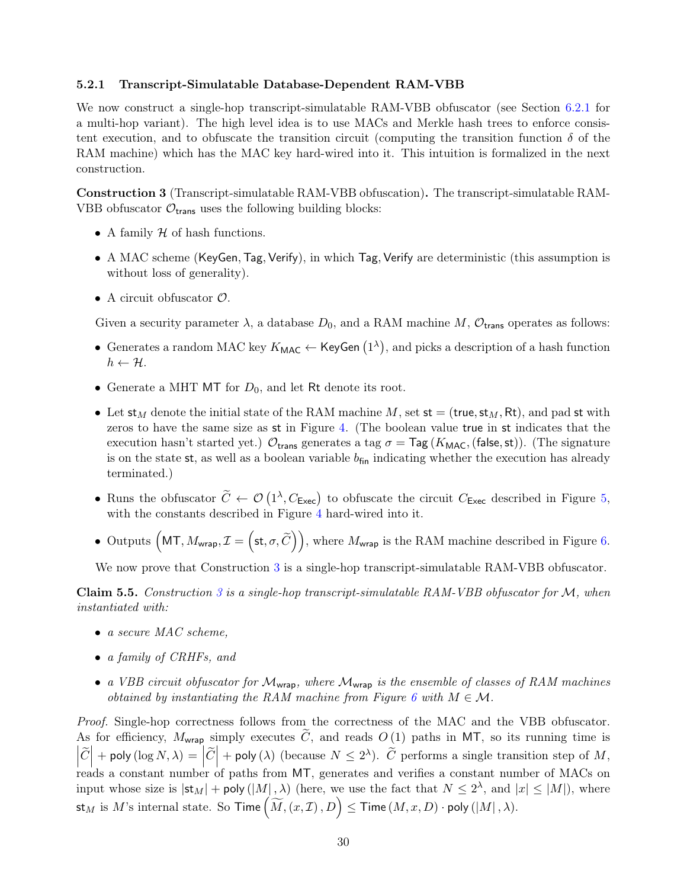#### 5.2.1 Transcript-Simulatable Database-Dependent RAM-VBB

We now construct a single-hop transcript-simulatable RAM-VBB obfuscator (see Section 6.2.1 for a multi-hop variant). The high level idea is to use MACs and Merkle hash trees to enforce consistent execution, and to obfuscate the transition circuit (computing the transition function $\delta$ of the RAM machine) which has the MAC key hard-wired into it. This intuition is formalized in the next construction.

**Construction 3** (Transcript-simulatable RAM-VBB obfuscation)**.** The transcript-simulatable RAM-VBB obfuscator $\mathcal{O}_{\mathsf{trans}}$ uses the following building blocks:

- A family $\mathcal{H}$ of hash functions.
- A MAC scheme $(\mathsf{KeyGen}, \mathsf{Tag}, \mathsf{Verify})$, in which $\mathsf{Tag}, \mathsf{Verify}$ are deterministic (this assumption is without loss of generality).
- A circuit obfuscator $\mathcal{O}$.

Given a security parameter $\lambda$, a database $D_0$, and a RAM machine $M$, $\mathcal{O}_{\mathsf{trans}}$ operates as follows:

- Generates a random MAC key $K_{\mathsf{MAC}} \leftarrow \mathsf{KeyGen}\left(1^{\lambda}\right)$, and picks a description of a hash function $h \leftarrow \mathcal{H}$.
- Generate a MHT $\mathsf{MT}$ for $D_0$, and let $\mathsf{Rt}$ denote its root.
- Let $\mathsf{st}_M$ denote the initial state of the RAM machine $M$, set $\mathsf{st} = (\mathsf{true}, \mathsf{st}_M, \mathsf{Rt})$, and pad $\mathsf{st}$ with zeros to have the same size as $\mathsf{st}$ in Figure 4. (The boolean value $\mathsf{true}$ in $\mathsf{st}$ indicates that the execution hasn't started yet.) $\mathcal{O}_{\mathsf{trans}}$ generates a tag $\sigma = \mathsf{Tag}\left(K_{\mathsf{MAC}}, (\mathsf{false}, \mathsf{st})\right)$. (The signature is on the state $\mathsf{st}$, as well as a boolean variable $b_{\mathsf{fin}}$ indicating whether the execution has already terminated.)
- Runs the obfuscator $\widetilde{C} \leftarrow \mathcal{O}\left(1^{\lambda}, C_{\mathsf{Exec}}\right)$ to obfuscate the circuit $C_{\mathsf{Exec}}$ described in Figure 5, with the constants described in Figure 4 hard-wired into it.
- Outputs $\left(\mathsf{MT}, M_{\mathsf{wrap}}, \mathcal{I} = \left(\mathsf{st}, \sigma, \widetilde{C}\right)\right)$, where $M_{\mathsf{wrap}}$ is the RAM machine described in Figure 6.

We now prove that Construction 3 is a single-hop transcript-simulatable RAM-VBB obfuscator.

**Claim 5.5.** *Construction 3 is a single-hop transcript-simulatable RAM-VBB obfuscator for $\mathcal{M}$, when instantiated with:*

- *a secure MAC scheme,*
- *a family of CRHFs, and*
- *a VBB circuit obfuscator for $\mathcal{M}_{\mathsf{wrap}}$, where $\mathcal{M}_{\mathsf{wrap}}$ is the ensemble of classes of RAM machines obtained by instantiating the RAM machine from Figure 6 with $M \in \mathcal{M}$.*

*Proof.* Single-hop correctness follows from the correctness of the MAC and the VBB obfuscator. As for efficiency, $M_{\mathsf{wrap}}$ simply executes $\widetilde{C}$, and reads $O(1)$ paths in $\mathsf{MT}$, so its running time is $\left|\widetilde{C}\right| + \mathsf{poly}(\log N, \lambda) = \left|\widetilde{C}\right| + \mathsf{poly}(\lambda)$ (because $N \leq 2^{\lambda}$). $\widetilde{C}$ performs a single transition step of $M$, reads a constant number of paths from $\mathsf{MT}$, generates and verifies a constant number of MACs on input whose size is $|\mathsf{st}_M| + \mathsf{poly}(|M|, \lambda)$ (here, we use the fact that $N \leq 2^{\lambda}$, and $|x| \leq |M|$), where $\mathsf{st}_M$ is $M$'s internal state. So $\mathsf{Time}\left(\widetilde{M}, (x, \mathcal{I}), D\right) \leq \mathsf{Time}(M, x, D) \cdot \mathsf{poly}(|M|, \lambda)$.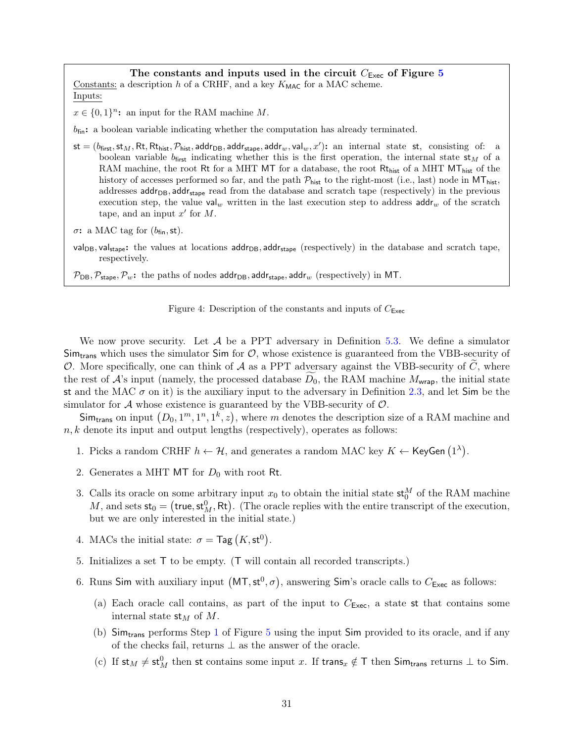**The constants and inputs used in the circuit $C_{\mathsf{Exec}}$ of Figure 5**

Constants: a description $h$ of a CRHF, and a key $K_{\mathsf{MAC}}$ for a MAC scheme.

Inputs:

$x \in \{0,1\}^n$**:** an input for the RAM machine $M$.

$b_{\mathsf{fin}}$**:** a boolean variable indicating whether the computation has already terminated.

$\mathsf{st} = (b_{\mathsf{first}}, \mathsf{st}_M, \mathsf{Rt}, \mathsf{Rt}_{\mathsf{hist}}, \mathcal{P}_{\mathsf{hist}}, \mathsf{addr}_{\mathsf{DB}}, \mathsf{addr}_{\mathsf{stape}}, \mathsf{addr}_w, \mathsf{val}_w, x')$**:** an internal state $\mathsf{st}$, consisting of: a boolean variable $b_{\mathsf{first}}$ indicating whether this is the first operation, the internal state $\mathsf{st}_M$ of a RAM machine, the root $\mathsf{Rt}$ for a MHT $\mathsf{MT}$ for a database, the root $\mathsf{Rt}_{\mathsf{hist}}$ of a MHT $\mathsf{MT}_{\mathsf{hist}}$ of the history of accesses performed so far, and the path $\mathcal{P}_{\mathsf{hist}}$ to the right-most (i.e., last) node in $\mathsf{MT}_{\mathsf{hist}}$, addresses $\mathsf{addr}_{\mathsf{DB}}, \mathsf{addr}_{\mathsf{stape}}$ read from the database and scratch tape (respectively) in the previous execution step, the value $\mathsf{val}_w$ written in the last execution step to address $\mathsf{addr}_w$ of the scratch tape, and an input $x'$ for $M$.

$\sigma$**:** a MAC tag for $(b_{\mathsf{fin}}, \mathsf{st})$.

$\mathsf{val}_{\mathsf{DB}}, \mathsf{val}_{\mathsf{stape}}$**:** the values at locations $\mathsf{addr}_{\mathsf{DB}}, \mathsf{addr}_{\mathsf{stape}}$ (respectively) in the database and scratch tape, respectively.

$\mathcal{P}_{\mathsf{DB}}, \mathcal{P}_{\mathsf{stape}}, \mathcal{P}_w$**:** the paths of nodes $\mathsf{addr}_{\mathsf{DB}}, \mathsf{addr}_{\mathsf{stape}}, \mathsf{addr}_w$ (respectively) in $\mathsf{MT}$.

Figure 4: Description of the constants and inputs of $C_{\mathsf{Exec}}$

We now prove security. Let $\mathcal{A}$ be a PPT adversary in Definition 5.3. We define a simulator $\mathsf{Sim}_{\mathsf{trans}}$ which uses the simulator $\mathsf{Sim}$ for $\mathcal{O}$, whose existence is guaranteed from the VBB-security of $\mathcal{O}$. More specifically, one can think of $\mathcal{A}$ as a PPT adversary against the VBB-security of $\widetilde{C}$, where the rest of $\mathcal{A}$'s input (namely, the processed database $\widetilde{D_0}$, the RAM machine $M_{\mathsf{wrap}}$, the initial state $\mathsf{st}$ and the MAC $\sigma$ on it) is the auxiliary input to the adversary in Definition 2.3, and let $\mathsf{Sim}$ be the simulator for $\mathcal{A}$ whose existence is guaranteed by the VBB-security of $\mathcal{O}$.

$\mathsf{Sim}_{\mathsf{trans}}$ on input $\left(D_0, 1^m, 1^n, 1^k, z\right)$, where $m$ denotes the description size of a RAM machine and $n, k$ denote its input and output lengths (respectively), operates as follows:

1. Picks a random CRHF $h \leftarrow \mathcal{H}$, and generates a random MAC key $K \leftarrow \mathsf{KeyGen}\left(1^\lambda\right)$.
2. Generates a MHT $\mathsf{MT}$ for $D_0$ with root $\mathsf{Rt}$.
3. Calls its oracle on some arbitrary input $x_0$ to obtain the initial state $\mathsf{st}_0^M$ of the RAM machine $M$, and sets $\mathsf{st}_0 = \left(\mathsf{true}, \mathsf{st}_M^0, \mathsf{Rt}\right)$. (The oracle replies with the entire transcript of the execution, but we are only interested in the initial state.)
4. MACs the initial state: $\sigma = \mathsf{Tag}\left(K, \mathsf{st}^0\right)$.
5. Initializes a set $\mathsf{T}$ to be empty. ($\mathsf{T}$ will contain all recorded transcripts.)
6. Runs $\mathsf{Sim}$ with auxiliary input $\left(\mathsf{MT}, \mathsf{st}^0, \sigma\right)$, answering $\mathsf{Sim}$'s oracle calls to $C_{\mathsf{Exec}}$ as follows:
   (a) Each oracle call contains, as part of the input to $C_{\mathsf{Exec}}$, a state $\mathsf{st}$ that contains some internal state $\mathsf{st}_M$ of $M$.
   (b) $\mathsf{Sim}_{\mathsf{trans}}$ performs Step 1 of Figure 5 using the input $\mathsf{Sim}$ provided to its oracle, and if any of the checks fail, returns $\perp$ as the answer of the oracle.
   (c) If $\mathsf{st}_M \neq \mathsf{st}_M^0$ then $\mathsf{st}$ contains some input $x$. If $\mathsf{trans}_x \notin \mathsf{T}$ then $\mathsf{Sim}_{\mathsf{trans}}$ returns $\perp$ to $\mathsf{Sim}$.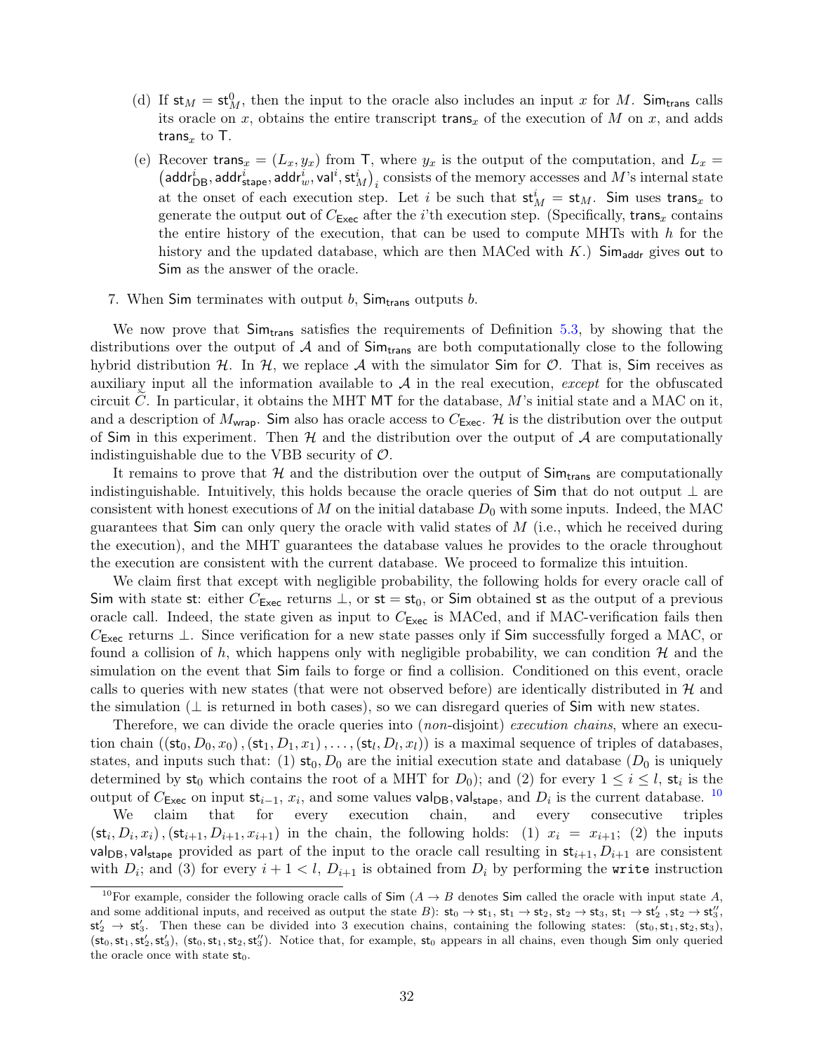(d) If $\mathsf{st}_M = \mathsf{st}_M^0$, then the input to the oracle also includes an input $x$ for $M$. $\mathsf{Sim}_{\mathsf{trans}}$ calls its oracle on $x$, obtains the entire transcript $\mathsf{trans}_x$ of the execution of $M$ on $x$, and adds $\mathsf{trans}_x$ to $\mathsf{T}$.

(e) Recover $\mathsf{trans}_x = (L_x, y_x)$ from $\mathsf{T}$, where $y_x$ is the output of the computation, and $L_x = \left(\mathsf{addr}_{\mathsf{DB}}^i, \mathsf{addr}_{\mathsf{stape}}^i, \mathsf{addr}_w^i, \mathsf{val}^i, \mathsf{st}_M^i\right)_i$ consists of the memory accesses and $M$'s internal state at the onset of each execution step. Let $i$ be such that $\mathsf{st}_M^i = \mathsf{st}_M$. $\mathsf{Sim}$ uses $\mathsf{trans}_x$ to generate the output $\mathsf{out}$ of $C_{\mathsf{Exec}}$ after the $i$'th execution step. (Specifically, $\mathsf{trans}_x$ contains the entire history of the execution, that can be used to compute MHTs with $h$ for the history and the updated database, which are then MACed with $K$.) $\mathsf{Sim}_{\mathsf{addr}}$ gives $\mathsf{out}$ to $\mathsf{Sim}$ as the answer of the oracle.

7. When $\mathsf{Sim}$ terminates with output $b$, $\mathsf{Sim}_{\mathsf{trans}}$ outputs $b$.

We now prove that $\mathsf{Sim}_{\mathsf{trans}}$ satisfies the requirements of Definition 5.3, by showing that the distributions over the output of $\mathcal{A}$ and of $\mathsf{Sim}_{\mathsf{trans}}$ are both computationally close to the following hybrid distribution $\mathcal{H}$. In $\mathcal{H}$, we replace $\mathcal{A}$ with the simulator $\mathsf{Sim}$ for $\mathcal{O}$. That is, $\mathsf{Sim}$ receives as auxiliary input all the information available to $\mathcal{A}$ in the real execution, *except* for the obfuscated circuit $\widetilde{C}$. In particular, it obtains the MHT $\mathsf{MT}$ for the database, $M$'s initial state and a MAC on it, and a description of $M_{\mathsf{wrap}}$. $\mathsf{Sim}$ also has oracle access to $C_{\mathsf{Exec}}$. $\mathcal{H}$ is the distribution over the output of $\mathsf{Sim}$ in this experiment. Then $\mathcal{H}$ and the distribution over the output of $\mathcal{A}$ are computationally indistinguishable due to the VBB security of $\mathcal{O}$.

It remains to prove that $\mathcal{H}$ and the distribution over the output of $\mathsf{Sim}_{\mathsf{trans}}$ are computationally indistinguishable. Intuitively, this holds because the oracle queries of $\mathsf{Sim}$ that do not output $\perp$ are consistent with honest executions of $M$ on the initial database $D_0$ with some inputs. Indeed, the MAC guarantees that $\mathsf{Sim}$ can only query the oracle with valid states of $M$ (i.e., which he received during the execution), and the MHT guarantees the database values he provides to the oracle throughout the execution are consistent with the current database. We proceed to formalize this intuition.

We claim first that except with negligible probability, the following holds for every oracle call of $\mathsf{Sim}$ with state $\mathsf{st}$: either $C_{\mathsf{Exec}}$ returns $\perp$, or $\mathsf{st} = \mathsf{st}_0$, or $\mathsf{Sim}$ obtained $\mathsf{st}$ as the output of a previous oracle call. Indeed, the state given as input to $C_{\mathsf{Exec}}$ is MACed, and if MAC-verification fails then $C_{\mathsf{Exec}}$ returns $\perp$. Since verification for a new state passes only if $\mathsf{Sim}$ successfully forged a MAC, or found a collision of $h$, which happens only with negligible probability, we can condition $\mathcal{H}$ and the simulation on the event that $\mathsf{Sim}$ fails to forge or find a collision. Conditioned on this event, oracle calls to queries with new states (that were not observed before) are identically distributed in $\mathcal{H}$ and the simulation ($\perp$ is returned in both cases), so we can disregard queries of $\mathsf{Sim}$ with new states.

Therefore, we can divide the oracle queries into (*non*-disjoint) *execution chains*, where an execution chain $((\mathsf{st}_0, D_0, x_0), (\mathsf{st}_1, D_1, x_1), \ldots, (\mathsf{st}_l, D_l, x_l))$ is a maximal sequence of triples of databases, states, and inputs such that: (1) $\mathsf{st}_0, D_0$ are the initial execution state and database ($D_0$ is uniquely determined by $\mathsf{st}_0$ which contains the root of a MHT for $D_0$); and (2) for every $1 \leq i \leq l$, $\mathsf{st}_i$ is the output of $C_{\mathsf{Exec}}$ on input $\mathsf{st}_{i-1}$, $x_i$, and some values $\mathsf{val}_{\mathsf{DB}}, \mathsf{val}_{\mathsf{stape}}$, and $D_i$ is the current database. [10]

We claim that for every execution chain, and every consecutive triples $(\mathsf{st}_i, D_i, x_i), (\mathsf{st}_{i+1}, D_{i+1}, x_{i+1})$ in the chain, the following holds: (1) $x_i = x_{i+1}$; (2) the inputs $\mathsf{val}_{\mathsf{DB}}, \mathsf{val}_{\mathsf{stape}}$ provided as part of the input to the oracle call resulting in $\mathsf{st}_{i+1}, D_{i+1}$ are consistent with $D_i$; and (3) for every $i + 1 < l$, $D_{i+1}$ is obtained from $D_i$ by performing the `write` instruction

[10] For example, consider the following oracle calls of $\mathsf{Sim}$ ($A \to B$ denotes $\mathsf{Sim}$ called the oracle with input state $A$, and some additional inputs, and received as output the state $B$): $\mathsf{st}_0 \to \mathsf{st}_1$, $\mathsf{st}_1 \to \mathsf{st}_2$, $\mathsf{st}_2 \to \mathsf{st}_3$, $\mathsf{st}_1 \to \mathsf{st}_2'$, $\mathsf{st}_2 \to \mathsf{st}_3''$, $\mathsf{st}_2' \to \mathsf{st}_3'$. Then these can be divided into 3 execution chains, containing the following states: $(\mathsf{st}_0, \mathsf{st}_1, \mathsf{st}_2, \mathsf{st}_3)$, $(\mathsf{st}_0, \mathsf{st}_1, \mathsf{st}_2', \mathsf{st}_3')$, $(\mathsf{st}_0, \mathsf{st}_1, \mathsf{st}_2, \mathsf{st}_3'')$. Notice that, for example, $\mathsf{st}_0$ appears in all chains, even though $\mathsf{Sim}$ only queried the oracle once with state $\mathsf{st}_0$.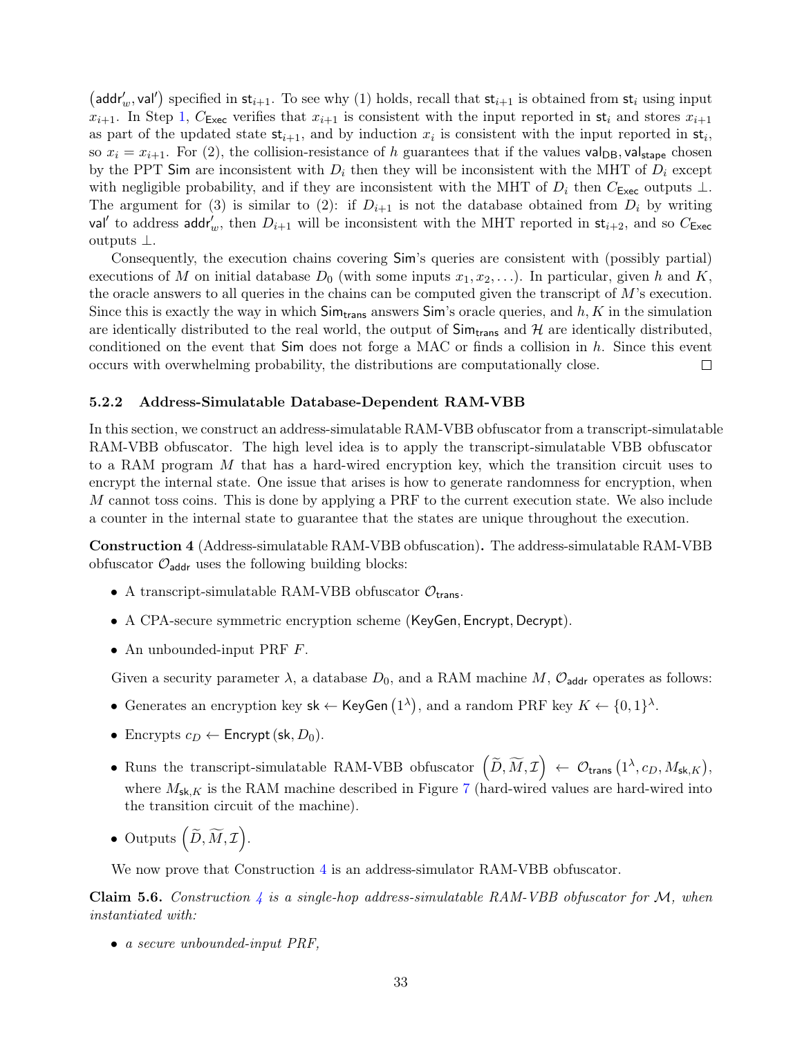$(\mathsf{addr}'_w, \mathsf{val}')$ specified in $\mathsf{st}_{i+1}$. To see why (1) holds, recall that $\mathsf{st}_{i+1}$ is obtained from $\mathsf{st}_i$ using input $x_{i+1}$. In Step 1, $C_{\mathsf{Exec}}$ verifies that $x_{i+1}$ is consistent with the input reported in $\mathsf{st}_i$ and stores $x_{i+1}$ as part of the updated state $\mathsf{st}_{i+1}$, and by induction $x_i$ is consistent with the input reported in $\mathsf{st}_i$, so $x_i = x_{i+1}$. For (2), the collision-resistance of $h$ guarantees that if the values $\mathsf{val}_{\mathsf{DB}}, \mathsf{val}_{\mathsf{stape}}$ chosen by the PPT $\mathsf{Sim}$ are inconsistent with $D_i$ then they will be inconsistent with the MHT of $D_i$ except with negligible probability, and if they are inconsistent with the MHT of $D_i$ then $C_{\mathsf{Exec}}$ outputs $\perp$. The argument for (3) is similar to (2): if $D_{i+1}$ is not the database obtained from $D_i$ by writing $\mathsf{val}'$ to address $\mathsf{addr}'_w$, then $D_{i+1}$ will be inconsistent with the MHT reported in $\mathsf{st}_{i+2}$, and so $C_{\mathsf{Exec}}$ outputs $\perp$.

Consequently, the execution chains covering $\mathsf{Sim}$'s queries are consistent with (possibly partial) executions of $M$ on initial database $D_0$ (with some inputs $x_1, x_2, \ldots$). In particular, given $h$ and $K$, the oracle answers to all queries in the chains can be computed given the transcript of $M$'s execution. Since this is exactly the way in which $\mathsf{Sim}_{\mathsf{trans}}$ answers $\mathsf{Sim}$'s oracle queries, and $h, K$ in the simulation are identically distributed to the real world, the output of $\mathsf{Sim}_{\mathsf{trans}}$ and $\mathcal{H}$ are identically distributed, conditioned on the event that $\mathsf{Sim}$ does not forge a MAC or finds a collision in $h$. Since this event occurs with overwhelming probability, the distributions are computationally close. □

### 5.2.2 Address-Simulatable Database-Dependent RAM-VBB

In this section, we construct an address-simulatable RAM-VBB obfuscator from a transcript-simulatable RAM-VBB obfuscator. The high level idea is to apply the transcript-simulatable VBB obfuscator to a RAM program $M$ that has a hard-wired encryption key, which the transition circuit uses to encrypt the internal state. One issue that arises is how to generate randomness for encryption, when $M$ cannot toss coins. This is done by applying a PRF to the current execution state. We also include a counter in the internal state to guarantee that the states are unique throughout the execution.

**Construction 4** (Address-simulatable RAM-VBB obfuscation)**.** The address-simulatable RAM-VBB obfuscator $\mathcal{O}_{\mathsf{addr}}$ uses the following building blocks:

- A transcript-simulatable RAM-VBB obfuscator $\mathcal{O}_{\mathsf{trans}}$.
- A CPA-secure symmetric encryption scheme $(\mathsf{KeyGen}, \mathsf{Encrypt}, \mathsf{Decrypt})$.
- An unbounded-input PRF $F$.

Given a security parameter $\lambda$, a database $D_0$, and a RAM machine $M$, $\mathcal{O}_{\mathsf{addr}}$ operates as follows:

- Generates an encryption key $\mathsf{sk} \leftarrow \mathsf{KeyGen}(1^\lambda)$, and a random PRF key $K \leftarrow \{0,1\}^\lambda$.
- Encrypts $c_D \leftarrow \mathsf{Encrypt}(\mathsf{sk}, D_0)$.
- Runs the transcript-simulatable RAM-VBB obfuscator $\left(\widetilde{D}, \widetilde{M}, \mathcal{I}\right) \leftarrow \mathcal{O}_{\mathsf{trans}}\left(1^\lambda, c_D, M_{\mathsf{sk},K}\right)$, where $M_{\mathsf{sk},K}$ is the RAM machine described in Figure 7 (hard-wired values are hard-wired into the transition circuit of the machine).
- Outputs $\left(\widetilde{D}, \widetilde{M}, \mathcal{I}\right)$.

We now prove that Construction 4 is an address-simulator RAM-VBB obfuscator.

**Claim 5.6.** *Construction 4 is a single-hop address-simulatable RAM-VBB obfuscator for $\mathcal{M}$, when instantiated with:*

- *a secure unbounded-input PRF,*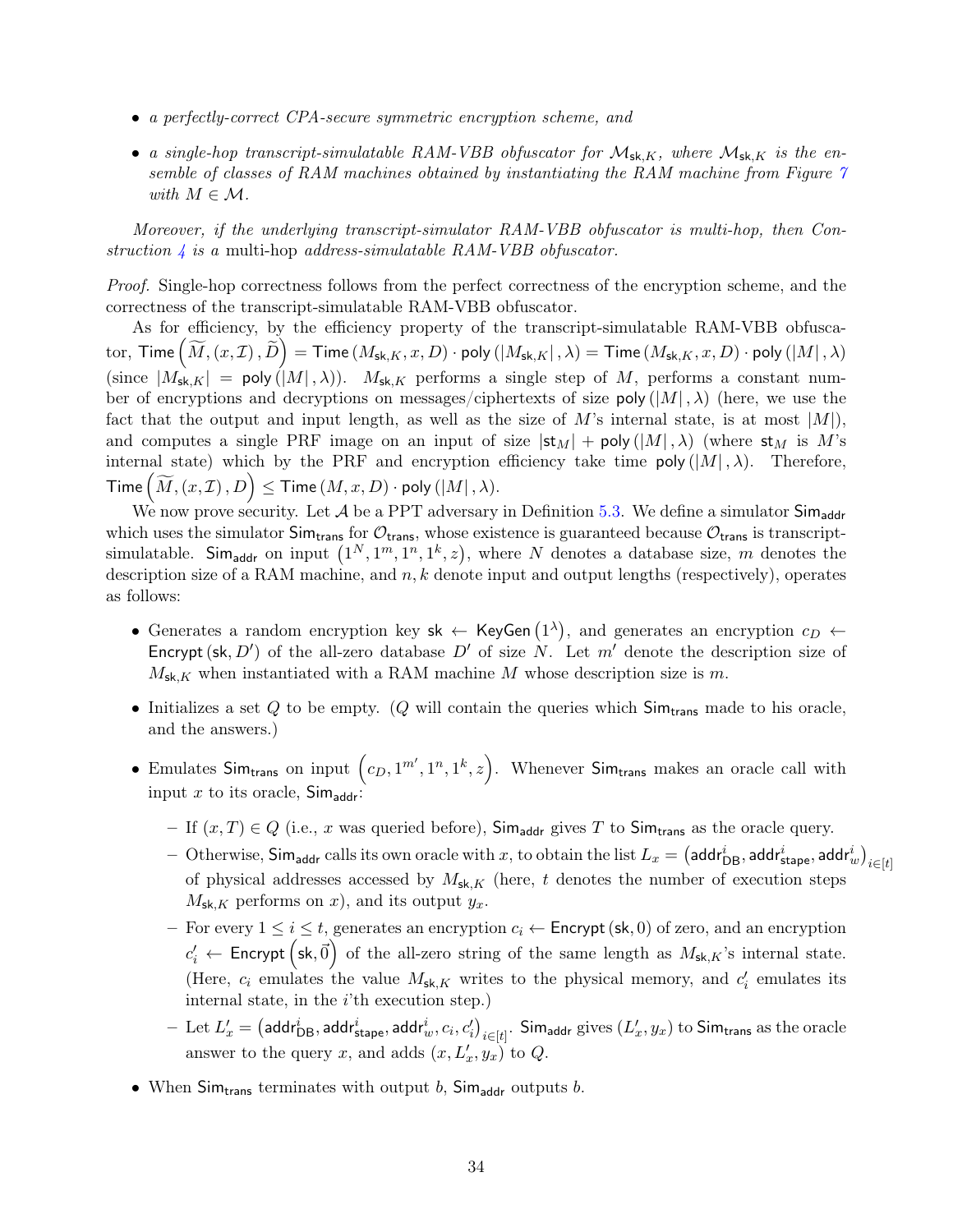- *a perfectly-correct CPA-secure symmetric encryption scheme, and*
- *a single-hop transcript-simulatable RAM-VBB obfuscator for $\mathcal{M}_{\mathsf{sk},K}$, where $\mathcal{M}_{\mathsf{sk},K}$ is the ensemble of classes of RAM machines obtained by instantiating the RAM machine from Figure 7 with $M \in \mathcal{M}$.*

*Moreover, if the underlying transcript-simulator RAM-VBB obfuscator is multi-hop, then Construction 4 is a* multi-hop *address-simulatable RAM-VBB obfuscator.*

*Proof.* Single-hop correctness follows from the perfect correctness of the encryption scheme, and the correctness of the transcript-simulatable RAM-VBB obfuscator.

As for efficiency, by the efficiency property of the transcript-simulatable RAM-VBB obfuscator, $\mathsf{Time}\left(\widetilde{M}, (x, \mathcal{I}), \widetilde{D}\right) = \mathsf{Time}\left(M_{\mathsf{sk},K}, x, D\right) \cdot \mathsf{poly}\left(|M_{\mathsf{sk},K}|, \lambda\right) = \mathsf{Time}\left(M_{\mathsf{sk},K}, x, D\right) \cdot \mathsf{poly}\left(|M|, \lambda\right)$ (since $|M_{\mathsf{sk},K}| = \mathsf{poly}\left(|M|, \lambda\right)$). $M_{\mathsf{sk},K}$ performs a single step of $M$, performs a constant number of encryptions and decryptions on messages/ciphertexts of size $\mathsf{poly}\left(|M|, \lambda\right)$ (here, we use the fact that the output and input length, as well as the size of $M$'s internal state, is at most $|M|$), and computes a single PRF image on an input of size $|\mathsf{st}_M| + \mathsf{poly}\left(|M|, \lambda\right)$ (where $\mathsf{st}_M$ is $M$'s internal state) which by the PRF and encryption efficiency take time $\mathsf{poly}\left(|M|, \lambda\right)$. Therefore, $\mathsf{Time}\left(\widetilde{M}, (x, \mathcal{I}), D\right) \leq \mathsf{Time}\left(M, x, D\right) \cdot \mathsf{poly}\left(|M|, \lambda\right)$.

We now prove security. Let $\mathcal{A}$ be a PPT adversary in Definition 5.3. We define a simulator $\mathsf{Sim}_{\mathsf{addr}}$ which uses the simulator $\mathsf{Sim}_{\mathsf{trans}}$ for $\mathcal{O}_{\mathsf{trans}}$, whose existence is guaranteed because $\mathcal{O}_{\mathsf{trans}}$ is transcript-simulatable. $\mathsf{Sim}_{\mathsf{addr}}$ on input $\left(1^N, 1^m, 1^n, 1^k, z\right)$, where $N$ denotes a database size, $m$ denotes the description size of a RAM machine, and $n, k$ denote input and output lengths (respectively), operates as follows:

- Generates a random encryption key $\mathsf{sk} \leftarrow \mathsf{KeyGen}\left(1^\lambda\right)$, and generates an encryption $c_D \leftarrow \mathsf{Encrypt}\left(\mathsf{sk}, D'\right)$ of the all-zero database $D'$ of size $N$. Let $m'$ denote the description size of $M_{\mathsf{sk},K}$ when instantiated with a RAM machine $M$ whose description size is $m$.
- Initializes a set $Q$ to be empty. ($Q$ will contain the queries which $\mathsf{Sim}_{\mathsf{trans}}$ made to his oracle, and the answers.)
- Emulates $\mathsf{Sim}_{\mathsf{trans}}$ on input $\left(c_D, 1^{m'}, 1^n, 1^k, z\right)$. Whenever $\mathsf{Sim}_{\mathsf{trans}}$ makes an oracle call with input $x$ to its oracle, $\mathsf{Sim}_{\mathsf{addr}}$:
  - If $(x, T) \in Q$ (i.e., $x$ was queried before), $\mathsf{Sim}_{\mathsf{addr}}$ gives $T$ to $\mathsf{Sim}_{\mathsf{trans}}$ as the oracle query.
  - Otherwise, $\mathsf{Sim}_{\mathsf{addr}}$ calls its own oracle with $x$, to obtain the list $L_x = \left(\mathsf{addr}^i_{\mathsf{DB}}, \mathsf{addr}^i_{\mathsf{stape}}, \mathsf{addr}^i_w\right)_{i \in [t]}$ of physical addresses accessed by $M_{\mathsf{sk},K}$ (here, $t$ denotes the number of execution steps $M_{\mathsf{sk},K}$ performs on $x$), and its output $y_x$.
  - For every $1 \leq i \leq t$, generates an encryption $c_i \leftarrow \mathsf{Encrypt}\left(\mathsf{sk}, 0\right)$ of zero, and an encryption $c'_i \leftarrow \mathsf{Encrypt}\left(\mathsf{sk}, \vec{0}\right)$ of the all-zero string of the same length as $M_{\mathsf{sk},K}$'s internal state. (Here, $c_i$ emulates the value $M_{\mathsf{sk},K}$ writes to the physical memory, and $c'_i$ emulates its internal state, in the $i$'th execution step.)
  - Let $L'_x = \left(\mathsf{addr}^i_{\mathsf{DB}}, \mathsf{addr}^i_{\mathsf{stape}}, \mathsf{addr}^i_w, c_i, c'_i\right)_{i \in [t]}$. $\mathsf{Sim}_{\mathsf{addr}}$ gives $(L'_x, y_x)$ to $\mathsf{Sim}_{\mathsf{trans}}$ as the oracle answer to the query $x$, and adds $(x, L'_x, y_x)$ to $Q$.
- When $\mathsf{Sim}_{\mathsf{trans}}$ terminates with output $b$, $\mathsf{Sim}_{\mathsf{addr}}$ outputs $b$.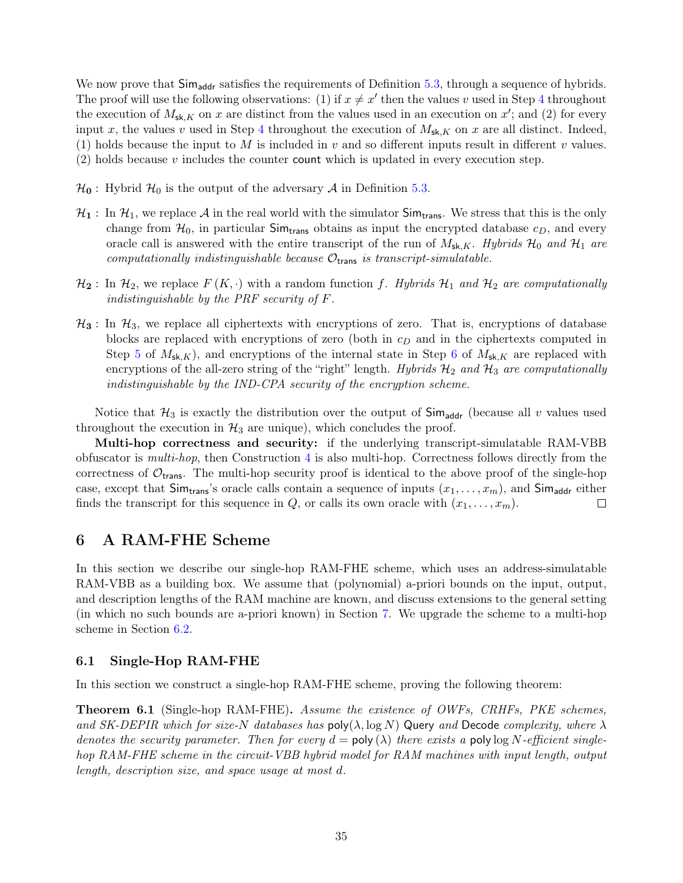We now prove that $\mathsf{Sim}_{\mathsf{addr}}$ satisfies the requirements of Definition 5.3, through a sequence of hybrids. The proof will use the following observations: (1) if $x \neq x'$ then the values $v$ used in Step 4 throughout the execution of $M_{\mathsf{sk},K}$ on $x$ are distinct from the values used in an execution on $x'$; and (2) for every input $x$, the values $v$ used in Step 4 throughout the execution of $M_{\mathsf{sk},K}$ on $x$ are all distinct. Indeed, (1) holds because the input to $M$ is included in $v$ and so different inputs result in different $v$ values. (2) holds because $v$ includes the counter $\mathsf{count}$ which is updated in every execution step.

- $\mathcal{H}_0$ : Hybrid $\mathcal{H}_0$ is the output of the adversary $\mathcal{A}$ in Definition 5.3.
- $\mathcal{H}_1$ : In $\mathcal{H}_1$, we replace $\mathcal{A}$ in the real world with the simulator $\mathsf{Sim}_{\mathsf{trans}}$. We stress that this is the only change from $\mathcal{H}_0$, in particular $\mathsf{Sim}_{\mathsf{trans}}$ obtains as input the encrypted database $c_D$, and every oracle call is answered with the entire transcript of the run of $M_{\mathsf{sk},K}$. *Hybrids $\mathcal{H}_0$ and $\mathcal{H}_1$ are computationally indistinguishable because $\mathcal{O}_{\mathsf{trans}}$ is transcript-simulatable.*
- $\mathcal{H}_2$ : In $\mathcal{H}_2$, we replace $F(K, \cdot)$ with a random function $f$. *Hybrids $\mathcal{H}_1$ and $\mathcal{H}_2$ are computationally indistinguishable by the PRF security of $F$.*
- $\mathcal{H}_3$ : In $\mathcal{H}_3$, we replace all ciphertexts with encryptions of zero. That is, encryptions of database blocks are replaced with encryptions of zero (both in $c_D$ and in the ciphertexts computed in Step 5 of $M_{\mathsf{sk},K}$), and encryptions of the internal state in Step 6 of $M_{\mathsf{sk},K}$ are replaced with encryptions of the all-zero string of the "right" length. *Hybrids $\mathcal{H}_2$ and $\mathcal{H}_3$ are computationally indistinguishable by the IND-CPA security of the encryption scheme.*

Notice that $\mathcal{H}_3$ is exactly the distribution over the output of $\mathsf{Sim}_{\mathsf{addr}}$ (because all $v$ values used throughout the execution in $\mathcal{H}_3$ are unique), which concludes the proof.

**Multi-hop correctness and security:** if the underlying transcript-simulatable RAM-VBB obfuscator is *multi-hop*, then Construction 4 is also multi-hop. Correctness follows directly from the correctness of $\mathcal{O}_{\mathsf{trans}}$. The multi-hop security proof is identical to the above proof of the single-hop case, except that $\mathsf{Sim}_{\mathsf{trans}}$'s oracle calls contain a sequence of inputs $(x_1, \ldots, x_m)$, and $\mathsf{Sim}_{\mathsf{addr}}$ either finds the transcript for this sequence in $Q$, or calls its own oracle with $(x_1, \ldots, x_m)$. □

# 6 A RAM-FHE Scheme

In this section we describe our single-hop RAM-FHE scheme, which uses an address-simulatable RAM-VBB as a building box. We assume that (polynomial) a-priori bounds on the input, output, and description lengths of the RAM machine are known, and discuss extensions to the general setting (in which no such bounds are a-priori known) in Section 7. We upgrade the scheme to a multi-hop scheme in Section 6.2.

## 6.1 Single-Hop RAM-FHE

In this section we construct a single-hop RAM-FHE scheme, proving the following theorem:

**Theorem 6.1** (Single-hop RAM-FHE)**.** *Assume the existence of OWFs, CRHFs, PKE schemes, and SK-DEPIR which for size-$N$ databases has $\mathsf{poly}(\lambda, \log N)$ $\mathsf{Query}$ and $\mathsf{Decode}$ complexity, where $\lambda$ denotes the security parameter. Then for every $d = \mathsf{poly}(\lambda)$ there exists a $\mathsf{poly}\log N$-efficient single-hop RAM-FHE scheme in the circuit-VBB hybrid model for RAM machines with input length, output length, description size, and space usage at most $d$.*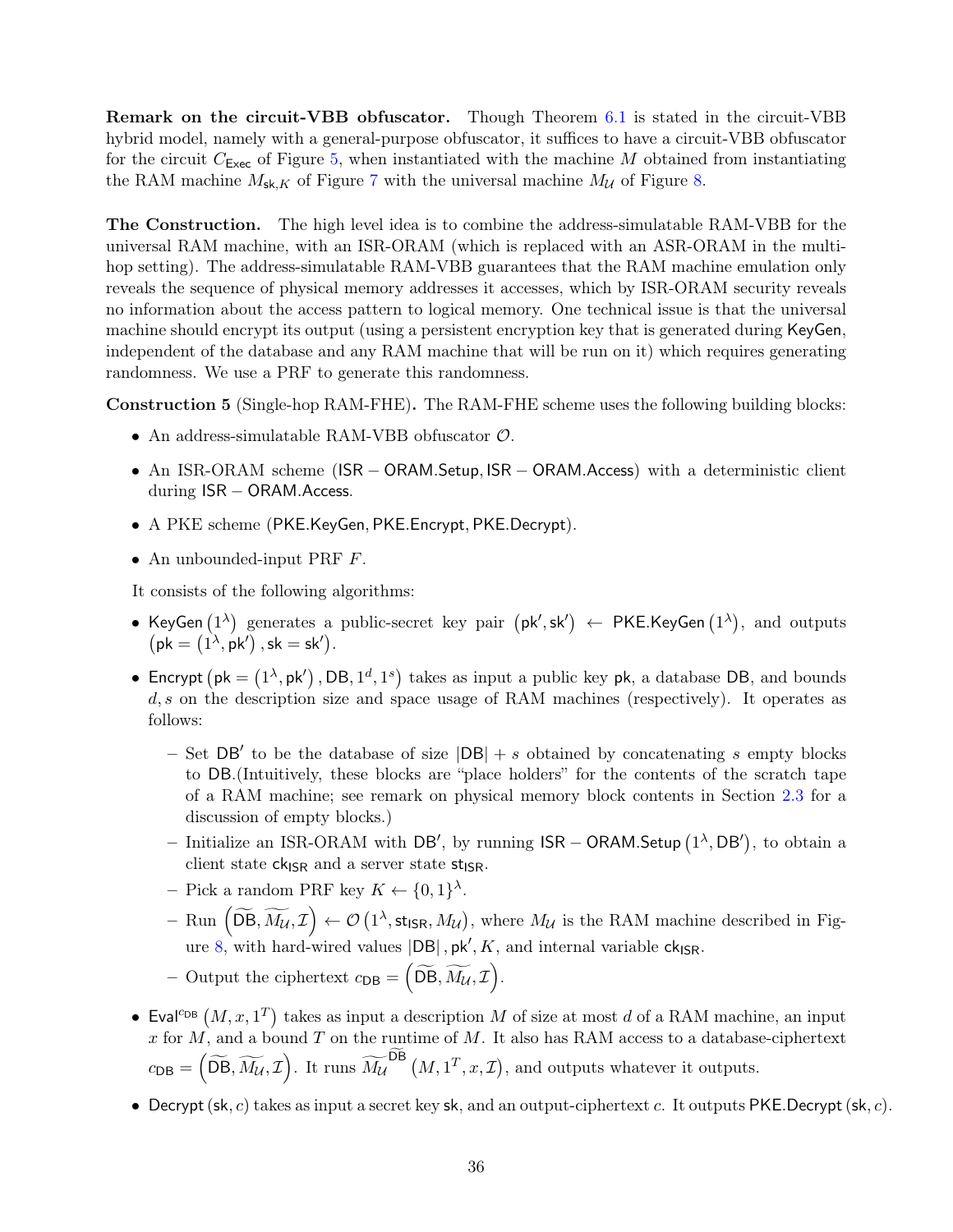**Remark on the circuit-VBB obfuscator.** Though Theorem 6.1 is stated in the circuit-VBB hybrid model, namely with a general-purpose obfuscator, it suffices to have a circuit-VBB obfuscator for the circuit $C_{\mathsf{Exec}}$ of Figure 5, when instantiated with the machine $M$ obtained from instantiating the RAM machine $M_{\mathsf{sk},K}$ of Figure 7 with the universal machine $M_{\mathcal{U}}$ of Figure 8.

**The Construction.** The high level idea is to combine the address-simulatable RAM-VBB for the universal RAM machine, with an ISR-ORAM (which is replaced with an ASR-ORAM in the multi-hop setting). The address-simulatable RAM-VBB guarantees that the RAM machine emulation only reveals the sequence of physical memory addresses it accesses, which by ISR-ORAM security reveals no information about the access pattern to logical memory. One technical issue is that the universal machine should encrypt its output (using a persistent encryption key that is generated during KeyGen, independent of the database and any RAM machine that will be run on it) which requires generating randomness. We use a PRF to generate this randomness.

**Construction 5** (Single-hop RAM-FHE)**.** The RAM-FHE scheme uses the following building blocks:

- An address-simulatable RAM-VBB obfuscator $\mathcal{O}$.
- An ISR-ORAM scheme ($\mathsf{ISR-ORAM.Setup}, \mathsf{ISR-ORAM.Access}$) with a deterministic client during $\mathsf{ISR-ORAM.Access}$.
- A PKE scheme ($\mathsf{PKE.KeyGen}, \mathsf{PKE.Encrypt}, \mathsf{PKE.Decrypt}$).
- An unbounded-input PRF $F$.

It consists of the following algorithms:

- $\mathsf{KeyGen}\left(1^\lambda\right)$ generates a public-secret key pair $\left(\mathsf{pk}', \mathsf{sk}'\right) \leftarrow \mathsf{PKE.KeyGen}\left(1^\lambda\right)$, and outputs $\left(\mathsf{pk} = \left(1^\lambda, \mathsf{pk}'\right), \mathsf{sk} = \mathsf{sk}'\right)$.
- $\mathsf{Encrypt}\left(\mathsf{pk} = \left(1^\lambda, \mathsf{pk}'\right), \mathsf{DB}, 1^d, 1^s\right)$ takes as input a public key $\mathsf{pk}$, a database $\mathsf{DB}$, and bounds $d, s$ on the description size and space usage of RAM machines (respectively). It operates as follows:
  - Set $\mathsf{DB}'$ to be the database of size $|\mathsf{DB}| + s$ obtained by concatenating $s$ empty blocks to $\mathsf{DB}$.(Intuitively, these blocks are "place holders" for the contents of the scratch tape of a RAM machine; see remark on physical memory block contents in Section 2.3 for a discussion of empty blocks.)
  - Initialize an ISR-ORAM with $\mathsf{DB}'$, by running $\mathsf{ISR-ORAM.Setup}\left(1^\lambda, \mathsf{DB}'\right)$, to obtain a client state $\mathsf{ck}_{\mathsf{ISR}}$ and a server state $\mathsf{st}_{\mathsf{ISR}}$.
  - Pick a random PRF key $K \leftarrow \{0,1\}^\lambda$.
  - Run $\left(\widetilde{\mathsf{DB}}, \widetilde{M_{\mathcal{U}}}, \mathcal{I}\right) \leftarrow \mathcal{O}\left(1^\lambda, \mathsf{st}_{\mathsf{ISR}}, M_{\mathcal{U}}\right)$, where $M_{\mathcal{U}}$ is the RAM machine described in Figure 8, with hard-wired values $|\mathsf{DB}|, \mathsf{pk}', K$, and internal variable $\mathsf{ck}_{\mathsf{ISR}}$.
  - Output the ciphertext $c_{\mathsf{DB}} = \left(\widetilde{\mathsf{DB}}, \widetilde{M_{\mathcal{U}}}, \mathcal{I}\right)$.
- $\mathsf{Eval}^{c_{\mathsf{DB}}}\left(M, x, 1^T\right)$ takes as input a description $M$ of size at most $d$ of a RAM machine, an input $x$ for $M$, and a bound $T$ on the runtime of $M$. It also has RAM access to a database-ciphertext $c_{\mathsf{DB}} = \left(\widetilde{\mathsf{DB}}, \widetilde{M_{\mathcal{U}}}, \mathcal{I}\right)$. It runs $\widetilde{M_{\mathcal{U}}}^{\widetilde{\mathsf{DB}}}\left(M, 1^T, x, \mathcal{I}\right)$, and outputs whatever it outputs.
- $\mathsf{Decrypt}\left(\mathsf{sk}, c\right)$ takes as input a secret key $\mathsf{sk}$, and an output-ciphertext $c$. It outputs $\mathsf{PKE.Decrypt}\left(\mathsf{sk}, c\right)$.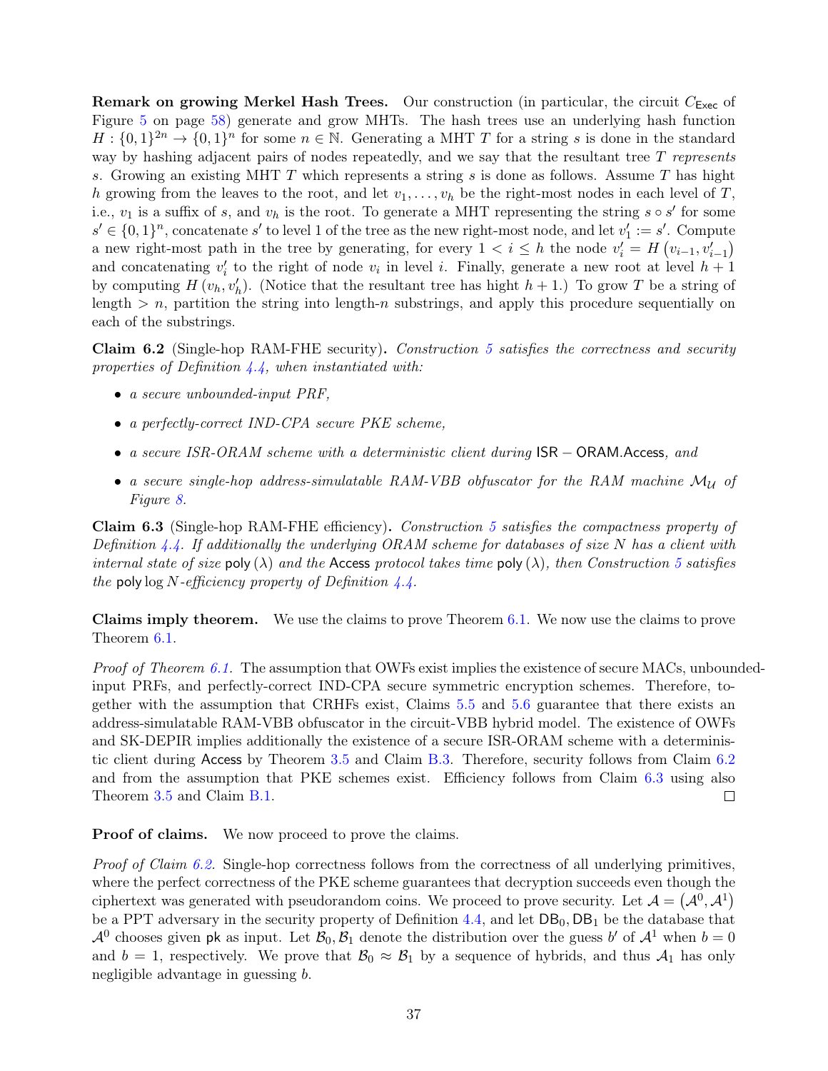**Remark on growing Merkel Hash Trees.** Our construction (in particular, the circuit $C_{\mathsf{Exec}}$ of Figure 5 on page 58) generate and grow MHTs. The hash trees use an underlying hash function $H : \{0,1\}^{2n} \to \{0,1\}^n$ for some $n \in \mathbb{N}$. Generating a MHT $T$ for a string $s$ is done in the standard way by hashing adjacent pairs of nodes repeatedly, and we say that the resultant tree $T$ *represents* $s$. Growing an existing MHT $T$ which represents a string $s$ is done as follows. Assume $T$ has hight $h$ growing from the leaves to the root, and let $v_1, \ldots, v_h$ be the right-most nodes in each level of $T$, i.e., $v_1$ is a suffix of $s$, and $v_h$ is the root. To generate a MHT representing the string $s \circ s'$ for some $s' \in \{0,1\}^n$, concatenate $s'$ to level 1 of the tree as the new right-most node, and let $v_1' := s'$. Compute a new right-most path in the tree by generating, for every $1 < i \leq h$ the node $v_i' = H\left(v_{i-1}, v_{i-1}'\right)$ and concatenating $v_i'$ to the right of node $v_i$ in level $i$. Finally, generate a new root at level $h+1$ by computing $H\left(v_h, v_h'\right)$. (Notice that the resultant tree has hight $h+1$.) To grow $T$ be a string of length $> n$, partition the string into length-$n$ substrings, and apply this procedure sequentially on each of the substrings.

**Claim 6.2** (Single-hop RAM-FHE security)**.** *Construction 5 satisfies the correctness and security properties of Definition 4.4, when instantiated with:*

- *a secure unbounded-input PRF,*
- *a perfectly-correct IND-CPA secure PKE scheme,*
- *a secure ISR-ORAM scheme with a deterministic client during* $\mathsf{ISR-ORAM.Access}$*, and*
- *a secure single-hop address-simulatable RAM-VBB obfuscator for the RAM machine* $\mathcal{M}_{\mathcal{U}}$ *of Figure 8.*

**Claim 6.3** (Single-hop RAM-FHE efficiency)**.** *Construction 5 satisfies the compactness property of Definition 4.4. If additionally the underlying ORAM scheme for databases of size* $N$ *has a client with internal state of size* $\mathsf{poly}(\lambda)$ *and the* $\mathsf{Access}$ *protocol takes time* $\mathsf{poly}(\lambda)$*, then Construction 5 satisfies the* $\mathsf{poly}\log N$*-efficiency property of Definition 4.4.*

**Claims imply theorem.** We use the claims to prove Theorem 6.1. We now use the claims to prove Theorem 6.1.

*Proof of Theorem 6.1.* The assumption that OWFs exist implies the existence of secure MACs, unbounded-input PRFs, and perfectly-correct IND-CPA secure symmetric encryption schemes. Therefore, together with the assumption that CRHFs exist, Claims 5.5 and 5.6 guarantee that there exists an address-simulatable RAM-VBB obfuscator in the circuit-VBB hybrid model. The existence of OWFs and SK-DEPIR implies additionally the existence of a secure ISR-ORAM scheme with a deterministic client during $\mathsf{Access}$ by Theorem 3.5 and Claim B.3. Therefore, security follows from Claim 6.2 and from the assumption that PKE schemes exist. Efficiency follows from Claim 6.3 using also Theorem 3.5 and Claim B.1. $\square$

**Proof of claims.** We now proceed to prove the claims.

*Proof of Claim 6.2.* Single-hop correctness follows from the correctness of all underlying primitives, where the perfect correctness of the PKE scheme guarantees that decryption succeeds even though the ciphertext was generated with pseudorandom coins. We proceed to prove security. Let $\mathcal{A} = \left(\mathcal{A}^0, \mathcal{A}^1\right)$ be a PPT adversary in the security property of Definition 4.4, and let $\mathsf{DB}_0, \mathsf{DB}_1$ be the database that $\mathcal{A}^0$ chooses given $\mathsf{pk}$ as input. Let $\mathcal{B}_0, \mathcal{B}_1$ denote the distribution over the guess $b'$ of $\mathcal{A}^1$ when $b = 0$ and $b = 1$, respectively. We prove that $\mathcal{B}_0 \approx \mathcal{B}_1$ by a sequence of hybrids, and thus $\mathcal{A}_1$ has only negligible advantage in guessing $b$.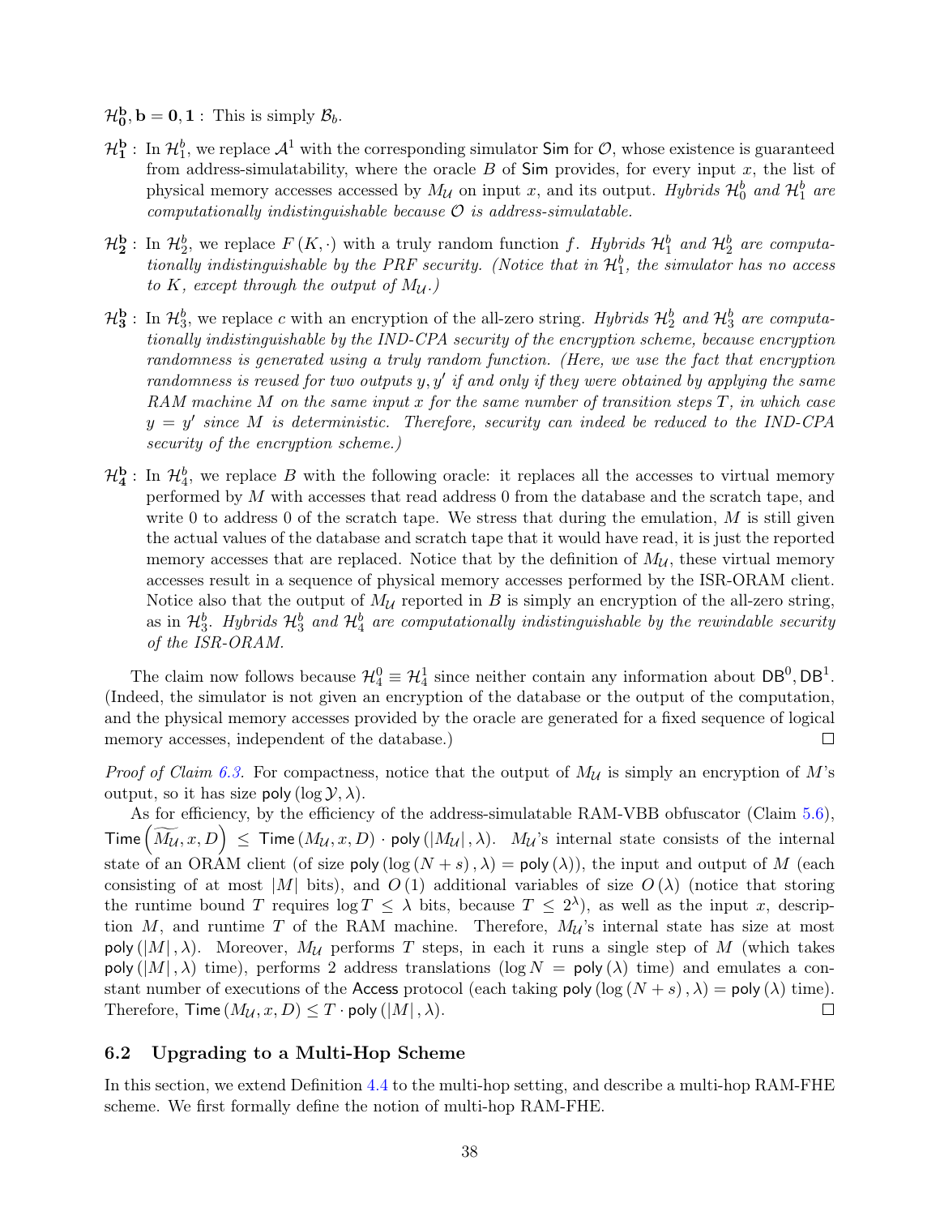$\mathcal{H}_0^{\mathbf{b}}, \mathbf{b} = \mathbf{0}, \mathbf{1}$ : This is simply $\mathcal{B}_b$.

$\mathcal{H}_1^{\mathbf{b}}$ : In $\mathcal{H}_1^b$, we replace $\mathcal{A}^1$ with the corresponding simulator $\mathsf{Sim}$ for $\mathcal{O}$, whose existence is guaranteed from address-simulatability, where the oracle $B$ of $\mathsf{Sim}$ provides, for every input $x$, the list of physical memory accesses accessed by $M_{\mathcal{U}}$ on input $x$, and its output. *Hybrids $\mathcal{H}_0^b$ and $\mathcal{H}_1^b$ are computationally indistinguishable because $\mathcal{O}$ is address-simulatable.*

$\mathcal{H}_2^{\mathbf{b}}$ : In $\mathcal{H}_2^b$, we replace $F(K, \cdot)$ with a truly random function $f$. *Hybrids $\mathcal{H}_1^b$ and $\mathcal{H}_2^b$ are computationally indistinguishable by the PRF security. (Notice that in $\mathcal{H}_1^b$, the simulator has no access to $K$, except through the output of $M_{\mathcal{U}}$.)*

$\mathcal{H}_3^{\mathbf{b}}$ : In $\mathcal{H}_3^b$, we replace $c$ with an encryption of the all-zero string. *Hybrids $\mathcal{H}_2^b$ and $\mathcal{H}_3^b$ are computationally indistinguishable by the IND-CPA security of the encryption scheme, because encryption randomness is generated using a truly random function. (Here, we use the fact that encryption randomness is reused for two outputs $y, y'$ if and only if they were obtained by applying the same RAM machine $M$ on the same input $x$ for the same number of transition steps $T$, in which case $y = y'$ since $M$ is deterministic. Therefore, security can indeed be reduced to the IND-CPA security of the encryption scheme.)*

$\mathcal{H}_4^{\mathbf{b}}$ : In $\mathcal{H}_4^b$, we replace $B$ with the following oracle: it replaces all the accesses to virtual memory performed by $M$ with accesses that read address 0 from the database and the scratch tape, and write 0 to address 0 of the scratch tape. We stress that during the emulation, $M$ is still given the actual values of the database and scratch tape that it would have read, it is just the reported memory accesses that are replaced. Notice that by the definition of $M_{\mathcal{U}}$, these virtual memory accesses result in a sequence of physical memory accesses performed by the ISR-ORAM client. Notice also that the output of $M_{\mathcal{U}}$ reported in $B$ is simply an encryption of the all-zero string, as in $\mathcal{H}_3^b$. *Hybrids $\mathcal{H}_3^b$ and $\mathcal{H}_4^b$ are computationally indistinguishable by the rewindable security of the ISR-ORAM.*

The claim now follows because $\mathcal{H}_4^0 \equiv \mathcal{H}_4^1$ since neither contain any information about $\mathsf{DB}^0, \mathsf{DB}^1$. (Indeed, the simulator is not given an encryption of the database or the output of the computation, and the physical memory accesses provided by the oracle are generated for a fixed sequence of logical memory accesses, independent of the database.) ∎

*Proof of Claim 6.3.* For compactness, notice that the output of $M_{\mathcal{U}}$ is simply an encryption of $M$'s output, so it has size $\mathsf{poly}(\log \mathcal{Y}, \lambda)$.

As for efficiency, by the efficiency of the address-simulatable RAM-VBB obfuscator (Claim 5.6), $\mathsf{Time}\left(\widetilde{M_{\mathcal{U}}}, x, D\right) \leq \mathsf{Time}(M_{\mathcal{U}}, x, D) \cdot \mathsf{poly}(|M_{\mathcal{U}}|, \lambda)$. $M_{\mathcal{U}}$'s internal state consists of the internal state of an ORAM client (of size $\mathsf{poly}(\log(N+s), \lambda) = \mathsf{poly}(\lambda)$), the input and output of $M$ (each consisting of at most $|M|$ bits), and $O(1)$ additional variables of size $O(\lambda)$ (notice that storing the runtime bound $T$ requires $\log T \leq \lambda$ bits, because $T \leq 2^{\lambda}$), as well as the input $x$, description $M$, and runtime $T$ of the RAM machine. Therefore, $M_{\mathcal{U}}$'s internal state has size at most $\mathsf{poly}(|M|, \lambda)$. Moreover, $M_{\mathcal{U}}$ performs $T$ steps, in each it runs a single step of $M$ (which takes $\mathsf{poly}(|M|, \lambda)$ time), performs 2 address translations ($\log N = \mathsf{poly}(\lambda)$ time) and emulates a constant number of executions of the $\mathsf{Access}$ protocol (each taking $\mathsf{poly}(\log(N+s), \lambda) = \mathsf{poly}(\lambda)$ time). Therefore, $\mathsf{Time}(M_{\mathcal{U}}, x, D) \leq T \cdot \mathsf{poly}(|M|, \lambda)$. ∎

## 6.2 Upgrading to a Multi-Hop Scheme

In this section, we extend Definition 4.4 to the multi-hop setting, and describe a multi-hop RAM-FHE scheme. We first formally define the notion of multi-hop RAM-FHE.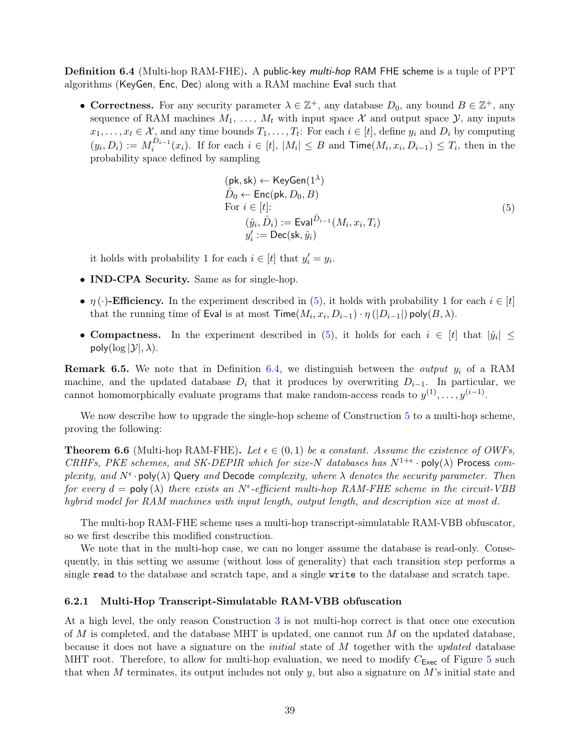**Definition 6.4** (Multi-hop RAM-FHE)**.** A public-key *multi-hop* RAM FHE scheme is a tuple of PPT algorithms (KeyGen, Enc, Dec) along with a RAM machine Eval such that

- **Correctness.** For any security parameter $\lambda \in \mathbb{Z}^+$, any database $D_0$, any bound $B \in \mathbb{Z}^+$, any sequence of RAM machines $M_1, \ldots, M_t$ with input space $\mathcal{X}$ and output space $\mathcal{Y}$, any inputs $x_1, \ldots, x_t \in \mathcal{X}$, and any time bounds $T_1, \ldots, T_t$: For each $i \in [t]$, define $y_i$ and $D_i$ by computing $(y_i, D_i) := M_i^{D_{i-1}}(x_i)$. If for each $i \in [t]$, $|M_i| \leq B$ and $\mathsf{Time}(M_i, x_i, D_{i-1}) \leq T_i$, then in the probability space defined by sampling

$$
\begin{aligned}
&(\mathsf{pk}, \mathsf{sk}) \leftarrow \mathsf{KeyGen}(1^\lambda) \\
&\hat{D}_0 \leftarrow \mathsf{Enc}(\mathsf{pk}, D_0, B) \\
&\text{For } i \in [t]\text{:} \\
&\qquad (\hat{y}_i, \hat{D}_i) := \mathsf{Eval}^{\hat{D}_{i-1}}(M_i, x_i, T_i) \\
&\qquad y_i' := \mathsf{Dec}(\mathsf{sk}, \hat{y}_i)
\end{aligned}
\tag{5}
$$

  it holds with probability 1 for each $i \in [t]$ that $y_i' = y_i$.

- **IND-CPA Security.** Same as for single-hop.

- $\eta(\cdot)$**-Efficiency.** In the experiment described in (5), it holds with probability 1 for each $i \in [t]$ that the running time of Eval is at most $\mathsf{Time}(M_i, x_i, D_{i-1}) \cdot \eta(|D_{i-1}|) \, \mathsf{poly}(B, \lambda)$.

- **Compactness.** In the experiment described in (5), it holds for each $i \in [t]$ that $|\hat{y}_i| \leq \mathsf{poly}(\log|\mathcal{Y}|, \lambda)$.

**Remark 6.5.** We note that in Definition 6.4, we distinguish between the *output* $y_i$ of a RAM machine, and the updated database $D_i$ that it produces by overwriting $D_{i-1}$. In particular, we cannot homomorphically evaluate programs that make random-access reads to $y^{(1)}, \ldots, y^{(i-1)}$.

We now describe how to upgrade the single-hop scheme of Construction 5 to a multi-hop scheme, proving the following:

**Theorem 6.6** (Multi-hop RAM-FHE)**.** *Let $\epsilon \in (0, 1)$ be a constant. Assume the existence of OWFs, CRHFs, PKE schemes, and SK-DEPIR which for size-$N$ databases has $N^{1+\epsilon} \cdot \mathsf{poly}(\lambda)$* Process *complexity, and $N^\epsilon \cdot \mathsf{poly}(\lambda)$* Query *and* Decode *complexity, where $\lambda$ denotes the security parameter. Then for every $d = \mathsf{poly}(\lambda)$ there exists an $N^\epsilon$-efficient multi-hop RAM-FHE scheme in the circuit-VBB hybrid model for RAM machines with input length, output length, and description size at most $d$.*

The multi-hop RAM-FHE scheme uses a multi-hop transcript-simulatable RAM-VBB obfuscator, so we first describe this modified construction.

We note that in the multi-hop case, we can no longer assume the database is read-only. Consequently, in this setting we assume (without loss of generality) that each transition step performs a single `read` to the database and scratch tape, and a single `write` to the database and scratch tape.

### 6.2.1 Multi-Hop Transcript-Simulatable RAM-VBB obfuscation

At a high level, the only reason Construction 3 is not multi-hop correct is that once one execution of $M$ is completed, and the database MHT is updated, one cannot run $M$ on the updated database, because it does not have a signature on the *initial* state of $M$ together with the *updated* database MHT root. Therefore, to allow for multi-hop evaluation, we need to modify $C_{\mathsf{Exec}}$ of Figure 5 such that when $M$ terminates, its output includes not only $y$, but also a signature on $M$'s initial state and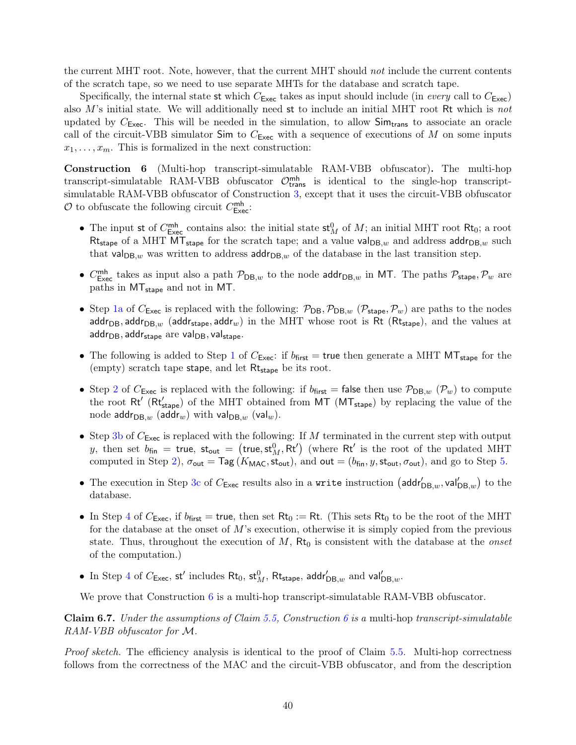the current MHT root. Note, however, that the current MHT should *not* include the current contents of the scratch tape, so we need to use separate MHTs for the database and scratch tape.

Specifically, the internal state $\mathsf{st}$ which $C_{\mathsf{Exec}}$ takes as input should include (in *every* call to $C_{\mathsf{Exec}}$) also $M$'s initial state. We will additionally need $\mathsf{st}$ to include an initial MHT root $\mathsf{Rt}$ which is *not* updated by $C_{\mathsf{Exec}}$. This will be needed in the simulation, to allow $\mathsf{Sim}_{\mathsf{trans}}$ to associate an oracle call of the circuit-VBB simulator $\mathsf{Sim}$ to $C_{\mathsf{Exec}}$ with a sequence of executions of $M$ on some inputs $x_1, \ldots, x_m$. This is formalized in the next construction:

**Construction 6** (Multi-hop transcript-simulatable RAM-VBB obfuscator)**.** The multi-hop transcript-simulatable RAM-VBB obfuscator $\mathcal{O}^{\mathsf{mh}}_{\mathsf{trans}}$ is identical to the single-hop transcript-simulatable RAM-VBB obfuscator of Construction 3, except that it uses the circuit-VBB obfuscator $\mathcal{O}$ to obfuscate the following circuit $C^{\mathsf{mh}}_{\mathsf{Exec}}$:

- The input $\mathsf{st}$ of $C^{\mathsf{mh}}_{\mathsf{Exec}}$ contains also: the initial state $\mathsf{st}^0_M$ of $M$; an initial MHT root $\mathsf{Rt}_0$; a root $\mathsf{Rt}_{\mathsf{stape}}$ of a MHT $\mathsf{MT}_{\mathsf{stape}}$ for the scratch tape; and a value $\mathsf{val}_{\mathsf{DB},w}$ and address $\mathsf{addr}_{\mathsf{DB},w}$ such that $\mathsf{val}_{\mathsf{DB},w}$ was written to address $\mathsf{addr}_{\mathsf{DB},w}$ of the database in the last transition step.
- $C^{\mathsf{mh}}_{\mathsf{Exec}}$ takes as input also a path $\mathcal{P}_{\mathsf{DB},w}$ to the node $\mathsf{addr}_{\mathsf{DB},w}$ in $\mathsf{MT}$. The paths $\mathcal{P}_{\mathsf{stape}}, \mathcal{P}_w$ are paths in $\mathsf{MT}_{\mathsf{stape}}$ and not in $\mathsf{MT}$.
- Step 1a of $C_{\mathsf{Exec}}$ is replaced with the following: $\mathcal{P}_{\mathsf{DB}}, \mathcal{P}_{\mathsf{DB},w}$ ($\mathcal{P}_{\mathsf{stape}}, \mathcal{P}_w$) are paths to the nodes $\mathsf{addr}_{\mathsf{DB}}, \mathsf{addr}_{\mathsf{DB},w}$ ($\mathsf{addr}_{\mathsf{stape}}, \mathsf{addr}_w$) in the MHT whose root is $\mathsf{Rt}$ ($\mathsf{Rt}_{\mathsf{stape}}$), and the values at $\mathsf{addr}_{\mathsf{DB}}, \mathsf{addr}_{\mathsf{stape}}$ are $\mathsf{val}_{\mathsf{DB}}, \mathsf{val}_{\mathsf{stape}}$.
- The following is added to Step 1 of $C_{\mathsf{Exec}}$: if $b_{\mathsf{first}} = \mathsf{true}$ then generate a MHT $\mathsf{MT}_{\mathsf{stape}}$ for the (empty) scratch tape $\mathsf{stape}$, and let $\mathsf{Rt}_{\mathsf{stape}}$ be its root.
- Step 2 of $C_{\mathsf{Exec}}$ is replaced with the following: if $b_{\mathsf{first}} = \mathsf{false}$ then use $\mathcal{P}_{\mathsf{DB},w}$ ($\mathcal{P}_w$) to compute the root $\mathsf{Rt}'$ ($\mathsf{Rt}'_{\mathsf{stape}}$) of the MHT obtained from $\mathsf{MT}$ ($\mathsf{MT}_{\mathsf{stape}}$) by replacing the value of the node $\mathsf{addr}_{\mathsf{DB},w}$ ($\mathsf{addr}_w$) with $\mathsf{val}_{\mathsf{DB},w}$ ($\mathsf{val}_w$).
- Step 3b of $C_{\mathsf{Exec}}$ is replaced with the following: If $M$ terminated in the current step with output $y$, then set $b_{\mathsf{fin}} = \mathsf{true}$, $\mathsf{st}_{\mathsf{out}} = \left(\mathsf{true}, \mathsf{st}^0_M, \mathsf{Rt}'\right)$ (where $\mathsf{Rt}'$ is the root of the updated MHT computed in Step 2), $\sigma_{\mathsf{out}} = \mathsf{Tag}\left(K_{\mathsf{MAC}}, \mathsf{st}_{\mathsf{out}}\right)$, and $\mathsf{out} = (b_{\mathsf{fin}}, y, \mathsf{st}_{\mathsf{out}}, \sigma_{\mathsf{out}})$, and go to Step 5.
- The execution in Step 3c of $C_{\mathsf{Exec}}$ results also in a `write` instruction $\left(\mathsf{addr}'_{\mathsf{DB},w}, \mathsf{val}'_{\mathsf{DB},w}\right)$ to the database.
- In Step 4 of $C_{\mathsf{Exec}}$, if $b_{\mathsf{first}} = \mathsf{true}$, then set $\mathsf{Rt}_0 := \mathsf{Rt}$. (This sets $\mathsf{Rt}_0$ to be the root of the MHT for the database at the onset of $M$'s execution, otherwise it is simply copied from the previous state. Thus, throughout the execution of $M$, $\mathsf{Rt}_0$ is consistent with the database at the *onset* of the computation.)
- In Step 4 of $C_{\mathsf{Exec}}$, $\mathsf{st}'$ includes $\mathsf{Rt}_0$, $\mathsf{st}^0_M$, $\mathsf{Rt}_{\mathsf{stape}}$, $\mathsf{addr}'_{\mathsf{DB},w}$ and $\mathsf{val}'_{\mathsf{DB},w}$.

We prove that Construction 6 is a multi-hop transcript-simulatable RAM-VBB obfuscator.

**Claim 6.7.** *Under the assumptions of Claim 5.5, Construction 6 is a* multi-hop *transcript-simulatable RAM-VBB obfuscator for $\mathcal{M}$.*

*Proof sketch.* The efficiency analysis is identical to the proof of Claim 5.5. Multi-hop correctness follows from the correctness of the MAC and the circuit-VBB obfuscator, and from the description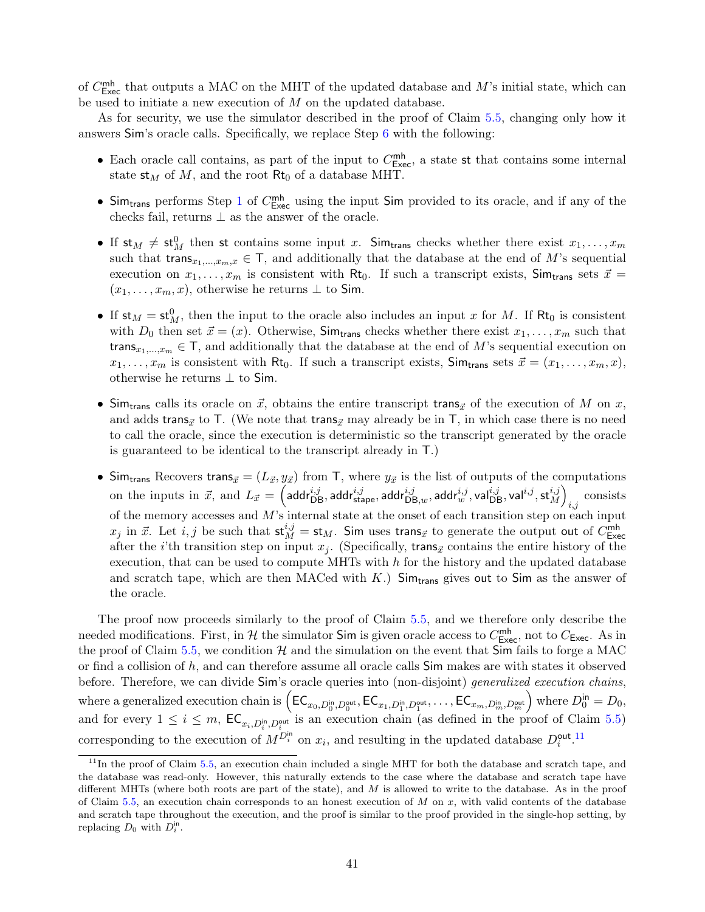of $C^{\mathsf{mh}}_{\mathsf{Exec}}$ that outputs a MAC on the MHT of the updated database and $M$'s initial state, which can be used to initiate a new execution of $M$ on the updated database.

As for security, we use the simulator described in the proof of Claim 5.5, changing only how it answers $\mathsf{Sim}$'s oracle calls. Specifically, we replace Step 6 with the following:

- Each oracle call contains, as part of the input to $C^{\mathsf{mh}}_{\mathsf{Exec}}$, a state $\mathsf{st}$ that contains some internal state $\mathsf{st}_M$ of $M$, and the root $\mathsf{Rt}_0$ of a database MHT.
- $\mathsf{Sim}_{\mathsf{trans}}$ performs Step 1 of $C^{\mathsf{mh}}_{\mathsf{Exec}}$ using the input $\mathsf{Sim}$ provided to its oracle, and if any of the checks fail, returns $\perp$ as the answer of the oracle.
- If $\mathsf{st}_M \neq \mathsf{st}^0_M$ then $\mathsf{st}$ contains some input $x$. $\mathsf{Sim}_{\mathsf{trans}}$ checks whether there exist $x_1, \ldots, x_m$ such that $\mathsf{trans}_{x_1,\ldots,x_m,x} \in \mathsf{T}$, and additionally that the database at the end of $M$'s sequential execution on $x_1, \ldots, x_m$ is consistent with $\mathsf{Rt}_0$. If such a transcript exists, $\mathsf{Sim}_{\mathsf{trans}}$ sets $\vec{x} = (x_1, \ldots, x_m, x)$, otherwise he returns $\perp$ to $\mathsf{Sim}$.
- If $\mathsf{st}_M = \mathsf{st}^0_M$, then the input to the oracle also includes an input $x$ for $M$. If $\mathsf{Rt}_0$ is consistent with $D_0$ then set $\vec{x} = (x)$. Otherwise, $\mathsf{Sim}_{\mathsf{trans}}$ checks whether there exist $x_1, \ldots, x_m$ such that $\mathsf{trans}_{x_1,\ldots,x_m} \in \mathsf{T}$, and additionally that the database at the end of $M$'s sequential execution on $x_1, \ldots, x_m$ is consistent with $\mathsf{Rt}_0$. If such a transcript exists, $\mathsf{Sim}_{\mathsf{trans}}$ sets $\vec{x} = (x_1, \ldots, x_m, x)$, otherwise he returns $\perp$ to $\mathsf{Sim}$.
- $\mathsf{Sim}_{\mathsf{trans}}$ calls its oracle on $\vec{x}$, obtains the entire transcript $\mathsf{trans}_{\vec{x}}$ of the execution of $M$ on $x$, and adds $\mathsf{trans}_{\vec{x}}$ to $\mathsf{T}$. (We note that $\mathsf{trans}_{\vec{x}}$ may already be in $\mathsf{T}$, in which case there is no need to call the oracle, since the execution is deterministic so the transcript generated by the oracle is guaranteed to be identical to the transcript already in $\mathsf{T}$.)
- $\mathsf{Sim}_{\mathsf{trans}}$ Recovers $\mathsf{trans}_{\vec{x}} = (L_{\vec{x}}, y_{\vec{x}})$ from $\mathsf{T}$, where $y_{\vec{x}}$ is the list of outputs of the computations on the inputs in $\vec{x}$, and $L_{\vec{x}} = \left(\mathsf{addr}^{i,j}_{\mathsf{DB}}, \mathsf{addr}^{i,j}_{\mathsf{stape}}, \mathsf{addr}^{i,j}_{\mathsf{DB},w}, \mathsf{addr}^{i,j}_{w}, \mathsf{val}^{i,j}_{\mathsf{DB}}, \mathsf{val}^{i,j}, \mathsf{st}^{i,j}_M\right)_{i,j}$ consists of the memory accesses and $M$'s internal state at the onset of each transition step on each input $x_j$ in $\vec{x}$. Let $i,j$ be such that $\mathsf{st}^{i,j}_M = \mathsf{st}_M$. $\mathsf{Sim}$ uses $\mathsf{trans}_{\vec{x}}$ to generate the output $\mathsf{out}$ of $C^{\mathsf{mh}}_{\mathsf{Exec}}$ after the $i$'th transition step on input $x_j$. (Specifically, $\mathsf{trans}_{\vec{x}}$ contains the entire history of the execution, that can be used to compute MHTs with $h$ for the history and the updated database and scratch tape, which are then MACed with $K$.) $\mathsf{Sim}_{\mathsf{trans}}$ gives $\mathsf{out}$ to $\mathsf{Sim}$ as the answer of the oracle.

The proof now proceeds similarly to the proof of Claim 5.5, and we therefore only describe the needed modifications. First, in $\mathcal{H}$ the simulator $\mathsf{Sim}$ is given oracle access to $C^{\mathsf{mh}}_{\mathsf{Exec}}$, not to $C_{\mathsf{Exec}}$. As in the proof of Claim 5.5, we condition $\mathcal{H}$ and the simulation on the event that $\mathsf{Sim}$ fails to forge a MAC or find a collision of $h$, and can therefore assume all oracle calls $\mathsf{Sim}$ makes are with states it observed before. Therefore, we can divide $\mathsf{Sim}$'s oracle queries into (non-disjoint) *generalized execution chains*, where a generalized execution chain is $\left(\mathsf{EC}_{x_0,D^{\mathsf{in}}_0,D^{\mathsf{out}}_0}, \mathsf{EC}_{x_1,D^{\mathsf{in}}_1,D^{\mathsf{out}}_1}, \ldots, \mathsf{EC}_{x_m,D^{\mathsf{in}}_m,D^{\mathsf{out}}_m}\right)$ where $D^{\mathsf{in}}_0 = D_0$, and for every $1 \leq i \leq m$, $\mathsf{EC}_{x_i,D^{\mathsf{in}}_i,D^{\mathsf{out}}_i}$ is an execution chain (as defined in the proof of Claim 5.5) corresponding to the execution of $M^{D^{\mathsf{in}}_i}$ on $x_i$, and resulting in the updated database $D^{\mathsf{out}}_i$.[11]

[11] In the proof of Claim 5.5, an execution chain included a single MHT for both the database and scratch tape, and the database was read-only. However, this naturally extends to the case where the database and scratch tape have different MHTs (where both roots are part of the state), and $M$ is allowed to write to the database. As in the proof of Claim 5.5, an execution chain corresponds to an honest execution of $M$ on $x$, with valid contents of the database and scratch tape throughout the execution, and the proof is similar to the proof provided in the single-hop setting, by replacing $D_0$ with $D^{\mathsf{in}}_i$.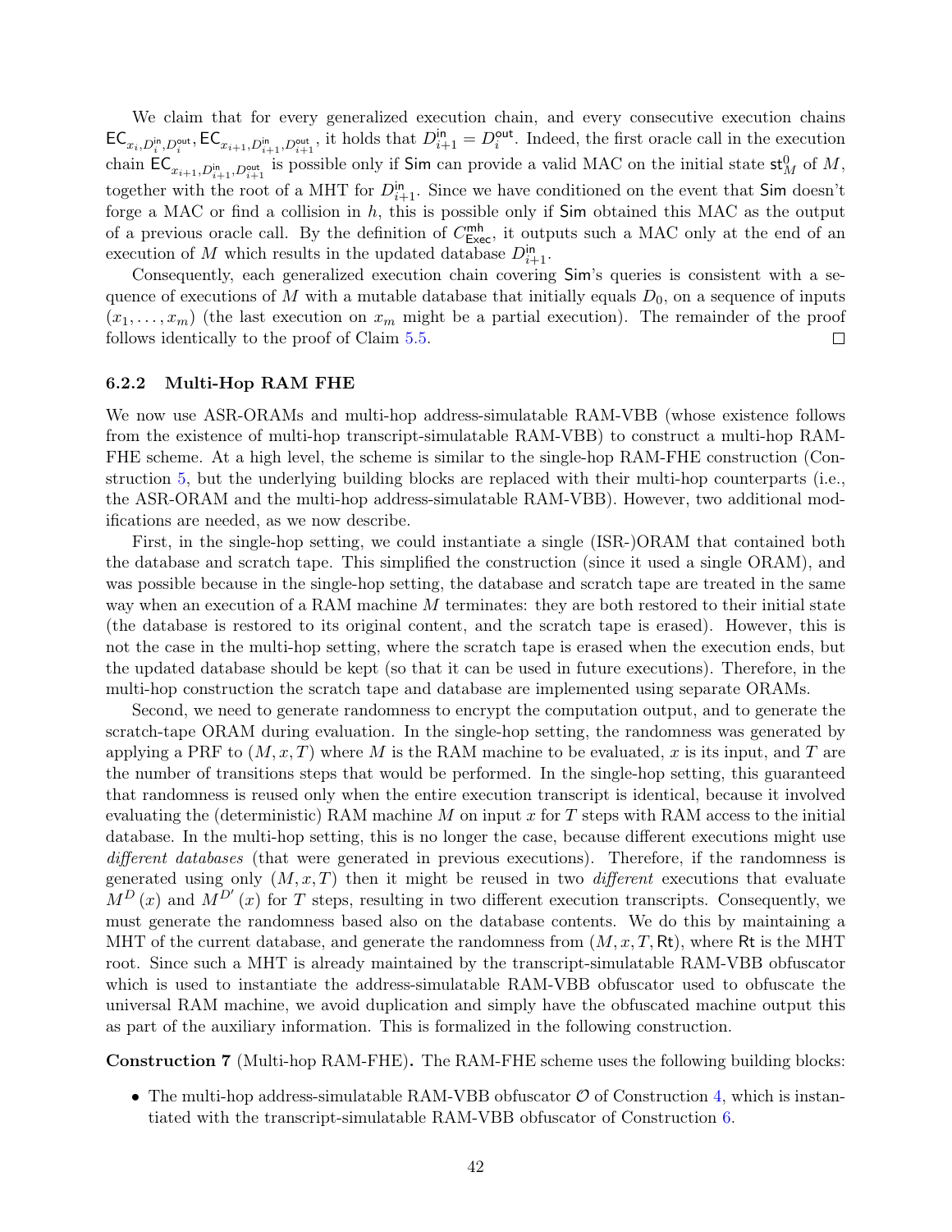We claim that for every generalized execution chain, and every consecutive execution chains $\mathsf{EC}_{x_i,D_i^{\mathsf{in}},D_i^{\mathsf{out}}}, \mathsf{EC}_{x_{i+1},D_{i+1}^{\mathsf{in}},D_{i+1}^{\mathsf{out}}}$, it holds that $D_{i+1}^{\mathsf{in}} = D_i^{\mathsf{out}}$. Indeed, the first oracle call in the execution chain $\mathsf{EC}_{x_{i+1},D_{i+1}^{\mathsf{in}},D_{i+1}^{\mathsf{out}}}$ is possible only if $\mathsf{Sim}$ can provide a valid MAC on the initial state $\mathsf{st}_M^0$ of $M$, together with the root of a MHT for $D_{i+1}^{\mathsf{in}}$. Since we have conditioned on the event that $\mathsf{Sim}$ doesn't forge a MAC or find a collision in $h$, this is possible only if $\mathsf{Sim}$ obtained this MAC as the output of a previous oracle call. By the definition of $C_{\mathsf{Exec}}^{\mathsf{mh}}$, it outputs such a MAC only at the end of an execution of $M$ which results in the updated database $D_{i+1}^{\mathsf{in}}$.

Consequently, each generalized execution chain covering $\mathsf{Sim}$'s queries is consistent with a sequence of executions of $M$ with a mutable database that initially equals $D_0$, on a sequence of inputs $(x_1, \ldots, x_m)$ (the last execution on $x_m$ might be a partial execution). The remainder of the proof follows identically to the proof of Claim 5.5. □

### 6.2.2 Multi-Hop RAM FHE

We now use ASR-ORAMs and multi-hop address-simulatable RAM-VBB (whose existence follows from the existence of multi-hop transcript-simulatable RAM-VBB) to construct a multi-hop RAM-FHE scheme. At a high level, the scheme is similar to the single-hop RAM-FHE construction (Construction 5, but the underlying building blocks are replaced with their multi-hop counterparts (i.e., the ASR-ORAM and the multi-hop address-simulatable RAM-VBB). However, two additional modifications are needed, as we now describe.

First, in the single-hop setting, we could instantiate a single (ISR-)ORAM that contained both the database and scratch tape. This simplified the construction (since it used a single ORAM), and was possible because in the single-hop setting, the database and scratch tape are treated in the same way when an execution of a RAM machine $M$ terminates: they are both restored to their initial state (the database is restored to its original content, and the scratch tape is erased). However, this is not the case in the multi-hop setting, where the scratch tape is erased when the execution ends, but the updated database should be kept (so that it can be used in future executions). Therefore, in the multi-hop construction the scratch tape and database are implemented using separate ORAMs.

Second, we need to generate randomness to encrypt the computation output, and to generate the scratch-tape ORAM during evaluation. In the single-hop setting, the randomness was generated by applying a PRF to $(M, x, T)$ where $M$ is the RAM machine to be evaluated, $x$ is its input, and $T$ are the number of transitions steps that would be performed. In the single-hop setting, this guaranteed that randomness is reused only when the entire execution transcript is identical, because it involved evaluating the (deterministic) RAM machine $M$ on input $x$ for $T$ steps with RAM access to the initial database. In the multi-hop setting, this is no longer the case, because different executions might use *different databases* (that were generated in previous executions). Therefore, if the randomness is generated using only $(M, x, T)$ then it might be reused in two *different* executions that evaluate $M^D(x)$ and $M^{D'}(x)$ for $T$ steps, resulting in two different execution transcripts. Consequently, we must generate the randomness based also on the database contents. We do this by maintaining a MHT of the current database, and generate the randomness from $(M, x, T, \mathsf{Rt})$, where $\mathsf{Rt}$ is the MHT root. Since such a MHT is already maintained by the transcript-simulatable RAM-VBB obfuscator which is used to instantiate the address-simulatable RAM-VBB obfuscator used to obfuscate the universal RAM machine, we avoid duplication and simply have the obfuscated machine output this as part of the auxiliary information. This is formalized in the following construction.

**Construction 7** (Multi-hop RAM-FHE)**.** The RAM-FHE scheme uses the following building blocks:

- The multi-hop address-simulatable RAM-VBB obfuscator $\mathcal{O}$ of Construction 4, which is instantiated with the transcript-simulatable RAM-VBB obfuscator of Construction 6.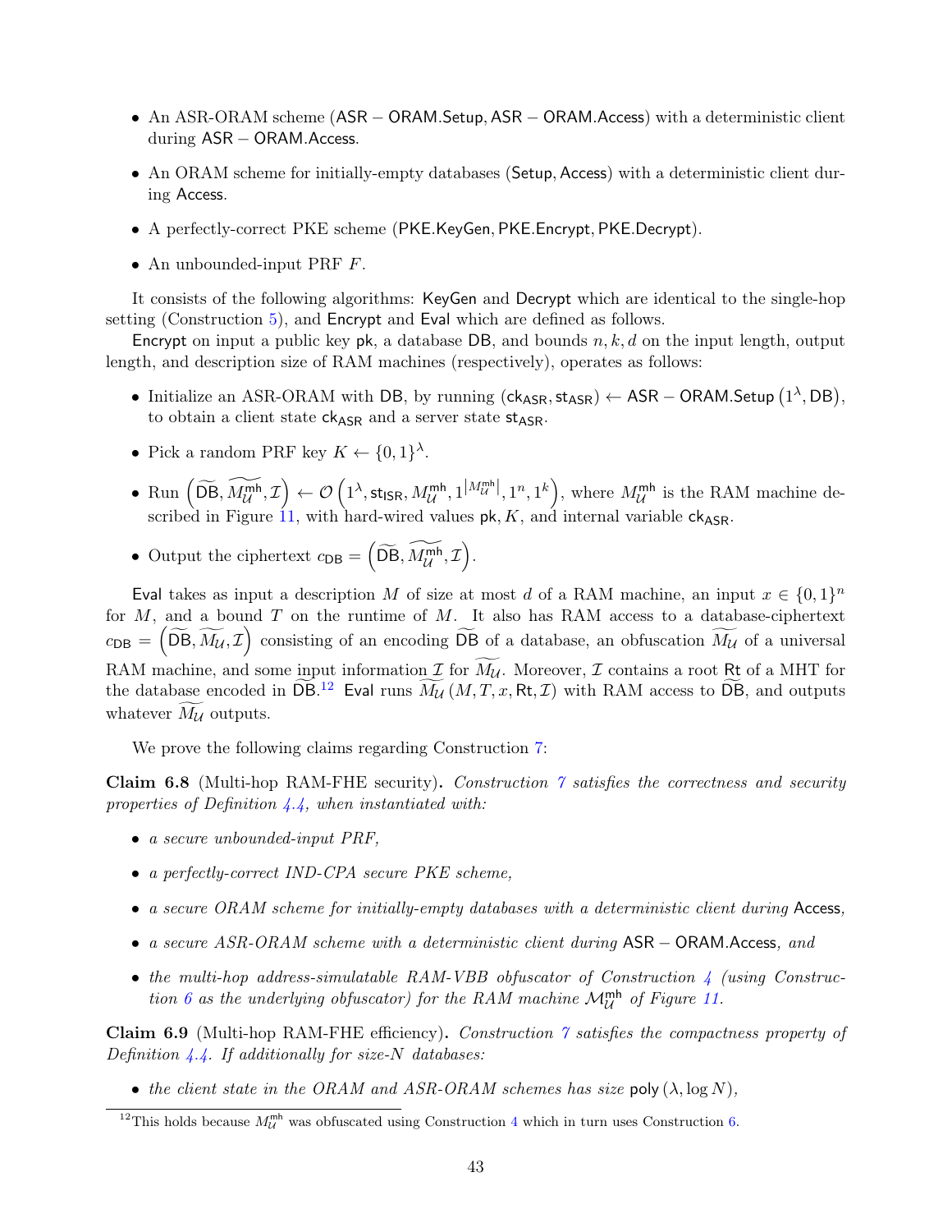- An ASR-ORAM scheme ($\mathsf{ASR-ORAM.Setup}, \mathsf{ASR-ORAM.Access}$) with a deterministic client during $\mathsf{ASR-ORAM.Access}$.
- An ORAM scheme for initially-empty databases ($\mathsf{Setup}, \mathsf{Access}$) with a deterministic client during $\mathsf{Access}$.
- A perfectly-correct PKE scheme ($\mathsf{PKE.KeyGen}, \mathsf{PKE.Encrypt}, \mathsf{PKE.Decrypt}$).
- An unbounded-input PRF $F$.

It consists of the following algorithms: $\mathsf{KeyGen}$ and $\mathsf{Decrypt}$ which are identical to the single-hop setting (Construction 5), and $\mathsf{Encrypt}$ and $\mathsf{Eval}$ which are defined as follows.

$\mathsf{Encrypt}$ on input a public key $\mathsf{pk}$, a database $\mathsf{DB}$, and bounds $n, k, d$ on the input length, output length, and description size of RAM machines (respectively), operates as follows:

- Initialize an ASR-ORAM with $\mathsf{DB}$, by running $(\mathsf{ck}_{\mathsf{ASR}}, \mathsf{st}_{\mathsf{ASR}}) \leftarrow \mathsf{ASR-ORAM.Setup}\left(1^\lambda, \mathsf{DB}\right)$, to obtain a client state $\mathsf{ck}_{\mathsf{ASR}}$ and a server state $\mathsf{st}_{\mathsf{ASR}}$.
- Pick a random PRF key $K \leftarrow \{0,1\}^\lambda$.
- Run $\left(\widetilde{\mathsf{DB}}, \widetilde{M_{\mathcal{U}}^{\mathsf{mh}}}, \mathcal{I}\right) \leftarrow \mathcal{O}\left(1^\lambda, \mathsf{st}_{\mathsf{ISR}}, M_{\mathcal{U}}^{\mathsf{mh}}, 1^{\left|M_{\mathcal{U}}^{\mathsf{mh}}\right|}, 1^n, 1^k\right)$, where $M_{\mathcal{U}}^{\mathsf{mh}}$ is the RAM machine described in Figure 11, with hard-wired values $\mathsf{pk}, K$, and internal variable $\mathsf{ck}_{\mathsf{ASR}}$.
- Output the ciphertext $c_{\mathsf{DB}} = \left(\widetilde{\mathsf{DB}}, \widetilde{M_{\mathcal{U}}^{\mathsf{mh}}}, \mathcal{I}\right)$.

$\mathsf{Eval}$ takes as input a description $M$ of size at most $d$ of a RAM machine, an input $x \in \{0,1\}^n$ for $M$, and a bound $T$ on the runtime of $M$. It also has RAM access to a database-ciphertext $c_{\mathsf{DB}} = \left(\widetilde{\mathsf{DB}}, \widetilde{M_{\mathcal{U}}}, \mathcal{I}\right)$ consisting of an encoding $\widetilde{\mathsf{DB}}$ of a database, an obfuscation $\widetilde{M_{\mathcal{U}}}$ of a universal RAM machine, and some input information $\mathcal{I}$ for $\widetilde{M_{\mathcal{U}}}$. Moreover, $\mathcal{I}$ contains a root $\mathsf{Rt}$ of a MHT for the database encoded in $\widetilde{\mathsf{DB}}$.[12] $\mathsf{Eval}$ runs $\widetilde{M_{\mathcal{U}}}\left(M, T, x, \mathsf{Rt}, \mathcal{I}\right)$ with RAM access to $\widetilde{\mathsf{DB}}$, and outputs whatever $\widetilde{M_{\mathcal{U}}}$ outputs.

We prove the following claims regarding Construction 7:

**Claim 6.8** (Multi-hop RAM-FHE security)**.** *Construction 7 satisfies the correctness and security properties of Definition 4.4, when instantiated with:*

- *a secure unbounded-input PRF,*
- *a perfectly-correct IND-CPA secure PKE scheme,*
- *a secure ORAM scheme for initially-empty databases with a deterministic client during* $\mathsf{Access}$*,*
- *a secure ASR-ORAM scheme with a deterministic client during* $\mathsf{ASR-ORAM.Access}$*, and*
- *the multi-hop address-simulatable RAM-VBB obfuscator of Construction 4 (using Construction 6 as the underlying obfuscator) for the RAM machine* $\mathcal{M}_{\mathcal{U}}^{\mathsf{mh}}$ *of Figure 11.*

**Claim 6.9** (Multi-hop RAM-FHE efficiency)**.** *Construction 7 satisfies the compactness property of Definition 4.4. If additionally for size-$N$ databases:*

- *the client state in the ORAM and ASR-ORAM schemes has size* $\mathsf{poly}\left(\lambda, \log N\right)$*,*

[12] This holds because $M_{\mathcal{U}}^{\mathsf{mh}}$ was obfuscated using Construction 4 which in turn uses Construction 6.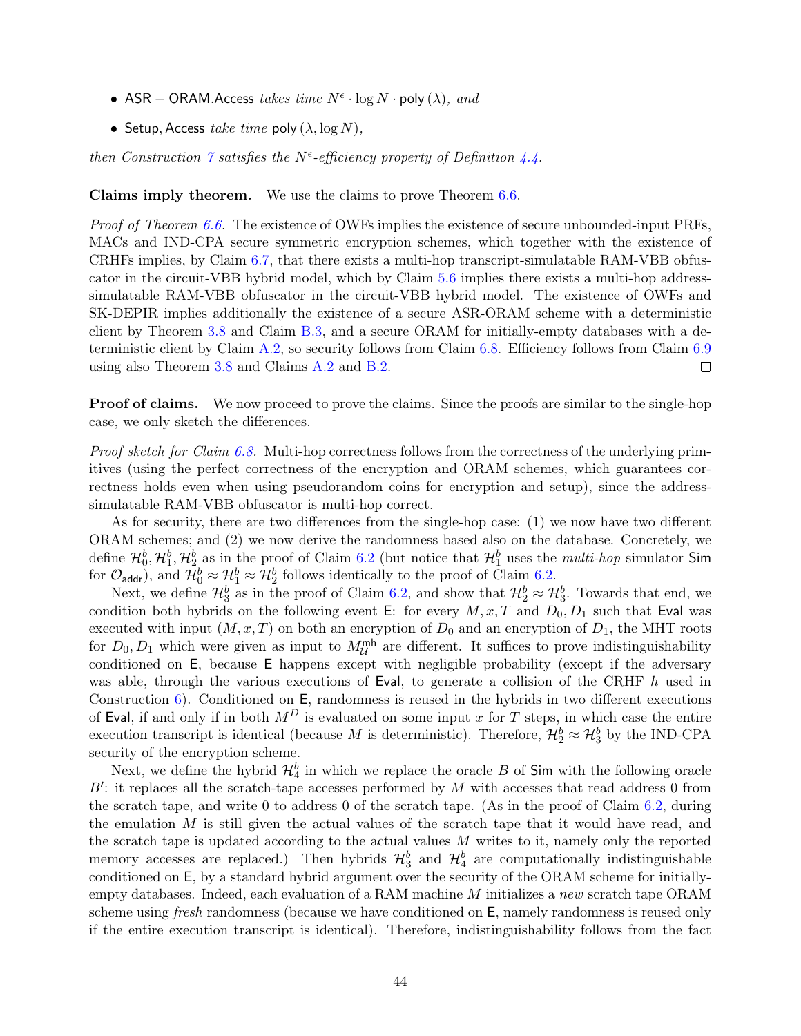- $\mathsf{ASR-ORAM.Access}$ *takes time* $N^{\epsilon} \cdot \log N \cdot \mathsf{poly}(\lambda)$*, and*
- $\mathsf{Setup}, \mathsf{Access}$ *take time* $\mathsf{poly}(\lambda, \log N)$*,*

*then Construction 7 satisfies the* $N^{\epsilon}$*-efficiency property of Definition 4.4.*

**Claims imply theorem.** We use the claims to prove Theorem 6.6.

*Proof of Theorem 6.6.* The existence of OWFs implies the existence of secure unbounded-input PRFs, MACs and IND-CPA secure symmetric encryption schemes, which together with the existence of CRHFs implies, by Claim 6.7, that there exists a multi-hop transcript-simulatable RAM-VBB obfuscator in the circuit-VBB hybrid model, which by Claim 5.6 implies there exists a multi-hop address-simulatable RAM-VBB obfuscator in the circuit-VBB hybrid model. The existence of OWFs and SK-DEPIR implies additionally the existence of a secure ASR-ORAM scheme with a deterministic client by Theorem 3.8 and Claim B.3, and a secure ORAM for initially-empty databases with a deterministic client by Claim A.2, so security follows from Claim 6.8. Efficiency follows from Claim 6.9 using also Theorem 3.8 and Claims A.2 and B.2. ∎

**Proof of claims.** We now proceed to prove the claims. Since the proofs are similar to the single-hop case, we only sketch the differences.

*Proof sketch for Claim 6.8.* Multi-hop correctness follows from the correctness of the underlying primitives (using the perfect correctness of the encryption and ORAM schemes, which guarantees correctness holds even when using pseudorandom coins for encryption and setup), since the address-simulatable RAM-VBB obfuscator is multi-hop correct.

As for security, there are two differences from the single-hop case: (1) we now have two different ORAM schemes; and (2) we now derive the randomness based also on the database. Concretely, we define $\mathcal{H}_0^b, \mathcal{H}_1^b, \mathcal{H}_2^b$ as in the proof of Claim 6.2 (but notice that $\mathcal{H}_1^b$ uses the *multi-hop* simulator $\mathsf{Sim}$ for $\mathcal{O}_{\mathsf{addr}}$), and $\mathcal{H}_0^b \approx \mathcal{H}_1^b \approx \mathcal{H}_2^b$ follows identically to the proof of Claim 6.2.

Next, we define $\mathcal{H}_3^b$ as in the proof of Claim 6.2, and show that $\mathcal{H}_2^b \approx \mathcal{H}_3^b$. Towards that end, we condition both hybrids on the following event $\mathsf{E}$: for every $M, x, T$ and $D_0, D_1$ such that $\mathsf{Eval}$ was executed with input $(M, x, T)$ on both an encryption of $D_0$ and an encryption of $D_1$, the MHT roots for $D_0, D_1$ which were given as input to $M_{\mathcal{U}}^{\mathsf{mh}}$ are different. It suffices to prove indistinguishability conditioned on $\mathsf{E}$, because $\mathsf{E}$ happens except with negligible probability (except if the adversary was able, through the various executions of $\mathsf{Eval}$, to generate a collision of the CRHF $h$ used in Construction 6). Conditioned on $\mathsf{E}$, randomness is reused in the hybrids in two different executions of $\mathsf{Eval}$, if and only if in both $M^D$ is evaluated on some input $x$ for $T$ steps, in which case the entire execution transcript is identical (because $M$ is deterministic). Therefore, $\mathcal{H}_2^b \approx \mathcal{H}_3^b$ by the IND-CPA security of the encryption scheme.

Next, we define the hybrid $\mathcal{H}_4^b$ in which we replace the oracle $B$ of $\mathsf{Sim}$ with the following oracle $B'$: it replaces all the scratch-tape accesses performed by $M$ with accesses that read address 0 from the scratch tape, and write 0 to address 0 of the scratch tape. (As in the proof of Claim 6.2, during the emulation $M$ is still given the actual values of the scratch tape that it would have read, and the scratch tape is updated according to the actual values $M$ writes to it, namely only the reported memory accesses are replaced.) Then hybrids $\mathcal{H}_3^b$ and $\mathcal{H}_4^b$ are computationally indistinguishable conditioned on $\mathsf{E}$, by a standard hybrid argument over the security of the ORAM scheme for initially-empty databases. Indeed, each evaluation of a RAM machine $M$ initializes a *new* scratch tape ORAM scheme using *fresh* randomness (because we have conditioned on $\mathsf{E}$, namely randomness is reused only if the entire execution transcript is identical). Therefore, indistinguishability follows from the fact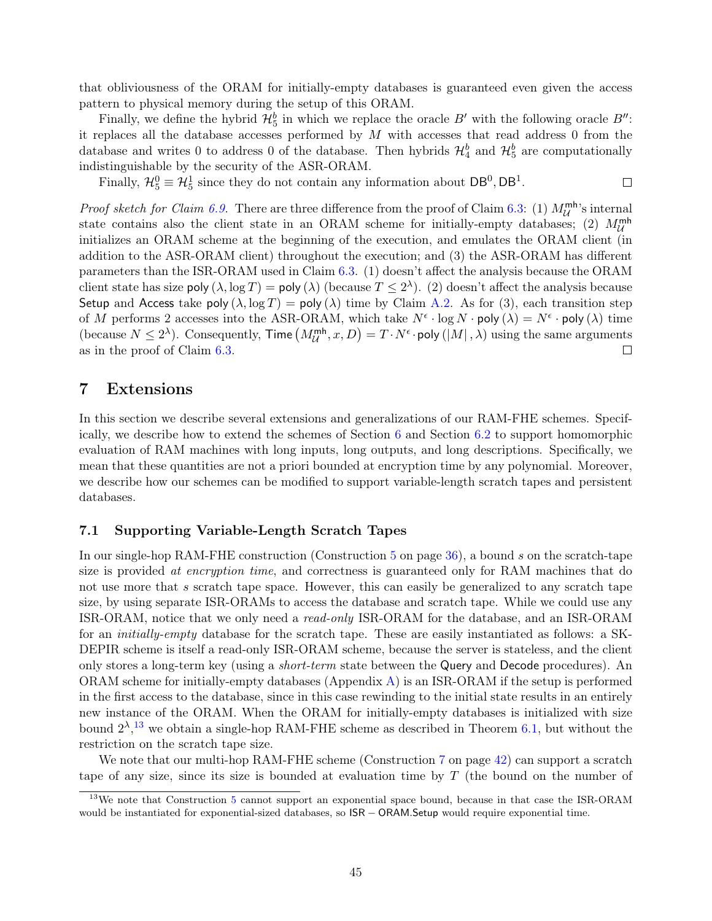that obliviousness of the ORAM for initially-empty databases is guaranteed even given the access pattern to physical memory during the setup of this ORAM.

Finally, we define the hybrid $\mathcal{H}_5^b$ in which we replace the oracle $B'$ with the following oracle $B''$: it replaces all the database accesses performed by $M$ with accesses that read address 0 from the database and writes 0 to address 0 of the database. Then hybrids $\mathcal{H}_4^b$ and $\mathcal{H}_5^b$ are computationally indistinguishable by the security of the ASR-ORAM.

Finally, $\mathcal{H}_5^0 \equiv \mathcal{H}_5^1$ since they do not contain any information about $\mathsf{DB}^0, \mathsf{DB}^1$. ◻

*Proof sketch for Claim 6.9.* There are three difference from the proof of Claim 6.3: (1) $M_{\mathcal{U}}^{\mathsf{mh}}$'s internal state contains also the client state in an ORAM scheme for initially-empty databases; (2) $M_{\mathcal{U}}^{\mathsf{mh}}$ initializes an ORAM scheme at the beginning of the execution, and emulates the ORAM client (in addition to the ASR-ORAM client) throughout the execution; and (3) the ASR-ORAM has different parameters than the ISR-ORAM used in Claim 6.3. (1) doesn't affect the analysis because the ORAM client state has size $\mathsf{poly}(\lambda, \log T) = \mathsf{poly}(\lambda)$ (because $T \leq 2^\lambda$). (2) doesn't affect the analysis because $\mathsf{Setup}$ and $\mathsf{Access}$ take $\mathsf{poly}(\lambda, \log T) = \mathsf{poly}(\lambda)$ time by Claim A.2. As for (3), each transition step of $M$ performs 2 accesses into the ASR-ORAM, which take $N^\epsilon \cdot \log N \cdot \mathsf{poly}(\lambda) = N^\epsilon \cdot \mathsf{poly}(\lambda)$ time (because $N \leq 2^\lambda$). Consequently, $\mathsf{Time}\left(M_{\mathcal{U}}^{\mathsf{mh}}, x, D\right) = T \cdot N^\epsilon \cdot \mathsf{poly}(|M|, \lambda)$ using the same arguments as in the proof of Claim 6.3. ◻

# 7 Extensions

In this section we describe several extensions and generalizations of our RAM-FHE schemes. Specifically, we describe how to extend the schemes of Section 6 and Section 6.2 to support homomorphic evaluation of RAM machines with long inputs, long outputs, and long descriptions. Specifically, we mean that these quantities are not a priori bounded at encryption time by any polynomial. Moreover, we describe how our schemes can be modified to support variable-length scratch tapes and persistent databases.

## 7.1 Supporting Variable-Length Scratch Tapes

In our single-hop RAM-FHE construction (Construction 5 on page 36), a bound $s$ on the scratch-tape size is provided *at encryption time*, and correctness is guaranteed only for RAM machines that do not use more that $s$ scratch tape space. However, this can easily be generalized to any scratch tape size, by using separate ISR-ORAMs to access the database and scratch tape. While we could use any ISR-ORAM, notice that we only need a *read-only* ISR-ORAM for the database, and an ISR-ORAM for an *initially-empty* database for the scratch tape. These are easily instantiated as follows: a SK-DEPIR scheme is itself a read-only ISR-ORAM scheme, because the server is stateless, and the client only stores a long-term key (using a *short-term* state between the $\mathsf{Query}$ and $\mathsf{Decode}$ procedures). An ORAM scheme for initially-empty databases (Appendix A) is an ISR-ORAM if the setup is performed in the first access to the database, since in this case rewinding to the initial state results in an entirely new instance of the ORAM. When the ORAM for initially-empty databases is initialized with size bound $2^\lambda$,[13] we obtain a single-hop RAM-FHE scheme as described in Theorem 6.1, but without the restriction on the scratch tape size.

We note that our multi-hop RAM-FHE scheme (Construction 7 on page 42) can support a scratch tape of any size, since its size is bounded at evaluation time by $T$ (the bound on the number of

[13]We note that Construction 5 cannot support an exponential space bound, because in that case the ISR-ORAM would be instantiated for exponential-sized databases, so $\mathsf{ISR-ORAM.Setup}$ would require exponential time.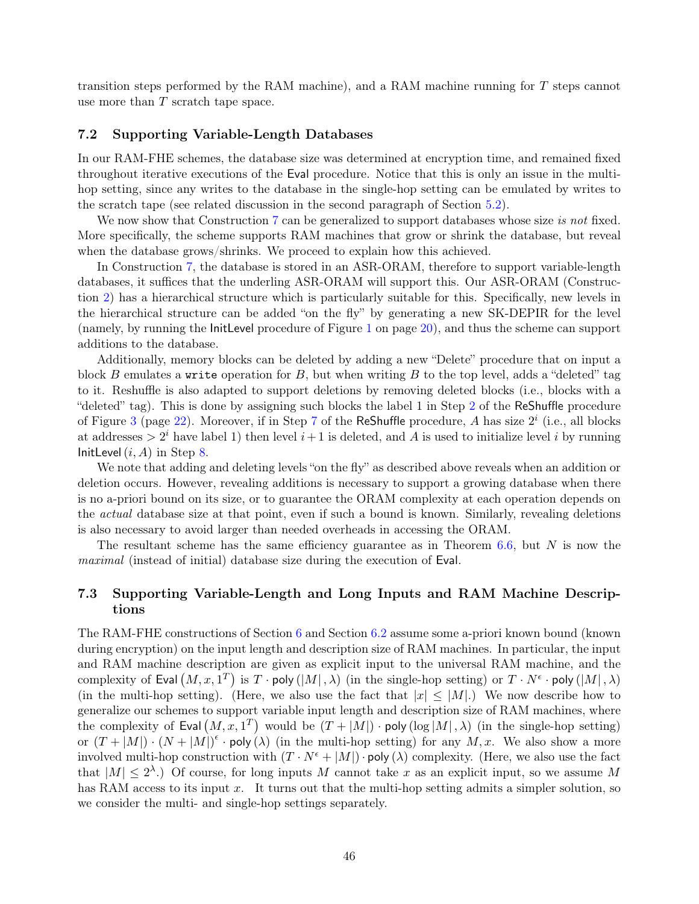transition steps performed by the RAM machine), and a RAM machine running for $T$ steps cannot use more than $T$ scratch tape space.

### 7.2 Supporting Variable-Length Databases

In our RAM-FHE schemes, the database size was determined at encryption time, and remained fixed throughout iterative executions of the Eval procedure. Notice that this is only an issue in the multi-hop setting, since any writes to the database in the single-hop setting can be emulated by writes to the scratch tape (see related discussion in the second paragraph of Section 5.2).

We now show that Construction 7 can be generalized to support databases whose size *is not* fixed. More specifically, the scheme supports RAM machines that grow or shrink the database, but reveal when the database grows/shrinks. We proceed to explain how this achieved.

In Construction 7, the database is stored in an ASR-ORAM, therefore to support variable-length databases, it suffices that the underling ASR-ORAM will support this. Our ASR-ORAM (Construction 2) has a hierarchical structure which is particularly suitable for this. Specifically, new levels in the hierarchical structure can be added "on the fly" by generating a new SK-DEPIR for the level (namely, by running the InitLevel procedure of Figure 1 on page 20), and thus the scheme can support additions to the database.

Additionally, memory blocks can be deleted by adding a new "Delete" procedure that on input a block $B$ emulates a write operation for $B$, but when writing $B$ to the top level, adds a "deleted" tag to it. Reshuffle is also adapted to support deletions by removing deleted blocks (i.e., blocks with a "deleted" tag). This is done by assigning such blocks the label 1 in Step 2 of the ReShuffle procedure of Figure 3 (page 22). Moreover, if in Step 7 of the ReShuffle procedure, $A$ has size $2^i$ (i.e., all blocks at addresses $> 2^i$ have label 1) then level $i+1$ is deleted, and $A$ is used to initialize level $i$ by running $\mathsf{InitLevel}(i, A)$ in Step 8.

We note that adding and deleting levels "on the fly" as described above reveals when an addition or deletion occurs. However, revealing additions is necessary to support a growing database when there is no a-priori bound on its size, or to guarantee the ORAM complexity at each operation depends on the *actual* database size at that point, even if such a bound is known. Similarly, revealing deletions is also necessary to avoid larger than needed overheads in accessing the ORAM.

The resultant scheme has the same efficiency guarantee as in Theorem 6.6, but $N$ is now the *maximal* (instead of initial) database size during the execution of Eval.

### 7.3 Supporting Variable-Length and Long Inputs and RAM Machine Descriptions

The RAM-FHE constructions of Section 6 and Section 6.2 assume some a-priori known bound (known during encryption) on the input length and description size of RAM machines. In particular, the input and RAM machine description are given as explicit input to the universal RAM machine, and the complexity of $\mathsf{Eval}\left(M, x, 1^T\right)$ is $T \cdot \mathsf{poly}\left(|M|, \lambda\right)$ (in the single-hop setting) or $T \cdot N^{\epsilon} \cdot \mathsf{poly}\left(|M|, \lambda\right)$ (in the multi-hop setting). (Here, we also use the fact that $|x| \leq |M|$.) We now describe how to generalize our schemes to support variable input length and description size of RAM machines, where the complexity of $\mathsf{Eval}\left(M, x, 1^T\right)$ would be $(T + |M|) \cdot \mathsf{poly}\left(\log|M|, \lambda\right)$ (in the single-hop setting) or $(T + |M|) \cdot (N + |M|)^{\epsilon} \cdot \mathsf{poly}\left(\lambda\right)$ (in the multi-hop setting) for any $M, x$. We also show a more involved multi-hop construction with $(T \cdot N^{\epsilon} + |M|) \cdot \mathsf{poly}\left(\lambda\right)$ complexity. (Here, we also use the fact that $|M| \leq 2^{\lambda}$.) Of course, for long inputs $M$ cannot take $x$ as an explicit input, so we assume $M$ has RAM access to its input $x$. It turns out that the multi-hop setting admits a simpler solution, so we consider the multi- and single-hop settings separately.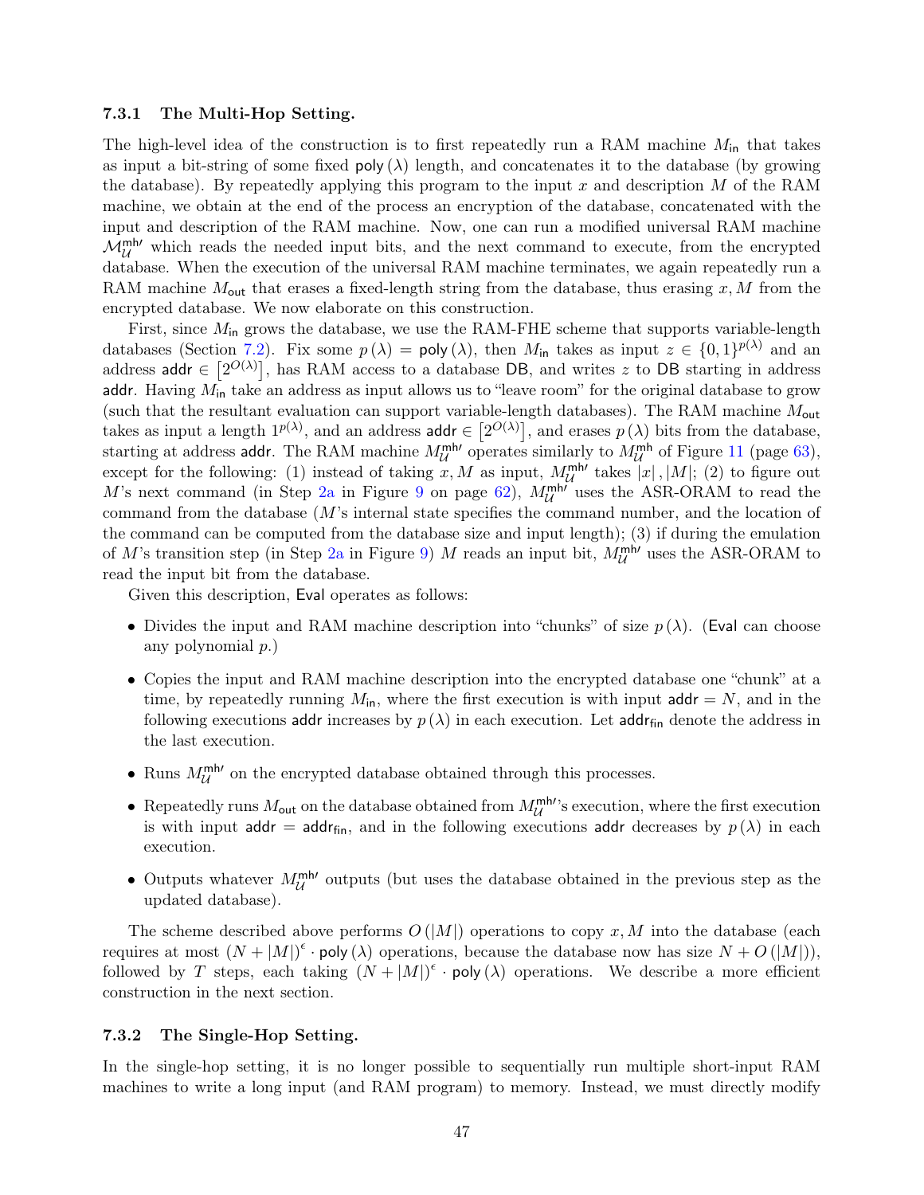### 7.3.1 The Multi-Hop Setting.

The high-level idea of the construction is to first repeatedly run a RAM machine $M_{\mathsf{in}}$ that takes as input a bit-string of some fixed $\mathsf{poly}(\lambda)$ length, and concatenates it to the database (by growing the database). By repeatedly applying this program to the input $x$ and description $M$ of the RAM machine, we obtain at the end of the process an encryption of the database, concatenated with the input and description of the RAM machine. Now, one can run a modified universal RAM machine $\mathcal{M}_{\mathcal{U}}^{\mathsf{mh}\prime}$ which reads the needed input bits, and the next command to execute, from the encrypted database. When the execution of the universal RAM machine terminates, we again repeatedly run a RAM machine $M_{\mathsf{out}}$ that erases a fixed-length string from the database, thus erasing $x, M$ from the encrypted database. We now elaborate on this construction.

First, since $M_{\mathsf{in}}$ grows the database, we use the RAM-FHE scheme that supports variable-length databases (Section 7.2). Fix some $p(\lambda) = \mathsf{poly}(\lambda)$, then $M_{\mathsf{in}}$ takes as input $z \in \{0,1\}^{p(\lambda)}$ and an address $\mathsf{addr} \in \left[2^{O(\lambda)}\right]$, has RAM access to a database $\mathsf{DB}$, and writes $z$ to $\mathsf{DB}$ starting in address $\mathsf{addr}$. Having $M_{\mathsf{in}}$ take an address as input allows us to "leave room" for the original database to grow (such that the resultant evaluation can support variable-length databases). The RAM machine $M_{\mathsf{out}}$ takes as input a length $1^{p(\lambda)}$, and an address $\mathsf{addr} \in \left[2^{O(\lambda)}\right]$, and erases $p(\lambda)$ bits from the database, starting at address $\mathsf{addr}$. The RAM machine $M_{\mathcal{U}}^{\mathsf{mh}\prime}$ operates similarly to $M_{\mathcal{U}}^{\mathsf{mh}}$ of Figure 11 (page 63), except for the following: (1) instead of taking $x, M$ as input, $M_{\mathcal{U}}^{\mathsf{mh}\prime}$ takes $|x|, |M|$; (2) to figure out $M$'s next command (in Step 2a in Figure 9 on page 62), $M_{\mathcal{U}}^{\mathsf{mh}\prime}$ uses the ASR-ORAM to read the command from the database ($M$'s internal state specifies the command number, and the location of the command can be computed from the database size and input length); (3) if during the emulation of $M$'s transition step (in Step 2a in Figure 9) $M$ reads an input bit, $M_{\mathcal{U}}^{\mathsf{mh}\prime}$ uses the ASR-ORAM to read the input bit from the database.

Given this description, $\mathsf{Eval}$ operates as follows:

- Divides the input and RAM machine description into "chunks" of size $p(\lambda)$. ($\mathsf{Eval}$ can choose any polynomial $p$.)
- Copies the input and RAM machine description into the encrypted database one "chunk" at a time, by repeatedly running $M_{\mathsf{in}}$, where the first execution is with input $\mathsf{addr} = N$, and in the following executions $\mathsf{addr}$ increases by $p(\lambda)$ in each execution. Let $\mathsf{addr}_{\mathsf{fin}}$ denote the address in the last execution.
- Runs $M_{\mathcal{U}}^{\mathsf{mh}\prime}$ on the encrypted database obtained through this processes.
- Repeatedly runs $M_{\mathsf{out}}$ on the database obtained from $M_{\mathcal{U}}^{\mathsf{mh}\prime}$'s execution, where the first execution is with input $\mathsf{addr} = \mathsf{addr}_{\mathsf{fin}}$, and in the following executions $\mathsf{addr}$ decreases by $p(\lambda)$ in each execution.
- Outputs whatever $M_{\mathcal{U}}^{\mathsf{mh}\prime}$ outputs (but uses the database obtained in the previous step as the updated database).

The scheme described above performs $O(|M|)$ operations to copy $x, M$ into the database (each requires at most $(N + |M|)^{\epsilon} \cdot \mathsf{poly}(\lambda)$ operations, because the database now has size $N + O(|M|)$), followed by $T$ steps, each taking $(N + |M|)^{\epsilon} \cdot \mathsf{poly}(\lambda)$ operations. We describe a more efficient construction in the next section.

### 7.3.2 The Single-Hop Setting.

In the single-hop setting, it is no longer possible to sequentially run multiple short-input RAM machines to write a long input (and RAM program) to memory. Instead, we must directly modify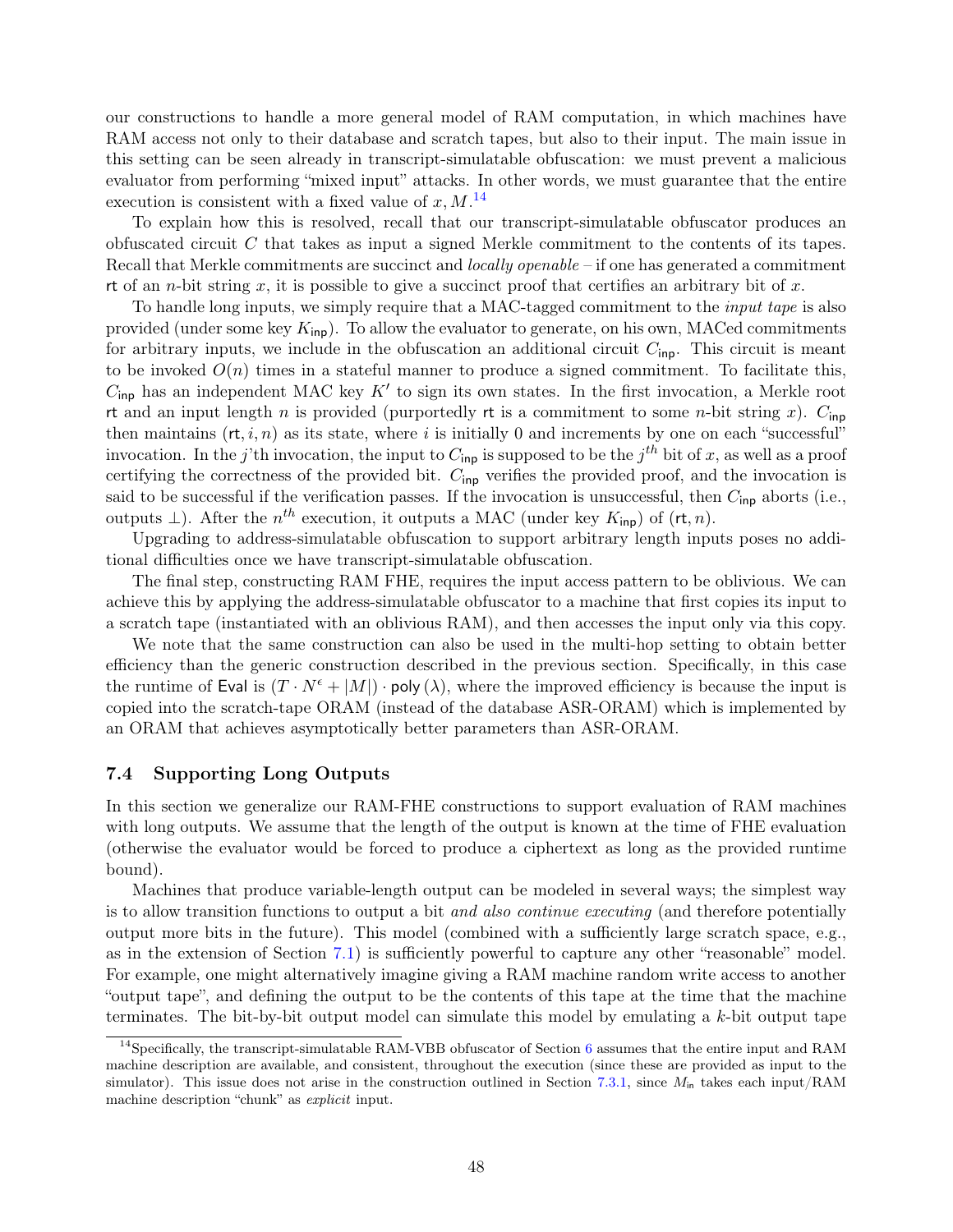our constructions to handle a more general model of RAM computation, in which machines have RAM access not only to their database and scratch tapes, but also to their input. The main issue in this setting can be seen already in transcript-simulatable obfuscation: we must prevent a malicious evaluator from performing "mixed input" attacks. In other words, we must guarantee that the entire execution is consistent with a fixed value of $x, M$.[14]

To explain how this is resolved, recall that our transcript-simulatable obfuscator produces an obfuscated circuit $C$ that takes as input a signed Merkle commitment to the contents of its tapes. Recall that Merkle commitments are succinct and *locally openable* – if one has generated a commitment $\mathsf{rt}$ of an $n$-bit string $x$, it is possible to give a succinct proof that certifies an arbitrary bit of $x$.

To handle long inputs, we simply require that a MAC-tagged commitment to the *input tape* is also provided (under some key $K_{\mathsf{inp}}$). To allow the evaluator to generate, on his own, MACed commitments for arbitrary inputs, we include in the obfuscation an additional circuit $C_{\mathsf{inp}}$. This circuit is meant to be invoked $O(n)$ times in a stateful manner to produce a signed commitment. To facilitate this, $C_{\mathsf{inp}}$ has an independent MAC key $K'$ to sign its own states. In the first invocation, a Merkle root $\mathsf{rt}$ and an input length $n$ is provided (purportedly $\mathsf{rt}$ is a commitment to some $n$-bit string $x$). $C_{\mathsf{inp}}$ then maintains $(\mathsf{rt}, i, n)$ as its state, where $i$ is initially 0 and increments by one on each "successful" invocation. In the $j$'th invocation, the input to $C_{\mathsf{inp}}$ is supposed to be the $j^{th}$ bit of $x$, as well as a proof certifying the correctness of the provided bit. $C_{\mathsf{inp}}$ verifies the provided proof, and the invocation is said to be successful if the verification passes. If the invocation is unsuccessful, then $C_{\mathsf{inp}}$ aborts (i.e., outputs $\perp$). After the $n^{th}$ execution, it outputs a MAC (under key $K_{\mathsf{inp}}$) of $(\mathsf{rt}, n)$.

Upgrading to address-simulatable obfuscation to support arbitrary length inputs poses no additional difficulties once we have transcript-simulatable obfuscation.

The final step, constructing RAM FHE, requires the input access pattern to be oblivious. We can achieve this by applying the address-simulatable obfuscator to a machine that first copies its input to a scratch tape (instantiated with an oblivious RAM), and then accesses the input only via this copy.

We note that the same construction can also be used in the multi-hop setting to obtain better efficiency than the generic construction described in the previous section. Specifically, in this case the runtime of $\mathsf{Eval}$ is $(T \cdot N^{\epsilon} + |M|) \cdot \mathsf{poly}(\lambda)$, where the improved efficiency is because the input is copied into the scratch-tape ORAM (instead of the database ASR-ORAM) which is implemented by an ORAM that achieves asymptotically better parameters than ASR-ORAM.

### 7.4 Supporting Long Outputs

In this section we generalize our RAM-FHE constructions to support evaluation of RAM machines with long outputs. We assume that the length of the output is known at the time of FHE evaluation (otherwise the evaluator would be forced to produce a ciphertext as long as the provided runtime bound).

Machines that produce variable-length output can be modeled in several ways; the simplest way is to allow transition functions to output a bit *and also continue executing* (and therefore potentially output more bits in the future). This model (combined with a sufficiently large scratch space, e.g., as in the extension of Section 7.1) is sufficiently powerful to capture any other "reasonable" model. For example, one might alternatively imagine giving a RAM machine random write access to another "output tape", and defining the output to be the contents of this tape at the time that the machine terminates. The bit-by-bit output model can simulate this model by emulating a $k$-bit output tape

[14] Specifically, the transcript-simulatable RAM-VBB obfuscator of Section 6 assumes that the entire input and RAM machine description are available, and consistent, throughout the execution (since these are provided as input to the simulator). This issue does not arise in the construction outlined in Section 7.3.1, since $M_{\mathsf{in}}$ takes each input/RAM machine description "chunk" as *explicit* input.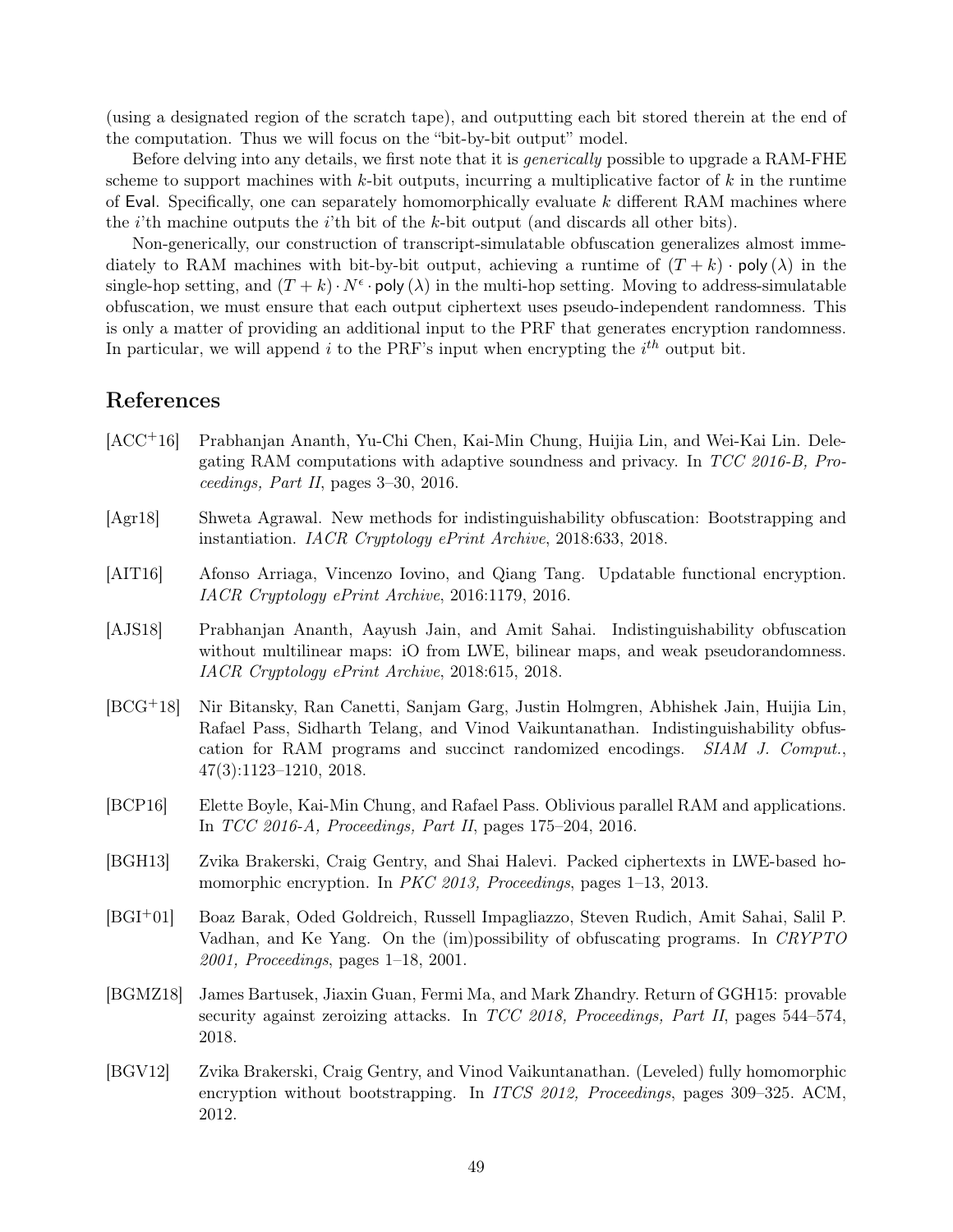(using a designated region of the scratch tape), and outputting each bit stored therein at the end of the computation. Thus we will focus on the "bit-by-bit output" model.

Before delving into any details, we first note that it is *generically* possible to upgrade a RAM-FHE scheme to support machines with $k$-bit outputs, incurring a multiplicative factor of $k$ in the runtime of $\mathsf{Eval}$. Specifically, one can separately homomorphically evaluate $k$ different RAM machines where the $i$'th machine outputs the $i$'th bit of the $k$-bit output (and discards all other bits).

Non-generically, our construction of transcript-simulatable obfuscation generalizes almost immediately to RAM machines with bit-by-bit output, achieving a runtime of $(T + k) \cdot \mathsf{poly}(\lambda)$ in the single-hop setting, and $(T + k) \cdot N^{\epsilon} \cdot \mathsf{poly}(\lambda)$ in the multi-hop setting. Moving to address-simulatable obfuscation, we must ensure that each output ciphertext uses pseudo-independent randomness. This is only a matter of providing an additional input to the PRF that generates encryption randomness. In particular, we will append $i$ to the PRF's input when encrypting the $i^{th}$ output bit.

## References

[ACC+16] Prabhanjan Ananth, Yu-Chi Chen, Kai-Min Chung, Huijia Lin, and Wei-Kai Lin. Delegating RAM computations with adaptive soundness and privacy. In *TCC 2016-B, Proceedings, Part II*, pages 3–30, 2016.

[Agr18] Shweta Agrawal. New methods for indistinguishability obfuscation: Bootstrapping and instantiation. *IACR Cryptology ePrint Archive*, 2018:633, 2018.

[AIT16] Afonso Arriaga, Vincenzo Iovino, and Qiang Tang. Updatable functional encryption. *IACR Cryptology ePrint Archive*, 2016:1179, 2016.

[AJS18] Prabhanjan Ananth, Aayush Jain, and Amit Sahai. Indistinguishability obfuscation without multilinear maps: iO from LWE, bilinear maps, and weak pseudorandomness. *IACR Cryptology ePrint Archive*, 2018:615, 2018.

[BCG+18] Nir Bitansky, Ran Canetti, Sanjam Garg, Justin Holmgren, Abhishek Jain, Huijia Lin, Rafael Pass, Sidharth Telang, and Vinod Vaikuntanathan. Indistinguishability obfuscation for RAM programs and succinct randomized encodings. *SIAM J. Comput.*, 47(3):1123–1210, 2018.

[BCP16] Elette Boyle, Kai-Min Chung, and Rafael Pass. Oblivious parallel RAM and applications. In *TCC 2016-A, Proceedings, Part II*, pages 175–204, 2016.

[BGH13] Zvika Brakerski, Craig Gentry, and Shai Halevi. Packed ciphertexts in LWE-based homomorphic encryption. In *PKC 2013, Proceedings*, pages 1–13, 2013.

[BGI+01] Boaz Barak, Oded Goldreich, Russell Impagliazzo, Steven Rudich, Amit Sahai, Salil P. Vadhan, and Ke Yang. On the (im)possibility of obfuscating programs. In *CRYPTO 2001, Proceedings*, pages 1–18, 2001.

[BGMZ18] James Bartusek, Jiaxin Guan, Fermi Ma, and Mark Zhandry. Return of GGH15: provable security against zeroizing attacks. In *TCC 2018, Proceedings, Part II*, pages 544–574, 2018.

[BGV12] Zvika Brakerski, Craig Gentry, and Vinod Vaikuntanathan. (Leveled) fully homomorphic encryption without bootstrapping. In *ITCS 2012, Proceedings*, pages 309–325. ACM, 2012.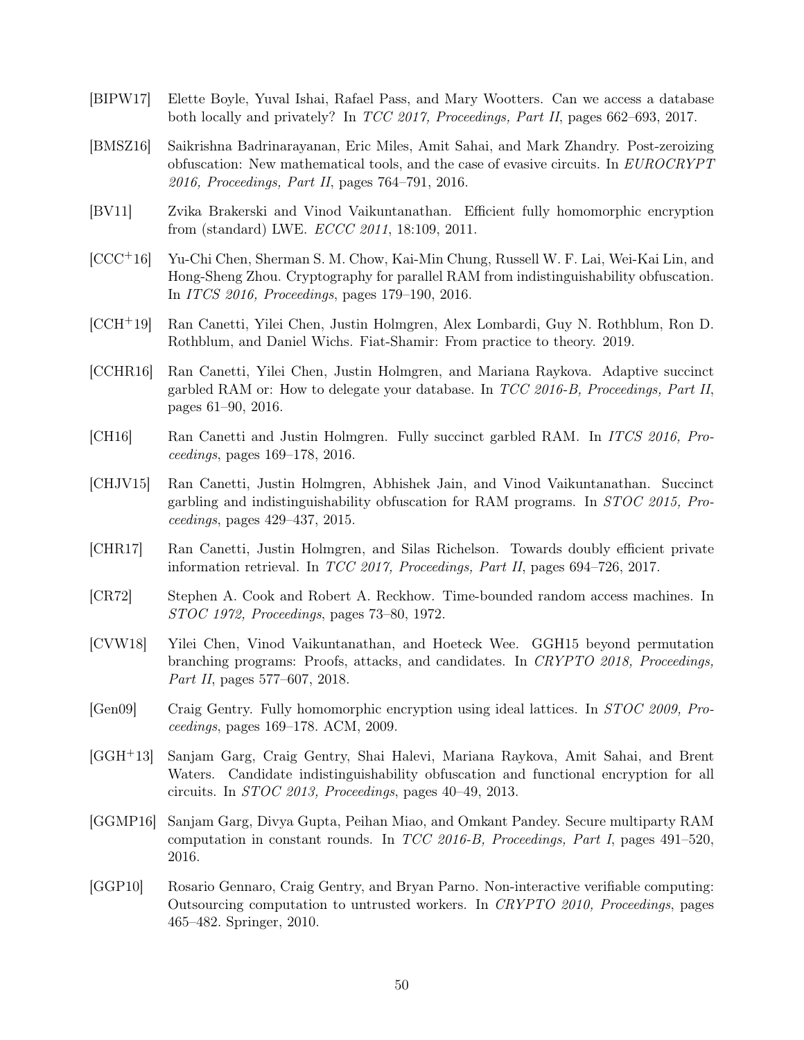[BIPW17] Elette Boyle, Yuval Ishai, Rafael Pass, and Mary Wootters. Can we access a database both locally and privately? In *TCC 2017, Proceedings, Part II*, pages 662–693, 2017.

[BMSZ16] Saikrishna Badrinarayanan, Eric Miles, Amit Sahai, and Mark Zhandry. Post-zeroizing obfuscation: New mathematical tools, and the case of evasive circuits. In *EUROCRYPT 2016, Proceedings, Part II*, pages 764–791, 2016.

[BV11] Zvika Brakerski and Vinod Vaikuntanathan. Efficient fully homomorphic encryption from (standard) LWE. *ECCC 2011*, 18:109, 2011.

[CCC+16] Yu-Chi Chen, Sherman S. M. Chow, Kai-Min Chung, Russell W. F. Lai, Wei-Kai Lin, and Hong-Sheng Zhou. Cryptography for parallel RAM from indistinguishability obfuscation. In *ITCS 2016, Proceedings*, pages 179–190, 2016.

[CCH+19] Ran Canetti, Yilei Chen, Justin Holmgren, Alex Lombardi, Guy N. Rothblum, Ron D. Rothblum, and Daniel Wichs. Fiat-Shamir: From practice to theory. 2019.

[CCHR16] Ran Canetti, Yilei Chen, Justin Holmgren, and Mariana Raykova. Adaptive succinct garbled RAM or: How to delegate your database. In *TCC 2016-B, Proceedings, Part II*, pages 61–90, 2016.

[CH16] Ran Canetti and Justin Holmgren. Fully succinct garbled RAM. In *ITCS 2016, Proceedings*, pages 169–178, 2016.

[CHJV15] Ran Canetti, Justin Holmgren, Abhishek Jain, and Vinod Vaikuntanathan. Succinct garbling and indistinguishability obfuscation for RAM programs. In *STOC 2015, Proceedings*, pages 429–437, 2015.

[CHR17] Ran Canetti, Justin Holmgren, and Silas Richelson. Towards doubly efficient private information retrieval. In *TCC 2017, Proceedings, Part II*, pages 694–726, 2017.

[CR72] Stephen A. Cook and Robert A. Reckhow. Time-bounded random access machines. In *STOC 1972, Proceedings*, pages 73–80, 1972.

[CVW18] Yilei Chen, Vinod Vaikuntanathan, and Hoeteck Wee. GGH15 beyond permutation branching programs: Proofs, attacks, and candidates. In *CRYPTO 2018, Proceedings, Part II*, pages 577–607, 2018.

[Gen09] Craig Gentry. Fully homomorphic encryption using ideal lattices. In *STOC 2009, Proceedings*, pages 169–178. ACM, 2009.

[GGH+13] Sanjam Garg, Craig Gentry, Shai Halevi, Mariana Raykova, Amit Sahai, and Brent Waters. Candidate indistinguishability obfuscation and functional encryption for all circuits. In *STOC 2013, Proceedings*, pages 40–49, 2013.

[GGMP16] Sanjam Garg, Divya Gupta, Peihan Miao, and Omkant Pandey. Secure multiparty RAM computation in constant rounds. In *TCC 2016-B, Proceedings, Part I*, pages 491–520, 2016.

[GGP10] Rosario Gennaro, Craig Gentry, and Bryan Parno. Non-interactive verifiable computing: Outsourcing computation to untrusted workers. In *CRYPTO 2010, Proceedings*, pages 465–482. Springer, 2010.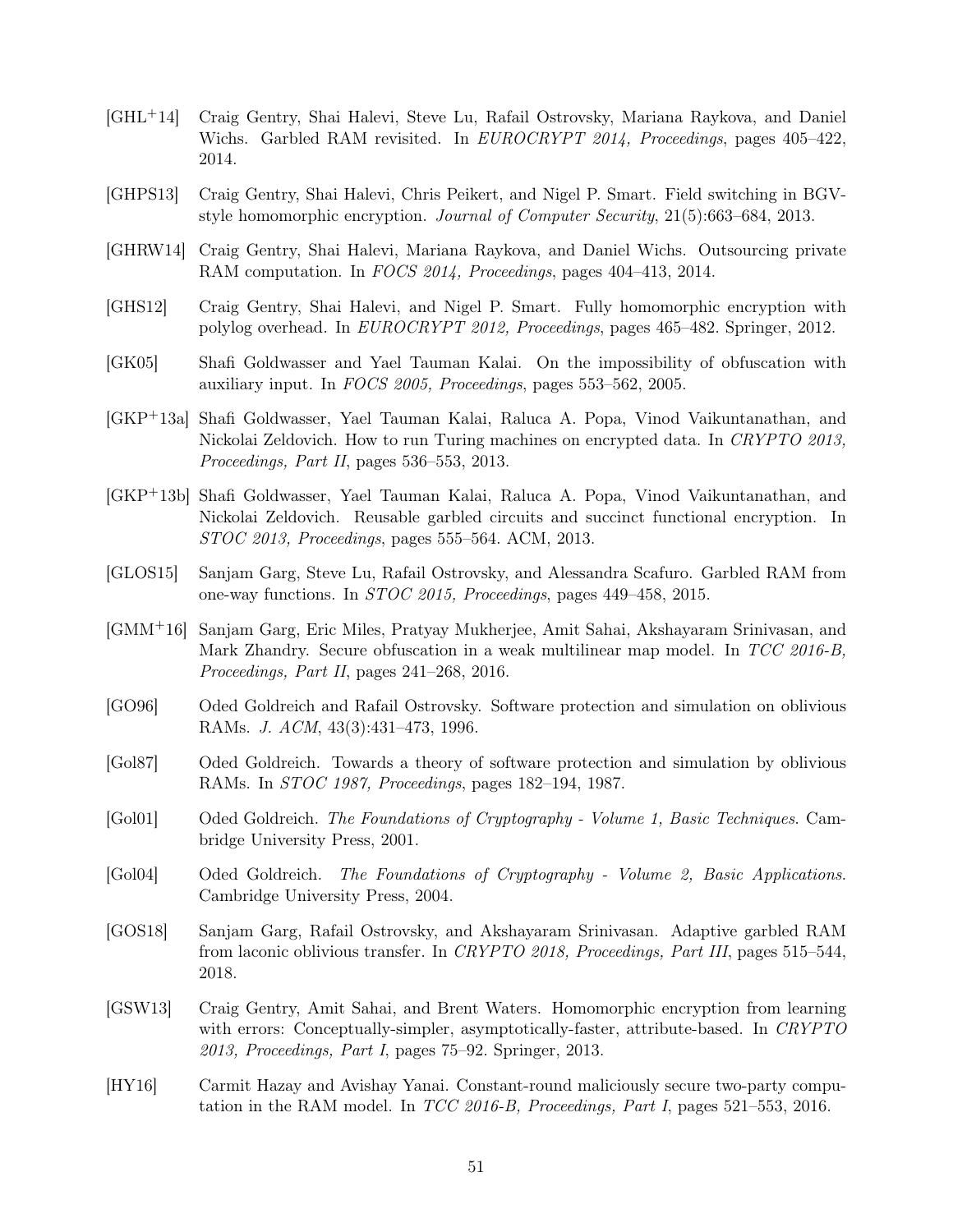[GHL+14] Craig Gentry, Shai Halevi, Steve Lu, Rafail Ostrovsky, Mariana Raykova, and Daniel Wichs. Garbled RAM revisited. In *EUROCRYPT 2014, Proceedings*, pages 405–422, 2014.

[GHPS13] Craig Gentry, Shai Halevi, Chris Peikert, and Nigel P. Smart. Field switching in BGV-style homomorphic encryption. *Journal of Computer Security*, 21(5):663–684, 2013.

[GHRW14] Craig Gentry, Shai Halevi, Mariana Raykova, and Daniel Wichs. Outsourcing private RAM computation. In *FOCS 2014, Proceedings*, pages 404–413, 2014.

[GHS12] Craig Gentry, Shai Halevi, and Nigel P. Smart. Fully homomorphic encryption with polylog overhead. In *EUROCRYPT 2012, Proceedings*, pages 465–482. Springer, 2012.

[GK05] Shafi Goldwasser and Yael Tauman Kalai. On the impossibility of obfuscation with auxiliary input. In *FOCS 2005, Proceedings*, pages 553–562, 2005.

[GKP+13a] Shafi Goldwasser, Yael Tauman Kalai, Raluca A. Popa, Vinod Vaikuntanathan, and Nickolai Zeldovich. How to run Turing machines on encrypted data. In *CRYPTO 2013, Proceedings, Part II*, pages 536–553, 2013.

[GKP+13b] Shafi Goldwasser, Yael Tauman Kalai, Raluca A. Popa, Vinod Vaikuntanathan, and Nickolai Zeldovich. Reusable garbled circuits and succinct functional encryption. In *STOC 2013, Proceedings*, pages 555–564. ACM, 2013.

[GLOS15] Sanjam Garg, Steve Lu, Rafail Ostrovsky, and Alessandra Scafuro. Garbled RAM from one-way functions. In *STOC 2015, Proceedings*, pages 449–458, 2015.

[GMM+16] Sanjam Garg, Eric Miles, Pratyay Mukherjee, Amit Sahai, Akshayaram Srinivasan, and Mark Zhandry. Secure obfuscation in a weak multilinear map model. In *TCC 2016-B, Proceedings, Part II*, pages 241–268, 2016.

[GO96] Oded Goldreich and Rafail Ostrovsky. Software protection and simulation on oblivious RAMs. *J. ACM*, 43(3):431–473, 1996.

[Gol87] Oded Goldreich. Towards a theory of software protection and simulation by oblivious RAMs. In *STOC 1987, Proceedings*, pages 182–194, 1987.

[Gol01] Oded Goldreich. *The Foundations of Cryptography - Volume 1, Basic Techniques*. Cambridge University Press, 2001.

[Gol04] Oded Goldreich. *The Foundations of Cryptography - Volume 2, Basic Applications*. Cambridge University Press, 2004.

[GOS18] Sanjam Garg, Rafail Ostrovsky, and Akshayaram Srinivasan. Adaptive garbled RAM from laconic oblivious transfer. In *CRYPTO 2018, Proceedings, Part III*, pages 515–544, 2018.

[GSW13] Craig Gentry, Amit Sahai, and Brent Waters. Homomorphic encryption from learning with errors: Conceptually-simpler, asymptotically-faster, attribute-based. In *CRYPTO 2013, Proceedings, Part I*, pages 75–92. Springer, 2013.

[HY16] Carmit Hazay and Avishay Yanai. Constant-round maliciously secure two-party computation in the RAM model. In *TCC 2016-B, Proceedings, Part I*, pages 521–553, 2016.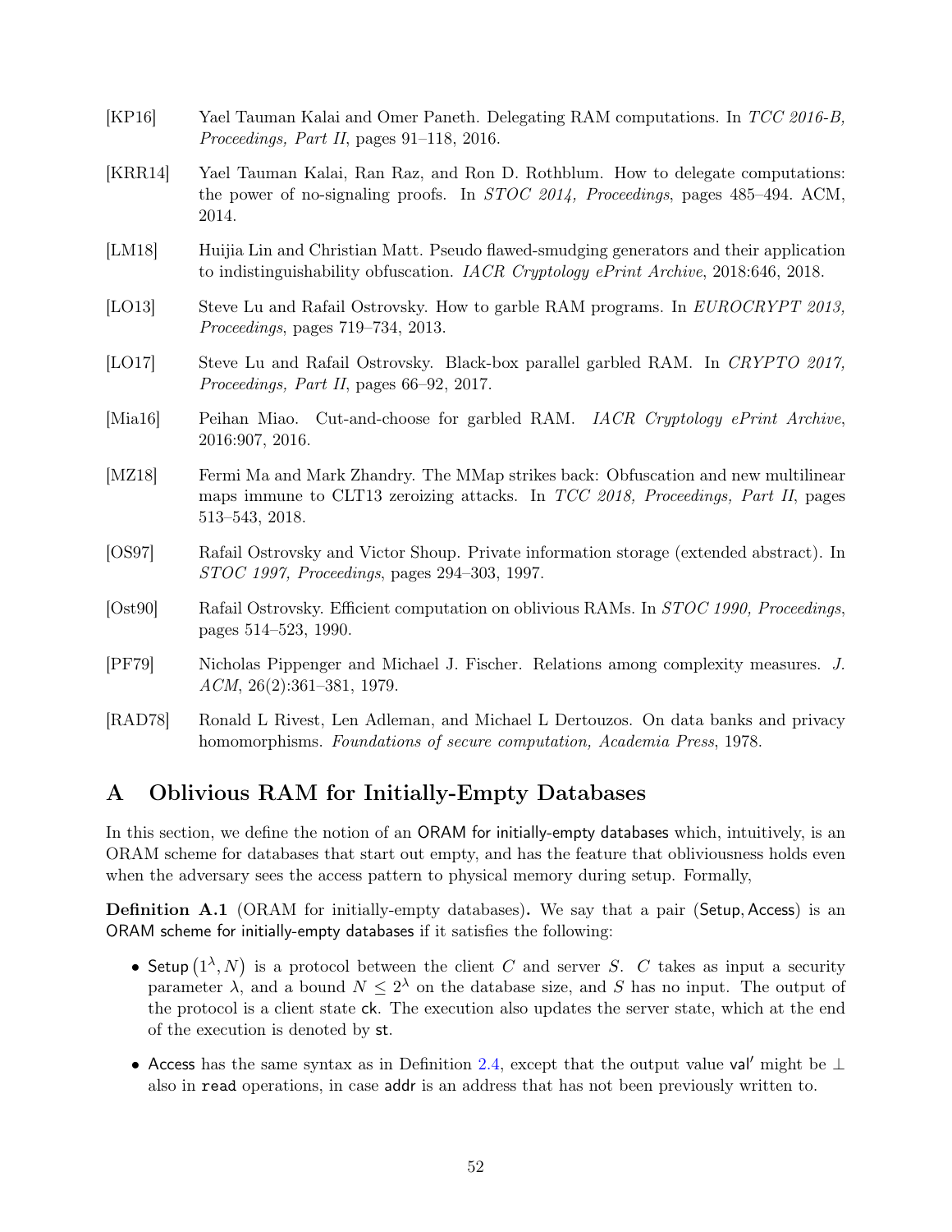[KP16] Yael Tauman Kalai and Omer Paneth. Delegating RAM computations. In *TCC 2016-B, Proceedings, Part II*, pages 91–118, 2016.

[KRR14] Yael Tauman Kalai, Ran Raz, and Ron D. Rothblum. How to delegate computations: the power of no-signaling proofs. In *STOC 2014, Proceedings*, pages 485–494. ACM, 2014.

[LM18] Huijia Lin and Christian Matt. Pseudo flawed-smudging generators and their application to indistinguishability obfuscation. *IACR Cryptology ePrint Archive*, 2018:646, 2018.

[LO13] Steve Lu and Rafail Ostrovsky. How to garble RAM programs. In *EUROCRYPT 2013, Proceedings*, pages 719–734, 2013.

[LO17] Steve Lu and Rafail Ostrovsky. Black-box parallel garbled RAM. In *CRYPTO 2017, Proceedings, Part II*, pages 66–92, 2017.

[Mia16] Peihan Miao. Cut-and-choose for garbled RAM. *IACR Cryptology ePrint Archive*, 2016:907, 2016.

[MZ18] Fermi Ma and Mark Zhandry. The MMap strikes back: Obfuscation and new multilinear maps immune to CLT13 zeroizing attacks. In *TCC 2018, Proceedings, Part II*, pages 513–543, 2018.

[OS97] Rafail Ostrovsky and Victor Shoup. Private information storage (extended abstract). In *STOC 1997, Proceedings*, pages 294–303, 1997.

[Ost90] Rafail Ostrovsky. Efficient computation on oblivious RAMs. In *STOC 1990, Proceedings*, pages 514–523, 1990.

[PF79] Nicholas Pippenger and Michael J. Fischer. Relations among complexity measures. *J. ACM*, 26(2):361–381, 1979.

[RAD78] Ronald L Rivest, Len Adleman, and Michael L Dertouzos. On data banks and privacy homomorphisms. *Foundations of secure computation, Academia Press*, 1978.

# A Oblivious RAM for Initially-Empty Databases

In this section, we define the notion of an ORAM for initially-empty databases which, intuitively, is an ORAM scheme for databases that start out empty, and has the feature that obliviousness holds even when the adversary sees the access pattern to physical memory during setup. Formally,

**Definition A.1** (ORAM for initially-empty databases)**.** We say that a pair (Setup, Access) is an ORAM scheme for initially-empty databases if it satisfies the following:

- Setup $(1^\lambda, N)$ is a protocol between the client $C$ and server $S$. $C$ takes as input a security parameter $\lambda$, and a bound $N \leq 2^\lambda$ on the database size, and $S$ has no input. The output of the protocol is a client state ck. The execution also updates the server state, which at the end of the execution is denoted by st.
- Access has the same syntax as in Definition 2.4, except that the output value val′ might be $\perp$ also in read operations, in case addr is an address that has not been previously written to.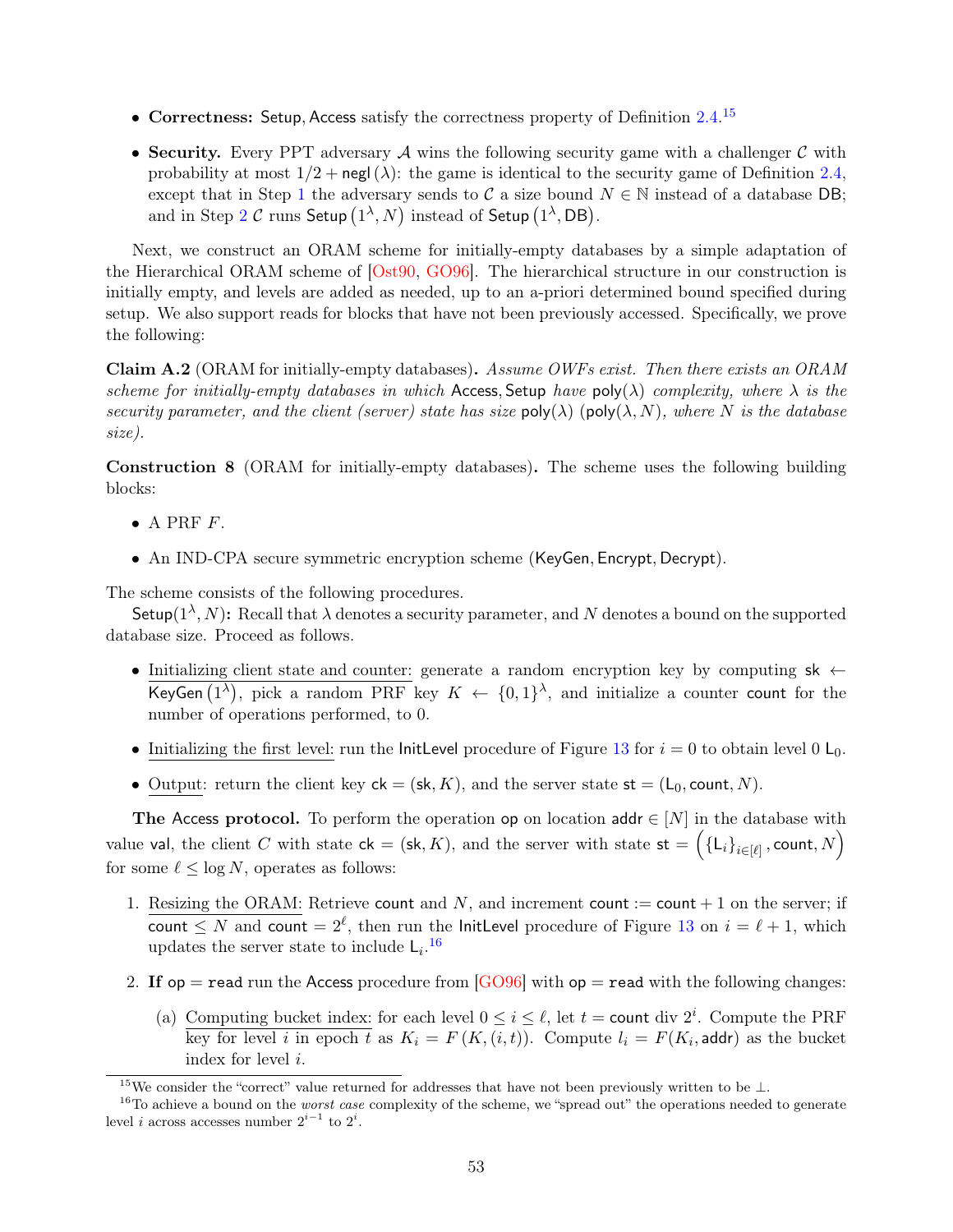- **Correctness:** Setup, Access satisfy the correctness property of Definition 2.4.[15]

- **Security.** Every PPT adversary $\mathcal{A}$ wins the following security game with a challenger $\mathcal{C}$ with probability at most $1/2 + \mathsf{negl}(\lambda)$: the game is identical to the security game of Definition 2.4, except that in Step 1 the adversary sends to $\mathcal{C}$ a size bound $N \in \mathbb{N}$ instead of a database DB; and in Step 2 $\mathcal{C}$ runs $\mathsf{Setup}(1^\lambda, N)$ instead of $\mathsf{Setup}(1^\lambda, \mathsf{DB})$.

Next, we construct an ORAM scheme for initially-empty databases by a simple adaptation of the Hierarchical ORAM scheme of [Ost90, GO96]. The hierarchical structure in our construction is initially empty, and levels are added as needed, up to an a-priori determined bound specified during setup. We also support reads for blocks that have not been previously accessed. Specifically, we prove the following:

**Claim A.2** (ORAM for initially-empty databases). *Assume OWFs exist. Then there exists an ORAM scheme for initially-empty databases in which* Access, Setup *have* $\mathsf{poly}(\lambda)$ *complexity, where* $\lambda$ *is the security parameter, and the client (server) state has size* $\mathsf{poly}(\lambda)$ ($\mathsf{poly}(\lambda, N)$*, where* $N$ *is the database size).*

**Construction 8** (ORAM for initially-empty databases)**.** The scheme uses the following building blocks:

- A PRF $F$.
- An IND-CPA secure symmetric encryption scheme (KeyGen, Encrypt, Decrypt).

The scheme consists of the following procedures.

$\mathsf{Setup}(1^\lambda, N)$**:** Recall that $\lambda$ denotes a security parameter, and $N$ denotes a bound on the supported database size. Proceed as follows.

- Initializing client state and counter: generate a random encryption key by computing $\mathsf{sk} \leftarrow \mathsf{KeyGen}(1^\lambda)$, pick a random PRF key $K \leftarrow \{0,1\}^\lambda$, and initialize a counter count for the number of operations performed, to 0.
- Initializing the first level: run the InitLevel procedure of Figure 13 for $i = 0$ to obtain level 0 $\mathsf{L}_0$.
- Output: return the client key $\mathsf{ck} = (\mathsf{sk}, K)$, and the server state $\mathsf{st} = (\mathsf{L}_0, \mathsf{count}, N)$.

**The Access protocol.** To perform the operation op on location $\mathsf{addr} \in [N]$ in the database with value val, the client $C$ with state $\mathsf{ck} = (\mathsf{sk}, K)$, and the server with state $\mathsf{st} = \left(\{\mathsf{L}_i\}_{i \in [\ell]}, \mathsf{count}, N\right)$ for some $\ell \le \log N$, operates as follows:

1. Resizing the ORAM: Retrieve count and $N$, and increment $\mathsf{count} := \mathsf{count} + 1$ on the server; if $\mathsf{count} \le N$ and $\mathsf{count} = 2^\ell$, then run the InitLevel procedure of Figure 13 on $i = \ell + 1$, which updates the server state to include $\mathsf{L}_i$.[16]
2. **If** $\mathsf{op} = \mathtt{read}$ run the Access procedure from [GO96] with $\mathsf{op} = \mathtt{read}$ with the following changes:
   (a) Computing bucket index: for each level $0 \le i \le \ell$, let $t = \mathsf{count} \text{ div } 2^i$. Compute the PRF key for level $i$ in epoch $t$ as $K_i = F(K, (i, t))$. Compute $l_i = F(K_i, \mathsf{addr})$ as the bucket index for level $i$.

[15] We consider the "correct" value returned for addresses that have not been previously written to be $\perp$.

[16] To achieve a bound on the *worst case* complexity of the scheme, we "spread out" the operations needed to generate level $i$ across accesses number $2^{i-1}$ to $2^i$.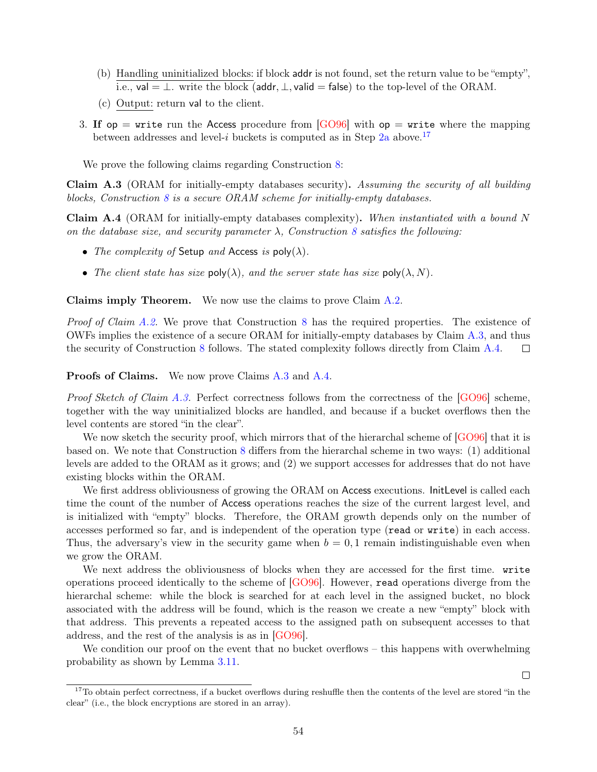(b) Handling uninitialized blocks: if block addr is not found, set the return value to be "empty", i.e., val $= \bot$. write the block (addr, $\bot$, valid = false) to the top-level of the ORAM.

(c) Output: return val to the client.

3. **If** op = write run the Access procedure from [GO96] with op = write where the mapping between addresses and level-$i$ buckets is computed as in Step 2a above.[17]

We prove the following claims regarding Construction 8:

**Claim A.3** (ORAM for initially-empty databases security)**.** *Assuming the security of all building blocks, Construction 8 is a secure ORAM scheme for initially-empty databases.*

**Claim A.4** (ORAM for initially-empty databases complexity)**.** *When instantiated with a bound $N$ on the database size, and security parameter $\lambda$, Construction 8 satisfies the following:*

- *The complexity of* Setup *and* Access *is* $\mathsf{poly}(\lambda)$.
- *The client state has size* $\mathsf{poly}(\lambda)$*, and the server state has size* $\mathsf{poly}(\lambda, N)$.

**Claims imply Theorem.** We now use the claims to prove Claim A.2.

*Proof of Claim A.2.* We prove that Construction 8 has the required properties. The existence of OWFs implies the existence of a secure ORAM for initially-empty databases by Claim A.3, and thus the security of Construction 8 follows. The stated complexity follows directly from Claim A.4. □

**Proofs of Claims.** We now prove Claims A.3 and A.4.

*Proof Sketch of Claim A.3.* Perfect correctness follows from the correctness of the [GO96] scheme, together with the way uninitialized blocks are handled, and because if a bucket overflows then the level contents are stored "in the clear".

We now sketch the security proof, which mirrors that of the hierarchal scheme of [GO96] that it is based on. We note that Construction 8 differs from the hierarchal scheme in two ways: (1) additional levels are added to the ORAM as it grows; and (2) we support accesses for addresses that do not have existing blocks within the ORAM.

We first address obliviousness of growing the ORAM on Access executions. InitLevel is called each time the count of the number of Access operations reaches the size of the current largest level, and is initialized with "empty" blocks. Therefore, the ORAM growth depends only on the number of accesses performed so far, and is independent of the operation type (read or write) in each access. Thus, the adversary's view in the security game when $b = 0, 1$ remain indistinguishable even when we grow the ORAM.

We next address the obliviousness of blocks when they are accessed for the first time. write operations proceed identically to the scheme of [GO96]. However, read operations diverge from the hierarchal scheme: while the block is searched for at each level in the assigned bucket, no block associated with the address will be found, which is the reason we create a new "empty" block with that address. This prevents a repeated access to the assigned path on subsequent accesses to that address, and the rest of the analysis is as in [GO96].

We condition our proof on the event that no bucket overflows – this happens with overwhelming probability as shown by Lemma 3.11.

□

[17] To obtain perfect correctness, if a bucket overflows during reshuffle then the contents of the level are stored "in the clear" (i.e., the block encryptions are stored in an array).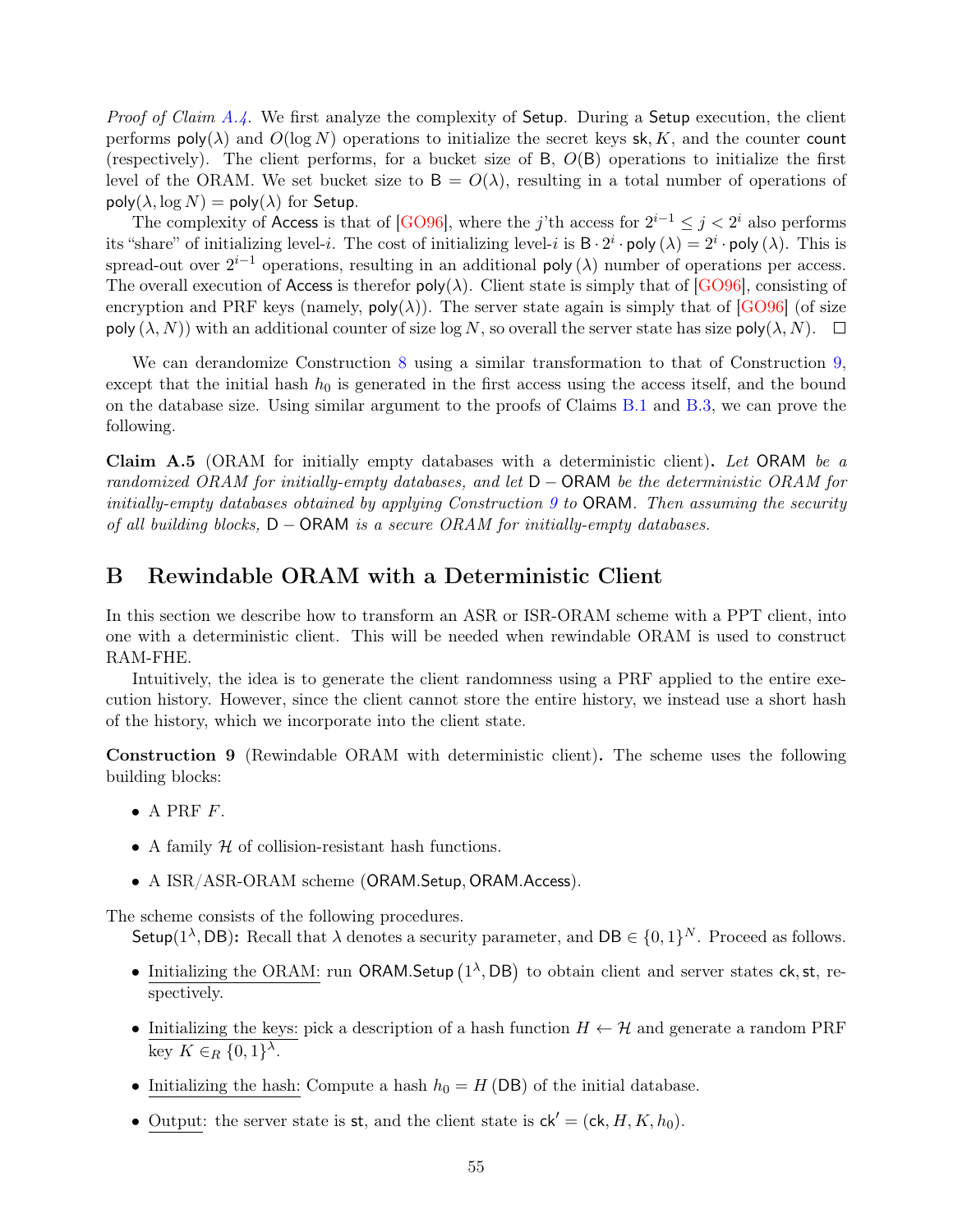*Proof of Claim A.4.* We first analyze the complexity of $\mathsf{Setup}$. During a $\mathsf{Setup}$ execution, the client performs $\mathsf{poly}(\lambda)$ and $O(\log N)$ operations to initialize the secret keys $\mathsf{sk}, K$, and the counter $\mathsf{count}$ (respectively). The client performs, for a bucket size of $\mathsf{B}$, $O(\mathsf{B})$ operations to initialize the first level of the ORAM. We set bucket size to $\mathsf{B} = O(\lambda)$, resulting in a total number of operations of $\mathsf{poly}(\lambda, \log N) = \mathsf{poly}(\lambda)$ for $\mathsf{Setup}$.

The complexity of $\mathsf{Access}$ is that of [GO96], where the $j$'th access for $2^{i-1} \leq j < 2^i$ also performs its "share" of initializing level-$i$. The cost of initializing level-$i$ is $\mathsf{B} \cdot 2^i \cdot \mathsf{poly}(\lambda) = 2^i \cdot \mathsf{poly}(\lambda)$. This is spread-out over $2^{i-1}$ operations, resulting in an additional $\mathsf{poly}(\lambda)$ number of operations per access. The overall execution of $\mathsf{Access}$ is therefor $\mathsf{poly}(\lambda)$. Client state is simply that of [GO96], consisting of encryption and PRF keys (namely, $\mathsf{poly}(\lambda)$). The server state again is simply that of [GO96] (of size $\mathsf{poly}(\lambda, N)$) with an additional counter of size $\log N$, so overall the server state has size $\mathsf{poly}(\lambda, N)$. □

We can derandomize Construction 8 using a similar transformation to that of Construction 9, except that the initial hash $h_0$ is generated in the first access using the access itself, and the bound on the database size. Using similar argument to the proofs of Claims B.1 and B.3, we can prove the following.

**Claim A.5** (ORAM for initially empty databases with a deterministic client)**.** *Let* $\mathsf{ORAM}$ *be a randomized ORAM for initially-empty databases, and let* $\mathsf{D-ORAM}$ *be the deterministic ORAM for initially-empty databases obtained by applying Construction 9 to* $\mathsf{ORAM}$*. Then assuming the security of all building blocks,* $\mathsf{D-ORAM}$ *is a secure ORAM for initially-empty databases.*

# B Rewindable ORAM with a Deterministic Client

In this section we describe how to transform an ASR or ISR-ORAM scheme with a PPT client, into one with a deterministic client. This will be needed when rewindable ORAM is used to construct RAM-FHE.

Intuitively, the idea is to generate the client randomness using a PRF applied to the entire execution history. However, since the client cannot store the entire history, we instead use a short hash of the history, which we incorporate into the client state.

**Construction 9** (Rewindable ORAM with deterministic client)**.** The scheme uses the following building blocks:

- A PRF $F$.
- A family $\mathcal{H}$ of collision-resistant hash functions.
- A ISR/ASR-ORAM scheme ($\mathsf{ORAM.Setup}, \mathsf{ORAM.Access}$).

The scheme consists of the following procedures.

$\mathsf{Setup}(1^\lambda, \mathsf{DB})$**:** Recall that $\lambda$ denotes a security parameter, and $\mathsf{DB} \in \{0,1\}^N$. Proceed as follows.

- Initializing the ORAM: run $\mathsf{ORAM.Setup}\left(1^\lambda, \mathsf{DB}\right)$ to obtain client and server states $\mathsf{ck}, \mathsf{st}$, respectively.
- Initializing the keys: pick a description of a hash function $H \leftarrow \mathcal{H}$ and generate a random PRF key $K \in_R \{0,1\}^\lambda$.
- Initializing the hash: Compute a hash $h_0 = H(\mathsf{DB})$ of the initial database.
- Output: the server state is $\mathsf{st}$, and the client state is $\mathsf{ck}' = (\mathsf{ck}, H, K, h_0)$.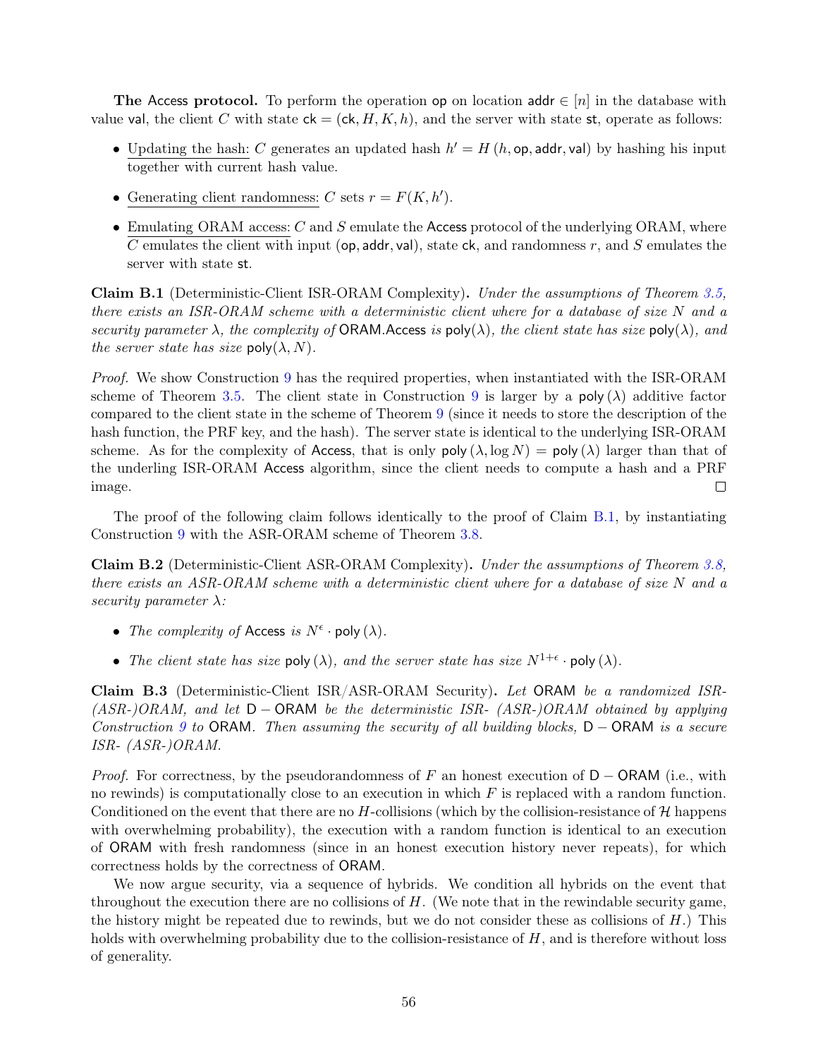**The Access protocol.** To perform the operation $\mathsf{op}$ on location $\mathsf{addr} \in [n]$ in the database with value $\mathsf{val}$, the client $C$ with state $\mathsf{ck} = (\mathsf{ck}, H, K, h)$, and the server with state $\mathsf{st}$, operate as follows:

- Updating the hash: $C$ generates an updated hash $h' = H(h, \mathsf{op}, \mathsf{addr}, \mathsf{val})$ by hashing his input together with current hash value.
- Generating client randomness: $C$ sets $r = F(K, h')$.
- Emulating ORAM access: $C$ and $S$ emulate the Access protocol of the underlying ORAM, where $C$ emulates the client with input $(\mathsf{op}, \mathsf{addr}, \mathsf{val})$, state $\mathsf{ck}$, and randomness $r$, and $S$ emulates the server with state $\mathsf{st}$.

**Claim B.1** (Deterministic-Client ISR-ORAM Complexity)**.** *Under the assumptions of Theorem 3.5, there exists an ISR-ORAM scheme with a deterministic client where for a database of size $N$ and a security parameter $\lambda$, the complexity of* ORAM.Access *is* $\mathsf{poly}(\lambda)$*, the client state has size* $\mathsf{poly}(\lambda)$*, and the server state has size* $\mathsf{poly}(\lambda, N)$*.*

*Proof.* We show Construction 9 has the required properties, when instantiated with the ISR-ORAM scheme of Theorem 3.5. The client state in Construction 9 is larger by a $\mathsf{poly}(\lambda)$ additive factor compared to the client state in the scheme of Theorem 9 (since it needs to store the description of the hash function, the PRF key, and the hash). The server state is identical to the underlying ISR-ORAM scheme. As for the complexity of Access, that is only $\mathsf{poly}(\lambda, \log N) = \mathsf{poly}(\lambda)$ larger than that of the underling ISR-ORAM Access algorithm, since the client needs to compute a hash and a PRF image. □

The proof of the following claim follows identically to the proof of Claim B.1, by instantiating Construction 9 with the ASR-ORAM scheme of Theorem 3.8.

**Claim B.2** (Deterministic-Client ASR-ORAM Complexity)**.** *Under the assumptions of Theorem 3.8, there exists an ASR-ORAM scheme with a deterministic client where for a database of size $N$ and a security parameter $\lambda$:*

- *The complexity of* Access *is* $N^{\epsilon} \cdot \mathsf{poly}(\lambda)$*.*
- *The client state has size* $\mathsf{poly}(\lambda)$*, and the server state has size* $N^{1+\epsilon} \cdot \mathsf{poly}(\lambda)$*.*

**Claim B.3** (Deterministic-Client ISR/ASR-ORAM Security)**.** *Let* ORAM *be a randomized ISR- (ASR-)ORAM, and let* D − ORAM *be the deterministic ISR- (ASR-)ORAM obtained by applying Construction 9 to* ORAM*. Then assuming the security of all building blocks,* D − ORAM *is a secure ISR- (ASR-)ORAM.*

*Proof.* For correctness, by the pseudorandomness of $F$ an honest execution of D − ORAM (i.e., with no rewinds) is computationally close to an execution in which $F$ is replaced with a random function. Conditioned on the event that there are no $H$-collisions (which by the collision-resistance of $\mathcal{H}$ happens with overwhelming probability), the execution with a random function is identical to an execution of ORAM with fresh randomness (since in an honest execution history never repeats), for which correctness holds by the correctness of ORAM.

We now argue security, via a sequence of hybrids. We condition all hybrids on the event that throughout the execution there are no collisions of $H$. (We note that in the rewindable security game, the history might be repeated due to rewinds, but we do not consider these as collisions of $H$.) This holds with overwhelming probability due to the collision-resistance of $H$, and is therefore without loss of generality.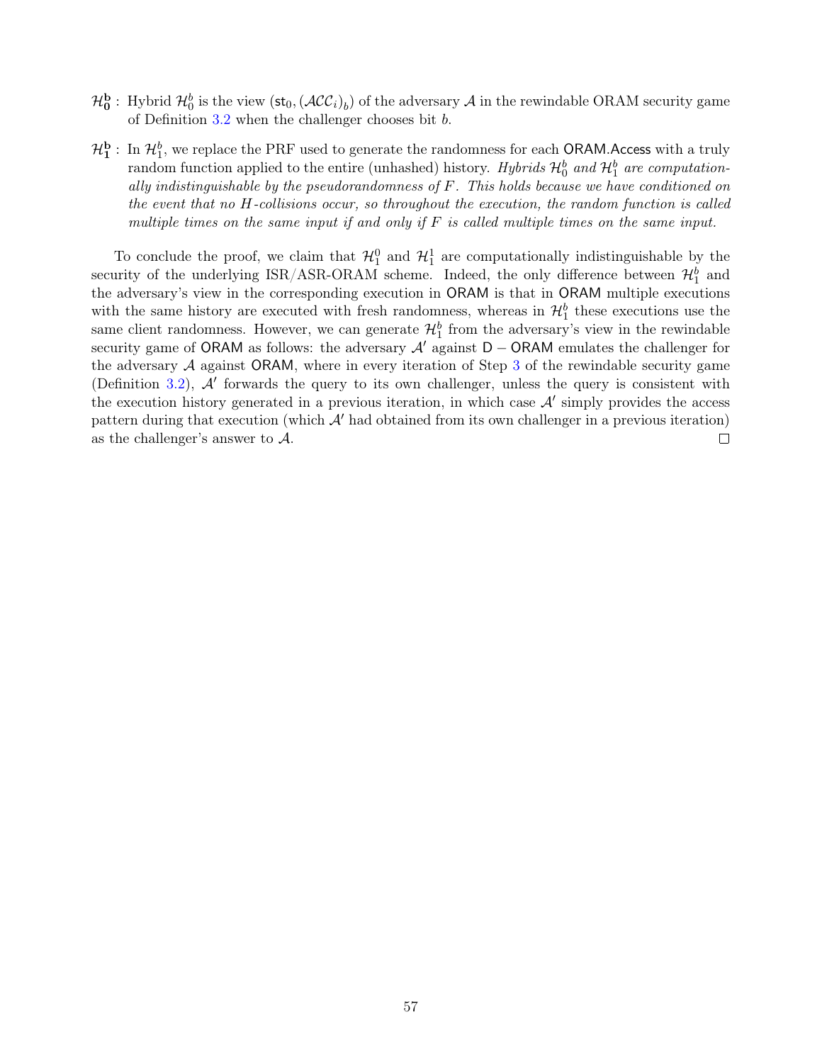- $\mathcal{H}_0^b$ : Hybrid $\mathcal{H}_0^b$ is the view $(\mathsf{st}_0, (\mathcal{ACC}_i)_b)$ of the adversary $\mathcal{A}$ in the rewindable ORAM security game of Definition 3.2 when the challenger chooses bit $b$.
- $\mathcal{H}_1^b$ : In $\mathcal{H}_1^b$, we replace the PRF used to generate the randomness for each ORAM.Access with a truly random function applied to the entire (unhashed) history. *Hybrids $\mathcal{H}_0^b$ and $\mathcal{H}_1^b$ are computationally indistinguishable by the pseudorandomness of $F$. This holds because we have conditioned on the event that no $H$-collisions occur, so throughout the execution, the random function is called multiple times on the same input if and only if $F$ is called multiple times on the same input.*

To conclude the proof, we claim that $\mathcal{H}_1^0$ and $\mathcal{H}_1^1$ are computationally indistinguishable by the security of the underlying ISR/ASR-ORAM scheme. Indeed, the only difference between $\mathcal{H}_1^b$ and the adversary's view in the corresponding execution in ORAM is that in ORAM multiple executions with the same history are executed with fresh randomness, whereas in $\mathcal{H}_1^b$ these executions use the same client randomness. However, we can generate $\mathcal{H}_1^b$ from the adversary's view in the rewindable security game of ORAM as follows: the adversary $\mathcal{A}'$ against D − ORAM emulates the challenger for the adversary $\mathcal{A}$ against ORAM, where in every iteration of Step 3 of the rewindable security game (Definition 3.2), $\mathcal{A}'$ forwards the query to its own challenger, unless the query is consistent with the execution history generated in a previous iteration, in which case $\mathcal{A}'$ simply provides the access pattern during that execution (which $\mathcal{A}'$ had obtained from its own challenger in a previous iteration) as the challenger's answer to $\mathcal{A}$. □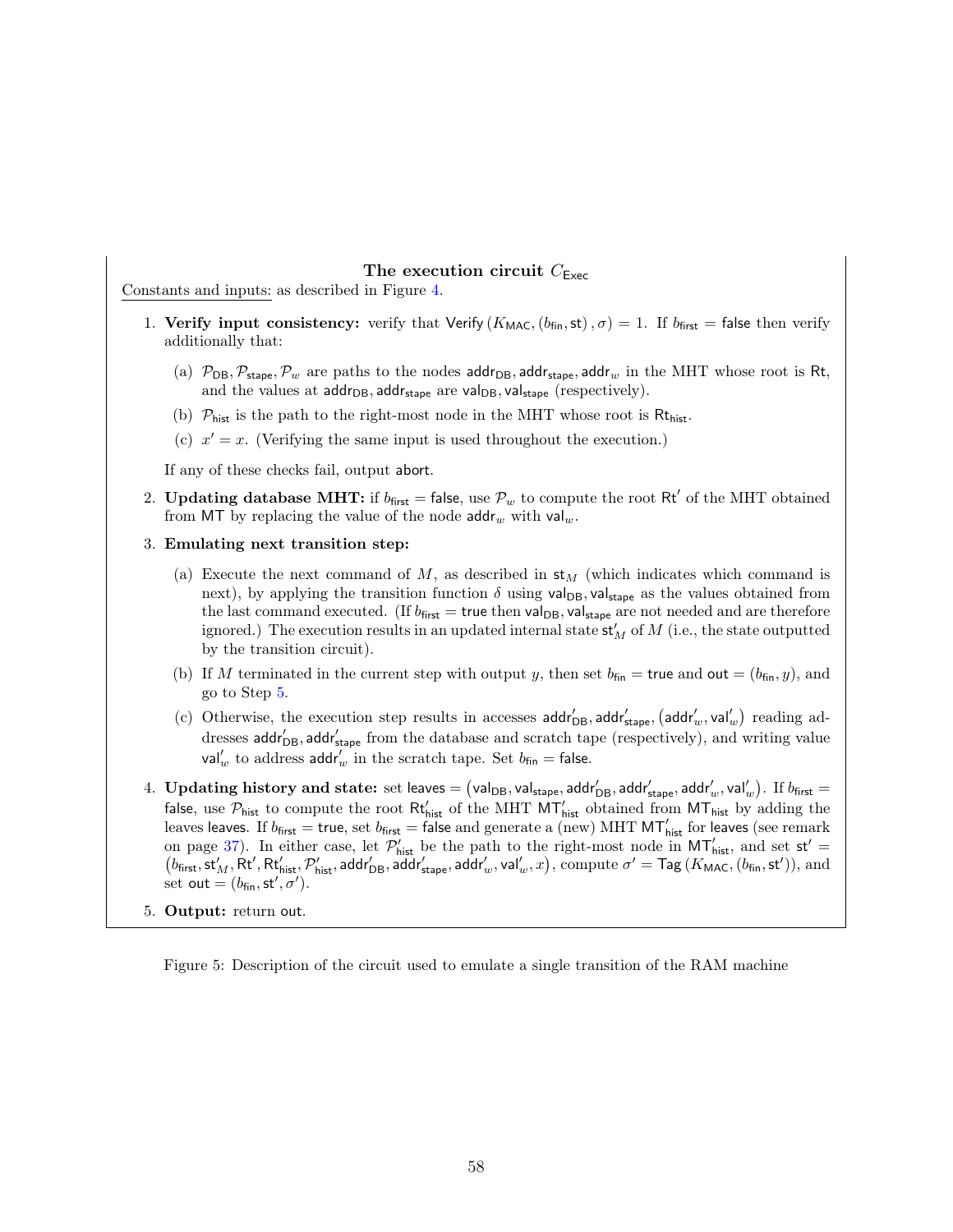**The execution circuit $C_{\mathsf{Exec}}$**

Constants and inputs: as described in Figure 4.

1. **Verify input consistency:** verify that $\mathsf{Verify}\left(K_{\mathsf{MAC}}, \left(b_{\mathsf{fin}}, \mathsf{st}\right), \sigma\right) = 1$. If $b_{\mathsf{first}} = \mathsf{false}$ then verify additionally that:

   (a) $\mathcal{P}_{\mathsf{DB}}, \mathcal{P}_{\mathsf{stape}}, \mathcal{P}_{w}$ are paths to the nodes $\mathsf{addr}_{\mathsf{DB}}, \mathsf{addr}_{\mathsf{stape}}, \mathsf{addr}_{w}$ in the MHT whose root is $\mathsf{Rt}$, and the values at $\mathsf{addr}_{\mathsf{DB}}, \mathsf{addr}_{\mathsf{stape}}$ are $\mathsf{val}_{\mathsf{DB}}, \mathsf{val}_{\mathsf{stape}}$ (respectively).

   (b) $\mathcal{P}_{\mathsf{hist}}$ is the path to the right-most node in the MHT whose root is $\mathsf{Rt}_{\mathsf{hist}}$.

   (c) $x' = x$. (Verifying the same input is used throughout the execution.)

   If any of these checks fail, output $\mathsf{abort}$.

2. **Updating database MHT:** if $b_{\mathsf{first}} = \mathsf{false}$, use $\mathcal{P}_{w}$ to compute the root $\mathsf{Rt}'$ of the MHT obtained from $\mathsf{MT}$ by replacing the value of the node $\mathsf{addr}_{w}$ with $\mathsf{val}_{w}$.

3. **Emulating next transition step:**

   (a) Execute the next command of $M$, as described in $\mathsf{st}_{M}$ (which indicates which command is next), by applying the transition function $\delta$ using $\mathsf{val}_{\mathsf{DB}}, \mathsf{val}_{\mathsf{stape}}$ as the values obtained from the last command executed. (If $b_{\mathsf{first}} = \mathsf{true}$ then $\mathsf{val}_{\mathsf{DB}}, \mathsf{val}_{\mathsf{stape}}$ are not needed and are therefore ignored.) The execution results in an updated internal state $\mathsf{st}'_{M}$ of $M$ (i.e., the state outputted by the transition circuit).

   (b) If $M$ terminated in the current step with output $y$, then set $b_{\mathsf{fin}} = \mathsf{true}$ and $\mathsf{out} = \left(b_{\mathsf{fin}}, y\right)$, and go to Step 5.

   (c) Otherwise, the execution step results in accesses $\mathsf{addr}'_{\mathsf{DB}}, \mathsf{addr}'_{\mathsf{stape}}, \left(\mathsf{addr}'_{w}, \mathsf{val}'_{w}\right)$ reading addresses $\mathsf{addr}'_{\mathsf{DB}}, \mathsf{addr}'_{\mathsf{stape}}$ from the database and scratch tape (respectively), and writing value $\mathsf{val}'_{w}$ to address $\mathsf{addr}'_{w}$ in the scratch tape. Set $b_{\mathsf{fin}} = \mathsf{false}$.

4. **Updating history and state:** set $\mathsf{leaves} = \left(\mathsf{val}_{\mathsf{DB}}, \mathsf{val}_{\mathsf{stape}}, \mathsf{addr}'_{\mathsf{DB}}, \mathsf{addr}'_{\mathsf{stape}}, \mathsf{addr}'_{w}, \mathsf{val}'_{w}\right)$. If $b_{\mathsf{first}} = \mathsf{false}$, use $\mathcal{P}_{\mathsf{hist}}$ to compute the root $\mathsf{Rt}'_{\mathsf{hist}}$ of the MHT $\mathsf{MT}'_{\mathsf{hist}}$ obtained from $\mathsf{MT}_{\mathsf{hist}}$ by adding the leaves $\mathsf{leaves}$. If $b_{\mathsf{first}} = \mathsf{true}$, set $b_{\mathsf{first}} = \mathsf{false}$ and generate a (new) MHT $\mathsf{MT}'_{\mathsf{hist}}$ for $\mathsf{leaves}$ (see remark on page 37). In either case, let $\mathcal{P}'_{\mathsf{hist}}$ be the path to the right-most node in $\mathsf{MT}'_{\mathsf{hist}}$, and set $\mathsf{st}' = \left(b_{\mathsf{first}}, \mathsf{st}'_{M}, \mathsf{Rt}', \mathsf{Rt}'_{\mathsf{hist}}, \mathcal{P}'_{\mathsf{hist}}, \mathsf{addr}'_{\mathsf{DB}}, \mathsf{addr}'_{\mathsf{stape}}, \mathsf{addr}'_{w}, \mathsf{val}'_{w}, x\right)$, compute $\sigma' = \mathsf{Tag}\left(K_{\mathsf{MAC}}, \left(b_{\mathsf{fin}}, \mathsf{st}'\right)\right)$, and set $\mathsf{out} = \left(b_{\mathsf{fin}}, \mathsf{st}', \sigma'\right)$.

5. **Output:** return $\mathsf{out}$.

Figure 5: Description of the circuit used to emulate a single transition of the RAM machine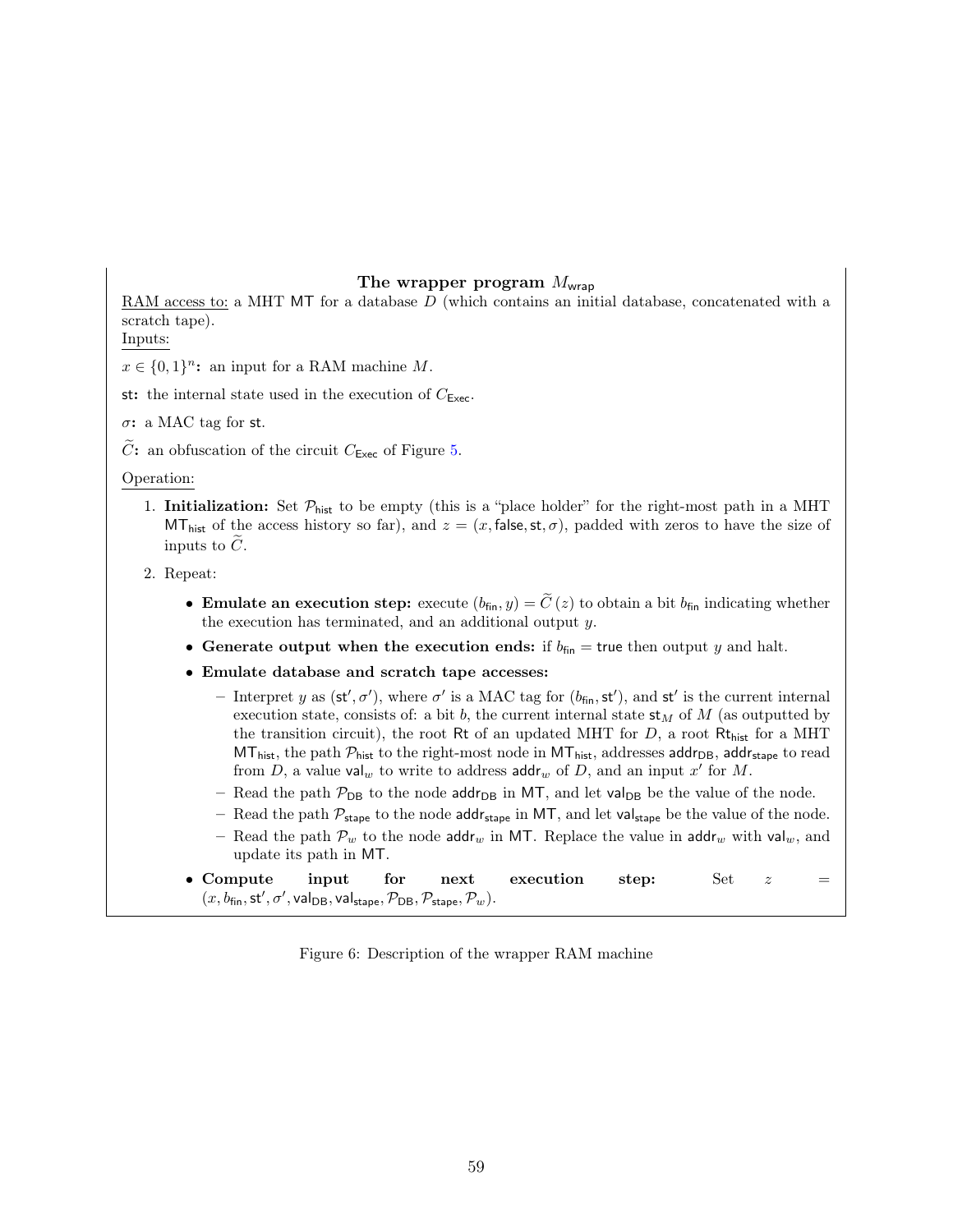**The wrapper program $M_{\mathsf{wrap}}$**

RAM access to: a MHT $\mathsf{MT}$ for a database $D$ (which contains an initial database, concatenated with a scratch tape).

Inputs:

$x \in \{0,1\}^n$**:** an input for a RAM machine $M$.

$\mathsf{st}$**:** the internal state used in the execution of $C_{\mathsf{Exec}}$.

$\sigma$**:** a MAC tag for $\mathsf{st}$.

$\widetilde{C}$**:** an obfuscation of the circuit $C_{\mathsf{Exec}}$ of Figure 5.

Operation:

1. **Initialization:** Set $\mathcal{P}_{\mathsf{hist}}$ to be empty (this is a "place holder" for the right-most path in a MHT $\mathsf{MT}_{\mathsf{hist}}$ of the access history so far), and $z = (x, \mathsf{false}, \mathsf{st}, \sigma)$, padded with zeros to have the size of inputs to $\widetilde{C}$.
2. Repeat:
   - **Emulate an execution step:** execute $(b_{\mathsf{fin}}, y) = \widetilde{C}(z)$ to obtain a bit $b_{\mathsf{fin}}$ indicating whether the execution has terminated, and an additional output $y$.
   - **Generate output when the execution ends:** if $b_{\mathsf{fin}} = \mathsf{true}$ then output $y$ and halt.
   - **Emulate database and scratch tape accesses:**
     - Interpret $y$ as $(\mathsf{st}', \sigma')$, where $\sigma'$ is a MAC tag for $(b_{\mathsf{fin}}, \mathsf{st}')$, and $\mathsf{st}'$ is the current internal execution state, consists of: a bit $b$, the current internal state $\mathsf{st}_M$ of $M$ (as outputted by the transition circuit), the root $\mathsf{Rt}$ of an updated MHT for $D$, a root $\mathsf{Rt}_{\mathsf{hist}}$ for a MHT $\mathsf{MT}_{\mathsf{hist}}$, the path $\mathcal{P}_{\mathsf{hist}}$ to the right-most node in $\mathsf{MT}_{\mathsf{hist}}$, addresses $\mathsf{addr}_{\mathsf{DB}}$, $\mathsf{addr}_{\mathsf{stape}}$ to read from $D$, a value $\mathsf{val}_w$ to write to address $\mathsf{addr}_w$ of $D$, and an input $x'$ for $M$.
     - Read the path $\mathcal{P}_{\mathsf{DB}}$ to the node $\mathsf{addr}_{\mathsf{DB}}$ in $\mathsf{MT}$, and let $\mathsf{val}_{\mathsf{DB}}$ be the value of the node.
     - Read the path $\mathcal{P}_{\mathsf{stape}}$ to the node $\mathsf{addr}_{\mathsf{stape}}$ in $\mathsf{MT}$, and let $\mathsf{val}_{\mathsf{stape}}$ be the value of the node.
     - Read the path $\mathcal{P}_w$ to the node $\mathsf{addr}_w$ in $\mathsf{MT}$. Replace the value in $\mathsf{addr}_w$ with $\mathsf{val}_w$, and update its path in $\mathsf{MT}$.
   - **Compute input for next execution step:** Set $z = (x, b_{\mathsf{fin}}, \mathsf{st}', \sigma', \mathsf{val}_{\mathsf{DB}}, \mathsf{val}_{\mathsf{stape}}, \mathcal{P}_{\mathsf{DB}}, \mathcal{P}_{\mathsf{stape}}, \mathcal{P}_w)$.

Figure 6: Description of the wrapper RAM machine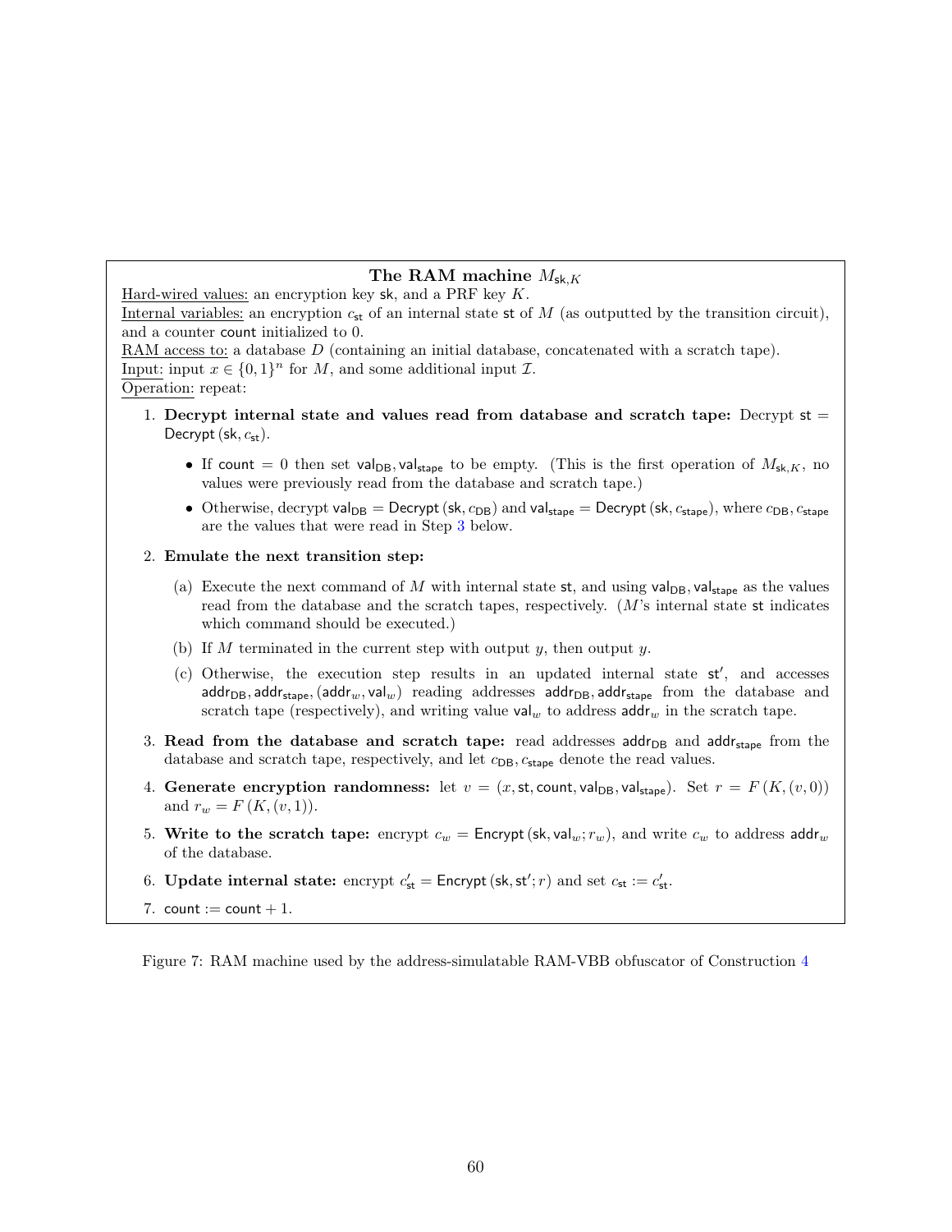**The RAM machine $M_{\mathsf{sk},K}$**

Hard-wired values: an encryption key $\mathsf{sk}$, and a PRF key $K$.

Internal variables: an encryption $c_{\mathsf{st}}$ of an internal state $\mathsf{st}$ of $M$ (as outputted by the transition circuit), and a counter $\mathsf{count}$ initialized to 0.

RAM access to: a database $D$ (containing an initial database, concatenated with a scratch tape).

Input: input $x \in \{0,1\}^n$ for $M$, and some additional input $\mathcal{I}$.

Operation: repeat:

1. **Decrypt internal state and values read from database and scratch tape:** Decrypt $\mathsf{st} = \mathsf{Decrypt}(\mathsf{sk}, c_{\mathsf{st}})$.
   - If $\mathsf{count} = 0$ then set $\mathsf{val}_{\mathsf{DB}}, \mathsf{val}_{\mathsf{stape}}$ to be empty. (This is the first operation of $M_{\mathsf{sk},K}$, no values were previously read from the database and scratch tape.)
   - Otherwise, decrypt $\mathsf{val}_{\mathsf{DB}} = \mathsf{Decrypt}(\mathsf{sk}, c_{\mathsf{DB}})$ and $\mathsf{val}_{\mathsf{stape}} = \mathsf{Decrypt}(\mathsf{sk}, c_{\mathsf{stape}})$, where $c_{\mathsf{DB}}, c_{\mathsf{stape}}$ are the values that were read in Step 3 below.
2. **Emulate the next transition step:**
   (a) Execute the next command of $M$ with internal state $\mathsf{st}$, and using $\mathsf{val}_{\mathsf{DB}}, \mathsf{val}_{\mathsf{stape}}$ as the values read from the database and the scratch tapes, respectively. ($M$'s internal state $\mathsf{st}$ indicates which command should be executed.)
   (b) If $M$ terminated in the current step with output $y$, then output $y$.
   (c) Otherwise, the execution step results in an updated internal state $\mathsf{st}'$, and accesses $\mathsf{addr}_{\mathsf{DB}}, \mathsf{addr}_{\mathsf{stape}}, (\mathsf{addr}_w, \mathsf{val}_w)$ reading addresses $\mathsf{addr}_{\mathsf{DB}}, \mathsf{addr}_{\mathsf{stape}}$ from the database and scratch tape (respectively), and writing value $\mathsf{val}_w$ to address $\mathsf{addr}_w$ in the scratch tape.
3. **Read from the database and scratch tape:** read addresses $\mathsf{addr}_{\mathsf{DB}}$ and $\mathsf{addr}_{\mathsf{stape}}$ from the database and scratch tape, respectively, and let $c_{\mathsf{DB}}, c_{\mathsf{stape}}$ denote the read values.
4. **Generate encryption randomness:** let $v = (x, \mathsf{st}, \mathsf{count}, \mathsf{val}_{\mathsf{DB}}, \mathsf{val}_{\mathsf{stape}})$. Set $r = F(K, (v, 0))$ and $r_w = F(K, (v, 1))$.
5. **Write to the scratch tape:** encrypt $c_w = \mathsf{Encrypt}(\mathsf{sk}, \mathsf{val}_w; r_w)$, and write $c_w$ to address $\mathsf{addr}_w$ of the database.
6. **Update internal state:** encrypt $c'_{\mathsf{st}} = \mathsf{Encrypt}(\mathsf{sk}, \mathsf{st}'; r)$ and set $c_{\mathsf{st}} := c'_{\mathsf{st}}$.
7. $\mathsf{count} := \mathsf{count} + 1$.

Figure 7: RAM machine used by the address-simulatable RAM-VBB obfuscator of Construction 4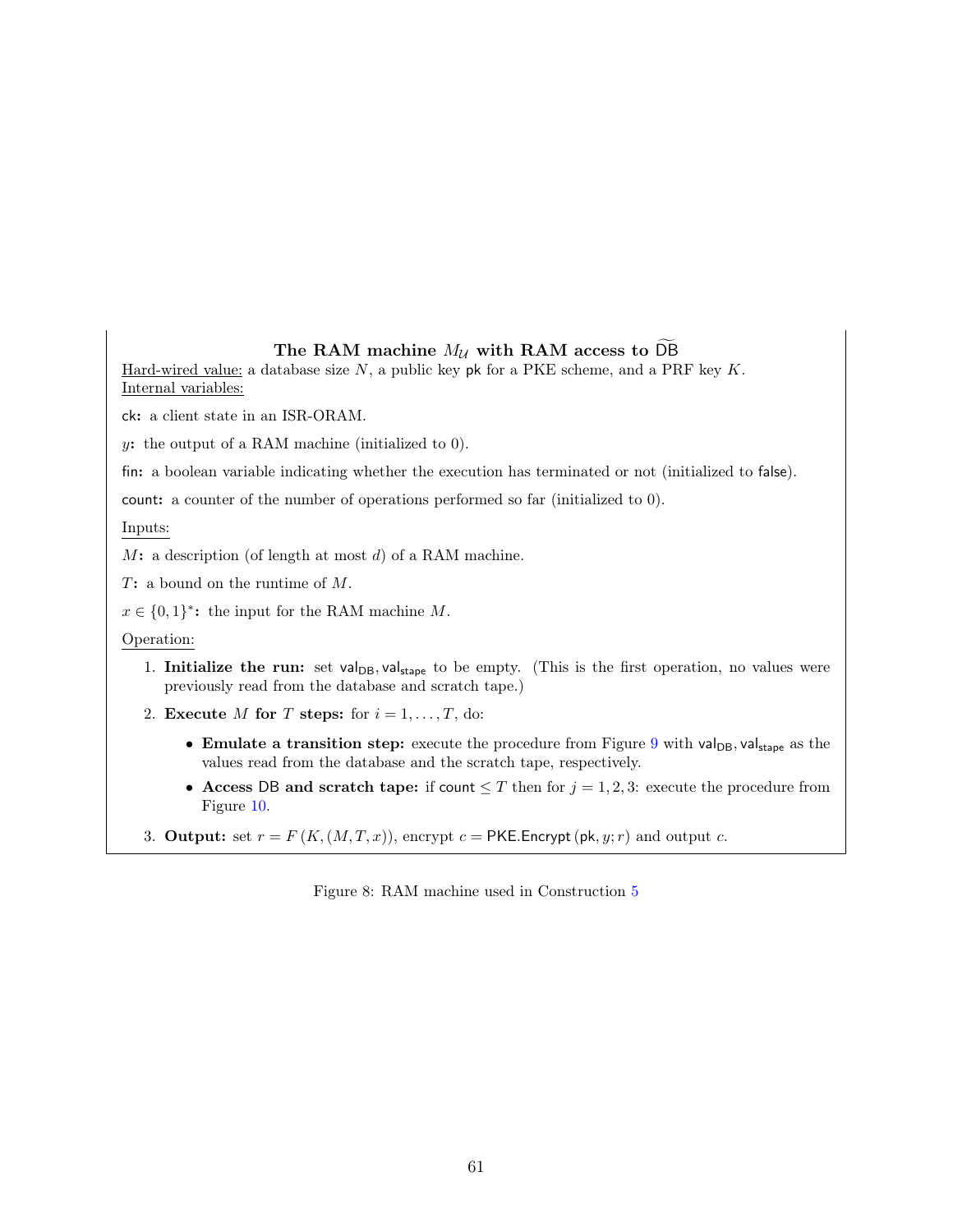**The RAM machine $M_{\mathcal{U}}$ with RAM access to $\widetilde{\mathsf{DB}}$**

Hard-wired value: a database size $N$, a public key $\mathsf{pk}$ for a PKE scheme, and a PRF key $K$.

Internal variables:

$\mathsf{ck}$**:** a client state in an ISR-ORAM.

$y$**:** the output of a RAM machine (initialized to 0).

$\mathsf{fin}$**:** a boolean variable indicating whether the execution has terminated or not (initialized to $\mathsf{false}$).

$\mathsf{count}$**:** a counter of the number of operations performed so far (initialized to 0).

Inputs:

$M$**:** a description (of length at most $d$) of a RAM machine.

$T$**:** a bound on the runtime of $M$.

$x \in \{0,1\}^*$**:** the input for the RAM machine $M$.

Operation:

1. **Initialize the run:** set $\mathsf{val}_{\mathsf{DB}}, \mathsf{val}_{\mathsf{stape}}$ to be empty. (This is the first operation, no values were previously read from the database and scratch tape.)
2. **Execute $M$ for $T$ steps:** for $i = 1, \ldots, T$, do:
   - **Emulate a transition step:** execute the procedure from Figure 9 with $\mathsf{val}_{\mathsf{DB}}, \mathsf{val}_{\mathsf{stape}}$ as the values read from the database and the scratch tape, respectively.
   - **Access $\mathsf{DB}$ and scratch tape:** if $\mathsf{count} \leq T$ then for $j = 1, 2, 3$: execute the procedure from Figure 10.
3. **Output:** set $r = F(K, (M, T, x))$, encrypt $c = \mathsf{PKE.Encrypt}(\mathsf{pk}, y; r)$ and output $c$.

Figure 8: RAM machine used in Construction 5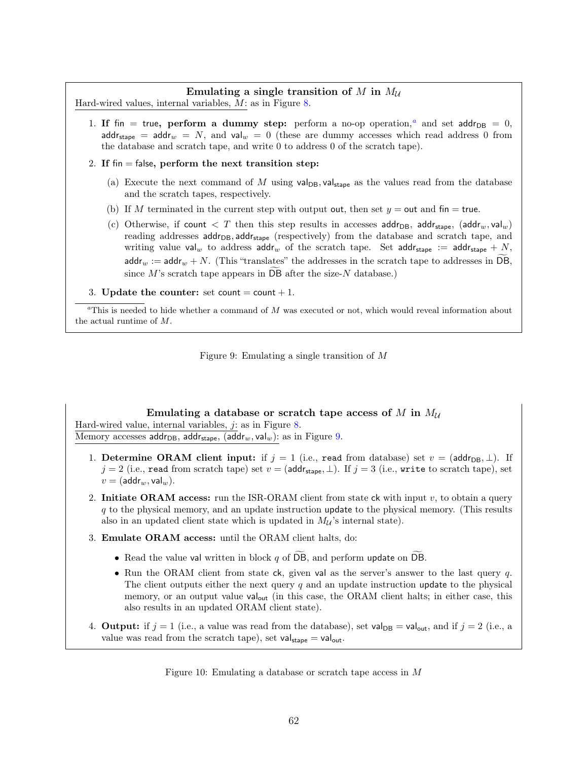**Emulating a single transition of $M$ in $M_{\mathcal{U}}$**

Hard-wired values, internal variables, $M$: as in Figure 8.

1. **If $\mathsf{fin} = \mathsf{true}$, perform a dummy step:** perform a no-op operation,[a] and set $\mathsf{addr}_{\mathsf{DB}} = 0$, $\mathsf{addr}_{\mathsf{stape}} = \mathsf{addr}_w = N$, and $\mathsf{val}_w = 0$ (these are dummy accesses which read address 0 from the database and scratch tape, and write 0 to address 0 of the scratch tape).

2. **If $\mathsf{fin} = \mathsf{false}$, perform the next transition step:**

   (a) Execute the next command of $M$ using $\mathsf{val}_{\mathsf{DB}}, \mathsf{val}_{\mathsf{stape}}$ as the values read from the database and the scratch tapes, respectively.

   (b) If $M$ terminated in the current step with output $\mathsf{out}$, then set $y = \mathsf{out}$ and $\mathsf{fin} = \mathsf{true}$.

   (c) Otherwise, if $\mathsf{count} < T$ then this step results in accesses $\mathsf{addr}_{\mathsf{DB}}$, $\mathsf{addr}_{\mathsf{stape}}$, $(\mathsf{addr}_w, \mathsf{val}_w)$ reading addresses $\mathsf{addr}_{\mathsf{DB}}, \mathsf{addr}_{\mathsf{stape}}$ (respectively) from the database and scratch tape, and writing value $\mathsf{val}_w$ to address $\mathsf{addr}_w$ of the scratch tape. Set $\mathsf{addr}_{\mathsf{stape}} := \mathsf{addr}_{\mathsf{stape}} + N$, $\mathsf{addr}_w := \mathsf{addr}_w + N$. (This "translates" the addresses in the scratch tape to addresses in $\widetilde{\mathsf{DB}}$, since $M$'s scratch tape appears in $\widetilde{\mathsf{DB}}$ after the size-$N$ database.)

3. **Update the counter:** set $\mathsf{count} = \mathsf{count} + 1$.

[a] This is needed to hide whether a command of $M$ was executed or not, which would reveal information about the actual runtime of $M$.

Figure 9: Emulating a single transition of $M$

**Emulating a database or scratch tape access of $M$ in $M_{\mathcal{U}}$**

Hard-wired value, internal variables, $j$: as in Figure 8.

Memory accesses $\mathsf{addr}_{\mathsf{DB}}$, $\mathsf{addr}_{\mathsf{stape}}$, $(\mathsf{addr}_w, \mathsf{val}_w)$: as in Figure 9.

1. **Determine ORAM client input:** if $j = 1$ (i.e., `read` from database) set $v = (\mathsf{addr}_{\mathsf{DB}}, \perp)$. If $j = 2$ (i.e., `read` from scratch tape) set $v = (\mathsf{addr}_{\mathsf{stape}}, \perp)$. If $j = 3$ (i.e., `write` to scratch tape), set $v = (\mathsf{addr}_w, \mathsf{val}_w)$.

2. **Initiate ORAM access:** run the ISR-ORAM client from state $\mathsf{ck}$ with input $v$, to obtain a query $q$ to the physical memory, and an update instruction $\mathsf{update}$ to the physical memory. (This results also in an updated client state which is updated in $M_{\mathcal{U}}$'s internal state).

3. **Emulate ORAM access:** until the ORAM client halts, do:

   - Read the value $\mathsf{val}$ written in block $q$ of $\widetilde{\mathsf{DB}}$, and perform $\mathsf{update}$ on $\widetilde{\mathsf{DB}}$.
   - Run the ORAM client from state $\mathsf{ck}$, given $\mathsf{val}$ as the server's answer to the last query $q$. The client outputs either the next query $q$ and an update instruction $\mathsf{update}$ to the physical memory, or an output value $\mathsf{val}_{\mathsf{out}}$ (in this case, the ORAM client halts; in either case, this also results in an updated ORAM client state).

4. **Output:** if $j = 1$ (i.e., a value was read from the database), set $\mathsf{val}_{\mathsf{DB}} = \mathsf{val}_{\mathsf{out}}$, and if $j = 2$ (i.e., a value was read from the scratch tape), set $\mathsf{val}_{\mathsf{stape}} = \mathsf{val}_{\mathsf{out}}$.

Figure 10: Emulating a database or scratch tape access in $M$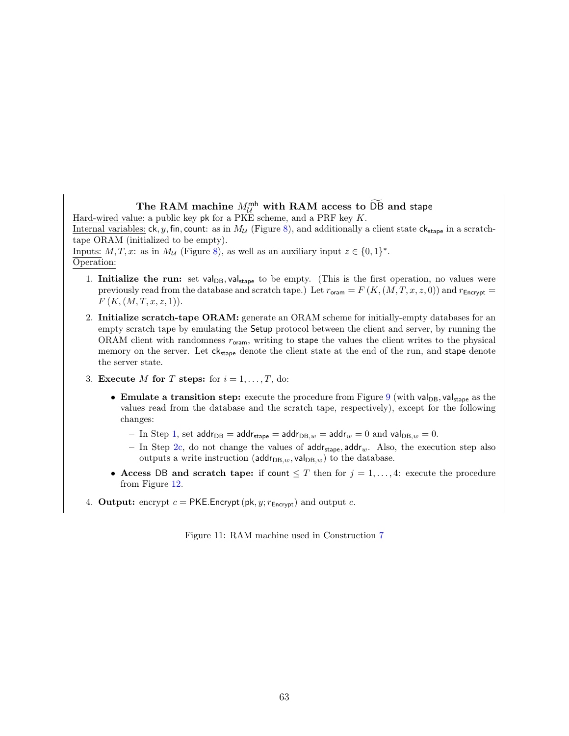**The RAM machine $M_{\mathcal{U}}^{\mathsf{mh}}$ with RAM access to $\widetilde{\mathsf{DB}}$ and $\mathsf{stape}$**

Hard-wired value: a public key $\mathsf{pk}$ for a PKE scheme, and a PRF key $K$.

Internal variables: $\mathsf{ck}, y, \mathsf{fin}, \mathsf{count}$: as in $M_{\mathcal{U}}$ (Figure 8), and additionally a client state $\mathsf{ck}_{\mathsf{stape}}$ in a scratch-tape ORAM (initialized to be empty).

Inputs: $M, T, x$: as in $M_{\mathcal{U}}$ (Figure 8), as well as an auxiliary input $z \in \{0,1\}^*$.

Operation:

1. **Initialize the run:** set $\mathsf{val}_{\mathsf{DB}}, \mathsf{val}_{\mathsf{stape}}$ to be empty. (This is the first operation, no values were previously read from the database and scratch tape.) Let $r_{\mathsf{oram}} = F(K, (M, T, x, z, 0))$ and $r_{\mathsf{Encrypt}} = F(K, (M, T, x, z, 1))$.

2. **Initialize scratch-tape ORAM:** generate an ORAM scheme for initially-empty databases for an empty scratch tape by emulating the $\mathsf{Setup}$ protocol between the client and server, by running the ORAM client with randomness $r_{\mathsf{oram}}$, writing to $\mathsf{stape}$ the values the client writes to the physical memory on the server. Let $\mathsf{ck}_{\mathsf{stape}}$ denote the client state at the end of the run, and $\mathsf{stape}$ denote the server state.

3. **Execute $M$ for $T$ steps:** for $i = 1, \ldots, T$, do:

   - **Emulate a transition step:** execute the procedure from Figure 9 (with $\mathsf{val}_{\mathsf{DB}}, \mathsf{val}_{\mathsf{stape}}$ as the values read from the database and the scratch tape, respectively), except for the following changes:
     - In Step 1, set $\mathsf{addr}_{\mathsf{DB}} = \mathsf{addr}_{\mathsf{stape}} = \mathsf{addr}_{\mathsf{DB},w} = \mathsf{addr}_w = 0$ and $\mathsf{val}_{\mathsf{DB},w} = 0$.
     - In Step 2c, do not change the values of $\mathsf{addr}_{\mathsf{stape}}, \mathsf{addr}_w$. Also, the execution step also outputs a write instruction $(\mathsf{addr}_{\mathsf{DB},w}, \mathsf{val}_{\mathsf{DB},w})$ to the database.
   - **Access $\mathsf{DB}$ and scratch tape:** if $\mathsf{count} \leq T$ then for $j = 1, \ldots, 4$: execute the procedure from Figure 12.

4. **Output:** encrypt $c = \mathsf{PKE.Encrypt}(\mathsf{pk}, y; r_{\mathsf{Encrypt}})$ and output $c$.

Figure 11: RAM machine used in Construction 7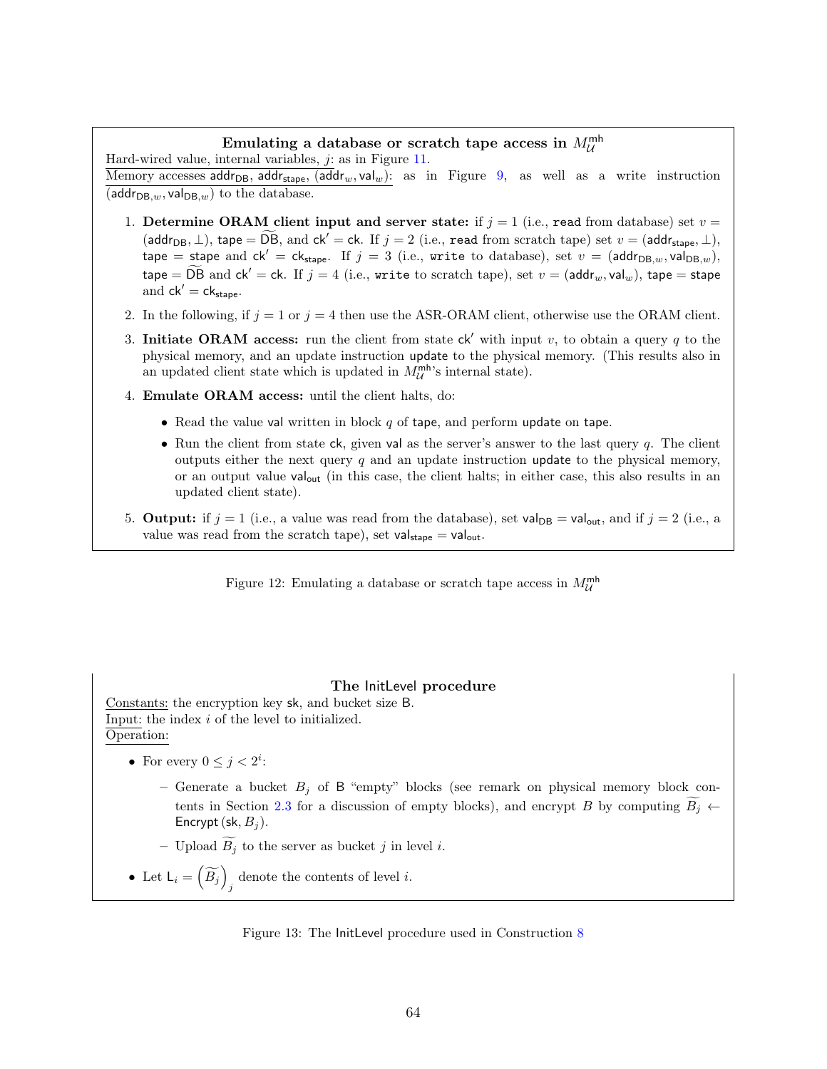**Emulating a database or scratch tape access in $M_{\mathcal{U}}^{\mathsf{mh}}$**

Hard-wired value, internal variables, $j$: as in Figure 11.

Memory accesses $\mathsf{addr}_{\mathsf{DB}}$, $\mathsf{addr}_{\mathsf{stape}}$, $(\mathsf{addr}_w, \mathsf{val}_w)$: as in Figure 9, as well as a write instruction $(\mathsf{addr}_{\mathsf{DB},w}, \mathsf{val}_{\mathsf{DB},w})$ to the database.

1. **Determine ORAM client input and server state:** if $j = 1$ (i.e., `read` from database) set $v = (\mathsf{addr}_{\mathsf{DB}}, \perp)$, $\mathsf{tape} = \widetilde{\mathsf{DB}}$, and $\mathsf{ck}' = \mathsf{ck}$. If $j = 2$ (i.e., `read` from scratch tape) set $v = (\mathsf{addr}_{\mathsf{stape}}, \perp)$, $\mathsf{tape} = \mathsf{stape}$ and $\mathsf{ck}' = \mathsf{ck}_{\mathsf{stape}}$. If $j = 3$ (i.e., `write` to database), set $v = (\mathsf{addr}_{\mathsf{DB},w}, \mathsf{val}_{\mathsf{DB},w})$, $\mathsf{tape} = \widetilde{\mathsf{DB}}$ and $\mathsf{ck}' = \mathsf{ck}$. If $j = 4$ (i.e., `write` to scratch tape), set $v = (\mathsf{addr}_w, \mathsf{val}_w)$, $\mathsf{tape} = \mathsf{stape}$ and $\mathsf{ck}' = \mathsf{ck}_{\mathsf{stape}}$.
2. In the following, if $j = 1$ or $j = 4$ then use the ASR-ORAM client, otherwise use the ORAM client.
3. **Initiate ORAM access:** run the client from state $\mathsf{ck}'$ with input $v$, to obtain a query $q$ to the physical memory, and an update instruction $\mathsf{update}$ to the physical memory. (This results also in an updated client state which is updated in $M_{\mathcal{U}}^{\mathsf{mh}}$'s internal state).
4. **Emulate ORAM access:** until the client halts, do:
   - Read the value $\mathsf{val}$ written in block $q$ of $\mathsf{tape}$, and perform $\mathsf{update}$ on $\mathsf{tape}$.
   - Run the client from state $\mathsf{ck}$, given $\mathsf{val}$ as the server's answer to the last query $q$. The client outputs either the next query $q$ and an update instruction $\mathsf{update}$ to the physical memory, or an output value $\mathsf{val}_{\mathsf{out}}$ (in this case, the client halts; in either case, this also results in an updated client state).
5. **Output:** if $j = 1$ (i.e., a value was read from the database), set $\mathsf{val}_{\mathsf{DB}} = \mathsf{val}_{\mathsf{out}}$, and if $j = 2$ (i.e., a value was read from the scratch tape), set $\mathsf{val}_{\mathsf{stape}} = \mathsf{val}_{\mathsf{out}}$.

Figure 12: Emulating a database or scratch tape access in $M_{\mathcal{U}}^{\mathsf{mh}}$

**The $\mathsf{InitLevel}$ procedure**

Constants: the encryption key $\mathsf{sk}$, and bucket size $\mathsf{B}$.

Input: the index $i$ of the level to initialized.

Operation:

- For every $0 \leq j < 2^i$:
  - Generate a bucket $B_j$ of $\mathsf{B}$ "empty" blocks (see remark on physical memory block contents in Section 2.3 for a discussion of empty blocks), and encrypt $B$ by computing $\widetilde{B_j} \leftarrow \mathsf{Encrypt}(\mathsf{sk}, B_j)$.
  - Upload $\widetilde{B_j}$ to the server as bucket $j$ in level $i$.
- Let $\mathsf{L}_i = \left(\widetilde{B_j}\right)_j$ denote the contents of level $i$.

Figure 13: The $\mathsf{InitLevel}$ procedure used in Construction 8